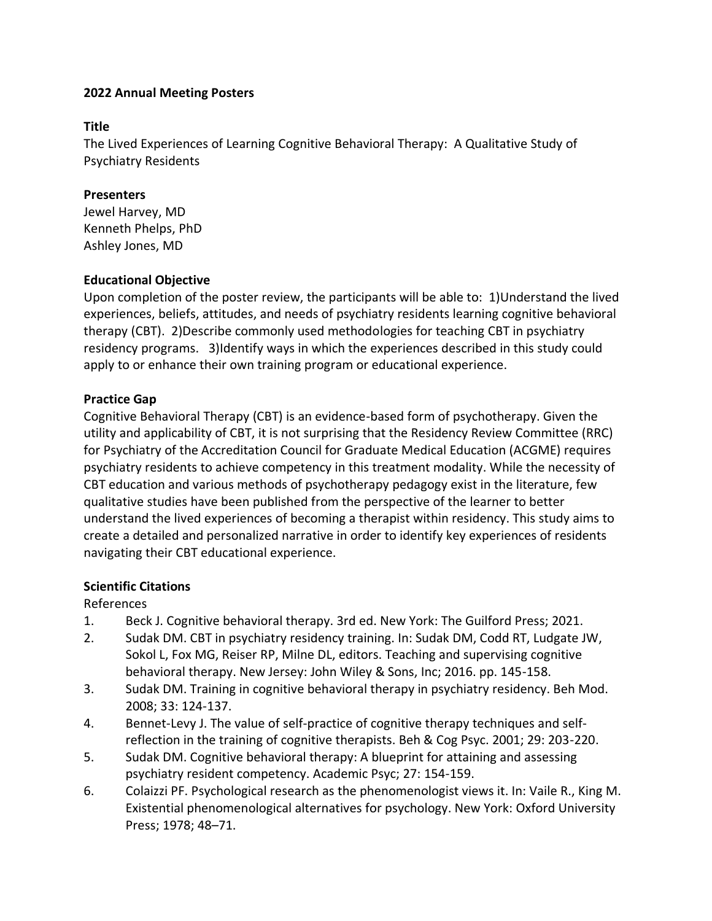**2022 Annual Meeting Posters**

**Title**

The Lived Experiences of Learning Cognitive Behavioral Therapy: A Qualitative Study of Psychiatry Residents

**Presenters**

Jewel Harvey, MD
Kenneth Phelps, PhD
Ashley Jones, MD

**Educational Objective**

Upon completion of the poster review, the participants will be able to: 1)Understand the lived experiences, beliefs, attitudes, and needs of psychiatry residents learning cognitive behavioral therapy (CBT). 2)Describe commonly used methodologies for teaching CBT in psychiatry residency programs. 3)Identify ways in which the experiences described in this study could apply to or enhance their own training program or educational experience.

**Practice Gap**

Cognitive Behavioral Therapy (CBT) is an evidence-based form of psychotherapy. Given the utility and applicability of CBT, it is not surprising that the Residency Review Committee (RRC) for Psychiatry of the Accreditation Council for Graduate Medical Education (ACGME) requires psychiatry residents to achieve competency in this treatment modality. While the necessity of CBT education and various methods of psychotherapy pedagogy exist in the literature, few qualitative studies have been published from the perspective of the learner to better understand the lived experiences of becoming a therapist within residency. This study aims to create a detailed and personalized narrative in order to identify key experiences of residents navigating their CBT educational experience.

**Scientific Citations**

References

1. Beck J. Cognitive behavioral therapy. 3rd ed. New York: The Guilford Press; 2021.
2. Sudak DM. CBT in psychiatry residency training. In: Sudak DM, Codd RT, Ludgate JW, Sokol L, Fox MG, Reiser RP, Milne DL, editors. Teaching and supervising cognitive behavioral therapy. New Jersey: John Wiley & Sons, Inc; 2016. pp. 145-158.
3. Sudak DM. Training in cognitive behavioral therapy in psychiatry residency. Beh Mod. 2008; 33: 124-137.
4. Bennet-Levy J. The value of self-practice of cognitive therapy techniques and self-reflection in the training of cognitive therapists. Beh & Cog Psyc. 2001; 29: 203-220.
5. Sudak DM. Cognitive behavioral therapy: A blueprint for attaining and assessing psychiatry resident competency. Academic Psyc; 27: 154-159.
6. Colaizzi PF. Psychological research as the phenomenologist views it. In: Vaile R., King M. Existential phenomenological alternatives for psychology. New York: Oxford University Press; 1978; 48–71.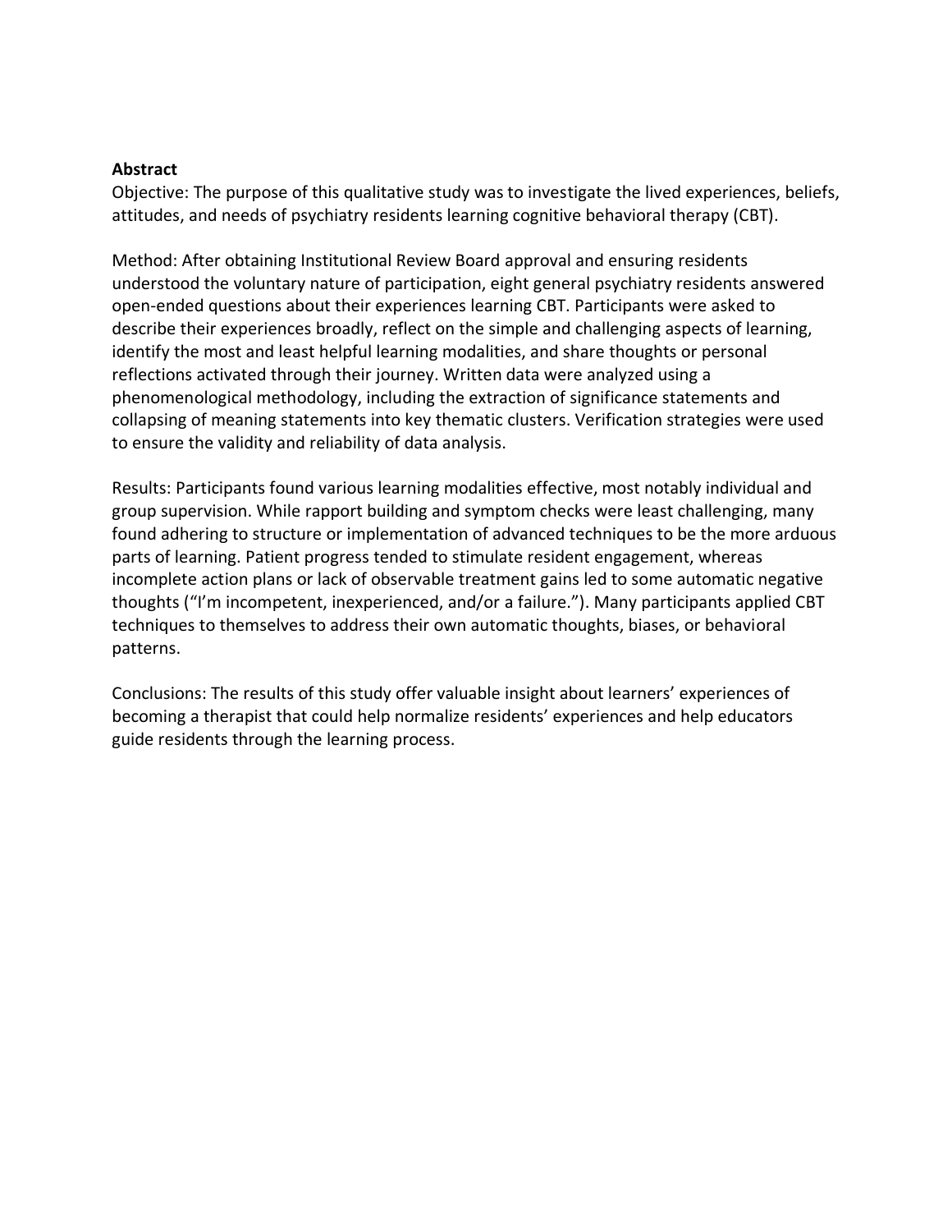**Abstract**

Objective: The purpose of this qualitative study was to investigate the lived experiences, beliefs, attitudes, and needs of psychiatry residents learning cognitive behavioral therapy (CBT).

Method: After obtaining Institutional Review Board approval and ensuring residents understood the voluntary nature of participation, eight general psychiatry residents answered open-ended questions about their experiences learning CBT. Participants were asked to describe their experiences broadly, reflect on the simple and challenging aspects of learning, identify the most and least helpful learning modalities, and share thoughts or personal reflections activated through their journey. Written data were analyzed using a phenomenological methodology, including the extraction of significance statements and collapsing of meaning statements into key thematic clusters. Verification strategies were used to ensure the validity and reliability of data analysis.

Results: Participants found various learning modalities effective, most notably individual and group supervision. While rapport building and symptom checks were least challenging, many found adhering to structure or implementation of advanced techniques to be the more arduous parts of learning. Patient progress tended to stimulate resident engagement, whereas incomplete action plans or lack of observable treatment gains led to some automatic negative thoughts ("I'm incompetent, inexperienced, and/or a failure."). Many participants applied CBT techniques to themselves to address their own automatic thoughts, biases, or behavioral patterns.

Conclusions: The results of this study offer valuable insight about learners' experiences of becoming a therapist that could help normalize residents' experiences and help educators guide residents through the learning process.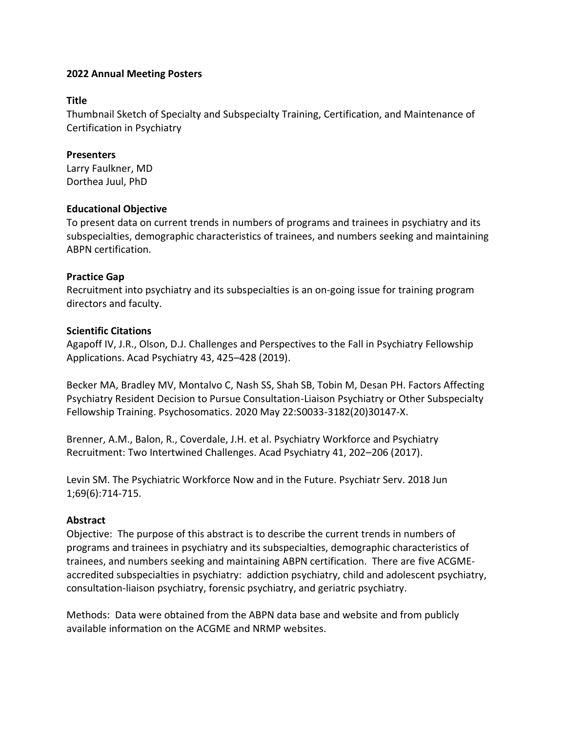**2022 Annual Meeting Posters**

**Title**

Thumbnail Sketch of Specialty and Subspecialty Training, Certification, and Maintenance of Certification in Psychiatry

**Presenters**

Larry Faulkner, MD
Dorthea Juul, PhD

**Educational Objective**

To present data on current trends in numbers of programs and trainees in psychiatry and its subspecialties, demographic characteristics of trainees, and numbers seeking and maintaining ABPN certification.

**Practice Gap**

Recruitment into psychiatry and its subspecialties is an on-going issue for training program directors and faculty.

**Scientific Citations**

Agapoff IV, J.R., Olson, D.J. Challenges and Perspectives to the Fall in Psychiatry Fellowship Applications. Acad Psychiatry 43, 425–428 (2019).

Becker MA, Bradley MV, Montalvo C, Nash SS, Shah SB, Tobin M, Desan PH. Factors Affecting Psychiatry Resident Decision to Pursue Consultation-Liaison Psychiatry or Other Subspecialty Fellowship Training. Psychosomatics. 2020 May 22:S0033-3182(20)30147-X.

Brenner, A.M., Balon, R., Coverdale, J.H. et al. Psychiatry Workforce and Psychiatry Recruitment: Two Intertwined Challenges. Acad Psychiatry 41, 202–206 (2017).

Levin SM. The Psychiatric Workforce Now and in the Future. Psychiatr Serv. 2018 Jun 1;69(6):714-715.

**Abstract**

Objective: The purpose of this abstract is to describe the current trends in numbers of programs and trainees in psychiatry and its subspecialties, demographic characteristics of trainees, and numbers seeking and maintaining ABPN certification. There are five ACGME-accredited subspecialties in psychiatry: addiction psychiatry, child and adolescent psychiatry, consultation-liaison psychiatry, forensic psychiatry, and geriatric psychiatry.

Methods: Data were obtained from the ABPN data base and website and from publicly available information on the ACGME and NRMP websites.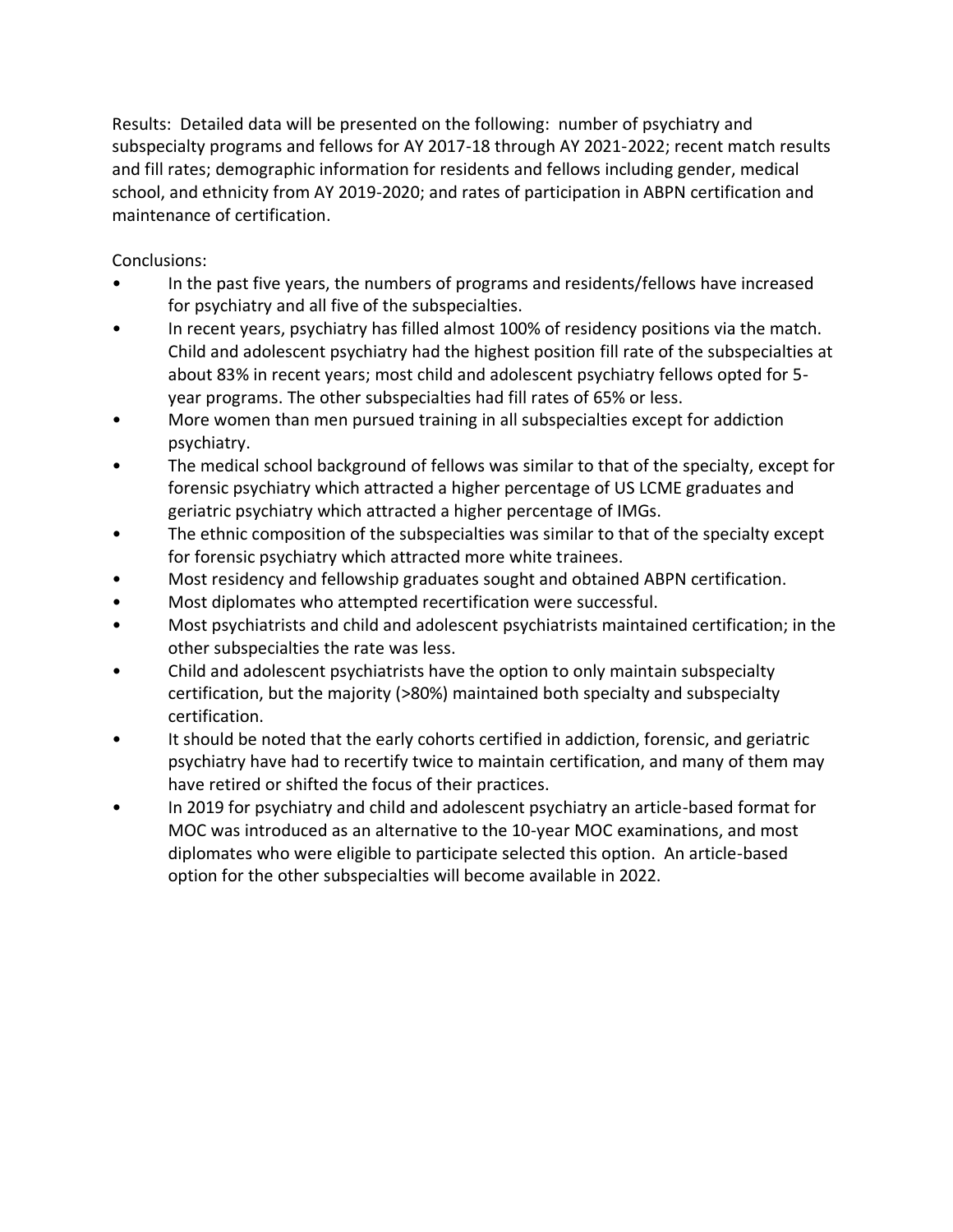Results: Detailed data will be presented on the following: number of psychiatry and subspecialty programs and fellows for AY 2017-18 through AY 2021-2022; recent match results and fill rates; demographic information for residents and fellows including gender, medical school, and ethnicity from AY 2019-2020; and rates of participation in ABPN certification and maintenance of certification.

Conclusions:

- In the past five years, the numbers of programs and residents/fellows have increased for psychiatry and all five of the subspecialties.
- In recent years, psychiatry has filled almost 100% of residency positions via the match. Child and adolescent psychiatry had the highest position fill rate of the subspecialties at about 83% in recent years; most child and adolescent psychiatry fellows opted for 5-year programs. The other subspecialties had fill rates of 65% or less.
- More women than men pursued training in all subspecialties except for addiction psychiatry.
- The medical school background of fellows was similar to that of the specialty, except for forensic psychiatry which attracted a higher percentage of US LCME graduates and geriatric psychiatry which attracted a higher percentage of IMGs.
- The ethnic composition of the subspecialties was similar to that of the specialty except for forensic psychiatry which attracted more white trainees.
- Most residency and fellowship graduates sought and obtained ABPN certification.
- Most diplomates who attempted recertification were successful.
- Most psychiatrists and child and adolescent psychiatrists maintained certification; in the other subspecialties the rate was less.
- Child and adolescent psychiatrists have the option to only maintain subspecialty certification, but the majority (>80%) maintained both specialty and subspecialty certification.
- It should be noted that the early cohorts certified in addiction, forensic, and geriatric psychiatry have had to recertify twice to maintain certification, and many of them may have retired or shifted the focus of their practices.
- In 2019 for psychiatry and child and adolescent psychiatry an article-based format for MOC was introduced as an alternative to the 10-year MOC examinations, and most diplomates who were eligible to participate selected this option. An article-based option for the other subspecialties will become available in 2022.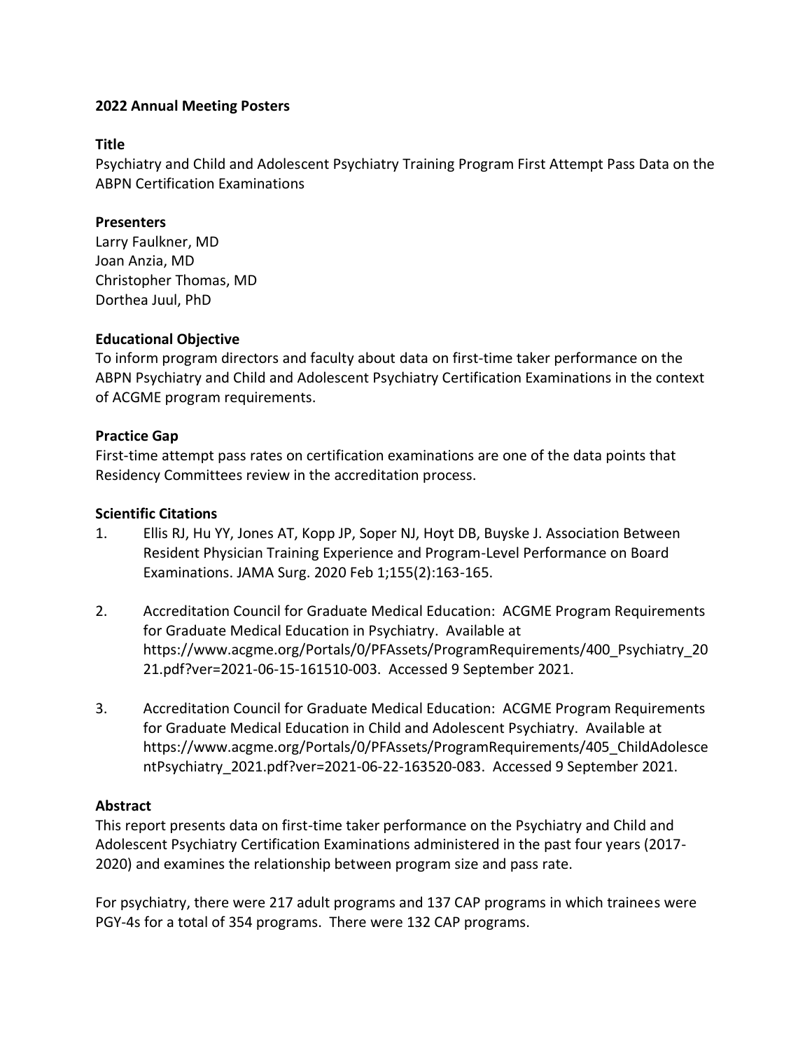**2022 Annual Meeting Posters**

**Title**

Psychiatry and Child and Adolescent Psychiatry Training Program First Attempt Pass Data on the ABPN Certification Examinations

**Presenters**

Larry Faulkner, MD
Joan Anzia, MD
Christopher Thomas, MD
Dorthea Juul, PhD

**Educational Objective**

To inform program directors and faculty about data on first-time taker performance on the ABPN Psychiatry and Child and Adolescent Psychiatry Certification Examinations in the context of ACGME program requirements.

**Practice Gap**

First-time attempt pass rates on certification examinations are one of the data points that Residency Committees review in the accreditation process.

**Scientific Citations**

1. Ellis RJ, Hu YY, Jones AT, Kopp JP, Soper NJ, Hoyt DB, Buyske J. Association Between Resident Physician Training Experience and Program-Level Performance on Board Examinations. JAMA Surg. 2020 Feb 1;155(2):163-165.

2. Accreditation Council for Graduate Medical Education: ACGME Program Requirements for Graduate Medical Education in Psychiatry. Available at https://www.acgme.org/Portals/0/PFAssets/ProgramRequirements/400_Psychiatry_2021.pdf?ver=2021-06-15-161510-003. Accessed 9 September 2021.

3. Accreditation Council for Graduate Medical Education: ACGME Program Requirements for Graduate Medical Education in Child and Adolescent Psychiatry. Available at https://www.acgme.org/Portals/0/PFAssets/ProgramRequirements/405_ChildAdolescentPsychiatry_2021.pdf?ver=2021-06-22-163520-083. Accessed 9 September 2021.

**Abstract**

This report presents data on first-time taker performance on the Psychiatry and Child and Adolescent Psychiatry Certification Examinations administered in the past four years (2017-2020) and examines the relationship between program size and pass rate.

For psychiatry, there were 217 adult programs and 137 CAP programs in which trainees were PGY-4s for a total of 354 programs. There were 132 CAP programs.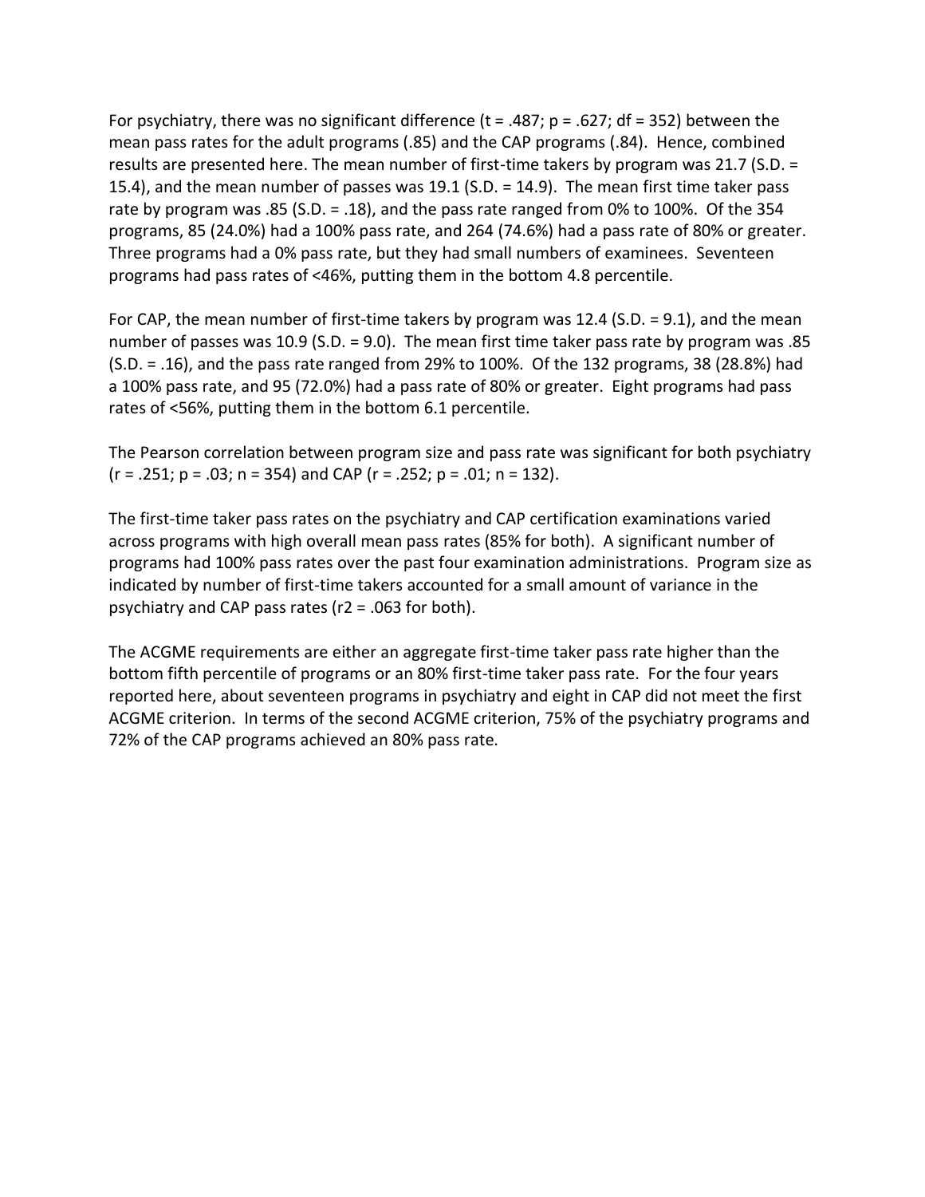For psychiatry, there was no significant difference ($t = .487$; $p = .627$; $df = 352$) between the mean pass rates for the adult programs (.85) and the CAP programs (.84). Hence, combined results are presented here. The mean number of first-time takers by program was 21.7 (S.D. = 15.4), and the mean number of passes was 19.1 (S.D. = 14.9). The mean first time taker pass rate by program was .85 (S.D. = .18), and the pass rate ranged from 0% to 100%. Of the 354 programs, 85 (24.0%) had a 100% pass rate, and 264 (74.6%) had a pass rate of 80% or greater. Three programs had a 0% pass rate, but they had small numbers of examinees. Seventeen programs had pass rates of <46%, putting them in the bottom 4.8 percentile.

For CAP, the mean number of first-time takers by program was 12.4 (S.D. = 9.1), and the mean number of passes was 10.9 (S.D. = 9.0). The mean first time taker pass rate by program was .85 (S.D. = .16), and the pass rate ranged from 29% to 100%. Of the 132 programs, 38 (28.8%) had a 100% pass rate, and 95 (72.0%) had a pass rate of 80% or greater. Eight programs had pass rates of <56%, putting them in the bottom 6.1 percentile.

The Pearson correlation between program size and pass rate was significant for both psychiatry ($r = .251$; $p = .03$; $n = 354$) and CAP ($r = .252$; $p = .01$; $n = 132$).

The first-time taker pass rates on the psychiatry and CAP certification examinations varied across programs with high overall mean pass rates (85% for both). A significant number of programs had 100% pass rates over the past four examination administrations. Program size as indicated by number of first-time takers accounted for a small amount of variance in the psychiatry and CAP pass rates ($r^2 = .063$ for both).

The ACGME requirements are either an aggregate first-time taker pass rate higher than the bottom fifth percentile of programs or an 80% first-time taker pass rate. For the four years reported here, about seventeen programs in psychiatry and eight in CAP did not meet the first ACGME criterion. In terms of the second ACGME criterion, 75% of the psychiatry programs and 72% of the CAP programs achieved an 80% pass rate.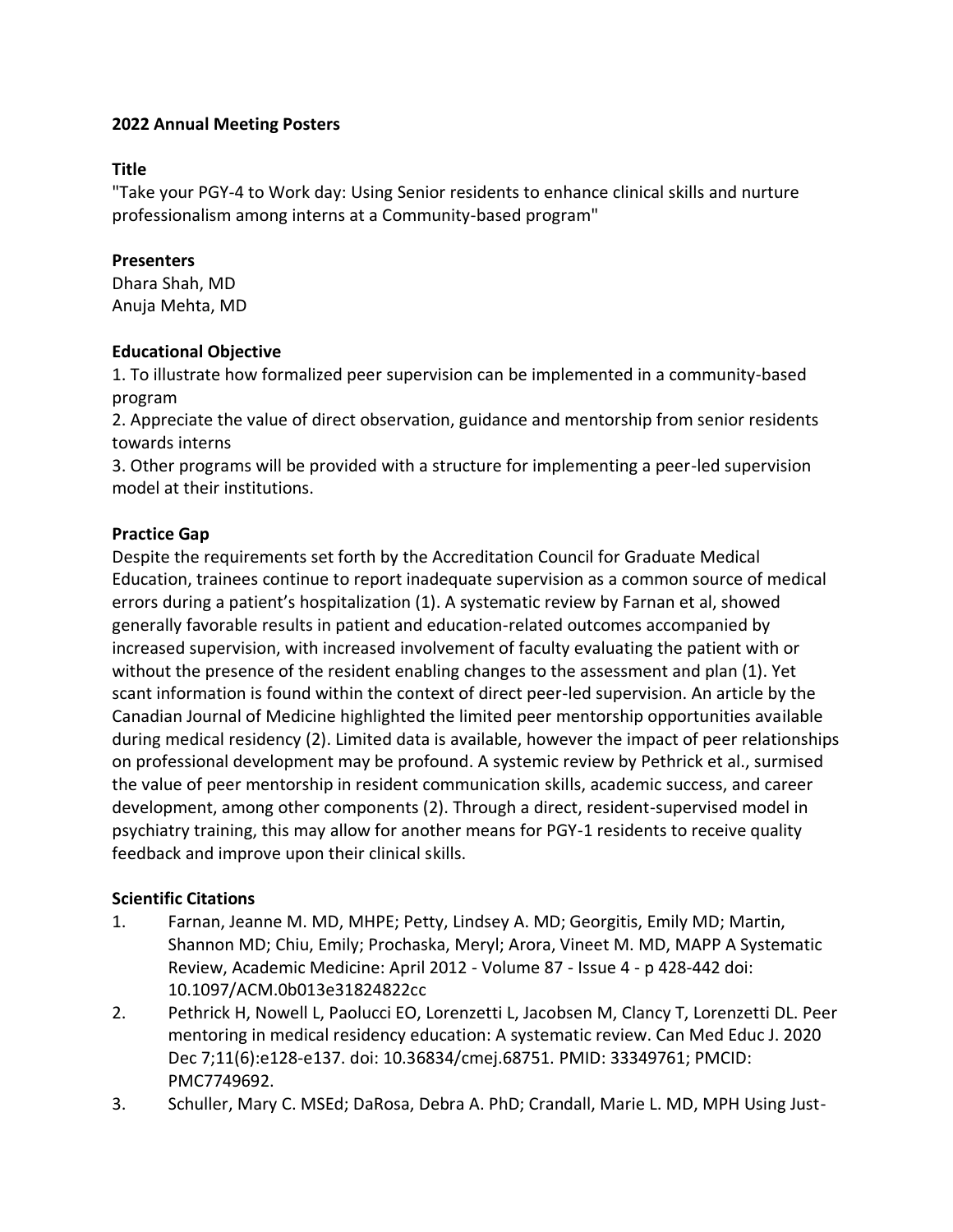**2022 Annual Meeting Posters**

**Title**

"Take your PGY-4 to Work day: Using Senior residents to enhance clinical skills and nurture professionalism among interns at a Community-based program"

**Presenters**

Dhara Shah, MD
Anuja Mehta, MD

**Educational Objective**

1. To illustrate how formalized peer supervision can be implemented in a community-based program
2. Appreciate the value of direct observation, guidance and mentorship from senior residents towards interns
3. Other programs will be provided with a structure for implementing a peer-led supervision model at their institutions.

**Practice Gap**

Despite the requirements set forth by the Accreditation Council for Graduate Medical Education, trainees continue to report inadequate supervision as a common source of medical errors during a patient's hospitalization (1). A systematic review by Farnan et al, showed generally favorable results in patient and education-related outcomes accompanied by increased supervision, with increased involvement of faculty evaluating the patient with or without the presence of the resident enabling changes to the assessment and plan (1). Yet scant information is found within the context of direct peer-led supervision. An article by the Canadian Journal of Medicine highlighted the limited peer mentorship opportunities available during medical residency (2). Limited data is available, however the impact of peer relationships on professional development may be profound. A systemic review by Pethrick et al., surmised the value of peer mentorship in resident communication skills, academic success, and career development, among other components (2). Through a direct, resident-supervised model in psychiatry training, this may allow for another means for PGY-1 residents to receive quality feedback and improve upon their clinical skills.

**Scientific Citations**

1. Farnan, Jeanne M. MD, MHPE; Petty, Lindsey A. MD; Georgitis, Emily MD; Martin, Shannon MD; Chiu, Emily; Prochaska, Meryl; Arora, Vineet M. MD, MAPP A Systematic Review, Academic Medicine: April 2012 - Volume 87 - Issue 4 - p 428-442 doi: 10.1097/ACM.0b013e31824822cc
2. Pethrick H, Nowell L, Paolucci EO, Lorenzetti L, Jacobsen M, Clancy T, Lorenzetti DL. Peer mentoring in medical residency education: A systematic review. Can Med Educ J. 2020 Dec 7;11(6):e128-e137. doi: 10.36834/cmej.68751. PMID: 33349761; PMCID: PMC7749692.
3. Schuller, Mary C. MSEd; DaRosa, Debra A. PhD; Crandall, Marie L. MD, MPH Using Just-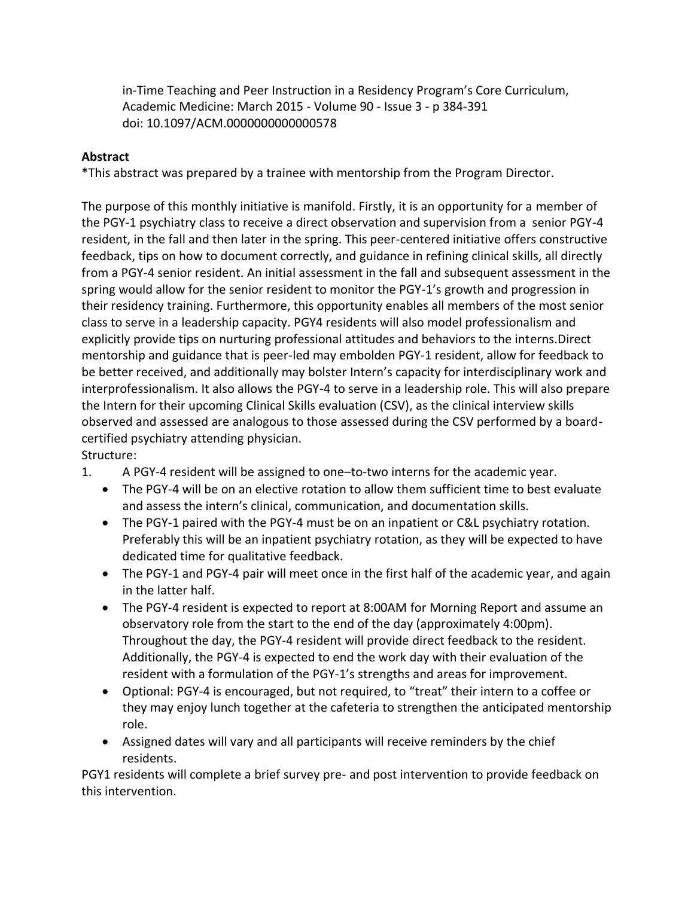in-Time Teaching and Peer Instruction in a Residency Program's Core Curriculum, Academic Medicine: March 2015 - Volume 90 - Issue 3 - p 384-391
doi: 10.1097/ACM.0000000000000578

**Abstract**

*This abstract was prepared by a trainee with mentorship from the Program Director.

The purpose of this monthly initiative is manifold. Firstly, it is an opportunity for a member of the PGY-1 psychiatry class to receive a direct observation and supervision from a senior PGY-4 resident, in the fall and then later in the spring. This peer-centered initiative offers constructive feedback, tips on how to document correctly, and guidance in refining clinical skills, all directly from a PGY-4 senior resident. An initial assessment in the fall and subsequent assessment in the spring would allow for the senior resident to monitor the PGY-1's growth and progression in their residency training. Furthermore, this opportunity enables all members of the most senior class to serve in a leadership capacity. PGY4 residents will also model professionalism and explicitly provide tips on nurturing professional attitudes and behaviors to the interns.Direct mentorship and guidance that is peer-led may embolden PGY-1 resident, allow for feedback to be better received, and additionally may bolster Intern's capacity for interdisciplinary work and interprofessionalism. It also allows the PGY-4 to serve in a leadership role. This will also prepare the Intern for their upcoming Clinical Skills evaluation (CSV), as the clinical interview skills observed and assessed are analogous to those assessed during the CSV performed by a board-certified psychiatry attending physician.

Structure:

1. A PGY-4 resident will be assigned to one–to-two interns for the academic year.
   - The PGY-4 will be on an elective rotation to allow them sufficient time to best evaluate and assess the intern's clinical, communication, and documentation skills.
   - The PGY-1 paired with the PGY-4 must be on an inpatient or C&L psychiatry rotation. Preferably this will be an inpatient psychiatry rotation, as they will be expected to have dedicated time for qualitative feedback.
   - The PGY-1 and PGY-4 pair will meet once in the first half of the academic year, and again in the latter half.
   - The PGY-4 resident is expected to report at 8:00AM for Morning Report and assume an observatory role from the start to the end of the day (approximately 4:00pm). Throughout the day, the PGY-4 resident will provide direct feedback to the resident. Additionally, the PGY-4 is expected to end the work day with their evaluation of the resident with a formulation of the PGY-1's strengths and areas for improvement.
   - Optional: PGY-4 is encouraged, but not required, to "treat" their intern to a coffee or they may enjoy lunch together at the cafeteria to strengthen the anticipated mentorship role.
   - Assigned dates will vary and all participants will receive reminders by the chief residents.

PGY1 residents will complete a brief survey pre- and post intervention to provide feedback on this intervention.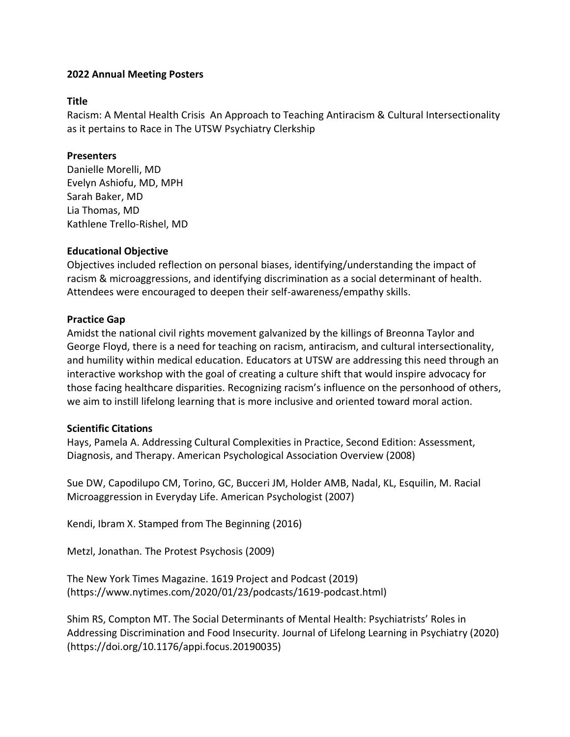**2022 Annual Meeting Posters**

**Title**

Racism: A Mental Health Crisis An Approach to Teaching Antiracism & Cultural Intersectionality as it pertains to Race in The UTSW Psychiatry Clerkship

**Presenters**

Danielle Morelli, MD
Evelyn Ashiofu, MD, MPH
Sarah Baker, MD
Lia Thomas, MD
Kathlene Trello-Rishel, MD

**Educational Objective**

Objectives included reflection on personal biases, identifying/understanding the impact of racism & microaggressions, and identifying discrimination as a social determinant of health. Attendees were encouraged to deepen their self-awareness/empathy skills.

**Practice Gap**

Amidst the national civil rights movement galvanized by the killings of Breonna Taylor and George Floyd, there is a need for teaching on racism, antiracism, and cultural intersectionality, and humility within medical education. Educators at UTSW are addressing this need through an interactive workshop with the goal of creating a culture shift that would inspire advocacy for those facing healthcare disparities. Recognizing racism's influence on the personhood of others, we aim to instill lifelong learning that is more inclusive and oriented toward moral action.

**Scientific Citations**

Hays, Pamela A. Addressing Cultural Complexities in Practice, Second Edition: Assessment, Diagnosis, and Therapy. American Psychological Association Overview (2008)

Sue DW, Capodilupo CM, Torino, GC, Bucceri JM, Holder AMB, Nadal, KL, Esquilin, M. Racial Microaggression in Everyday Life. American Psychologist (2007)

Kendi, Ibram X. Stamped from The Beginning (2016)

Metzl, Jonathan. The Protest Psychosis (2009)

The New York Times Magazine. 1619 Project and Podcast (2019) (https://www.nytimes.com/2020/01/23/podcasts/1619-podcast.html)

Shim RS, Compton MT. The Social Determinants of Mental Health: Psychiatrists' Roles in Addressing Discrimination and Food Insecurity. Journal of Lifelong Learning in Psychiatry (2020) (https://doi.org/10.1176/appi.focus.20190035)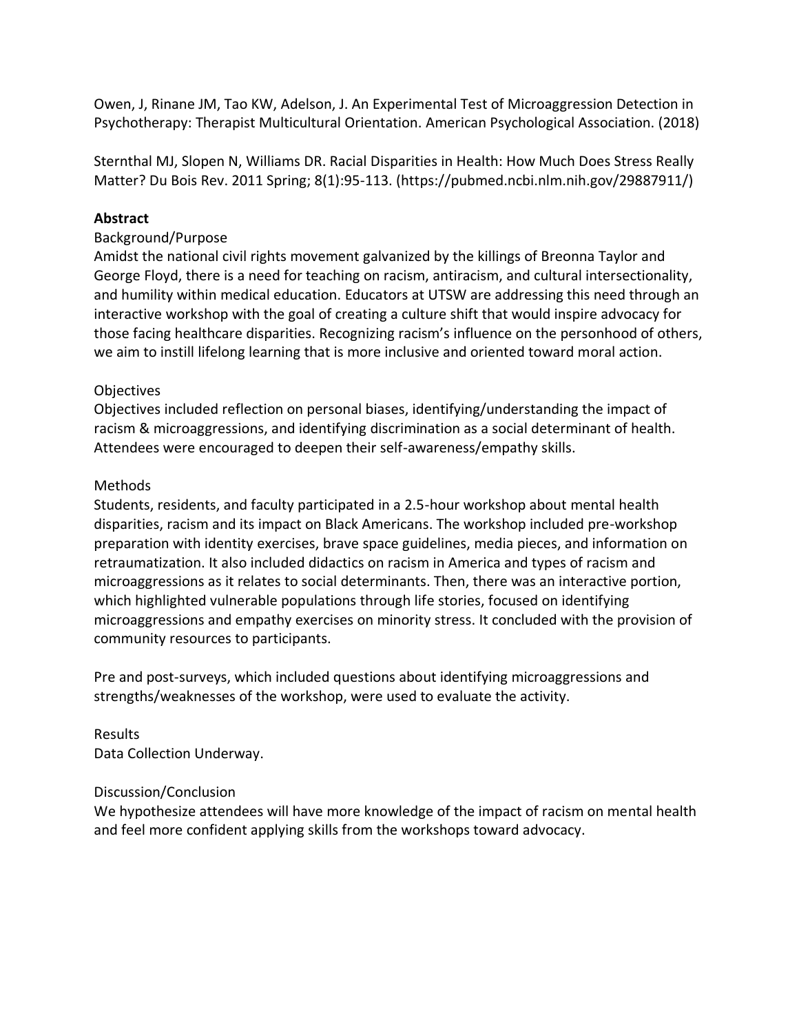Owen, J, Rinane JM, Tao KW, Adelson, J. An Experimental Test of Microaggression Detection in Psychotherapy: Therapist Multicultural Orientation. American Psychological Association. (2018)

Sternthal MJ, Slopen N, Williams DR. Racial Disparities in Health: How Much Does Stress Really Matter? Du Bois Rev. 2011 Spring; 8(1):95-113. (https://pubmed.ncbi.nlm.nih.gov/29887911/)

**Abstract**

Background/Purpose

Amidst the national civil rights movement galvanized by the killings of Breonna Taylor and George Floyd, there is a need for teaching on racism, antiracism, and cultural intersectionality, and humility within medical education. Educators at UTSW are addressing this need through an interactive workshop with the goal of creating a culture shift that would inspire advocacy for those facing healthcare disparities. Recognizing racism's influence on the personhood of others, we aim to instill lifelong learning that is more inclusive and oriented toward moral action.

Objectives

Objectives included reflection on personal biases, identifying/understanding the impact of racism & microaggressions, and identifying discrimination as a social determinant of health. Attendees were encouraged to deepen their self-awareness/empathy skills.

Methods

Students, residents, and faculty participated in a 2.5-hour workshop about mental health disparities, racism and its impact on Black Americans. The workshop included pre-workshop preparation with identity exercises, brave space guidelines, media pieces, and information on retraumatization. It also included didactics on racism in America and types of racism and microaggressions as it relates to social determinants. Then, there was an interactive portion, which highlighted vulnerable populations through life stories, focused on identifying microaggressions and empathy exercises on minority stress. It concluded with the provision of community resources to participants.

Pre and post-surveys, which included questions about identifying microaggressions and strengths/weaknesses of the workshop, were used to evaluate the activity.

Results

Data Collection Underway.

Discussion/Conclusion

We hypothesize attendees will have more knowledge of the impact of racism on mental health and feel more confident applying skills from the workshops toward advocacy.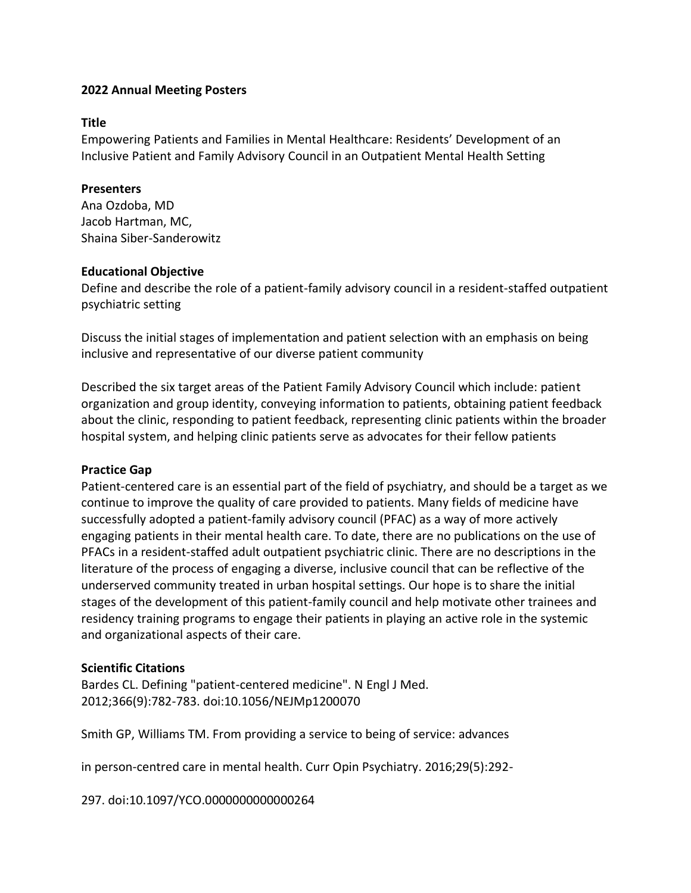**2022 Annual Meeting Posters**

**Title**

Empowering Patients and Families in Mental Healthcare: Residents' Development of an Inclusive Patient and Family Advisory Council in an Outpatient Mental Health Setting

**Presenters**

Ana Ozdoba, MD
Jacob Hartman, MC,
Shaina Siber-Sanderowitz

**Educational Objective**

Define and describe the role of a patient-family advisory council in a resident-staffed outpatient psychiatric setting

Discuss the initial stages of implementation and patient selection with an emphasis on being inclusive and representative of our diverse patient community

Described the six target areas of the Patient Family Advisory Council which include: patient organization and group identity, conveying information to patients, obtaining patient feedback about the clinic, responding to patient feedback, representing clinic patients within the broader hospital system, and helping clinic patients serve as advocates for their fellow patients

**Practice Gap**

Patient-centered care is an essential part of the field of psychiatry, and should be a target as we continue to improve the quality of care provided to patients. Many fields of medicine have successfully adopted a patient-family advisory council (PFAC) as a way of more actively engaging patients in their mental health care. To date, there are no publications on the use of PFACs in a resident-staffed adult outpatient psychiatric clinic. There are no descriptions in the literature of the process of engaging a diverse, inclusive council that can be reflective of the underserved community treated in urban hospital settings. Our hope is to share the initial stages of the development of this patient-family council and help motivate other trainees and residency training programs to engage their patients in playing an active role in the systemic and organizational aspects of their care.

**Scientific Citations**

Bardes CL. Defining "patient-centered medicine". N Engl J Med. 2012;366(9):782-783. doi:10.1056/NEJMp1200070

Smith GP, Williams TM. From providing a service to being of service: advances

in person-centred care in mental health. Curr Opin Psychiatry. 2016;29(5):292-

297. doi:10.1097/YCO.0000000000000264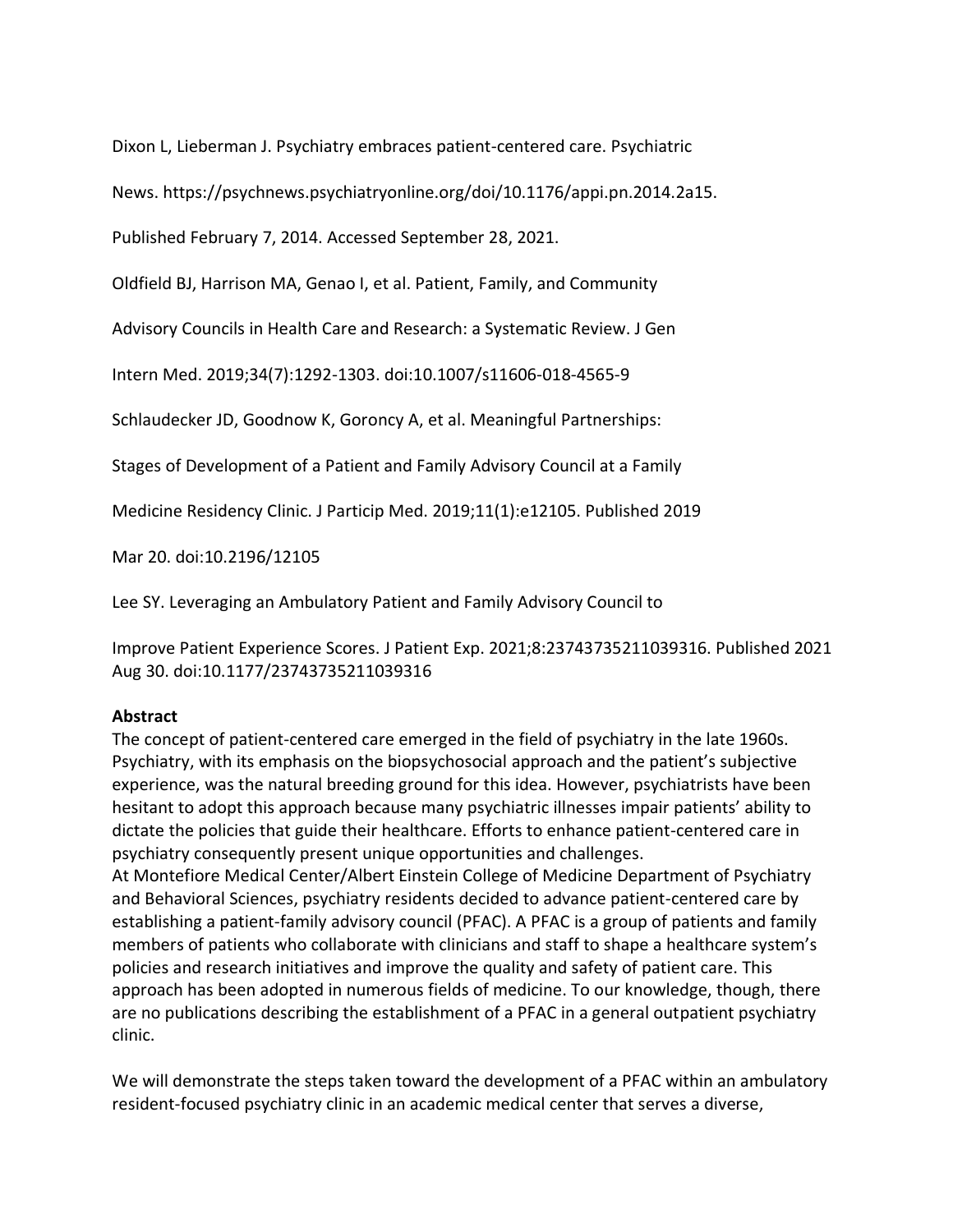Dixon L, Lieberman J. Psychiatry embraces patient-centered care. Psychiatric News. https://psychnews.psychiatryonline.org/doi/10.1176/appi.pn.2014.2a15. Published February 7, 2014. Accessed September 28, 2021.

Oldfield BJ, Harrison MA, Genao I, et al. Patient, Family, and Community Advisory Councils in Health Care and Research: a Systematic Review. J Gen Intern Med. 2019;34(7):1292-1303. doi:10.1007/s11606-018-4565-9

Schlaudecker JD, Goodnow K, Goroncy A, et al. Meaningful Partnerships: Stages of Development of a Patient and Family Advisory Council at a Family Medicine Residency Clinic. J Particip Med. 2019;11(1):e12105. Published 2019 Mar 20. doi:10.2196/12105

Lee SY. Leveraging an Ambulatory Patient and Family Advisory Council to Improve Patient Experience Scores. J Patient Exp. 2021;8:23743735211039316. Published 2021 Aug 30. doi:10.1177/23743735211039316

**Abstract**

The concept of patient-centered care emerged in the field of psychiatry in the late 1960s. Psychiatry, with its emphasis on the biopsychosocial approach and the patient's subjective experience, was the natural breeding ground for this idea. However, psychiatrists have been hesitant to adopt this approach because many psychiatric illnesses impair patients' ability to dictate the policies that guide their healthcare. Efforts to enhance patient-centered care in psychiatry consequently present unique opportunities and challenges.

At Montefiore Medical Center/Albert Einstein College of Medicine Department of Psychiatry and Behavioral Sciences, psychiatry residents decided to advance patient-centered care by establishing a patient-family advisory council (PFAC). A PFAC is a group of patients and family members of patients who collaborate with clinicians and staff to shape a healthcare system's policies and research initiatives and improve the quality and safety of patient care. This approach has been adopted in numerous fields of medicine. To our knowledge, though, there are no publications describing the establishment of a PFAC in a general outpatient psychiatry clinic.

We will demonstrate the steps taken toward the development of a PFAC within an ambulatory resident-focused psychiatry clinic in an academic medical center that serves a diverse,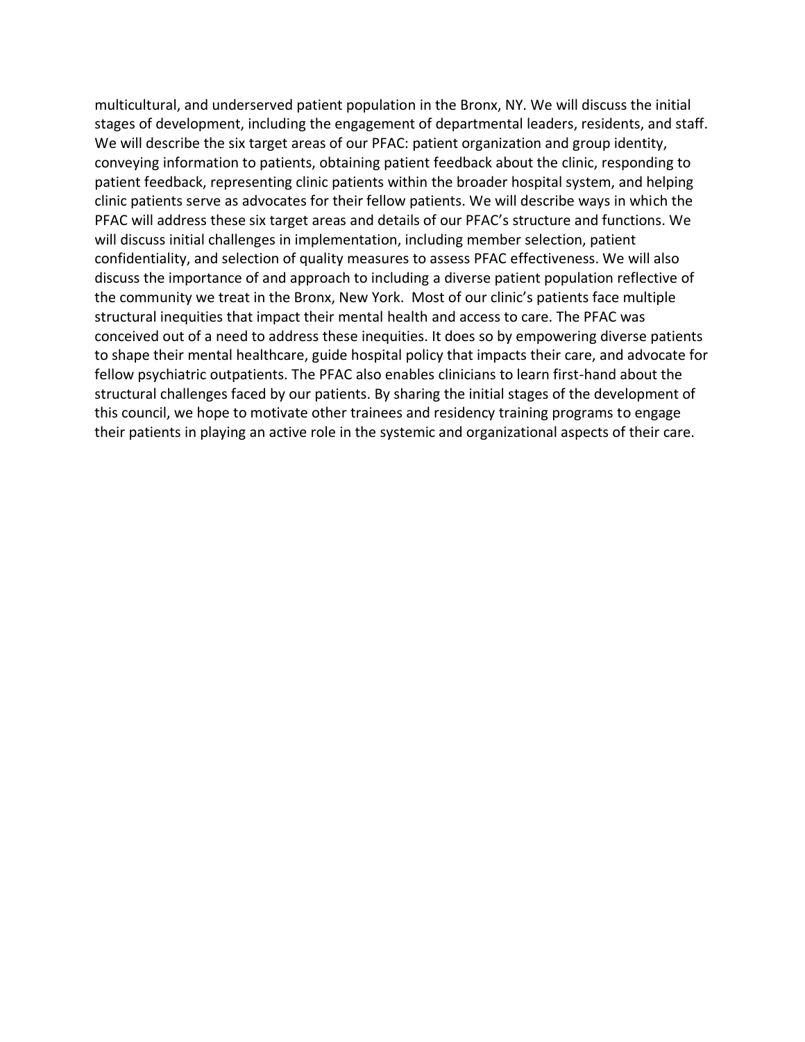multicultural, and underserved patient population in the Bronx, NY. We will discuss the initial stages of development, including the engagement of departmental leaders, residents, and staff. We will describe the six target areas of our PFAC: patient organization and group identity, conveying information to patients, obtaining patient feedback about the clinic, responding to patient feedback, representing clinic patients within the broader hospital system, and helping clinic patients serve as advocates for their fellow patients. We will describe ways in which the PFAC will address these six target areas and details of our PFAC's structure and functions. We will discuss initial challenges in implementation, including member selection, patient confidentiality, and selection of quality measures to assess PFAC effectiveness. We will also discuss the importance of and approach to including a diverse patient population reflective of the community we treat in the Bronx, New York. Most of our clinic's patients face multiple structural inequities that impact their mental health and access to care. The PFAC was conceived out of a need to address these inequities. It does so by empowering diverse patients to shape their mental healthcare, guide hospital policy that impacts their care, and advocate for fellow psychiatric outpatients. The PFAC also enables clinicians to learn first-hand about the structural challenges faced by our patients. By sharing the initial stages of the development of this council, we hope to motivate other trainees and residency training programs to engage their patients in playing an active role in the systemic and organizational aspects of their care.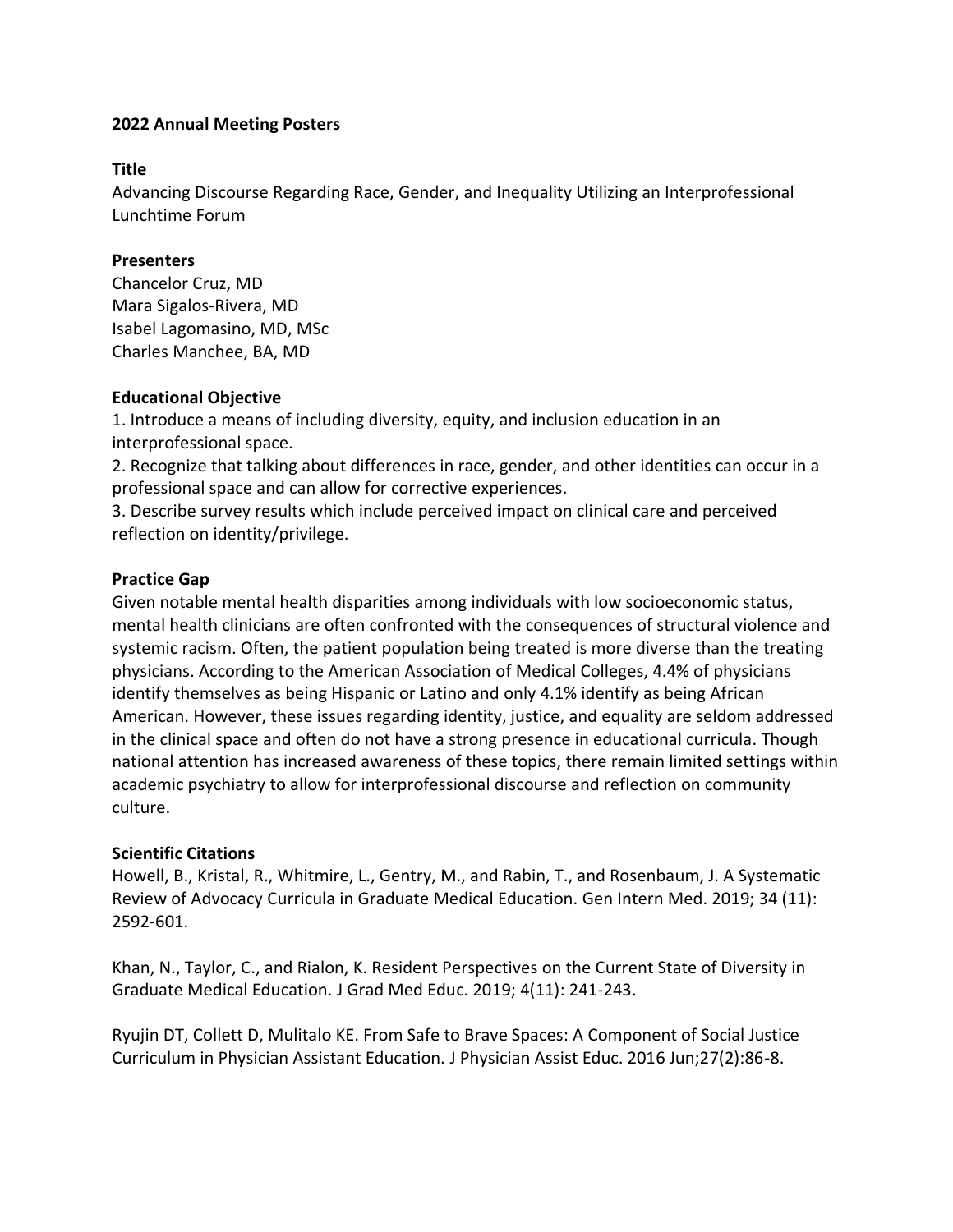**2022 Annual Meeting Posters**

**Title**

Advancing Discourse Regarding Race, Gender, and Inequality Utilizing an Interprofessional Lunchtime Forum

**Presenters**

Chancelor Cruz, MD
Mara Sigalos-Rivera, MD
Isabel Lagomasino, MD, MSc
Charles Manchee, BA, MD

**Educational Objective**

1. Introduce a means of including diversity, equity, and inclusion education in an interprofessional space.
2. Recognize that talking about differences in race, gender, and other identities can occur in a professional space and can allow for corrective experiences.
3. Describe survey results which include perceived impact on clinical care and perceived reflection on identity/privilege.

**Practice Gap**

Given notable mental health disparities among individuals with low socioeconomic status, mental health clinicians are often confronted with the consequences of structural violence and systemic racism. Often, the patient population being treated is more diverse than the treating physicians. According to the American Association of Medical Colleges, 4.4% of physicians identify themselves as being Hispanic or Latino and only 4.1% identify as being African American. However, these issues regarding identity, justice, and equality are seldom addressed in the clinical space and often do not have a strong presence in educational curricula. Though national attention has increased awareness of these topics, there remain limited settings within academic psychiatry to allow for interprofessional discourse and reflection on community culture.

**Scientific Citations**

Howell, B., Kristal, R., Whitmire, L., Gentry, M., and Rabin, T., and Rosenbaum, J. A Systematic Review of Advocacy Curricula in Graduate Medical Education. Gen Intern Med. 2019; 34 (11): 2592-601.

Khan, N., Taylor, C., and Rialon, K. Resident Perspectives on the Current State of Diversity in Graduate Medical Education. J Grad Med Educ. 2019; 4(11): 241-243.

Ryujin DT, Collett D, Mulitalo KE. From Safe to Brave Spaces: A Component of Social Justice Curriculum in Physician Assistant Education. J Physician Assist Educ. 2016 Jun;27(2):86-8.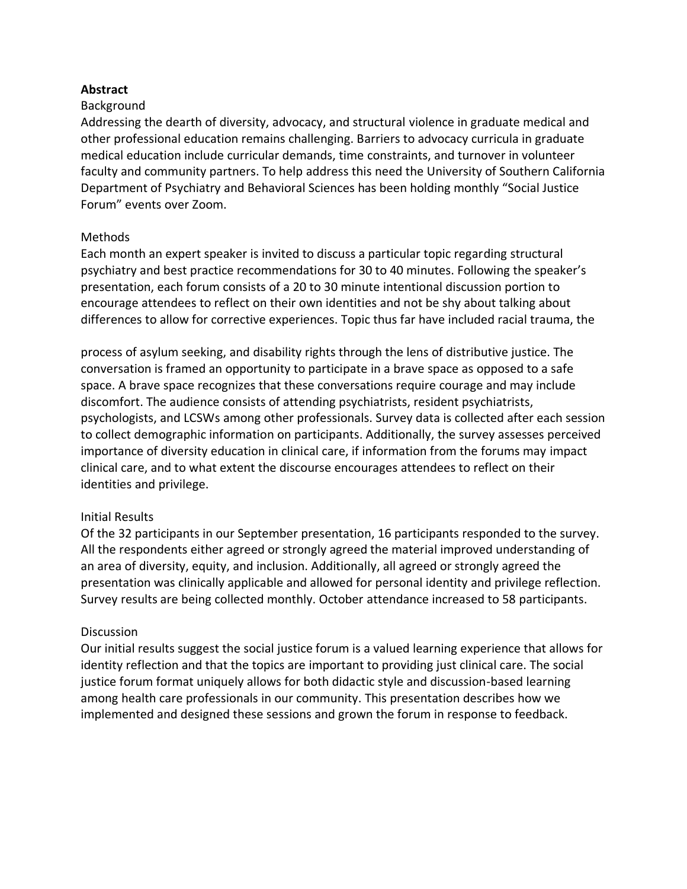**Abstract**

Background

Addressing the dearth of diversity, advocacy, and structural violence in graduate medical and other professional education remains challenging. Barriers to advocacy curricula in graduate medical education include curricular demands, time constraints, and turnover in volunteer faculty and community partners. To help address this need the University of Southern California Department of Psychiatry and Behavioral Sciences has been holding monthly "Social Justice Forum" events over Zoom.

Methods

Each month an expert speaker is invited to discuss a particular topic regarding structural psychiatry and best practice recommendations for 30 to 40 minutes. Following the speaker's presentation, each forum consists of a 20 to 30 minute intentional discussion portion to encourage attendees to reflect on their own identities and not be shy about talking about differences to allow for corrective experiences. Topic thus far have included racial trauma, the process of asylum seeking, and disability rights through the lens of distributive justice. The conversation is framed an opportunity to participate in a brave space as opposed to a safe space. A brave space recognizes that these conversations require courage and may include discomfort. The audience consists of attending psychiatrists, resident psychiatrists, psychologists, and LCSWs among other professionals. Survey data is collected after each session to collect demographic information on participants. Additionally, the survey assesses perceived importance of diversity education in clinical care, if information from the forums may impact clinical care, and to what extent the discourse encourages attendees to reflect on their identities and privilege.

Initial Results

Of the 32 participants in our September presentation, 16 participants responded to the survey. All the respondents either agreed or strongly agreed the material improved understanding of an area of diversity, equity, and inclusion. Additionally, all agreed or strongly agreed the presentation was clinically applicable and allowed for personal identity and privilege reflection. Survey results are being collected monthly. October attendance increased to 58 participants.

Discussion

Our initial results suggest the social justice forum is a valued learning experience that allows for identity reflection and that the topics are important to providing just clinical care. The social justice forum format uniquely allows for both didactic style and discussion-based learning among health care professionals in our community. This presentation describes how we implemented and designed these sessions and grown the forum in response to feedback.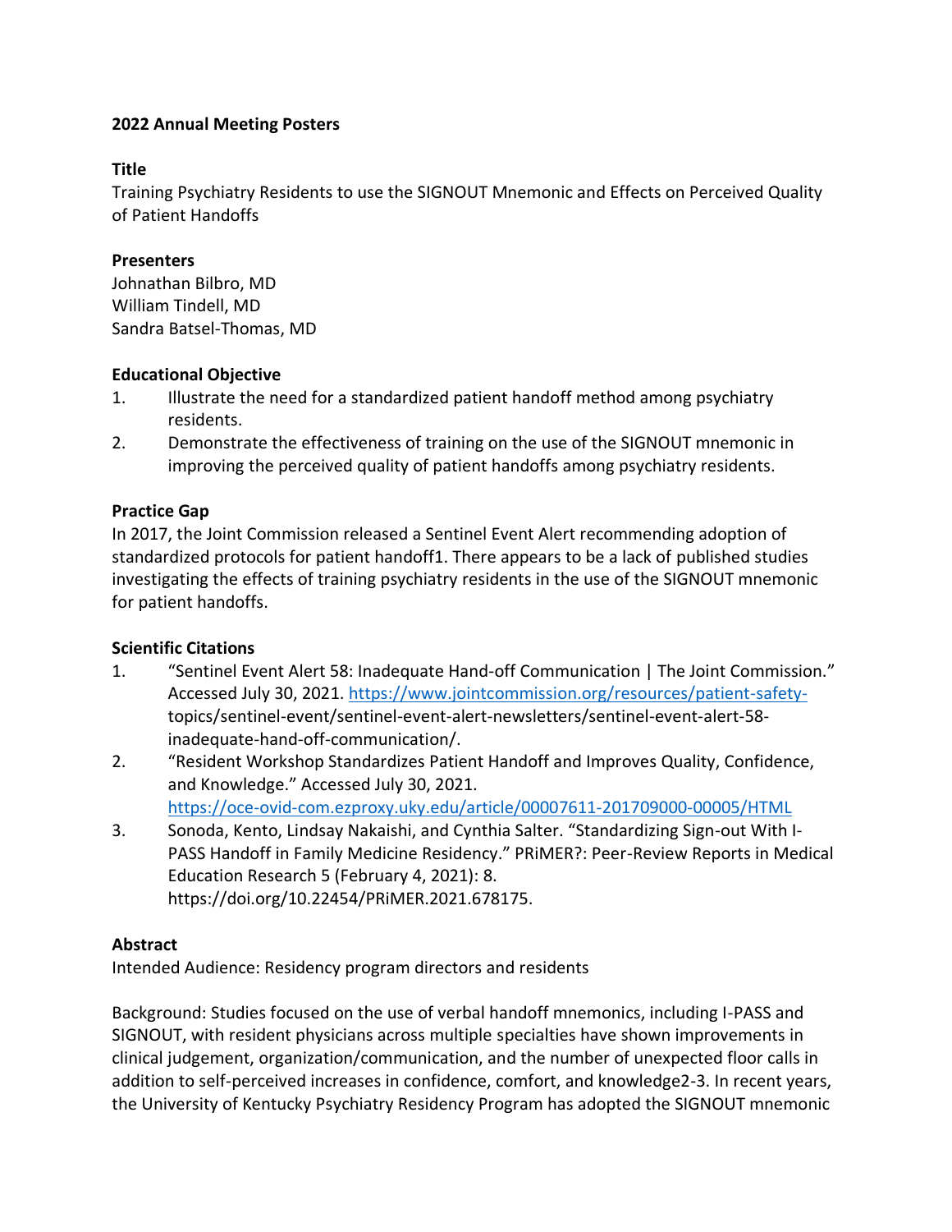**2022 Annual Meeting Posters**

**Title**

Training Psychiatry Residents to use the SIGNOUT Mnemonic and Effects on Perceived Quality of Patient Handoffs

**Presenters**

Johnathan Bilbro, MD
William Tindell, MD
Sandra Batsel-Thomas, MD

**Educational Objective**

1. Illustrate the need for a standardized patient handoff method among psychiatry residents.
2. Demonstrate the effectiveness of training on the use of the SIGNOUT mnemonic in improving the perceived quality of patient handoffs among psychiatry residents.

**Practice Gap**

In 2017, the Joint Commission released a Sentinel Event Alert recommending adoption of standardized protocols for patient handoff[1]. There appears to be a lack of published studies investigating the effects of training psychiatry residents in the use of the SIGNOUT mnemonic for patient handoffs.

**Scientific Citations**

1. "Sentinel Event Alert 58: Inadequate Hand-off Communication | The Joint Commission." Accessed July 30, 2021. https://www.jointcommission.org/resources/patient-safety-topics/sentinel-event/sentinel-event-alert-newsletters/sentinel-event-alert-58-inadequate-hand-off-communication/.
2. "Resident Workshop Standardizes Patient Handoff and Improves Quality, Confidence, and Knowledge." Accessed July 30, 2021. https://oce-ovid-com.ezproxy.uky.edu/article/00007611-201709000-00005/HTML
3. Sonoda, Kento, Lindsay Nakaishi, and Cynthia Salter. "Standardizing Sign-out With I-PASS Handoff in Family Medicine Residency." PRiMER?: Peer-Review Reports in Medical Education Research 5 (February 4, 2021): 8. https://doi.org/10.22454/PRiMER.2021.678175.

**Abstract**

Intended Audience: Residency program directors and residents

Background: Studies focused on the use of verbal handoff mnemonics, including I-PASS and SIGNOUT, with resident physicians across multiple specialties have shown improvements in clinical judgement, organization/communication, and the number of unexpected floor calls in addition to self-perceived increases in confidence, comfort, and knowledge[2-3]. In recent years, the University of Kentucky Psychiatry Residency Program has adopted the SIGNOUT mnemonic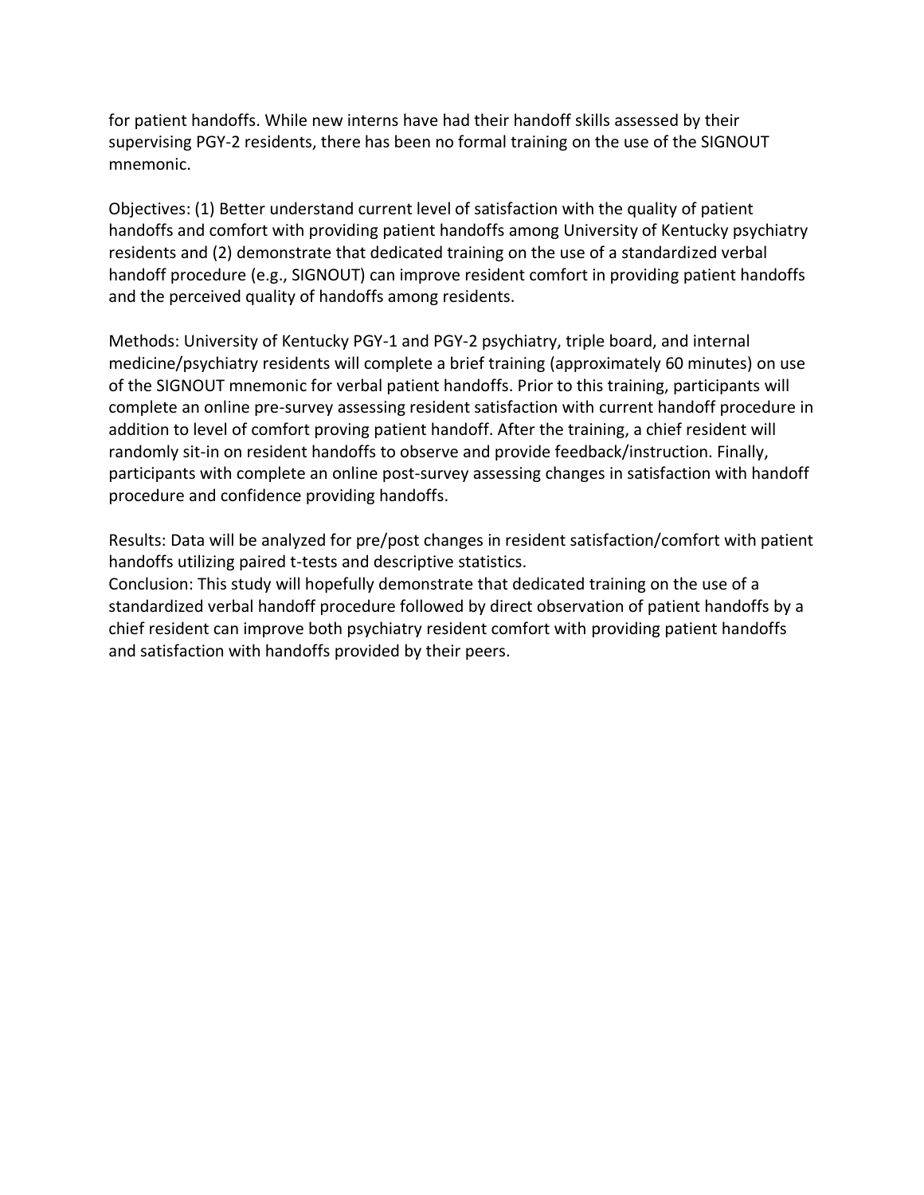for patient handoffs. While new interns have had their handoff skills assessed by their supervising PGY-2 residents, there has been no formal training on the use of the SIGNOUT mnemonic.

Objectives: (1) Better understand current level of satisfaction with the quality of patient handoffs and comfort with providing patient handoffs among University of Kentucky psychiatry residents and (2) demonstrate that dedicated training on the use of a standardized verbal handoff procedure (e.g., SIGNOUT) can improve resident comfort in providing patient handoffs and the perceived quality of handoffs among residents.

Methods: University of Kentucky PGY-1 and PGY-2 psychiatry, triple board, and internal medicine/psychiatry residents will complete a brief training (approximately 60 minutes) on use of the SIGNOUT mnemonic for verbal patient handoffs. Prior to this training, participants will complete an online pre-survey assessing resident satisfaction with current handoff procedure in addition to level of comfort proving patient handoff. After the training, a chief resident will randomly sit-in on resident handoffs to observe and provide feedback/instruction. Finally, participants with complete an online post-survey assessing changes in satisfaction with handoff procedure and confidence providing handoffs.

Results: Data will be analyzed for pre/post changes in resident satisfaction/comfort with patient handoffs utilizing paired t-tests and descriptive statistics.
Conclusion: This study will hopefully demonstrate that dedicated training on the use of a standardized verbal handoff procedure followed by direct observation of patient handoffs by a chief resident can improve both psychiatry resident comfort with providing patient handoffs and satisfaction with handoffs provided by their peers.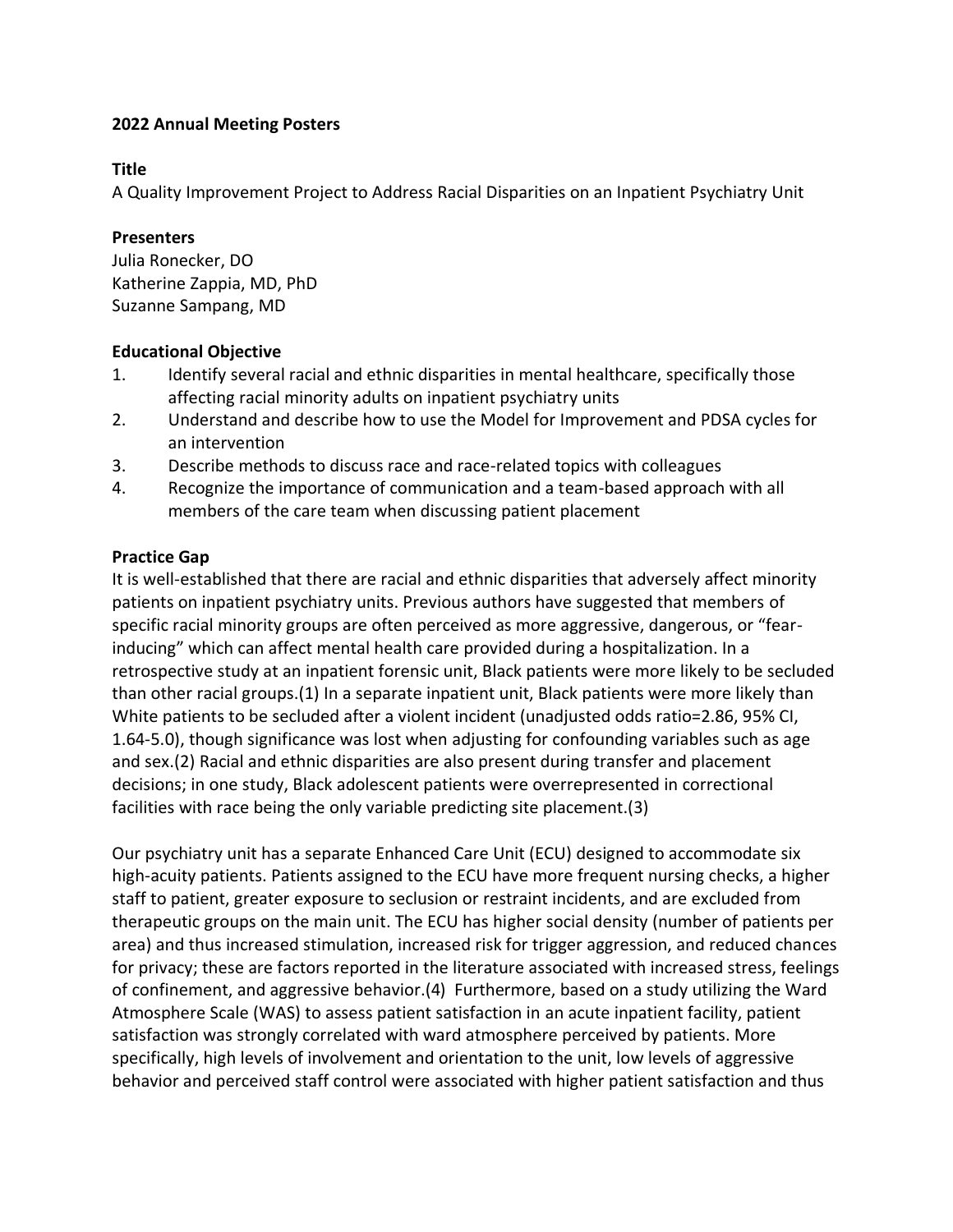**2022 Annual Meeting Posters**

**Title**

A Quality Improvement Project to Address Racial Disparities on an Inpatient Psychiatry Unit

**Presenters**

Julia Ronecker, DO
Katherine Zappia, MD, PhD
Suzanne Sampang, MD

**Educational Objective**

1. Identify several racial and ethnic disparities in mental healthcare, specifically those affecting racial minority adults on inpatient psychiatry units
2. Understand and describe how to use the Model for Improvement and PDSA cycles for an intervention
3. Describe methods to discuss race and race-related topics with colleagues
4. Recognize the importance of communication and a team-based approach with all members of the care team when discussing patient placement

**Practice Gap**

It is well-established that there are racial and ethnic disparities that adversely affect minority patients on inpatient psychiatry units. Previous authors have suggested that members of specific racial minority groups are often perceived as more aggressive, dangerous, or "fear-inducing" which can affect mental health care provided during a hospitalization. In a retrospective study at an inpatient forensic unit, Black patients were more likely to be secluded than other racial groups.(1) In a separate inpatient unit, Black patients were more likely than White patients to be secluded after a violent incident (unadjusted odds ratio=2.86, 95% CI, 1.64-5.0), though significance was lost when adjusting for confounding variables such as age and sex.(2) Racial and ethnic disparities are also present during transfer and placement decisions; in one study, Black adolescent patients were overrepresented in correctional facilities with race being the only variable predicting site placement.(3)

Our psychiatry unit has a separate Enhanced Care Unit (ECU) designed to accommodate six high-acuity patients. Patients assigned to the ECU have more frequent nursing checks, a higher staff to patient, greater exposure to seclusion or restraint incidents, and are excluded from therapeutic groups on the main unit. The ECU has higher social density (number of patients per area) and thus increased stimulation, increased risk for trigger aggression, and reduced chances for privacy; these are factors reported in the literature associated with increased stress, feelings of confinement, and aggressive behavior.(4) Furthermore, based on a study utilizing the Ward Atmosphere Scale (WAS) to assess patient satisfaction in an acute inpatient facility, patient satisfaction was strongly correlated with ward atmosphere perceived by patients. More specifically, high levels of involvement and orientation to the unit, low levels of aggressive behavior and perceived staff control were associated with higher patient satisfaction and thus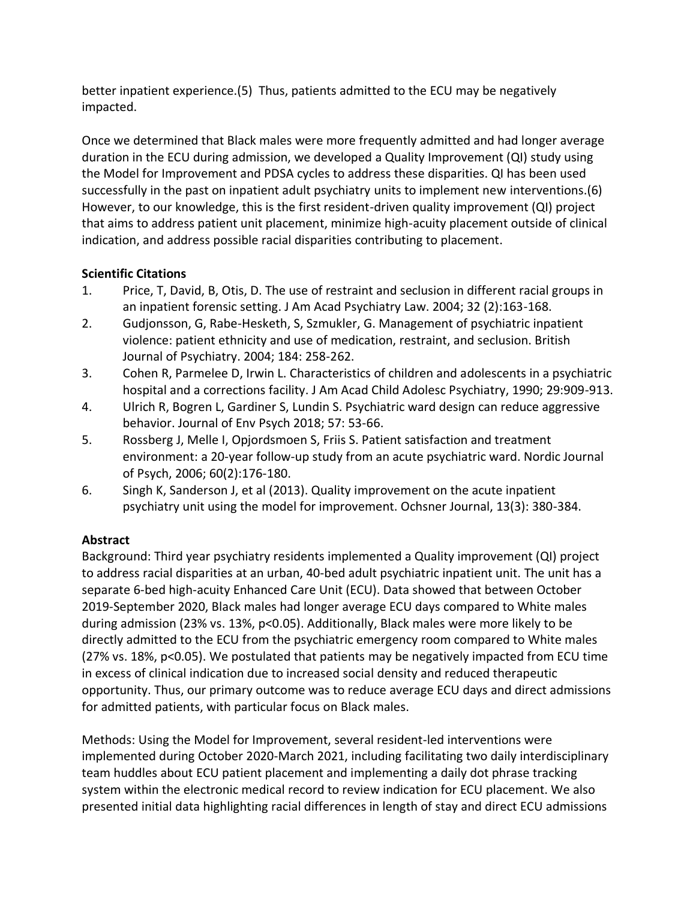better inpatient experience.(5) Thus, patients admitted to the ECU may be negatively impacted.

Once we determined that Black males were more frequently admitted and had longer average duration in the ECU during admission, we developed a Quality Improvement (QI) study using the Model for Improvement and PDSA cycles to address these disparities. QI has been used successfully in the past on inpatient adult psychiatry units to implement new interventions.(6) However, to our knowledge, this is the first resident-driven quality improvement (QI) project that aims to address patient unit placement, minimize high-acuity placement outside of clinical indication, and address possible racial disparities contributing to placement.

**Scientific Citations**

1. Price, T, David, B, Otis, D. The use of restraint and seclusion in different racial groups in an inpatient forensic setting. J Am Acad Psychiatry Law. 2004; 32 (2):163-168.
2. Gudjonsson, G, Rabe-Hesketh, S, Szmukler, G. Management of psychiatric inpatient violence: patient ethnicity and use of medication, restraint, and seclusion. British Journal of Psychiatry. 2004; 184: 258-262.
3. Cohen R, Parmelee D, Irwin L. Characteristics of children and adolescents in a psychiatric hospital and a corrections facility. J Am Acad Child Adolesc Psychiatry, 1990; 29:909-913.
4. Ulrich R, Bogren L, Gardiner S, Lundin S. Psychiatric ward design can reduce aggressive behavior. Journal of Env Psych 2018; 57: 53-66.
5. Rossberg J, Melle I, Opjordsmoen S, Friis S. Patient satisfaction and treatment environment: a 20-year follow-up study from an acute psychiatric ward. Nordic Journal of Psych, 2006; 60(2):176-180.
6. Singh K, Sanderson J, et al (2013). Quality improvement on the acute inpatient psychiatry unit using the model for improvement. Ochsner Journal, 13(3): 380-384.

**Abstract**

Background: Third year psychiatry residents implemented a Quality improvement (QI) project to address racial disparities at an urban, 40-bed adult psychiatric inpatient unit. The unit has a separate 6-bed high-acuity Enhanced Care Unit (ECU). Data showed that between October 2019-September 2020, Black males had longer average ECU days compared to White males during admission (23% vs. 13%, $p<0.05$). Additionally, Black males were more likely to be directly admitted to the ECU from the psychiatric emergency room compared to White males (27% vs. 18%, $p<0.05$). We postulated that patients may be negatively impacted from ECU time in excess of clinical indication due to increased social density and reduced therapeutic opportunity. Thus, our primary outcome was to reduce average ECU days and direct admissions for admitted patients, with particular focus on Black males.

Methods: Using the Model for Improvement, several resident-led interventions were implemented during October 2020-March 2021, including facilitating two daily interdisciplinary team huddles about ECU patient placement and implementing a daily dot phrase tracking system within the electronic medical record to review indication for ECU placement. We also presented initial data highlighting racial differences in length of stay and direct ECU admissions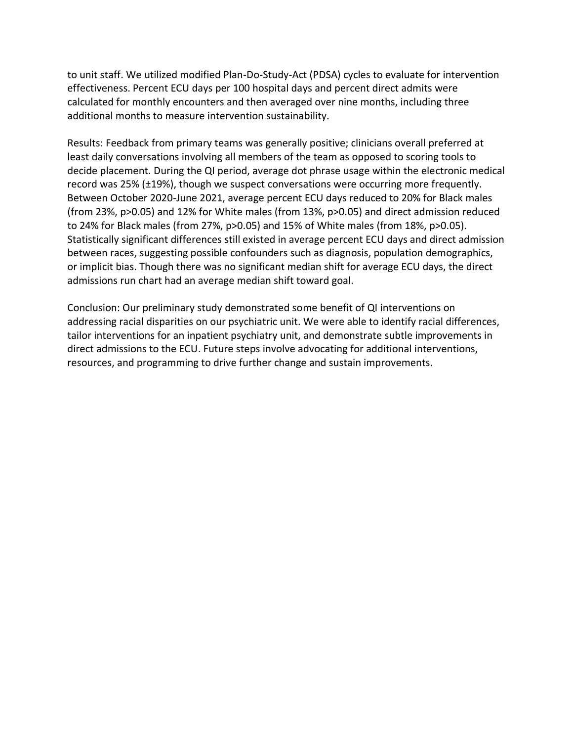to unit staff. We utilized modified Plan-Do-Study-Act (PDSA) cycles to evaluate for intervention effectiveness. Percent ECU days per 100 hospital days and percent direct admits were calculated for monthly encounters and then averaged over nine months, including three additional months to measure intervention sustainability.

Results: Feedback from primary teams was generally positive; clinicians overall preferred at least daily conversations involving all members of the team as opposed to scoring tools to decide placement. During the QI period, average dot phrase usage within the electronic medical record was 25% (±19%), though we suspect conversations were occurring more frequently. Between October 2020-June 2021, average percent ECU days reduced to 20% for Black males (from 23%, $p>0.05$) and 12% for White males (from 13%, $p>0.05$) and direct admission reduced to 24% for Black males (from 27%, $p>0.05$) and 15% of White males (from 18%, $p>0.05$). Statistically significant differences still existed in average percent ECU days and direct admission between races, suggesting possible confounders such as diagnosis, population demographics, or implicit bias. Though there was no significant median shift for average ECU days, the direct admissions run chart had an average median shift toward goal.

Conclusion: Our preliminary study demonstrated some benefit of QI interventions on addressing racial disparities on our psychiatric unit. We were able to identify racial differences, tailor interventions for an inpatient psychiatry unit, and demonstrate subtle improvements in direct admissions to the ECU. Future steps involve advocating for additional interventions, resources, and programming to drive further change and sustain improvements.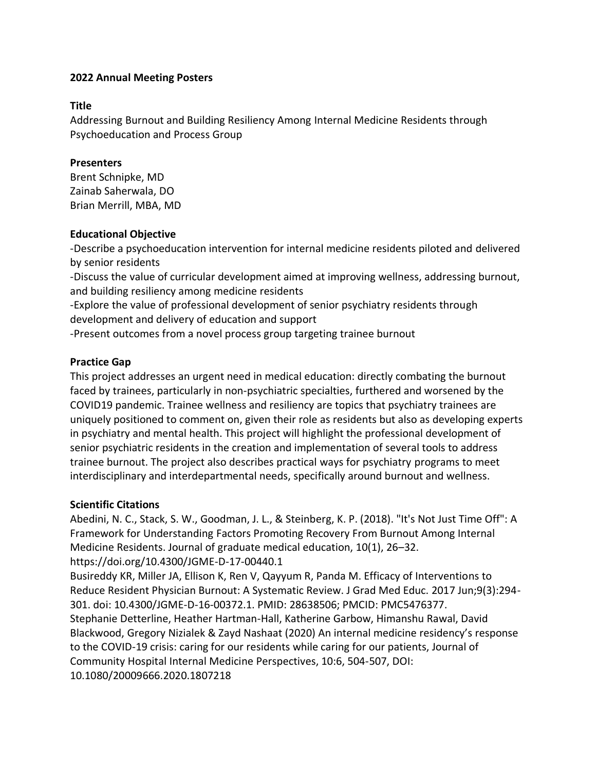**2022 Annual Meeting Posters**

**Title**

Addressing Burnout and Building Resiliency Among Internal Medicine Residents through Psychoeducation and Process Group

**Presenters**

Brent Schnipke, MD
Zainab Saherwala, DO
Brian Merrill, MBA, MD

**Educational Objective**

-Describe a psychoeducation intervention for internal medicine residents piloted and delivered by senior residents
-Discuss the value of curricular development aimed at improving wellness, addressing burnout, and building resiliency among medicine residents
-Explore the value of professional development of senior psychiatry residents through development and delivery of education and support
-Present outcomes from a novel process group targeting trainee burnout

**Practice Gap**

This project addresses an urgent need in medical education: directly combating the burnout faced by trainees, particularly in non-psychiatric specialties, furthered and worsened by the COVID19 pandemic. Trainee wellness and resiliency are topics that psychiatry trainees are uniquely positioned to comment on, given their role as residents but also as developing experts in psychiatry and mental health. This project will highlight the professional development of senior psychiatric residents in the creation and implementation of several tools to address trainee burnout. The project also describes practical ways for psychiatry programs to meet interdisciplinary and interdepartmental needs, specifically around burnout and wellness.

**Scientific Citations**

Abedini, N. C., Stack, S. W., Goodman, J. L., & Steinberg, K. P. (2018). "It's Not Just Time Off": A Framework for Understanding Factors Promoting Recovery From Burnout Among Internal Medicine Residents. Journal of graduate medical education, 10(1), 26–32. https://doi.org/10.4300/JGME-D-17-00440.1
Busireddy KR, Miller JA, Ellison K, Ren V, Qayyum R, Panda M. Efficacy of Interventions to Reduce Resident Physician Burnout: A Systematic Review. J Grad Med Educ. 2017 Jun;9(3):294-301. doi: 10.4300/JGME-D-16-00372.1. PMID: 28638506; PMCID: PMC5476377.
Stephanie Detterline, Heather Hartman-Hall, Katherine Garbow, Himanshu Rawal, David Blackwood, Gregory Nizialek & Zayd Nashaat (2020) An internal medicine residency's response to the COVID-19 crisis: caring for our residents while caring for our patients, Journal of Community Hospital Internal Medicine Perspectives, 10:6, 504-507, DOI: 10.1080/20009666.2020.1807218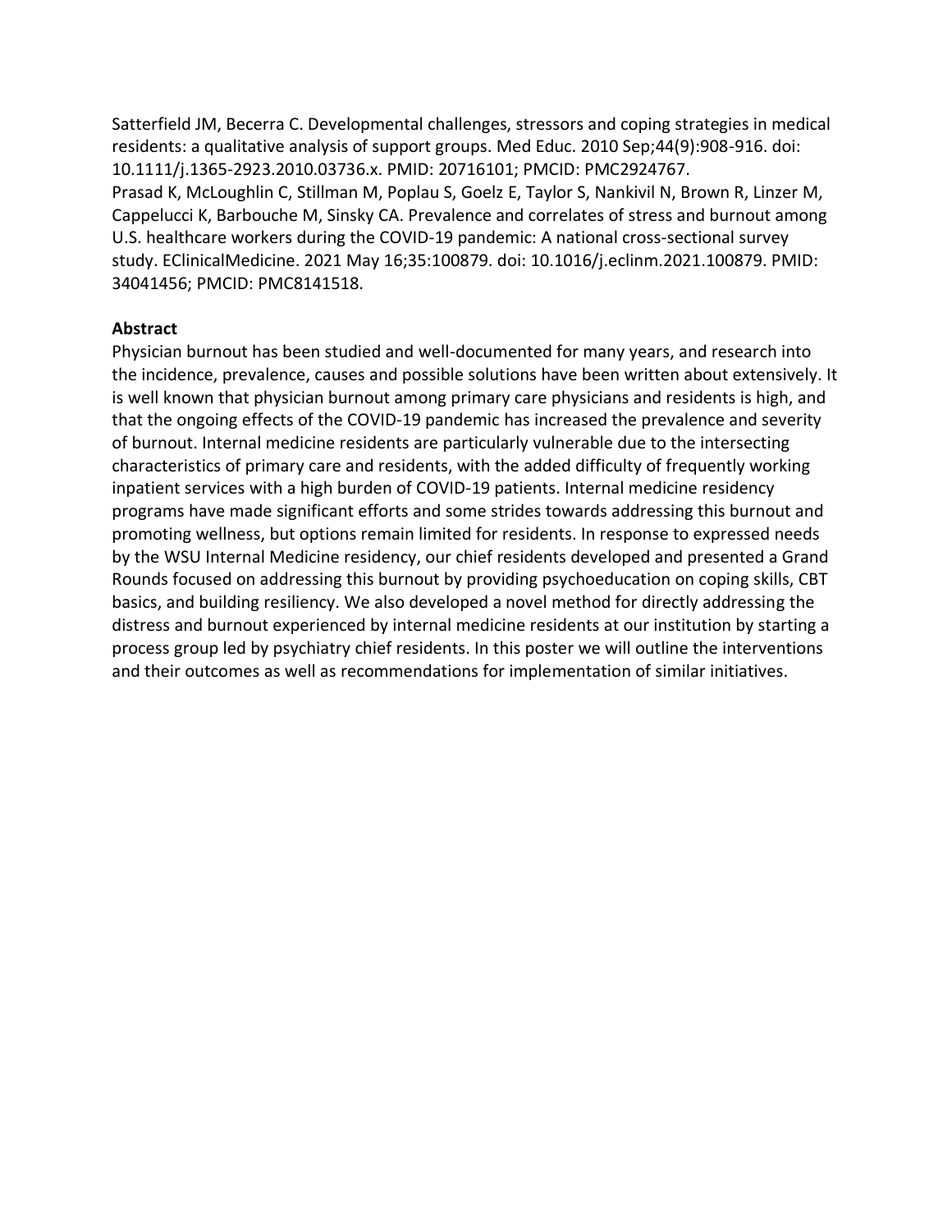Satterfield JM, Becerra C. Developmental challenges, stressors and coping strategies in medical residents: a qualitative analysis of support groups. Med Educ. 2010 Sep;44(9):908-916. doi: 10.1111/j.1365-2923.2010.03736.x. PMID: 20716101; PMCID: PMC2924767.

Prasad K, McLoughlin C, Stillman M, Poplau S, Goelz E, Taylor S, Nankivil N, Brown R, Linzer M, Cappelucci K, Barbouche M, Sinsky CA. Prevalence and correlates of stress and burnout among U.S. healthcare workers during the COVID-19 pandemic: A national cross-sectional survey study. EClinicalMedicine. 2021 May 16;35:100879. doi: 10.1016/j.eclinm.2021.100879. PMID: 34041456; PMCID: PMC8141518.

**Abstract**

Physician burnout has been studied and well-documented for many years, and research into the incidence, prevalence, causes and possible solutions have been written about extensively. It is well known that physician burnout among primary care physicians and residents is high, and that the ongoing effects of the COVID-19 pandemic has increased the prevalence and severity of burnout. Internal medicine residents are particularly vulnerable due to the intersecting characteristics of primary care and residents, with the added difficulty of frequently working inpatient services with a high burden of COVID-19 patients. Internal medicine residency programs have made significant efforts and some strides towards addressing this burnout and promoting wellness, but options remain limited for residents. In response to expressed needs by the WSU Internal Medicine residency, our chief residents developed and presented a Grand Rounds focused on addressing this burnout by providing psychoeducation on coping skills, CBT basics, and building resiliency. We also developed a novel method for directly addressing the distress and burnout experienced by internal medicine residents at our institution by starting a process group led by psychiatry chief residents. In this poster we will outline the interventions and their outcomes as well as recommendations for implementation of similar initiatives.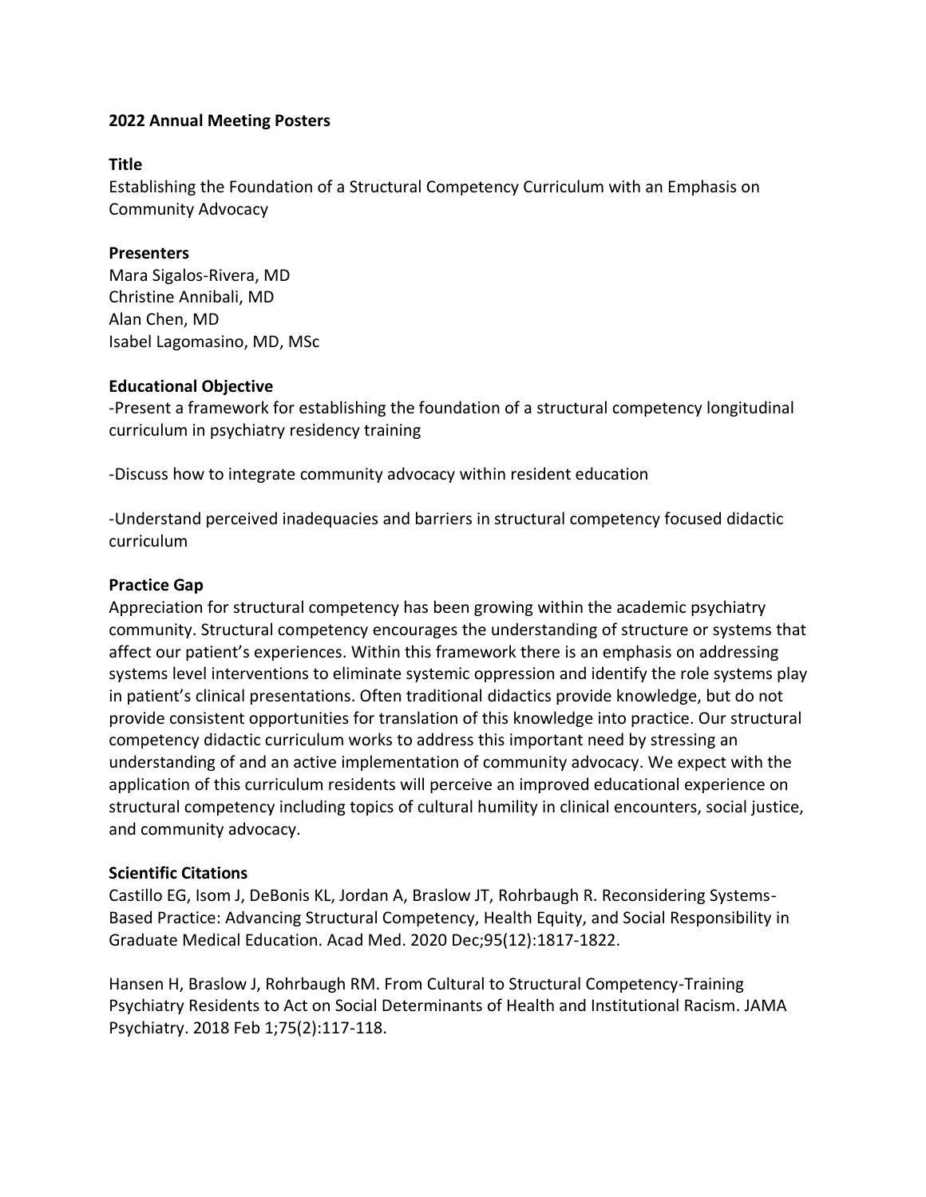**2022 Annual Meeting Posters**

**Title**

Establishing the Foundation of a Structural Competency Curriculum with an Emphasis on Community Advocacy

**Presenters**

Mara Sigalos-Rivera, MD
Christine Annibali, MD
Alan Chen, MD
Isabel Lagomasino, MD, MSc

**Educational Objective**

-Present a framework for establishing the foundation of a structural competency longitudinal curriculum in psychiatry residency training

-Discuss how to integrate community advocacy within resident education

-Understand perceived inadequacies and barriers in structural competency focused didactic curriculum

**Practice Gap**

Appreciation for structural competency has been growing within the academic psychiatry community. Structural competency encourages the understanding of structure or systems that affect our patient's experiences. Within this framework there is an emphasis on addressing systems level interventions to eliminate systemic oppression and identify the role systems play in patient's clinical presentations. Often traditional didactics provide knowledge, but do not provide consistent opportunities for translation of this knowledge into practice. Our structural competency didactic curriculum works to address this important need by stressing an understanding of and an active implementation of community advocacy. We expect with the application of this curriculum residents will perceive an improved educational experience on structural competency including topics of cultural humility in clinical encounters, social justice, and community advocacy.

**Scientific Citations**

Castillo EG, Isom J, DeBonis KL, Jordan A, Braslow JT, Rohrbaugh R. Reconsidering Systems-Based Practice: Advancing Structural Competency, Health Equity, and Social Responsibility in Graduate Medical Education. Acad Med. 2020 Dec;95(12):1817-1822.

Hansen H, Braslow J, Rohrbaugh RM. From Cultural to Structural Competency-Training Psychiatry Residents to Act on Social Determinants of Health and Institutional Racism. JAMA Psychiatry. 2018 Feb 1;75(2):117-118.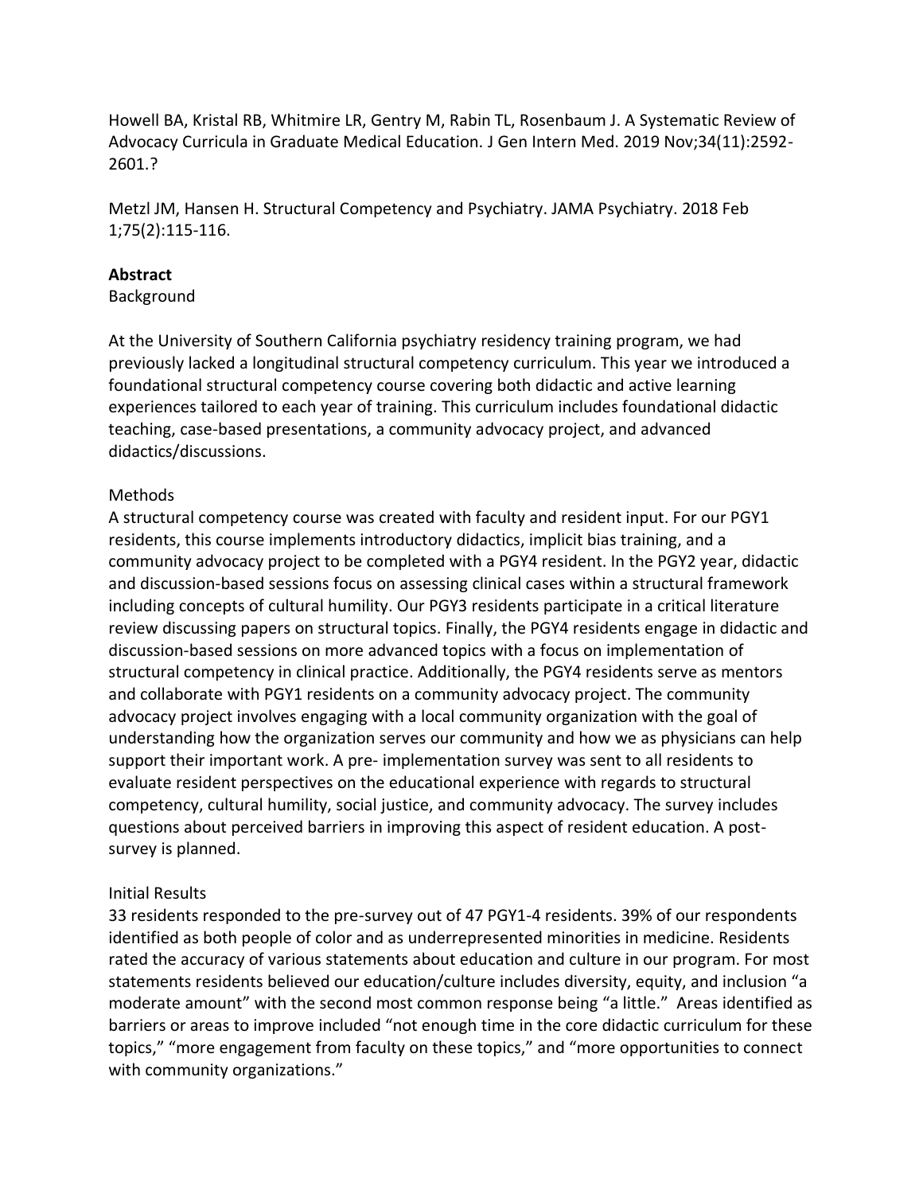Howell BA, Kristal RB, Whitmire LR, Gentry M, Rabin TL, Rosenbaum J. A Systematic Review of Advocacy Curricula in Graduate Medical Education. J Gen Intern Med. 2019 Nov;34(11):2592-2601.?

Metzl JM, Hansen H. Structural Competency and Psychiatry. JAMA Psychiatry. 2018 Feb 1;75(2):115-116.

**Abstract**

Background

At the University of Southern California psychiatry residency training program, we had previously lacked a longitudinal structural competency curriculum. This year we introduced a foundational structural competency course covering both didactic and active learning experiences tailored to each year of training. This curriculum includes foundational didactic teaching, case-based presentations, a community advocacy project, and advanced didactics/discussions.

Methods

A structural competency course was created with faculty and resident input. For our PGY1 residents, this course implements introductory didactics, implicit bias training, and a community advocacy project to be completed with a PGY4 resident. In the PGY2 year, didactic and discussion-based sessions focus on assessing clinical cases within a structural framework including concepts of cultural humility. Our PGY3 residents participate in a critical literature review discussing papers on structural topics. Finally, the PGY4 residents engage in didactic and discussion-based sessions on more advanced topics with a focus on implementation of structural competency in clinical practice. Additionally, the PGY4 residents serve as mentors and collaborate with PGY1 residents on a community advocacy project. The community advocacy project involves engaging with a local community organization with the goal of understanding how the organization serves our community and how we as physicians can help support their important work. A pre- implementation survey was sent to all residents to evaluate resident perspectives on the educational experience with regards to structural competency, cultural humility, social justice, and community advocacy. The survey includes questions about perceived barriers in improving this aspect of resident education. A post-survey is planned.

Initial Results

33 residents responded to the pre-survey out of 47 PGY1-4 residents. 39% of our respondents identified as both people of color and as underrepresented minorities in medicine. Residents rated the accuracy of various statements about education and culture in our program. For most statements residents believed our education/culture includes diversity, equity, and inclusion "a moderate amount" with the second most common response being "a little." Areas identified as barriers or areas to improve included "not enough time in the core didactic curriculum for these topics," "more engagement from faculty on these topics," and "more opportunities to connect with community organizations."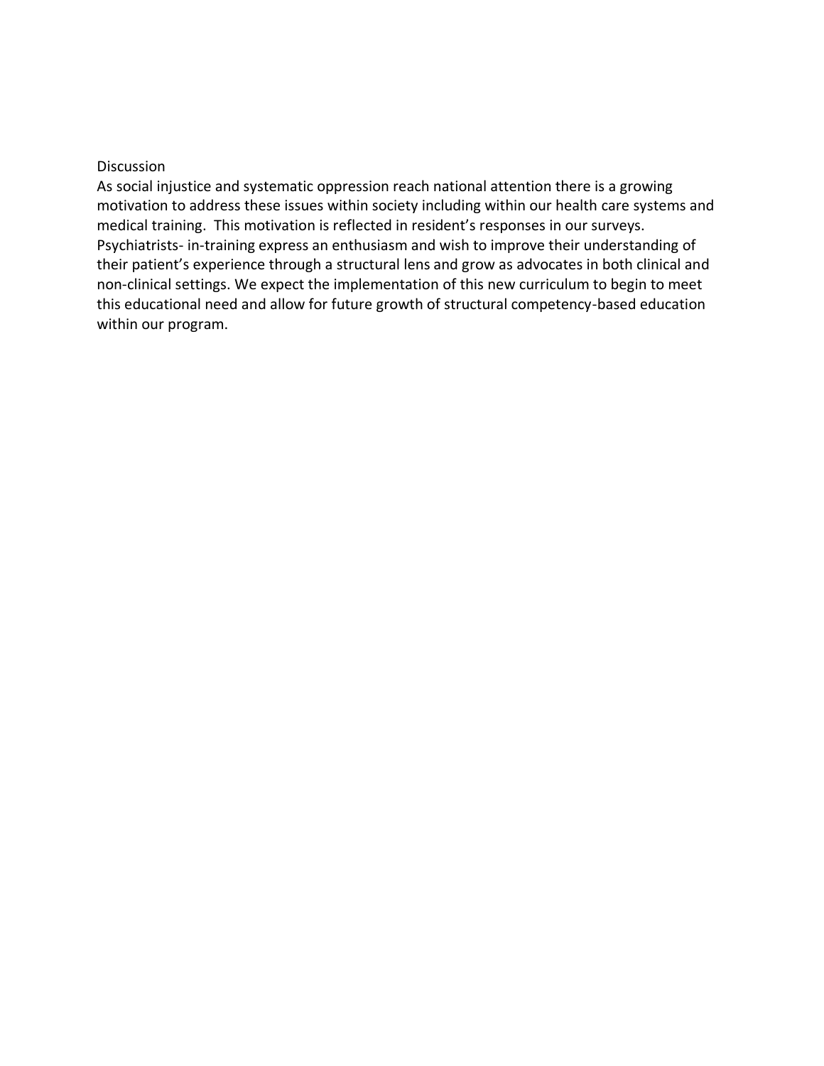## Discussion

As social injustice and systematic oppression reach national attention there is a growing motivation to address these issues within society including within our health care systems and medical training.  This motivation is reflected in resident's responses in our surveys. Psychiatrists- in-training express an enthusiasm and wish to improve their understanding of their patient's experience through a structural lens and grow as advocates in both clinical and non-clinical settings. We expect the implementation of this new curriculum to begin to meet this educational need and allow for future growth of structural competency-based education within our program.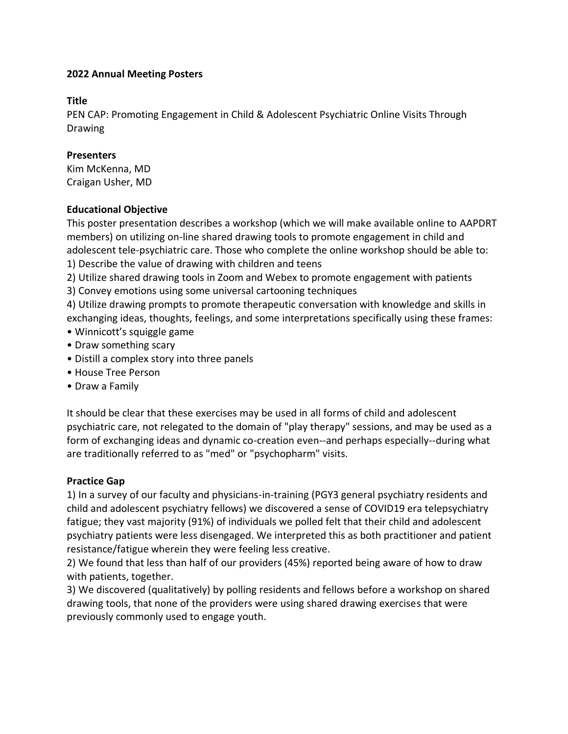**2022 Annual Meeting Posters**

**Title**

PEN CAP: Promoting Engagement in Child & Adolescent Psychiatric Online Visits Through Drawing

**Presenters**

Kim McKenna, MD
Craigan Usher, MD

**Educational Objective**

This poster presentation describes a workshop (which we will make available online to AAPDRT members) on utilizing on-line shared drawing tools to promote engagement in child and adolescent tele-psychiatric care. Those who complete the online workshop should be able to:

1) Describe the value of drawing with children and teens
2) Utilize shared drawing tools in Zoom and Webex to promote engagement with patients
3) Convey emotions using some universal cartooning techniques
4) Utilize drawing prompts to promote therapeutic conversation with knowledge and skills in exchanging ideas, thoughts, feelings, and some interpretations specifically using these frames:

- Winnicott's squiggle game
- Draw something scary
- Distill a complex story into three panels
- House Tree Person
- Draw a Family

It should be clear that these exercises may be used in all forms of child and adolescent psychiatric care, not relegated to the domain of "play therapy" sessions, and may be used as a form of exchanging ideas and dynamic co-creation even--and perhaps especially--during what are traditionally referred to as "med" or "psychopharm" visits.

**Practice Gap**

1) In a survey of our faculty and physicians-in-training (PGY3 general psychiatry residents and child and adolescent psychiatry fellows) we discovered a sense of COVID19 era telepsychiatry fatigue; they vast majority (91%) of individuals we polled felt that their child and adolescent psychiatry patients were less disengaged. We interpreted this as both practitioner and patient resistance/fatigue wherein they were feeling less creative.

2) We found that less than half of our providers (45%) reported being aware of how to draw with patients, together.

3) We discovered (qualitatively) by polling residents and fellows before a workshop on shared drawing tools, that none of the providers were using shared drawing exercises that were previously commonly used to engage youth.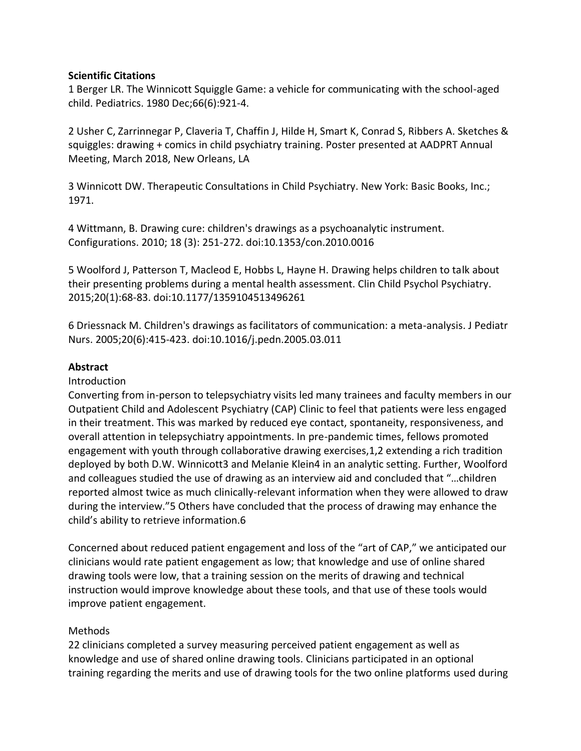**Scientific Citations**

1 Berger LR. The Winnicott Squiggle Game: a vehicle for communicating with the school-aged child. Pediatrics. 1980 Dec;66(6):921-4.

2 Usher C, Zarrinnegar P, Claveria T, Chaffin J, Hilde H, Smart K, Conrad S, Ribbers A. Sketches & squiggles: drawing + comics in child psychiatry training. Poster presented at AADPRT Annual Meeting, March 2018, New Orleans, LA

3 Winnicott DW. Therapeutic Consultations in Child Psychiatry. New York: Basic Books, Inc.; 1971.

4 Wittmann, B. Drawing cure: children's drawings as a psychoanalytic instrument. Configurations. 2010; 18 (3): 251-272. doi:10.1353/con.2010.0016

5 Woolford J, Patterson T, Macleod E, Hobbs L, Hayne H. Drawing helps children to talk about their presenting problems during a mental health assessment. Clin Child Psychol Psychiatry. 2015;20(1):68-83. doi:10.1177/1359104513496261

6 Driessnack M. Children's drawings as facilitators of communication: a meta-analysis. J Pediatr Nurs. 2005;20(6):415-423. doi:10.1016/j.pedn.2005.03.011

**Abstract**

Introduction

Converting from in-person to telepsychiatry visits led many trainees and faculty members in our Outpatient Child and Adolescent Psychiatry (CAP) Clinic to feel that patients were less engaged in their treatment. This was marked by reduced eye contact, spontaneity, responsiveness, and overall attention in telepsychiatry appointments. In pre-pandemic times, fellows promoted engagement with youth through collaborative drawing exercises,[1,2] extending a rich tradition deployed by both D.W. Winnicott[3] and Melanie Klein[4] in an analytic setting. Further, Woolford and colleagues studied the use of drawing as an interview aid and concluded that "…children reported almost twice as much clinically-relevant information when they were allowed to draw during the interview."[5] Others have concluded that the process of drawing may enhance the child's ability to retrieve information.[6]

Concerned about reduced patient engagement and loss of the "art of CAP," we anticipated our clinicians would rate patient engagement as low; that knowledge and use of online shared drawing tools were low, that a training session on the merits of drawing and technical instruction would improve knowledge about these tools, and that use of these tools would improve patient engagement.

Methods

22 clinicians completed a survey measuring perceived patient engagement as well as knowledge and use of shared online drawing tools. Clinicians participated in an optional training regarding the merits and use of drawing tools for the two online platforms used during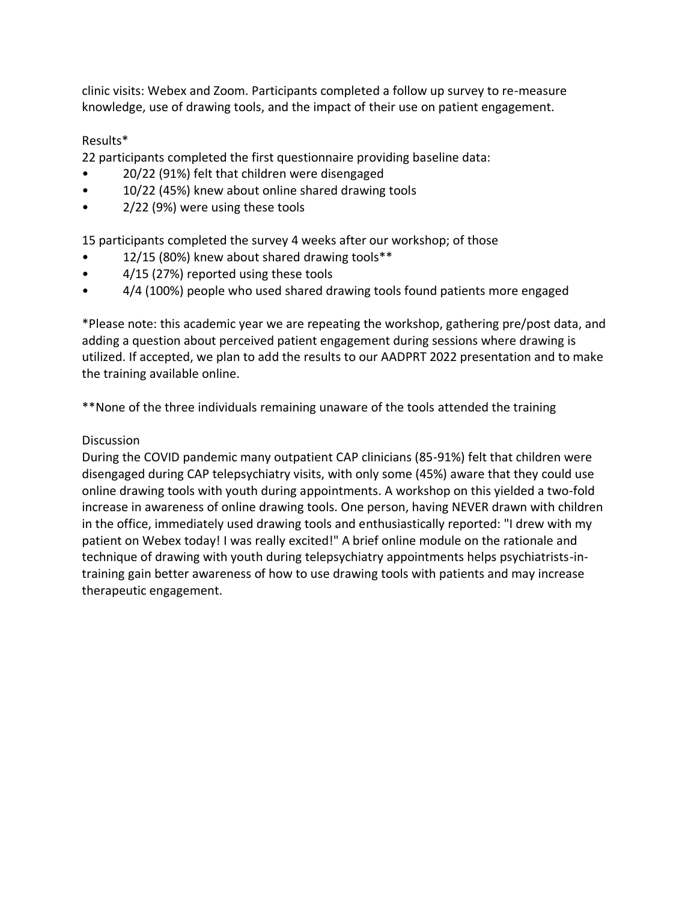clinic visits: Webex and Zoom. Participants completed a follow up survey to re-measure knowledge, use of drawing tools, and the impact of their use on patient engagement.

Results*

22 participants completed the first questionnaire providing baseline data:

- 20/22 (91%) felt that children were disengaged
- 10/22 (45%) knew about online shared drawing tools
- 2/22 (9%) were using these tools

15 participants completed the survey 4 weeks after our workshop; of those

- 12/15 (80%) knew about shared drawing tools**
- 4/15 (27%) reported using these tools
- 4/4 (100%) people who used shared drawing tools found patients more engaged

*Please note: this academic year we are repeating the workshop, gathering pre/post data, and adding a question about perceived patient engagement during sessions where drawing is utilized. If accepted, we plan to add the results to our AADPRT 2022 presentation and to make the training available online.

**None of the three individuals remaining unaware of the tools attended the training

Discussion

During the COVID pandemic many outpatient CAP clinicians (85-91%) felt that children were disengaged during CAP telepsychiatry visits, with only some (45%) aware that they could use online drawing tools with youth during appointments. A workshop on this yielded a two-fold increase in awareness of online drawing tools. One person, having NEVER drawn with children in the office, immediately used drawing tools and enthusiastically reported: "I drew with my patient on Webex today! I was really excited!" A brief online module on the rationale and technique of drawing with youth during telepsychiatry appointments helps psychiatrists-in-training gain better awareness of how to use drawing tools with patients and may increase therapeutic engagement.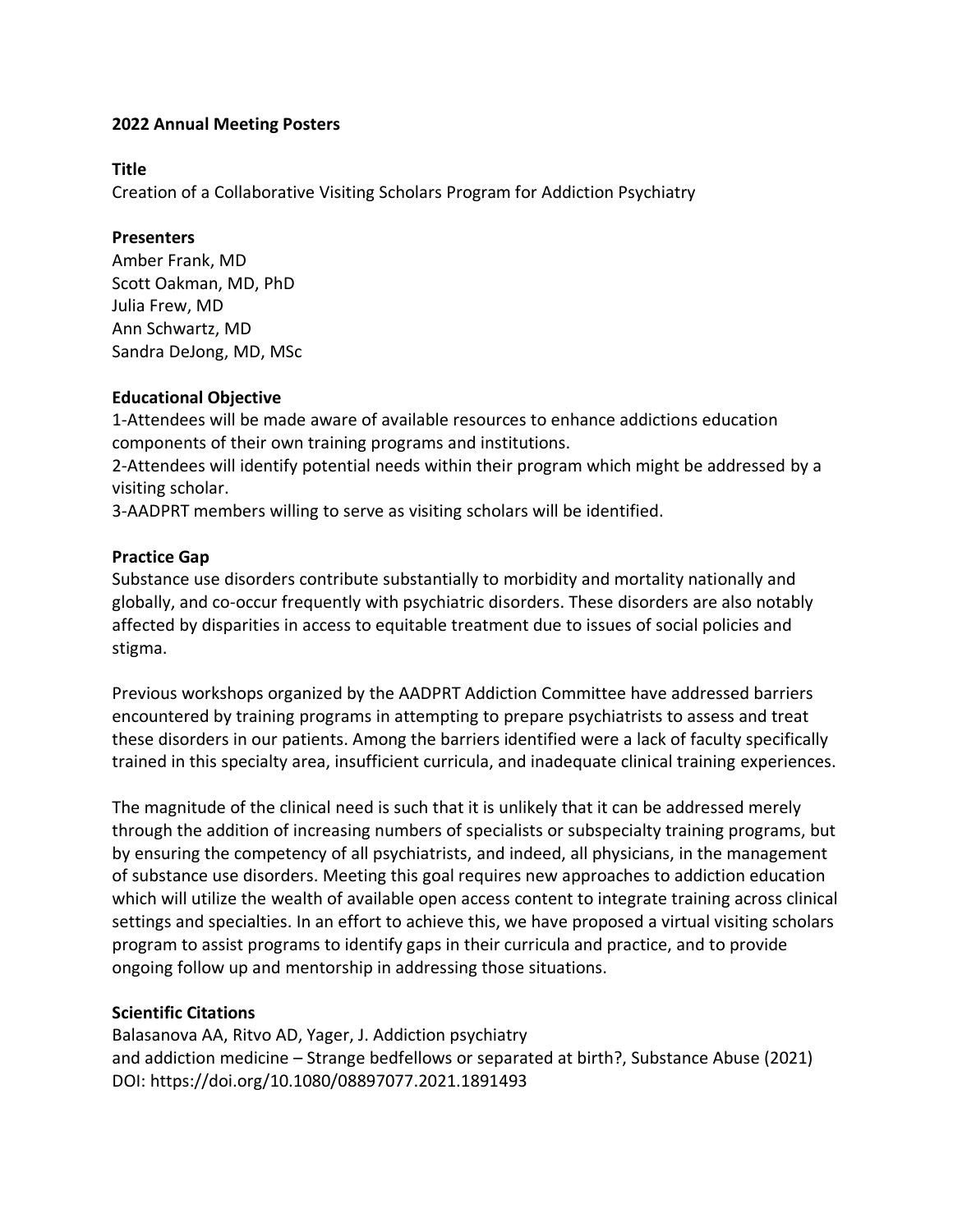**2022 Annual Meeting Posters**

**Title**

Creation of a Collaborative Visiting Scholars Program for Addiction Psychiatry

**Presenters**

Amber Frank, MD
Scott Oakman, MD, PhD
Julia Frew, MD
Ann Schwartz, MD
Sandra DeJong, MD, MSc

**Educational Objective**

1-Attendees will be made aware of available resources to enhance addictions education components of their own training programs and institutions.
2-Attendees will identify potential needs within their program which might be addressed by a visiting scholar.
3-AADPRT members willing to serve as visiting scholars will be identified.

**Practice Gap**

Substance use disorders contribute substantially to morbidity and mortality nationally and globally, and co-occur frequently with psychiatric disorders. These disorders are also notably affected by disparities in access to equitable treatment due to issues of social policies and stigma.

Previous workshops organized by the AADPRT Addiction Committee have addressed barriers encountered by training programs in attempting to prepare psychiatrists to assess and treat these disorders in our patients. Among the barriers identified were a lack of faculty specifically trained in this specialty area, insufficient curricula, and inadequate clinical training experiences.

The magnitude of the clinical need is such that it is unlikely that it can be addressed merely through the addition of increasing numbers of specialists or subspecialty training programs, but by ensuring the competency of all psychiatrists, and indeed, all physicians, in the management of substance use disorders. Meeting this goal requires new approaches to addiction education which will utilize the wealth of available open access content to integrate training across clinical settings and specialties. In an effort to achieve this, we have proposed a virtual visiting scholars program to assist programs to identify gaps in their curricula and practice, and to provide ongoing follow up and mentorship in addressing those situations.

**Scientific Citations**

Balasanova AA, Ritvo AD, Yager, J. Addiction psychiatry and addiction medicine – Strange bedfellows or separated at birth?, Substance Abuse (2021) DOI: https://doi.org/10.1080/08897077.2021.1891493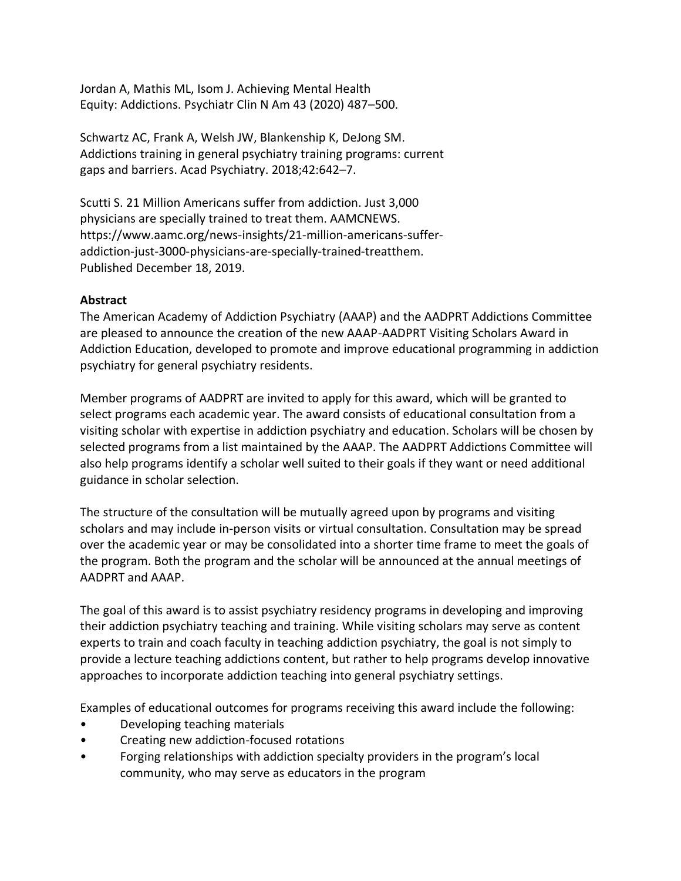Jordan A, Mathis ML, Isom J. Achieving Mental Health Equity: Addictions. Psychiatr Clin N Am 43 (2020) 487–500.

Schwartz AC, Frank A, Welsh JW, Blankenship K, DeJong SM. Addictions training in general psychiatry training programs: current gaps and barriers. Acad Psychiatry. 2018;42:642–7.

Scutti S. 21 Million Americans suffer from addiction. Just 3,000 physicians are specially trained to treat them. AAMCNEWS. https://www.aamc.org/news-insights/21-million-americans-suffer-addiction-just-3000-physicians-are-specially-trained-treatthem. Published December 18, 2019.

**Abstract**

The American Academy of Addiction Psychiatry (AAAP) and the AADPRT Addictions Committee are pleased to announce the creation of the new AAAP-AADPRT Visiting Scholars Award in Addiction Education, developed to promote and improve educational programming in addiction psychiatry for general psychiatry residents.

Member programs of AADPRT are invited to apply for this award, which will be granted to select programs each academic year. The award consists of educational consultation from a visiting scholar with expertise in addiction psychiatry and education. Scholars will be chosen by selected programs from a list maintained by the AAAP. The AADPRT Addictions Committee will also help programs identify a scholar well suited to their goals if they want or need additional guidance in scholar selection.

The structure of the consultation will be mutually agreed upon by programs and visiting scholars and may include in-person visits or virtual consultation. Consultation may be spread over the academic year or may be consolidated into a shorter time frame to meet the goals of the program. Both the program and the scholar will be announced at the annual meetings of AADPRT and AAAP.

The goal of this award is to assist psychiatry residency programs in developing and improving their addiction psychiatry teaching and training. While visiting scholars may serve as content experts to train and coach faculty in teaching addiction psychiatry, the goal is not simply to provide a lecture teaching addictions content, but rather to help programs develop innovative approaches to incorporate addiction teaching into general psychiatry settings.

Examples of educational outcomes for programs receiving this award include the following:

- Developing teaching materials
- Creating new addiction-focused rotations
- Forging relationships with addiction specialty providers in the program's local community, who may serve as educators in the program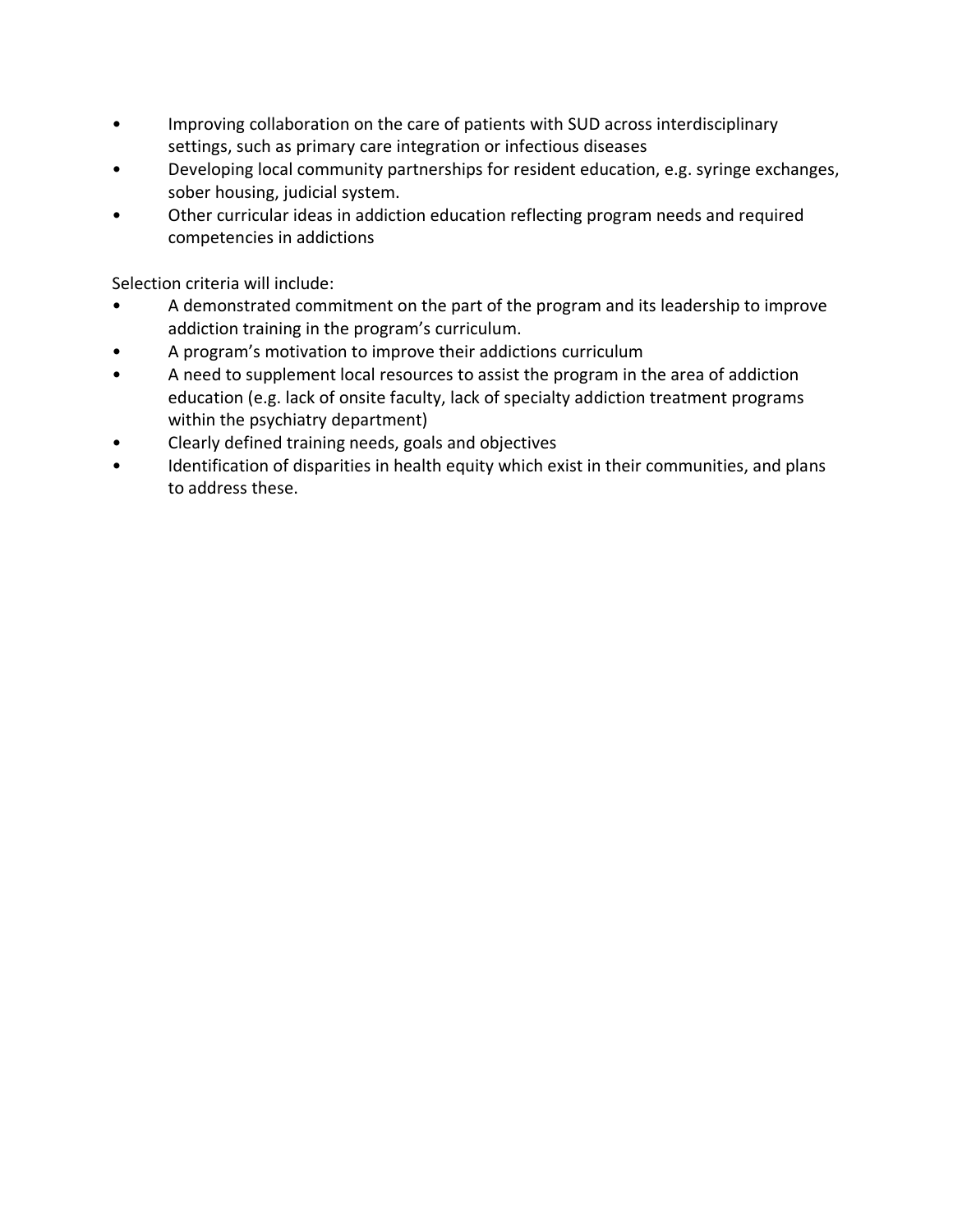- Improving collaboration on the care of patients with SUD across interdisciplinary settings, such as primary care integration or infectious diseases
- Developing local community partnerships for resident education, e.g. syringe exchanges, sober housing, judicial system.
- Other curricular ideas in addiction education reflecting program needs and required competencies in addictions

Selection criteria will include:

- A demonstrated commitment on the part of the program and its leadership to improve addiction training in the program's curriculum.
- A program's motivation to improve their addictions curriculum
- A need to supplement local resources to assist the program in the area of addiction education (e.g. lack of onsite faculty, lack of specialty addiction treatment programs within the psychiatry department)
- Clearly defined training needs, goals and objectives
- Identification of disparities in health equity which exist in their communities, and plans to address these.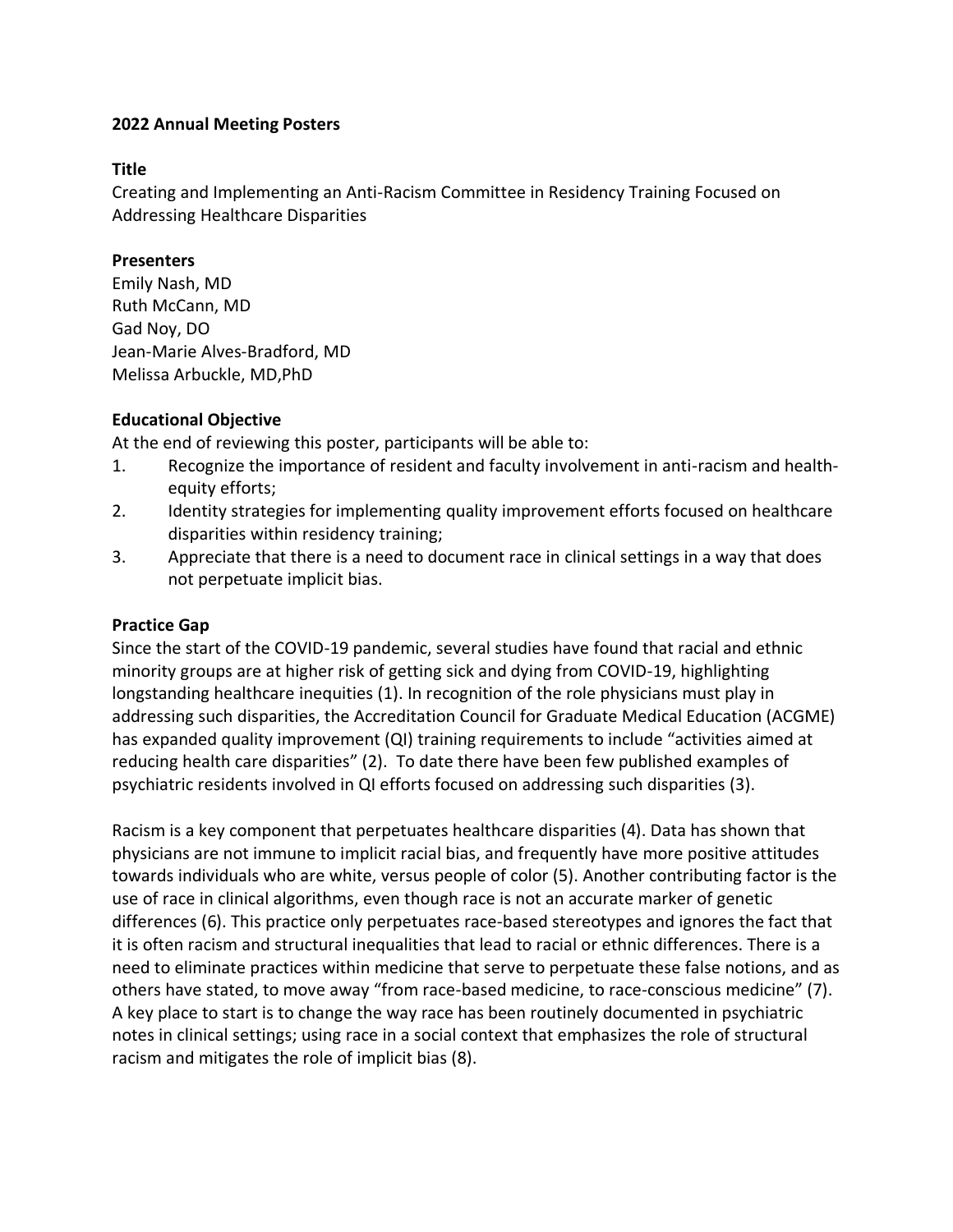**2022 Annual Meeting Posters**

**Title**

Creating and Implementing an Anti-Racism Committee in Residency Training Focused on Addressing Healthcare Disparities

**Presenters**

Emily Nash, MD
Ruth McCann, MD
Gad Noy, DO
Jean-Marie Alves-Bradford, MD
Melissa Arbuckle, MD,PhD

**Educational Objective**

At the end of reviewing this poster, participants will be able to:

1. Recognize the importance of resident and faculty involvement in anti-racism and health-equity efforts;
2. Identity strategies for implementing quality improvement efforts focused on healthcare disparities within residency training;
3. Appreciate that there is a need to document race in clinical settings in a way that does not perpetuate implicit bias.

**Practice Gap**

Since the start of the COVID-19 pandemic, several studies have found that racial and ethnic minority groups are at higher risk of getting sick and dying from COVID-19, highlighting longstanding healthcare inequities (1). In recognition of the role physicians must play in addressing such disparities, the Accreditation Council for Graduate Medical Education (ACGME) has expanded quality improvement (QI) training requirements to include "activities aimed at reducing health care disparities" (2). To date there have been few published examples of psychiatric residents involved in QI efforts focused on addressing such disparities (3).

Racism is a key component that perpetuates healthcare disparities (4). Data has shown that physicians are not immune to implicit racial bias, and frequently have more positive attitudes towards individuals who are white, versus people of color (5). Another contributing factor is the use of race in clinical algorithms, even though race is not an accurate marker of genetic differences (6). This practice only perpetuates race-based stereotypes and ignores the fact that it is often racism and structural inequalities that lead to racial or ethnic differences. There is a need to eliminate practices within medicine that serve to perpetuate these false notions, and as others have stated, to move away "from race-based medicine, to race-conscious medicine" (7). A key place to start is to change the way race has been routinely documented in psychiatric notes in clinical settings; using race in a social context that emphasizes the role of structural racism and mitigates the role of implicit bias (8).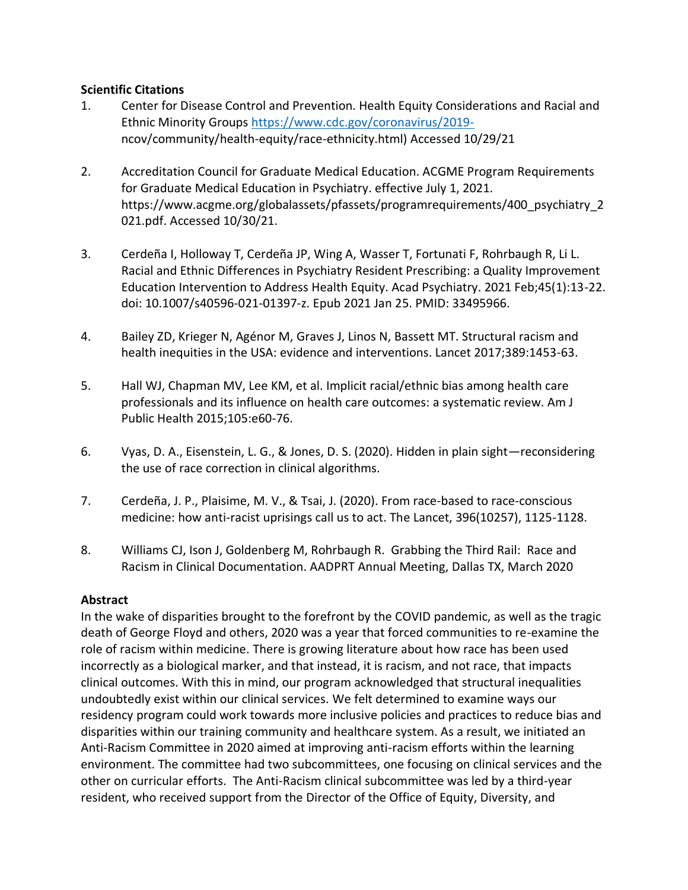**Scientific Citations**

1. Center for Disease Control and Prevention. Health Equity Considerations and Racial and Ethnic Minority Groups https://www.cdc.gov/coronavirus/2019-ncov/community/health-equity/race-ethnicity.html) Accessed 10/29/21

2. Accreditation Council for Graduate Medical Education. ACGME Program Requirements for Graduate Medical Education in Psychiatry. effective July 1, 2021. https://www.acgme.org/globalassets/pfassets/programrequirements/400_psychiatry_2021.pdf. Accessed 10/30/21.

3. Cerdeña I, Holloway T, Cerdeña JP, Wing A, Wasser T, Fortunati F, Rohrbaugh R, Li L. Racial and Ethnic Differences in Psychiatry Resident Prescribing: a Quality Improvement Education Intervention to Address Health Equity. Acad Psychiatry. 2021 Feb;45(1):13-22. doi: 10.1007/s40596-021-01397-z. Epub 2021 Jan 25. PMID: 33495966.

4. Bailey ZD, Krieger N, Agénor M, Graves J, Linos N, Bassett MT. Structural racism and health inequities in the USA: evidence and interventions. Lancet 2017;389:1453-63.

5. Hall WJ, Chapman MV, Lee KM, et al. Implicit racial/ethnic bias among health care professionals and its influence on health care outcomes: a systematic review. Am J Public Health 2015;105:e60-76.

6. Vyas, D. A., Eisenstein, L. G., & Jones, D. S. (2020). Hidden in plain sight—reconsidering the use of race correction in clinical algorithms.

7. Cerdeña, J. P., Plaisime, M. V., & Tsai, J. (2020). From race-based to race-conscious medicine: how anti-racist uprisings call us to act. The Lancet, 396(10257), 1125-1128.

8. Williams CJ, Ison J, Goldenberg M, Rohrbaugh R. Grabbing the Third Rail: Race and Racism in Clinical Documentation. AADPRT Annual Meeting, Dallas TX, March 2020

**Abstract**

In the wake of disparities brought to the forefront by the COVID pandemic, as well as the tragic death of George Floyd and others, 2020 was a year that forced communities to re-examine the role of racism within medicine. There is growing literature about how race has been used incorrectly as a biological marker, and that instead, it is racism, and not race, that impacts clinical outcomes. With this in mind, our program acknowledged that structural inequalities undoubtedly exist within our clinical services. We felt determined to examine ways our residency program could work towards more inclusive policies and practices to reduce bias and disparities within our training community and healthcare system. As a result, we initiated an Anti-Racism Committee in 2020 aimed at improving anti-racism efforts within the learning environment. The committee had two subcommittees, one focusing on clinical services and the other on curricular efforts. The Anti-Racism clinical subcommittee was led by a third-year resident, who received support from the Director of the Office of Equity, Diversity, and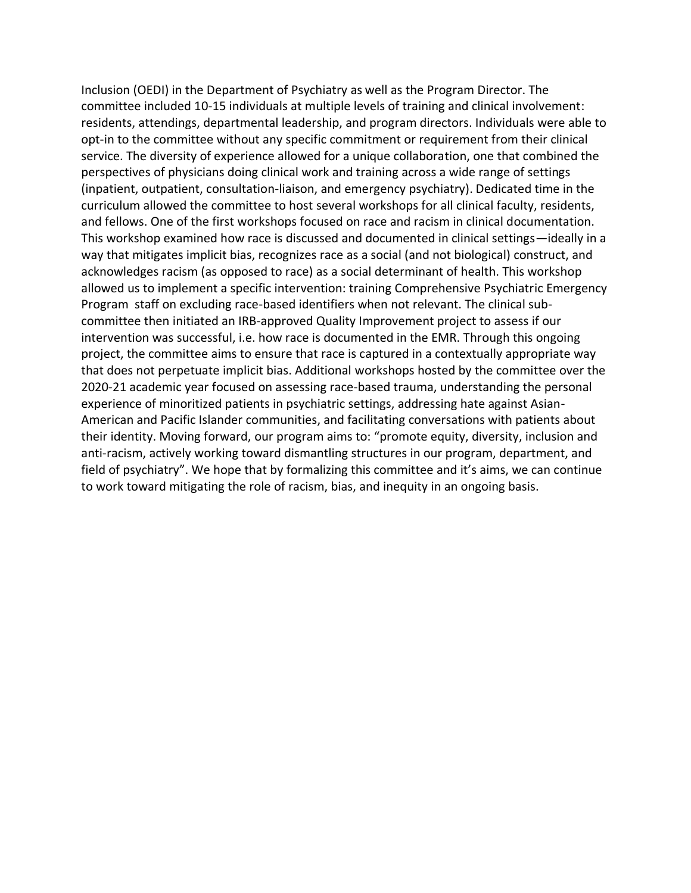Inclusion (OEDI) in the Department of Psychiatry as well as the Program Director. The committee included 10-15 individuals at multiple levels of training and clinical involvement: residents, attendings, departmental leadership, and program directors. Individuals were able to opt-in to the committee without any specific commitment or requirement from their clinical service. The diversity of experience allowed for a unique collaboration, one that combined the perspectives of physicians doing clinical work and training across a wide range of settings (inpatient, outpatient, consultation-liaison, and emergency psychiatry). Dedicated time in the curriculum allowed the committee to host several workshops for all clinical faculty, residents, and fellows. One of the first workshops focused on race and racism in clinical documentation. This workshop examined how race is discussed and documented in clinical settings—ideally in a way that mitigates implicit bias, recognizes race as a social (and not biological) construct, and acknowledges racism (as opposed to race) as a social determinant of health. This workshop allowed us to implement a specific intervention: training Comprehensive Psychiatric Emergency Program staff on excluding race-based identifiers when not relevant. The clinical sub-committee then initiated an IRB-approved Quality Improvement project to assess if our intervention was successful, i.e. how race is documented in the EMR. Through this ongoing project, the committee aims to ensure that race is captured in a contextually appropriate way that does not perpetuate implicit bias. Additional workshops hosted by the committee over the 2020-21 academic year focused on assessing race-based trauma, understanding the personal experience of minoritized patients in psychiatric settings, addressing hate against Asian-American and Pacific Islander communities, and facilitating conversations with patients about their identity. Moving forward, our program aims to: "promote equity, diversity, inclusion and anti-racism, actively working toward dismantling structures in our program, department, and field of psychiatry". We hope that by formalizing this committee and it's aims, we can continue to work toward mitigating the role of racism, bias, and inequity in an ongoing basis.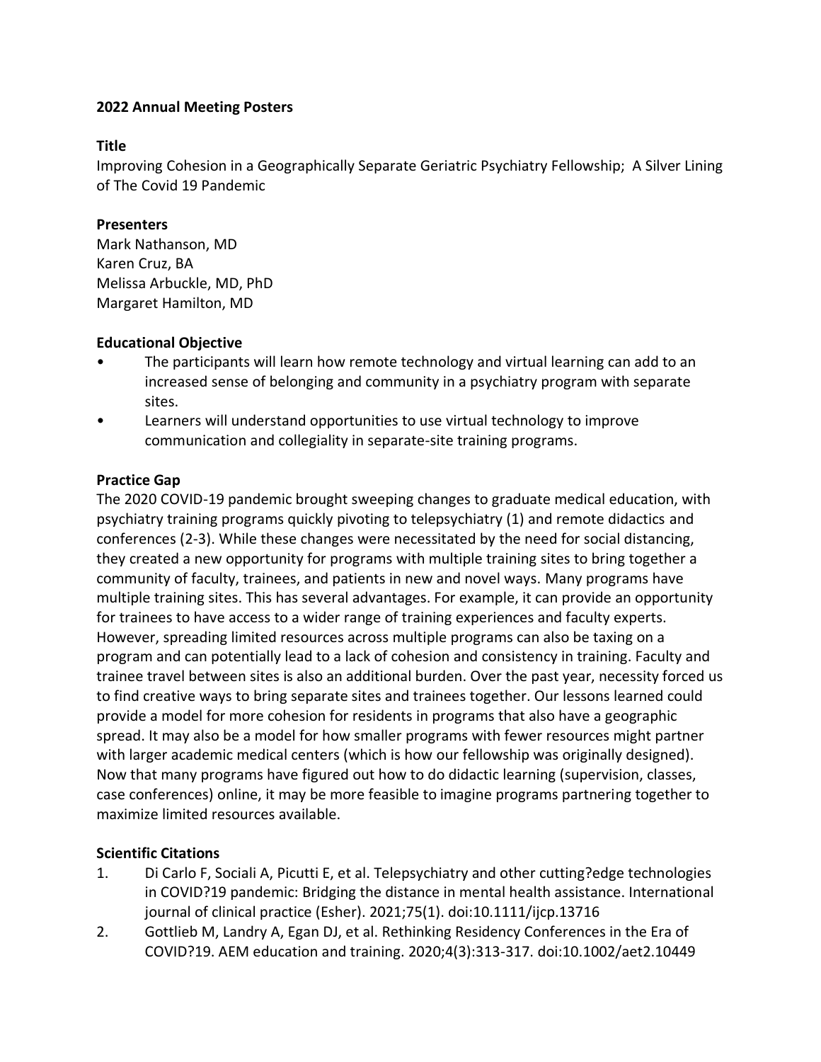**2022 Annual Meeting Posters**

**Title**

Improving Cohesion in a Geographically Separate Geriatric Psychiatry Fellowship; A Silver Lining of The Covid 19 Pandemic

**Presenters**

Mark Nathanson, MD
Karen Cruz, BA
Melissa Arbuckle, MD, PhD
Margaret Hamilton, MD

**Educational Objective**

- The participants will learn how remote technology and virtual learning can add to an increased sense of belonging and community in a psychiatry program with separate sites.
- Learners will understand opportunities to use virtual technology to improve communication and collegiality in separate-site training programs.

**Practice Gap**

The 2020 COVID-19 pandemic brought sweeping changes to graduate medical education, with psychiatry training programs quickly pivoting to telepsychiatry (1) and remote didactics and conferences (2-3). While these changes were necessitated by the need for social distancing, they created a new opportunity for programs with multiple training sites to bring together a community of faculty, trainees, and patients in new and novel ways. Many programs have multiple training sites. This has several advantages. For example, it can provide an opportunity for trainees to have access to a wider range of training experiences and faculty experts. However, spreading limited resources across multiple programs can also be taxing on a program and can potentially lead to a lack of cohesion and consistency in training. Faculty and trainee travel between sites is also an additional burden. Over the past year, necessity forced us to find creative ways to bring separate sites and trainees together. Our lessons learned could provide a model for more cohesion for residents in programs that also have a geographic spread. It may also be a model for how smaller programs with fewer resources might partner with larger academic medical centers (which is how our fellowship was originally designed). Now that many programs have figured out how to do didactic learning (supervision, classes, case conferences) online, it may be more feasible to imagine programs partnering together to maximize limited resources available.

**Scientific Citations**

1. Di Carlo F, Sociali A, Picutti E, et al. Telepsychiatry and other cutting?edge technologies in COVID?19 pandemic: Bridging the distance in mental health assistance. International journal of clinical practice (Esher). 2021;75(1). doi:10.1111/ijcp.13716
2. Gottlieb M, Landry A, Egan DJ, et al. Rethinking Residency Conferences in the Era of COVID?19. AEM education and training. 2020;4(3):313-317. doi:10.1002/aet2.10449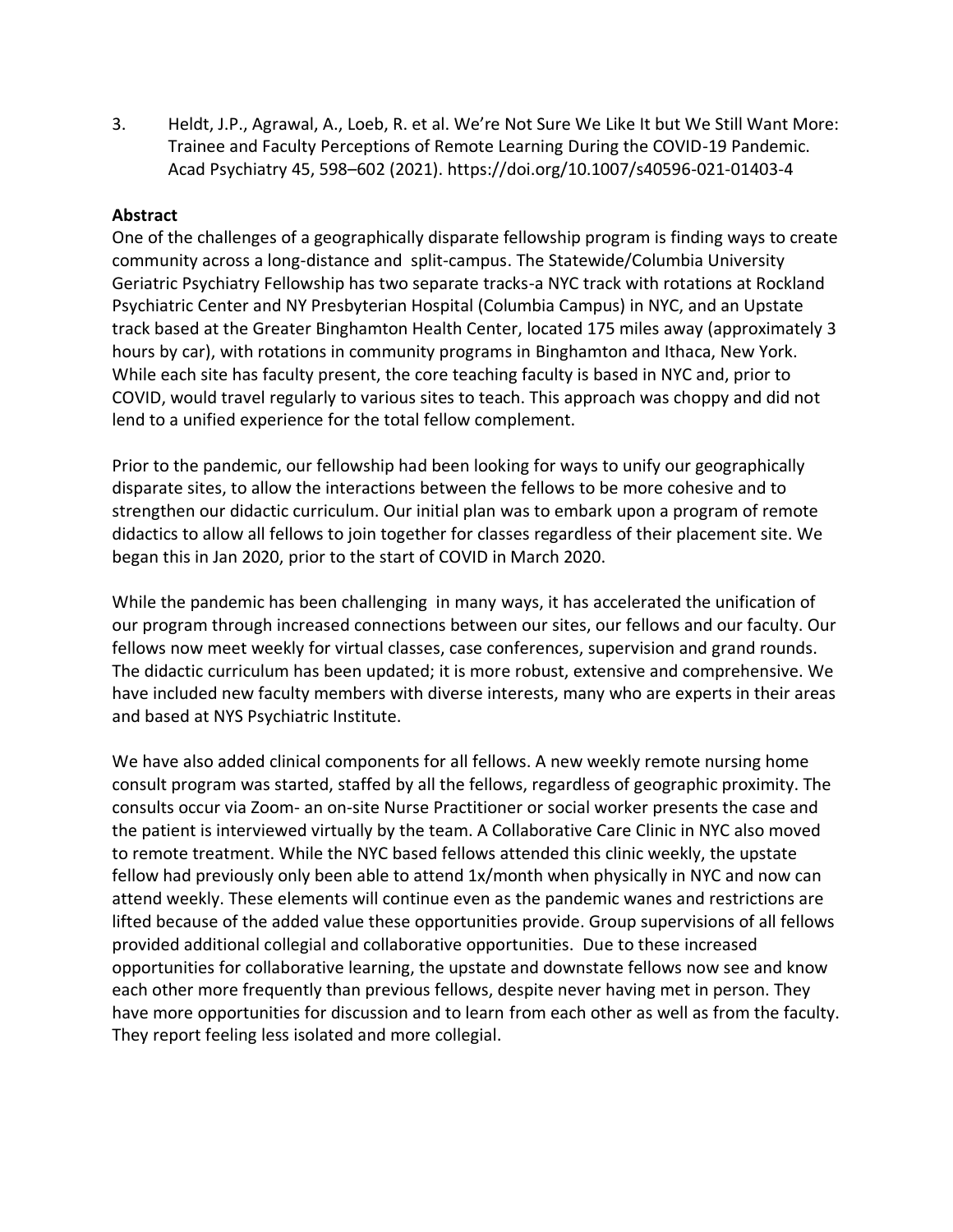3. Heldt, J.P., Agrawal, A., Loeb, R. et al. We're Not Sure We Like It but We Still Want More: Trainee and Faculty Perceptions of Remote Learning During the COVID-19 Pandemic. Acad Psychiatry 45, 598–602 (2021). https://doi.org/10.1007/s40596-021-01403-4

**Abstract**

One of the challenges of a geographically disparate fellowship program is finding ways to create community across a long-distance and split-campus. The Statewide/Columbia University Geriatric Psychiatry Fellowship has two separate tracks-a NYC track with rotations at Rockland Psychiatric Center and NY Presbyterian Hospital (Columbia Campus) in NYC, and an Upstate track based at the Greater Binghamton Health Center, located 175 miles away (approximately 3 hours by car), with rotations in community programs in Binghamton and Ithaca, New York. While each site has faculty present, the core teaching faculty is based in NYC and, prior to COVID, would travel regularly to various sites to teach. This approach was choppy and did not lend to a unified experience for the total fellow complement.

Prior to the pandemic, our fellowship had been looking for ways to unify our geographically disparate sites, to allow the interactions between the fellows to be more cohesive and to strengthen our didactic curriculum. Our initial plan was to embark upon a program of remote didactics to allow all fellows to join together for classes regardless of their placement site. We began this in Jan 2020, prior to the start of COVID in March 2020.

While the pandemic has been challenging in many ways, it has accelerated the unification of our program through increased connections between our sites, our fellows and our faculty. Our fellows now meet weekly for virtual classes, case conferences, supervision and grand rounds. The didactic curriculum has been updated; it is more robust, extensive and comprehensive. We have included new faculty members with diverse interests, many who are experts in their areas and based at NYS Psychiatric Institute.

We have also added clinical components for all fellows. A new weekly remote nursing home consult program was started, staffed by all the fellows, regardless of geographic proximity. The consults occur via Zoom- an on-site Nurse Practitioner or social worker presents the case and the patient is interviewed virtually by the team. A Collaborative Care Clinic in NYC also moved to remote treatment. While the NYC based fellows attended this clinic weekly, the upstate fellow had previously only been able to attend 1x/month when physically in NYC and now can attend weekly. These elements will continue even as the pandemic wanes and restrictions are lifted because of the added value these opportunities provide. Group supervisions of all fellows provided additional collegial and collaborative opportunities. Due to these increased opportunities for collaborative learning, the upstate and downstate fellows now see and know each other more frequently than previous fellows, despite never having met in person. They have more opportunities for discussion and to learn from each other as well as from the faculty. They report feeling less isolated and more collegial.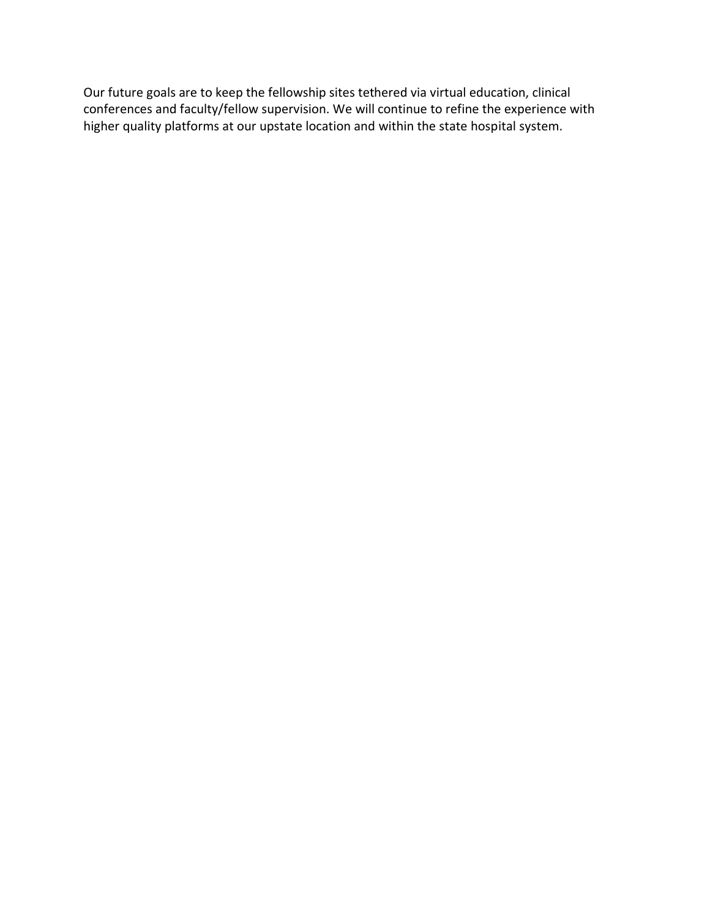Our future goals are to keep the fellowship sites tethered via virtual education, clinical conferences and faculty/fellow supervision. We will continue to refine the experience with higher quality platforms at our upstate location and within the state hospital system.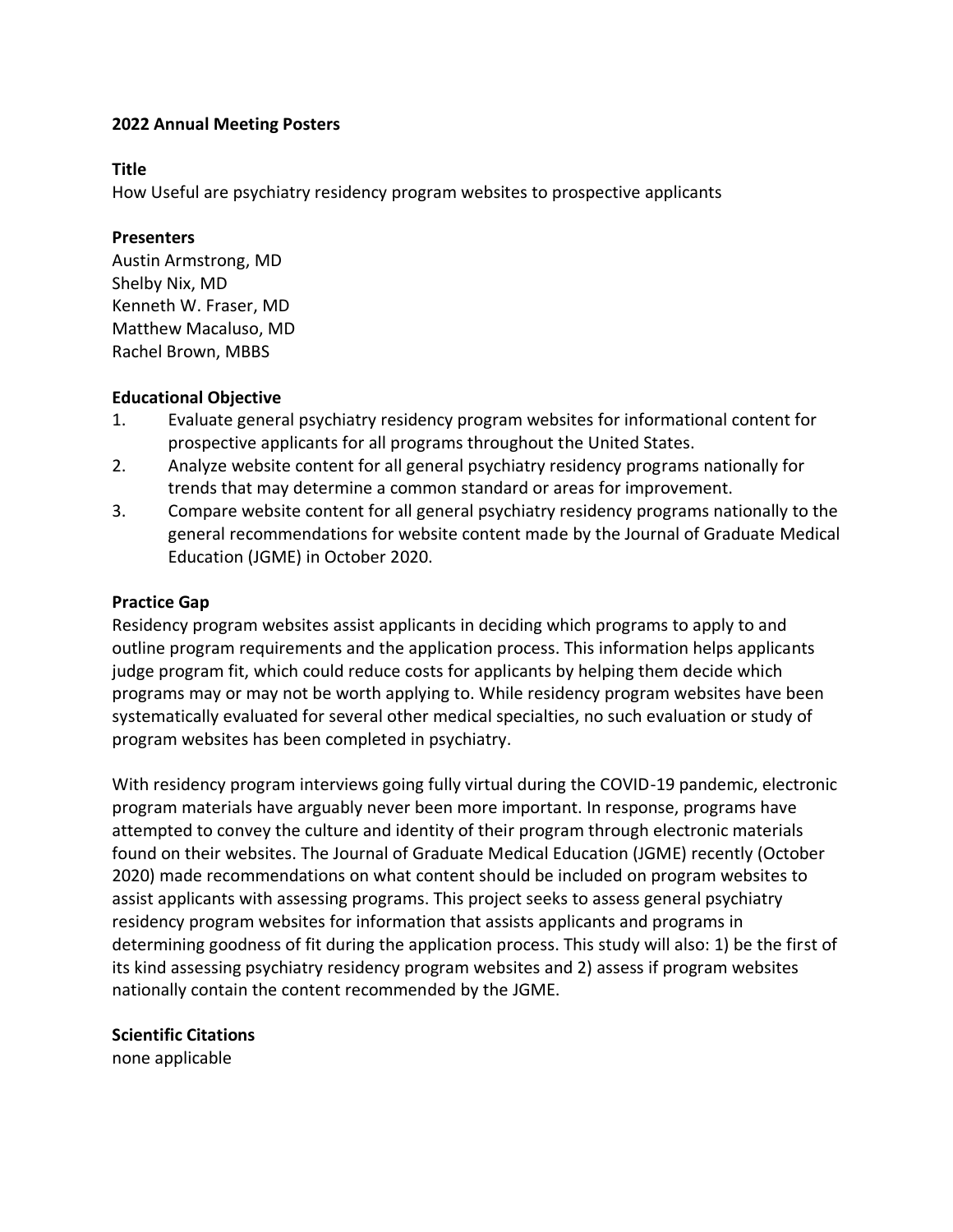**2022 Annual Meeting Posters**

**Title**

How Useful are psychiatry residency program websites to prospective applicants

**Presenters**

Austin Armstrong, MD
Shelby Nix, MD
Kenneth W. Fraser, MD
Matthew Macaluso, MD
Rachel Brown, MBBS

**Educational Objective**

1. Evaluate general psychiatry residency program websites for informational content for prospective applicants for all programs throughout the United States.
2. Analyze website content for all general psychiatry residency programs nationally for trends that may determine a common standard or areas for improvement.
3. Compare website content for all general psychiatry residency programs nationally to the general recommendations for website content made by the Journal of Graduate Medical Education (JGME) in October 2020.

**Practice Gap**

Residency program websites assist applicants in deciding which programs to apply to and outline program requirements and the application process. This information helps applicants judge program fit, which could reduce costs for applicants by helping them decide which programs may or may not be worth applying to. While residency program websites have been systematically evaluated for several other medical specialties, no such evaluation or study of program websites has been completed in psychiatry.

With residency program interviews going fully virtual during the COVID-19 pandemic, electronic program materials have arguably never been more important. In response, programs have attempted to convey the culture and identity of their program through electronic materials found on their websites. The Journal of Graduate Medical Education (JGME) recently (October 2020) made recommendations on what content should be included on program websites to assist applicants with assessing programs. This project seeks to assess general psychiatry residency program websites for information that assists applicants and programs in determining goodness of fit during the application process. This study will also: 1) be the first of its kind assessing psychiatry residency program websites and 2) assess if program websites nationally contain the content recommended by the JGME.

**Scientific Citations**

none applicable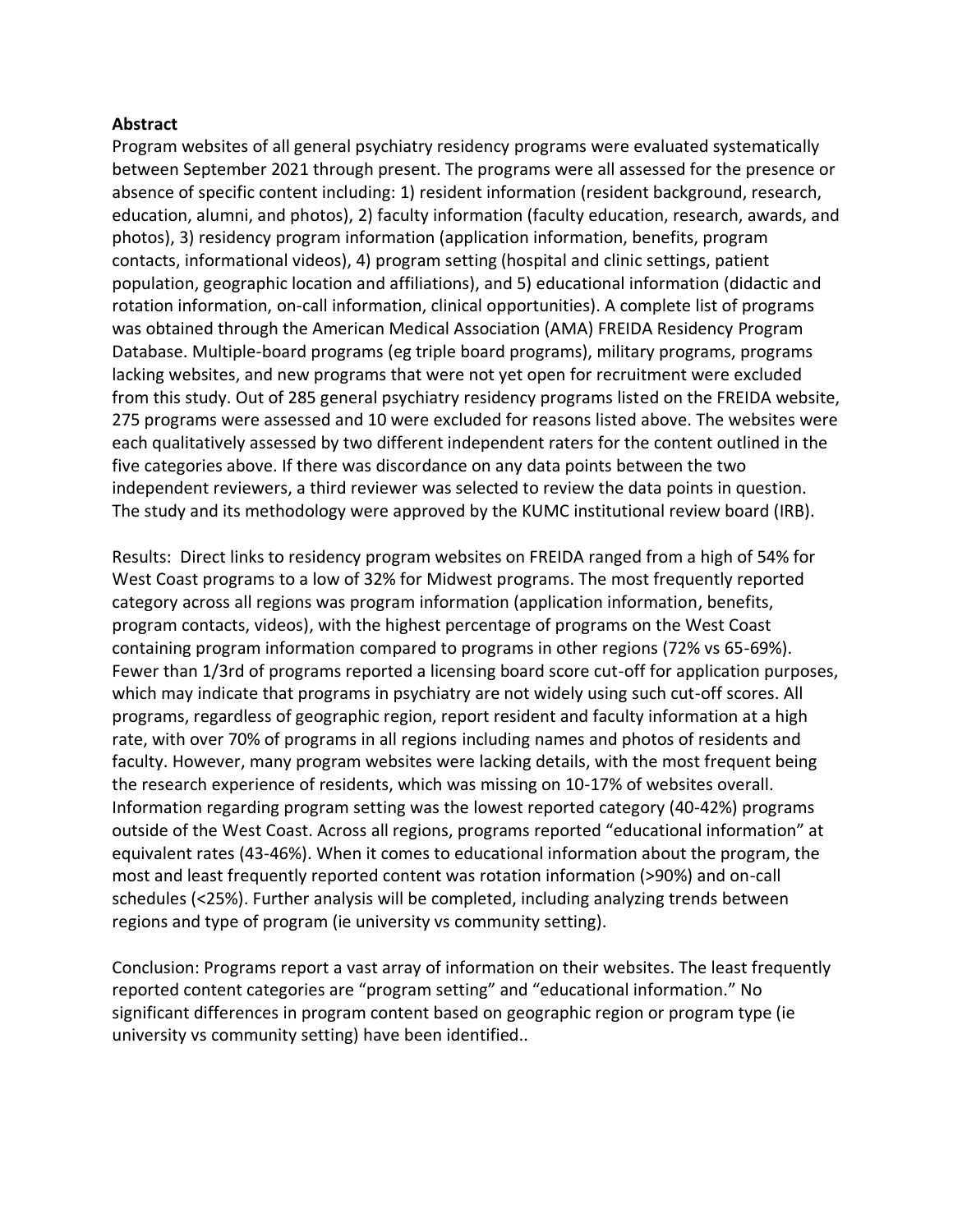**Abstract**

Program websites of all general psychiatry residency programs were evaluated systematically between September 2021 through present. The programs were all assessed for the presence or absence of specific content including: 1) resident information (resident background, research, education, alumni, and photos), 2) faculty information (faculty education, research, awards, and photos), 3) residency program information (application information, benefits, program contacts, informational videos), 4) program setting (hospital and clinic settings, patient population, geographic location and affiliations), and 5) educational information (didactic and rotation information, on-call information, clinical opportunities). A complete list of programs was obtained through the American Medical Association (AMA) FREIDA Residency Program Database. Multiple-board programs (eg triple board programs), military programs, programs lacking websites, and new programs that were not yet open for recruitment were excluded from this study. Out of 285 general psychiatry residency programs listed on the FREIDA website, 275 programs were assessed and 10 were excluded for reasons listed above. The websites were each qualitatively assessed by two different independent raters for the content outlined in the five categories above. If there was discordance on any data points between the two independent reviewers, a third reviewer was selected to review the data points in question. The study and its methodology were approved by the KUMC institutional review board (IRB).

Results: Direct links to residency program websites on FREIDA ranged from a high of 54% for West Coast programs to a low of 32% for Midwest programs. The most frequently reported category across all regions was program information (application information, benefits, program contacts, videos), with the highest percentage of programs on the West Coast containing program information compared to programs in other regions (72% vs 65-69%). Fewer than 1/3rd of programs reported a licensing board score cut-off for application purposes, which may indicate that programs in psychiatry are not widely using such cut-off scores. All programs, regardless of geographic region, report resident and faculty information at a high rate, with over 70% of programs in all regions including names and photos of residents and faculty. However, many program websites were lacking details, with the most frequent being the research experience of residents, which was missing on 10-17% of websites overall. Information regarding program setting was the lowest reported category (40-42%) programs outside of the West Coast. Across all regions, programs reported "educational information" at equivalent rates (43-46%). When it comes to educational information about the program, the most and least frequently reported content was rotation information (>90%) and on-call schedules (<25%). Further analysis will be completed, including analyzing trends between regions and type of program (ie university vs community setting).

Conclusion: Programs report a vast array of information on their websites. The least frequently reported content categories are "program setting" and "educational information." No significant differences in program content based on geographic region or program type (ie university vs community setting) have been identified..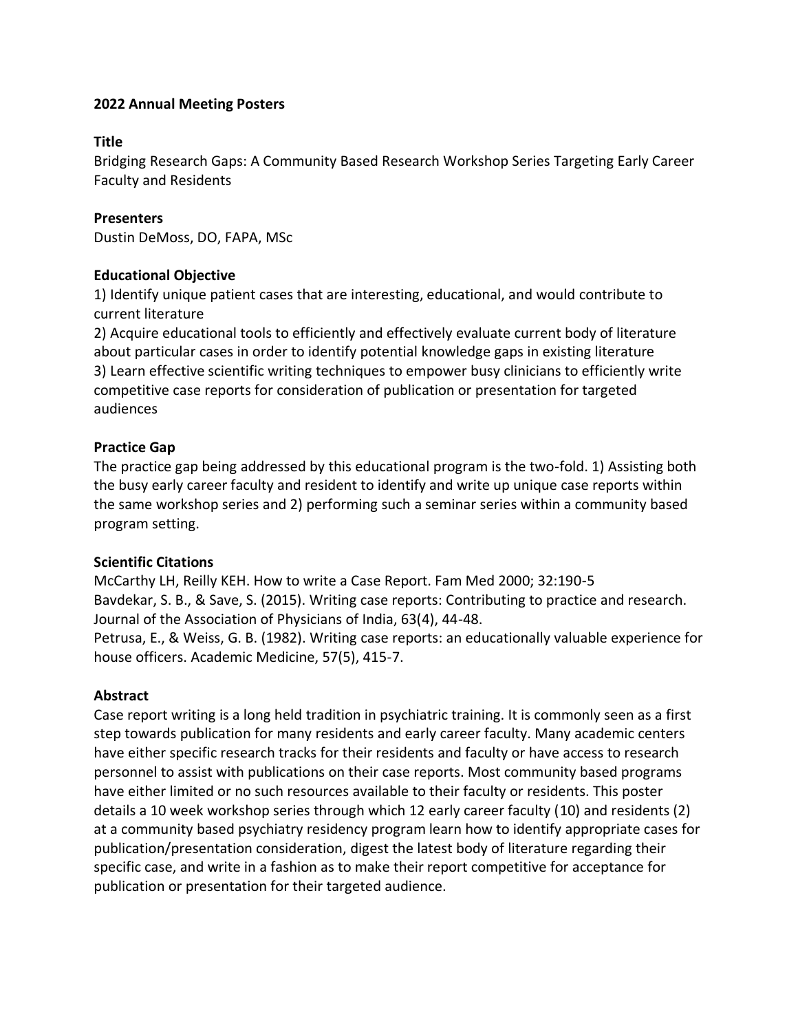**2022 Annual Meeting Posters**

**Title**

Bridging Research Gaps: A Community Based Research Workshop Series Targeting Early Career Faculty and Residents

**Presenters**

Dustin DeMoss, DO, FAPA, MSc

**Educational Objective**

1) Identify unique patient cases that are interesting, educational, and would contribute to current literature
2) Acquire educational tools to efficiently and effectively evaluate current body of literature about particular cases in order to identify potential knowledge gaps in existing literature
3) Learn effective scientific writing techniques to empower busy clinicians to efficiently write competitive case reports for consideration of publication or presentation for targeted audiences

**Practice Gap**

The practice gap being addressed by this educational program is the two-fold. 1) Assisting both the busy early career faculty and resident to identify and write up unique case reports within the same workshop series and 2) performing such a seminar series within a community based program setting.

**Scientific Citations**

McCarthy LH, Reilly KEH. How to write a Case Report. Fam Med 2000; 32:190-5
Bavdekar, S. B., & Save, S. (2015). Writing case reports: Contributing to practice and research. Journal of the Association of Physicians of India, 63(4), 44-48.
Petrusa, E., & Weiss, G. B. (1982). Writing case reports: an educationally valuable experience for house officers. Academic Medicine, 57(5), 415-7.

**Abstract**

Case report writing is a long held tradition in psychiatric training. It is commonly seen as a first step towards publication for many residents and early career faculty. Many academic centers have either specific research tracks for their residents and faculty or have access to research personnel to assist with publications on their case reports. Most community based programs have either limited or no such resources available to their faculty or residents. This poster details a 10 week workshop series through which 12 early career faculty (10) and residents (2) at a community based psychiatry residency program learn how to identify appropriate cases for publication/presentation consideration, digest the latest body of literature regarding their specific case, and write in a fashion as to make their report competitive for acceptance for publication or presentation for their targeted audience.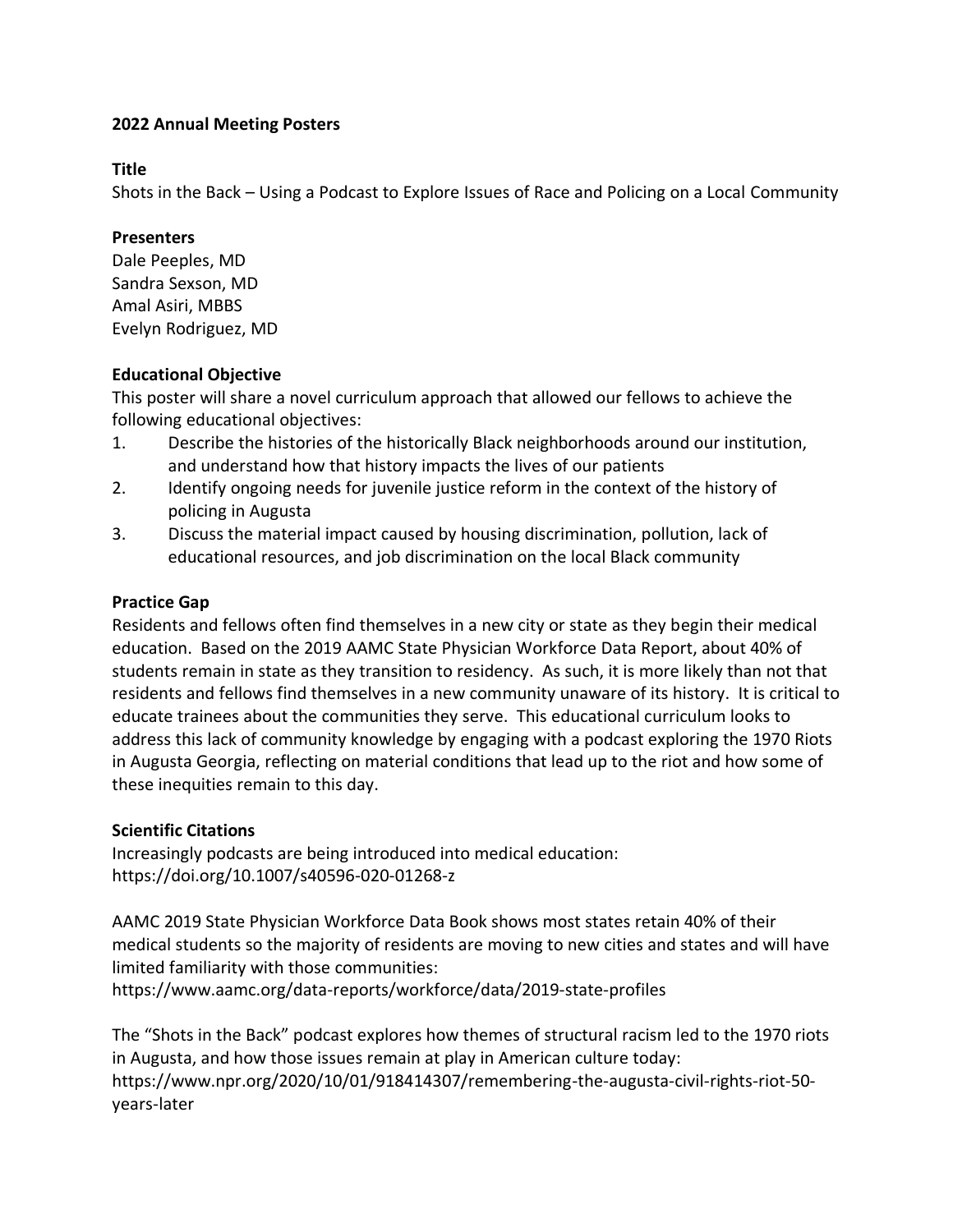**2022 Annual Meeting Posters**

**Title**

Shots in the Back – Using a Podcast to Explore Issues of Race and Policing on a Local Community

**Presenters**

Dale Peeples, MD
Sandra Sexson, MD
Amal Asiri, MBBS
Evelyn Rodriguez, MD

**Educational Objective**

This poster will share a novel curriculum approach that allowed our fellows to achieve the following educational objectives:

1. Describe the histories of the historically Black neighborhoods around our institution, and understand how that history impacts the lives of our patients
2. Identify ongoing needs for juvenile justice reform in the context of the history of policing in Augusta
3. Discuss the material impact caused by housing discrimination, pollution, lack of educational resources, and job discrimination on the local Black community

**Practice Gap**

Residents and fellows often find themselves in a new city or state as they begin their medical education. Based on the 2019 AAMC State Physician Workforce Data Report, about 40% of students remain in state as they transition to residency. As such, it is more likely than not that residents and fellows find themselves in a new community unaware of its history. It is critical to educate trainees about the communities they serve. This educational curriculum looks to address this lack of community knowledge by engaging with a podcast exploring the 1970 Riots in Augusta Georgia, reflecting on material conditions that lead up to the riot and how some of these inequities remain to this day.

**Scientific Citations**

Increasingly podcasts are being introduced into medical education:
https://doi.org/10.1007/s40596-020-01268-z

AAMC 2019 State Physician Workforce Data Book shows most states retain 40% of their medical students so the majority of residents are moving to new cities and states and will have limited familiarity with those communities:
https://www.aamc.org/data-reports/workforce/data/2019-state-profiles

The "Shots in the Back" podcast explores how themes of structural racism led to the 1970 riots in Augusta, and how those issues remain at play in American culture today:
https://www.npr.org/2020/10/01/918414307/remembering-the-augusta-civil-rights-riot-50-years-later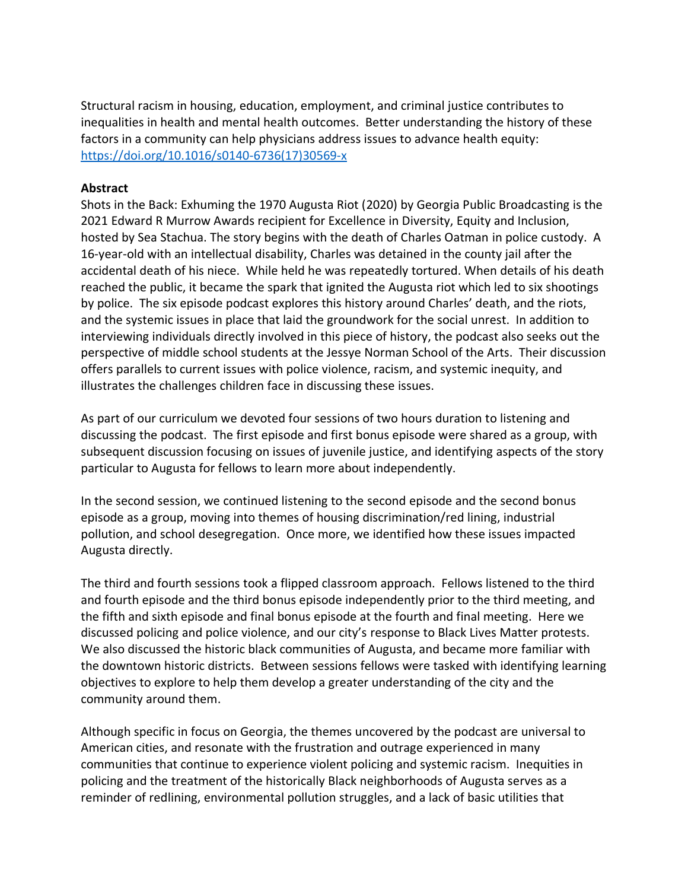Structural racism in housing, education, employment, and criminal justice contributes to inequalities in health and mental health outcomes. Better understanding the history of these factors in a community can help physicians address issues to advance health equity: [https://doi.org/10.1016/s0140-6736(17)30569-x](https://doi.org/10.1016/s0140-6736(17)30569-x)

**Abstract**

Shots in the Back: Exhuming the 1970 Augusta Riot (2020) by Georgia Public Broadcasting is the 2021 Edward R Murrow Awards recipient for Excellence in Diversity, Equity and Inclusion, hosted by Sea Stachua. The story begins with the death of Charles Oatman in police custody. A 16-year-old with an intellectual disability, Charles was detained in the county jail after the accidental death of his niece. While held he was repeatedly tortured. When details of his death reached the public, it became the spark that ignited the Augusta riot which led to six shootings by police. The six episode podcast explores this history around Charles' death, and the riots, and the systemic issues in place that laid the groundwork for the social unrest. In addition to interviewing individuals directly involved in this piece of history, the podcast also seeks out the perspective of middle school students at the Jessye Norman School of the Arts. Their discussion offers parallels to current issues with police violence, racism, and systemic inequity, and illustrates the challenges children face in discussing these issues.

As part of our curriculum we devoted four sessions of two hours duration to listening and discussing the podcast. The first episode and first bonus episode were shared as a group, with subsequent discussion focusing on issues of juvenile justice, and identifying aspects of the story particular to Augusta for fellows to learn more about independently.

In the second session, we continued listening to the second episode and the second bonus episode as a group, moving into themes of housing discrimination/red lining, industrial pollution, and school desegregation. Once more, we identified how these issues impacted Augusta directly.

The third and fourth sessions took a flipped classroom approach. Fellows listened to the third and fourth episode and the third bonus episode independently prior to the third meeting, and the fifth and sixth episode and final bonus episode at the fourth and final meeting. Here we discussed policing and police violence, and our city's response to Black Lives Matter protests. We also discussed the historic black communities of Augusta, and became more familiar with the downtown historic districts. Between sessions fellows were tasked with identifying learning objectives to explore to help them develop a greater understanding of the city and the community around them.

Although specific in focus on Georgia, the themes uncovered by the podcast are universal to American cities, and resonate with the frustration and outrage experienced in many communities that continue to experience violent policing and systemic racism. Inequities in policing and the treatment of the historically Black neighborhoods of Augusta serves as a reminder of redlining, environmental pollution struggles, and a lack of basic utilities that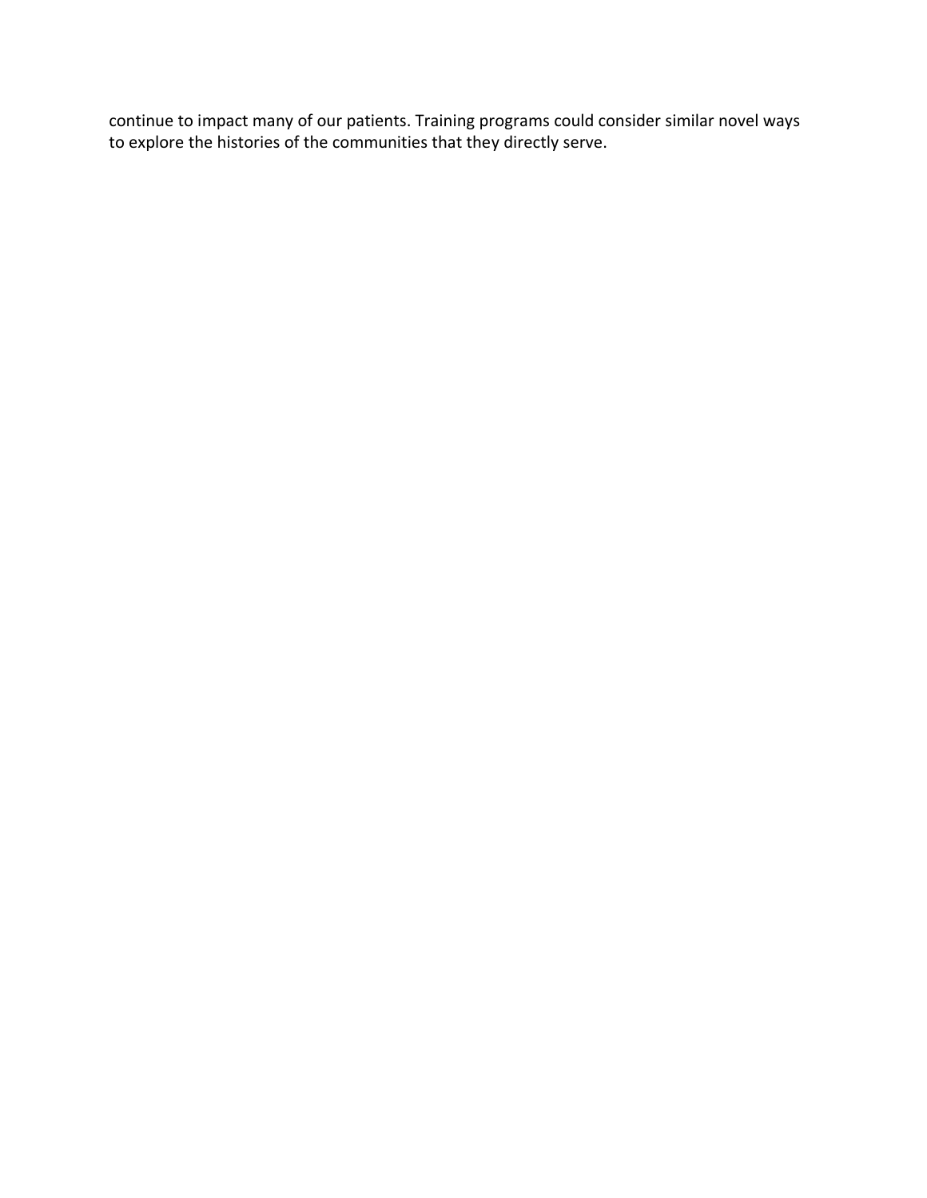continue to impact many of our patients. Training programs could consider similar novel ways to explore the histories of the communities that they directly serve.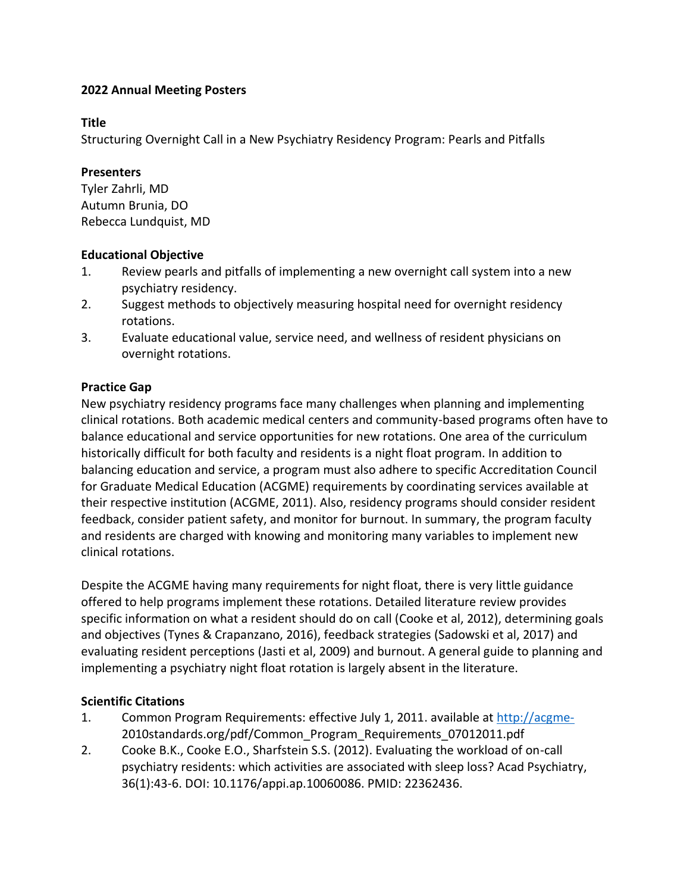**2022 Annual Meeting Posters**

**Title**

Structuring Overnight Call in a New Psychiatry Residency Program: Pearls and Pitfalls

**Presenters**

Tyler Zahrli, MD
Autumn Brunia, DO
Rebecca Lundquist, MD

**Educational Objective**

1. Review pearls and pitfalls of implementing a new overnight call system into a new psychiatry residency.
2. Suggest methods to objectively measuring hospital need for overnight residency rotations.
3. Evaluate educational value, service need, and wellness of resident physicians on overnight rotations.

**Practice Gap**

New psychiatry residency programs face many challenges when planning and implementing clinical rotations. Both academic medical centers and community-based programs often have to balance educational and service opportunities for new rotations. One area of the curriculum historically difficult for both faculty and residents is a night float program. In addition to balancing education and service, a program must also adhere to specific Accreditation Council for Graduate Medical Education (ACGME) requirements by coordinating services available at their respective institution (ACGME, 2011). Also, residency programs should consider resident feedback, consider patient safety, and monitor for burnout. In summary, the program faculty and residents are charged with knowing and monitoring many variables to implement new clinical rotations.

Despite the ACGME having many requirements for night float, there is very little guidance offered to help programs implement these rotations. Detailed literature review provides specific information on what a resident should do on call (Cooke et al, 2012), determining goals and objectives (Tynes & Crapanzano, 2016), feedback strategies (Sadowski et al, 2017) and evaluating resident perceptions (Jasti et al, 2009) and burnout. A general guide to planning and implementing a psychiatry night float rotation is largely absent in the literature.

**Scientific Citations**

1. Common Program Requirements: effective July 1, 2011. available at http://acgme-2010standards.org/pdf/Common_Program_Requirements_07012011.pdf
2. Cooke B.K., Cooke E.O., Sharfstein S.S. (2012). Evaluating the workload of on-call psychiatry residents: which activities are associated with sleep loss? Acad Psychiatry, 36(1):43-6. DOI: 10.1176/appi.ap.10060086. PMID: 22362436.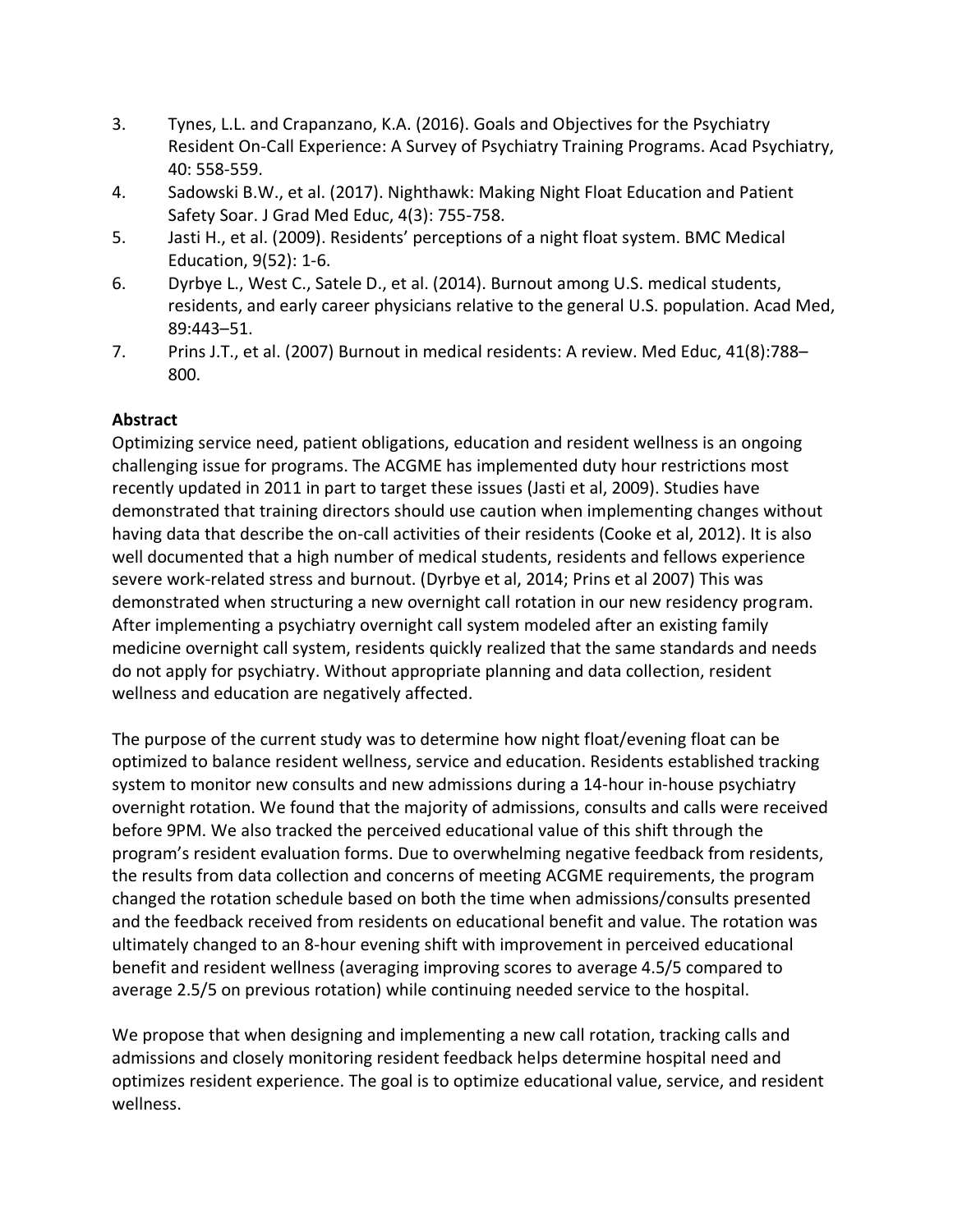3. Tynes, L.L. and Crapanzano, K.A. (2016). Goals and Objectives for the Psychiatry Resident On-Call Experience: A Survey of Psychiatry Training Programs. Acad Psychiatry, 40: 558-559.
4. Sadowski B.W., et al. (2017). Nighthawk: Making Night Float Education and Patient Safety Soar. J Grad Med Educ, 4(3): 755-758.
5. Jasti H., et al. (2009). Residents' perceptions of a night float system. BMC Medical Education, 9(52): 1-6.
6. Dyrbye L., West C., Satele D., et al. (2014). Burnout among U.S. medical students, residents, and early career physicians relative to the general U.S. population. Acad Med, 89:443–51.
7. Prins J.T., et al. (2007) Burnout in medical residents: A review. Med Educ, 41(8):788–800.

**Abstract**

Optimizing service need, patient obligations, education and resident wellness is an ongoing challenging issue for programs. The ACGME has implemented duty hour restrictions most recently updated in 2011 in part to target these issues (Jasti et al, 2009). Studies have demonstrated that training directors should use caution when implementing changes without having data that describe the on-call activities of their residents (Cooke et al, 2012). It is also well documented that a high number of medical students, residents and fellows experience severe work-related stress and burnout. (Dyrbye et al, 2014; Prins et al 2007) This was demonstrated when structuring a new overnight call rotation in our new residency program. After implementing a psychiatry overnight call system modeled after an existing family medicine overnight call system, residents quickly realized that the same standards and needs do not apply for psychiatry. Without appropriate planning and data collection, resident wellness and education are negatively affected.

The purpose of the current study was to determine how night float/evening float can be optimized to balance resident wellness, service and education. Residents established tracking system to monitor new consults and new admissions during a 14-hour in-house psychiatry overnight rotation. We found that the majority of admissions, consults and calls were received before 9PM. We also tracked the perceived educational value of this shift through the program's resident evaluation forms. Due to overwhelming negative feedback from residents, the results from data collection and concerns of meeting ACGME requirements, the program changed the rotation schedule based on both the time when admissions/consults presented and the feedback received from residents on educational benefit and value. The rotation was ultimately changed to an 8-hour evening shift with improvement in perceived educational benefit and resident wellness (averaging improving scores to average 4.5/5 compared to average 2.5/5 on previous rotation) while continuing needed service to the hospital.

We propose that when designing and implementing a new call rotation, tracking calls and admissions and closely monitoring resident feedback helps determine hospital need and optimizes resident experience. The goal is to optimize educational value, service, and resident wellness.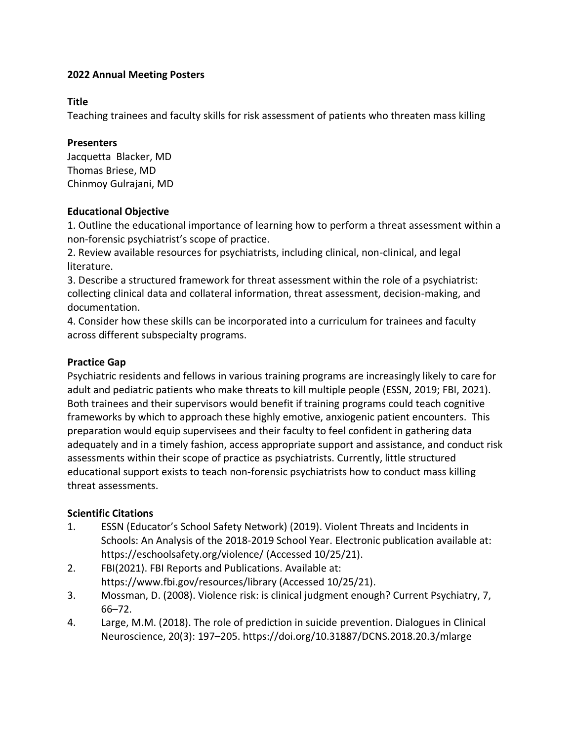**2022 Annual Meeting Posters**

**Title**

Teaching trainees and faculty skills for risk assessment of patients who threaten mass killing

**Presenters**

Jacquetta Blacker, MD
Thomas Briese, MD
Chinmoy Gulrajani, MD

**Educational Objective**

1. Outline the educational importance of learning how to perform a threat assessment within a non-forensic psychiatrist's scope of practice.
2. Review available resources for psychiatrists, including clinical, non-clinical, and legal literature.
3. Describe a structured framework for threat assessment within the role of a psychiatrist: collecting clinical data and collateral information, threat assessment, decision-making, and documentation.
4. Consider how these skills can be incorporated into a curriculum for trainees and faculty across different subspecialty programs.

**Practice Gap**

Psychiatric residents and fellows in various training programs are increasingly likely to care for adult and pediatric patients who make threats to kill multiple people (ESSN, 2019; FBI, 2021). Both trainees and their supervisors would benefit if training programs could teach cognitive frameworks by which to approach these highly emotive, anxiogenic patient encounters. This preparation would equip supervisees and their faculty to feel confident in gathering data adequately and in a timely fashion, access appropriate support and assistance, and conduct risk assessments within their scope of practice as psychiatrists. Currently, little structured educational support exists to teach non-forensic psychiatrists how to conduct mass killing threat assessments.

**Scientific Citations**

1. ESSN (Educator's School Safety Network) (2019). Violent Threats and Incidents in Schools: An Analysis of the 2018-2019 School Year. Electronic publication available at: https://eschoolsafety.org/violence/ (Accessed 10/25/21).
2. FBI(2021). FBI Reports and Publications. Available at: https://www.fbi.gov/resources/library (Accessed 10/25/21).
3. Mossman, D. (2008). Violence risk: is clinical judgment enough? Current Psychiatry, 7, 66–72.
4. Large, M.M. (2018). The role of prediction in suicide prevention. Dialogues in Clinical Neuroscience, 20(3): 197–205. https://doi.org/10.31887/DCNS.2018.20.3/mlarge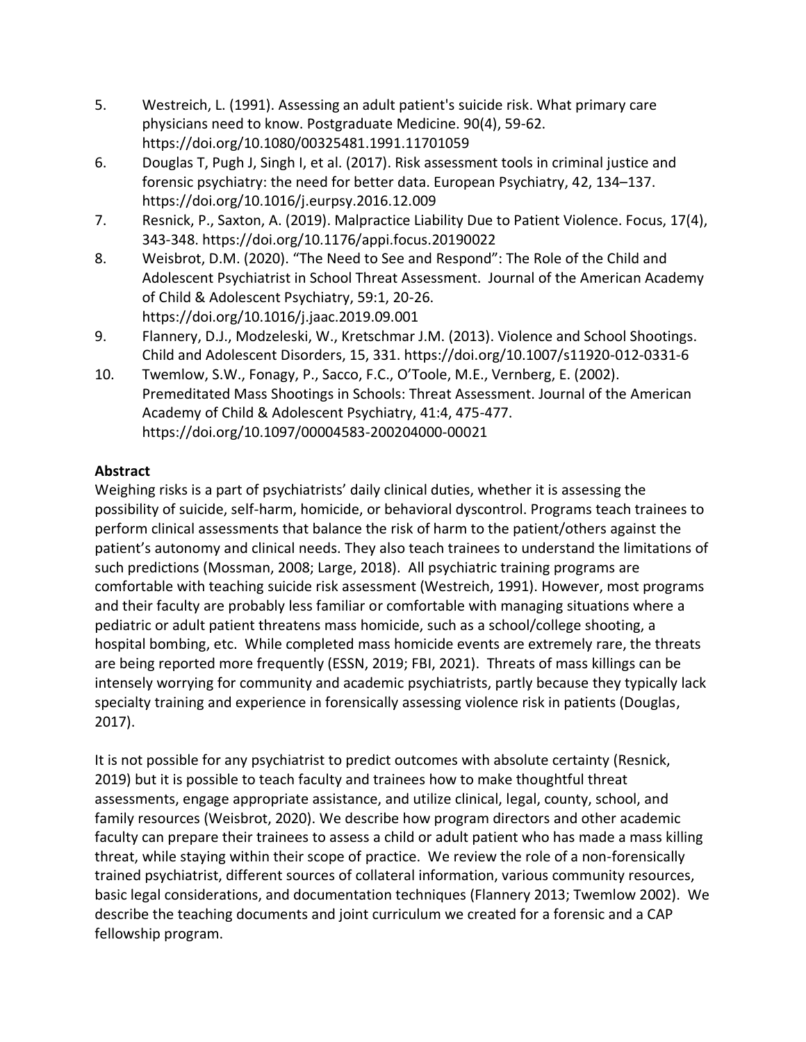5. Westreich, L. (1991). Assessing an adult patient's suicide risk. What primary care physicians need to know. Postgraduate Medicine. 90(4), 59-62. https://doi.org/10.1080/00325481.1991.11701059
6. Douglas T, Pugh J, Singh I, et al. (2017). Risk assessment tools in criminal justice and forensic psychiatry: the need for better data. European Psychiatry, 42, 134–137. https://doi.org/10.1016/j.eurpsy.2016.12.009
7. Resnick, P., Saxton, A. (2019). Malpractice Liability Due to Patient Violence. Focus, 17(4), 343-348. https://doi.org/10.1176/appi.focus.20190022
8. Weisbrot, D.M. (2020). "The Need to See and Respond": The Role of the Child and Adolescent Psychiatrist in School Threat Assessment. Journal of the American Academy of Child & Adolescent Psychiatry, 59:1, 20-26. https://doi.org/10.1016/j.jaac.2019.09.001
9. Flannery, D.J., Modzeleski, W., Kretschmar J.M. (2013). Violence and School Shootings. Child and Adolescent Disorders, 15, 331. https://doi.org/10.1007/s11920-012-0331-6
10. Twemlow, S.W., Fonagy, P., Sacco, F.C., O'Toole, M.E., Vernberg, E. (2002). Premeditated Mass Shootings in Schools: Threat Assessment. Journal of the American Academy of Child & Adolescent Psychiatry, 41:4, 475-477. https://doi.org/10.1097/00004583-200204000-00021

**Abstract**

Weighing risks is a part of psychiatrists' daily clinical duties, whether it is assessing the possibility of suicide, self-harm, homicide, or behavioral dyscontrol. Programs teach trainees to perform clinical assessments that balance the risk of harm to the patient/others against the patient's autonomy and clinical needs. They also teach trainees to understand the limitations of such predictions (Mossman, 2008; Large, 2018). All psychiatric training programs are comfortable with teaching suicide risk assessment (Westreich, 1991). However, most programs and their faculty are probably less familiar or comfortable with managing situations where a pediatric or adult patient threatens mass homicide, such as a school/college shooting, a hospital bombing, etc. While completed mass homicide events are extremely rare, the threats are being reported more frequently (ESSN, 2019; FBI, 2021). Threats of mass killings can be intensely worrying for community and academic psychiatrists, partly because they typically lack specialty training and experience in forensically assessing violence risk in patients (Douglas, 2017).

It is not possible for any psychiatrist to predict outcomes with absolute certainty (Resnick, 2019) but it is possible to teach faculty and trainees how to make thoughtful threat assessments, engage appropriate assistance, and utilize clinical, legal, county, school, and family resources (Weisbrot, 2020). We describe how program directors and other academic faculty can prepare their trainees to assess a child or adult patient who has made a mass killing threat, while staying within their scope of practice. We review the role of a non-forensically trained psychiatrist, different sources of collateral information, various community resources, basic legal considerations, and documentation techniques (Flannery 2013; Twemlow 2002). We describe the teaching documents and joint curriculum we created for a forensic and a CAP fellowship program.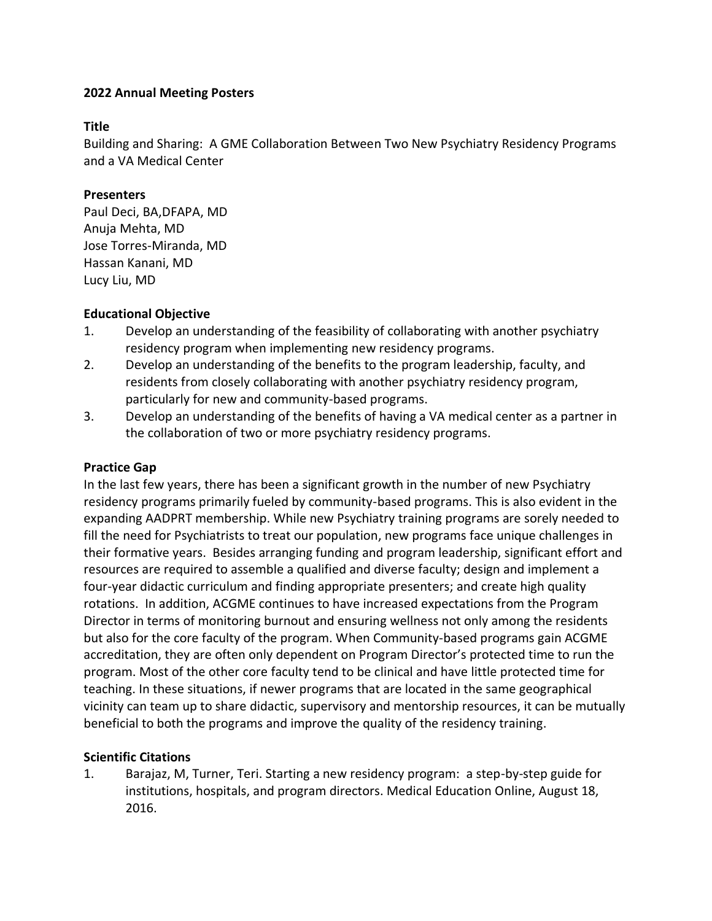**2022 Annual Meeting Posters**

**Title**

Building and Sharing: A GME Collaboration Between Two New Psychiatry Residency Programs and a VA Medical Center

**Presenters**

Paul Deci, BA,DFAPA, MD
Anuja Mehta, MD
Jose Torres-Miranda, MD
Hassan Kanani, MD
Lucy Liu, MD

**Educational Objective**

1. Develop an understanding of the feasibility of collaborating with another psychiatry residency program when implementing new residency programs.
2. Develop an understanding of the benefits to the program leadership, faculty, and residents from closely collaborating with another psychiatry residency program, particularly for new and community-based programs.
3. Develop an understanding of the benefits of having a VA medical center as a partner in the collaboration of two or more psychiatry residency programs.

**Practice Gap**

In the last few years, there has been a significant growth in the number of new Psychiatry residency programs primarily fueled by community-based programs. This is also evident in the expanding AADPRT membership. While new Psychiatry training programs are sorely needed to fill the need for Psychiatrists to treat our population, new programs face unique challenges in their formative years. Besides arranging funding and program leadership, significant effort and resources are required to assemble a qualified and diverse faculty; design and implement a four-year didactic curriculum and finding appropriate presenters; and create high quality rotations. In addition, ACGME continues to have increased expectations from the Program Director in terms of monitoring burnout and ensuring wellness not only among the residents but also for the core faculty of the program. When Community-based programs gain ACGME accreditation, they are often only dependent on Program Director's protected time to run the program. Most of the other core faculty tend to be clinical and have little protected time for teaching. In these situations, if newer programs that are located in the same geographical vicinity can team up to share didactic, supervisory and mentorship resources, it can be mutually beneficial to both the programs and improve the quality of the residency training.

**Scientific Citations**

1. Barajaz, M, Turner, Teri. Starting a new residency program: a step-by-step guide for institutions, hospitals, and program directors. Medical Education Online, August 18, 2016.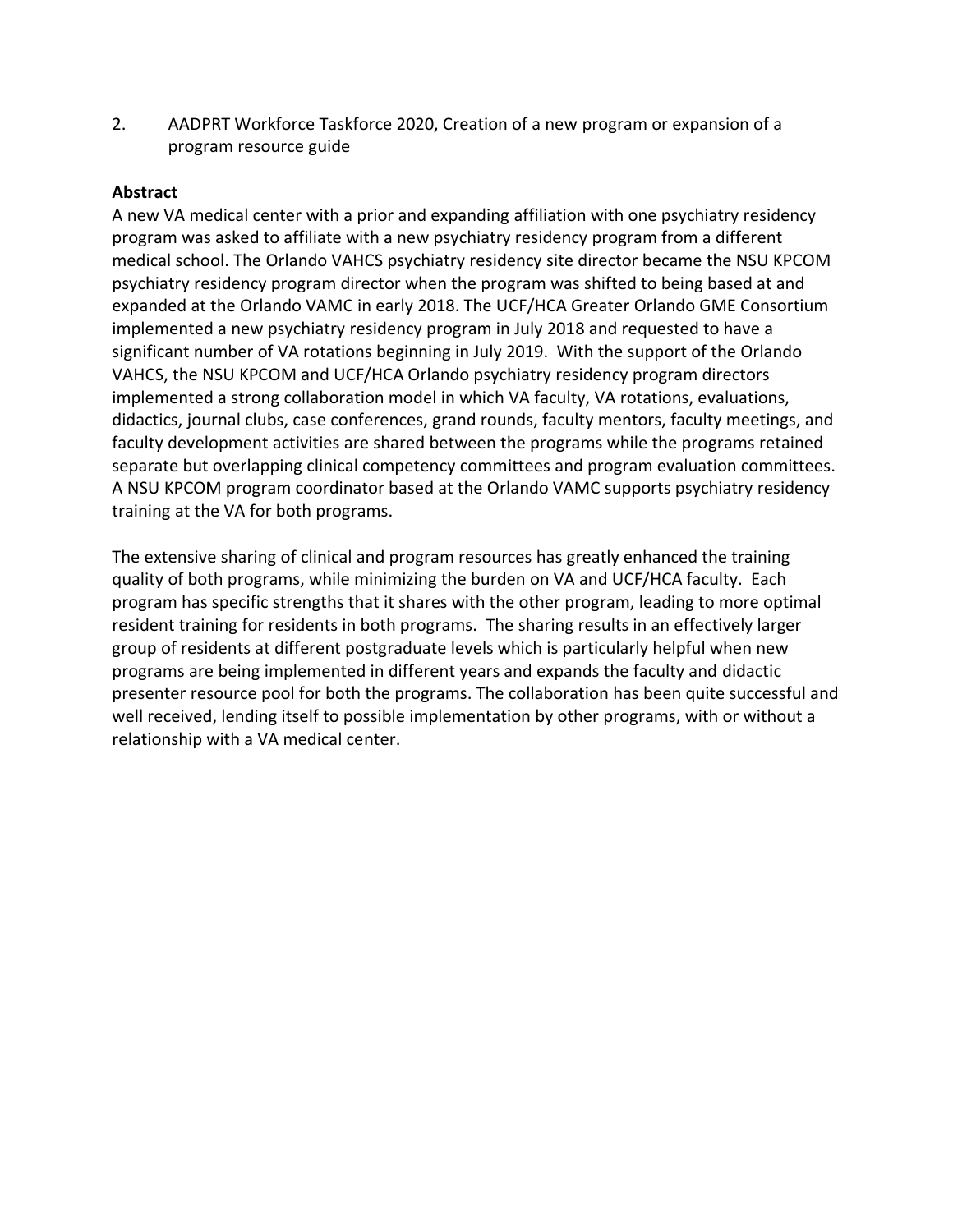2. AADPRT Workforce Taskforce 2020, Creation of a new program or expansion of a program resource guide

**Abstract**

A new VA medical center with a prior and expanding affiliation with one psychiatry residency program was asked to affiliate with a new psychiatry residency program from a different medical school. The Orlando VAHCS psychiatry residency site director became the NSU KPCOM psychiatry residency program director when the program was shifted to being based at and expanded at the Orlando VAMC in early 2018. The UCF/HCA Greater Orlando GME Consortium implemented a new psychiatry residency program in July 2018 and requested to have a significant number of VA rotations beginning in July 2019. With the support of the Orlando VAHCS, the NSU KPCOM and UCF/HCA Orlando psychiatry residency program directors implemented a strong collaboration model in which VA faculty, VA rotations, evaluations, didactics, journal clubs, case conferences, grand rounds, faculty mentors, faculty meetings, and faculty development activities are shared between the programs while the programs retained separate but overlapping clinical competency committees and program evaluation committees. A NSU KPCOM program coordinator based at the Orlando VAMC supports psychiatry residency training at the VA for both programs.

The extensive sharing of clinical and program resources has greatly enhanced the training quality of both programs, while minimizing the burden on VA and UCF/HCA faculty. Each program has specific strengths that it shares with the other program, leading to more optimal resident training for residents in both programs. The sharing results in an effectively larger group of residents at different postgraduate levels which is particularly helpful when new programs are being implemented in different years and expands the faculty and didactic presenter resource pool for both the programs. The collaboration has been quite successful and well received, lending itself to possible implementation by other programs, with or without a relationship with a VA medical center.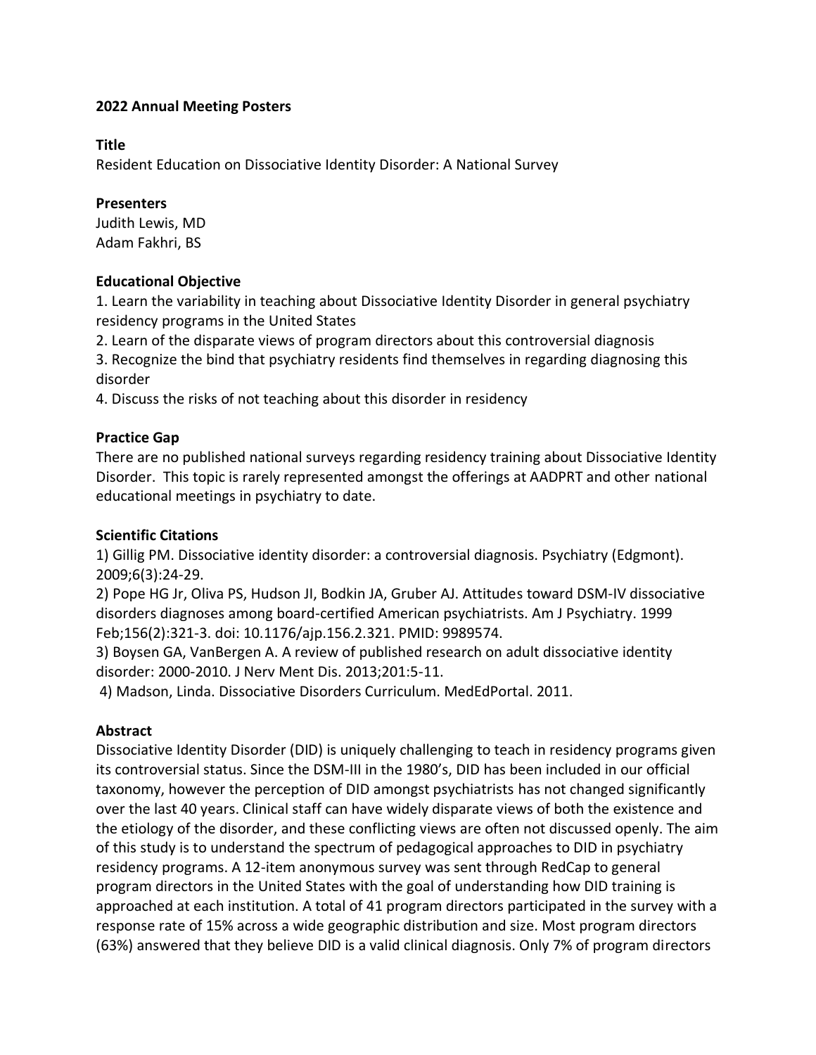**2022 Annual Meeting Posters**

**Title**

Resident Education on Dissociative Identity Disorder: A National Survey

**Presenters**

Judith Lewis, MD
Adam Fakhri, BS

**Educational Objective**

1. Learn the variability in teaching about Dissociative Identity Disorder in general psychiatry residency programs in the United States
2. Learn of the disparate views of program directors about this controversial diagnosis
3. Recognize the bind that psychiatry residents find themselves in regarding diagnosing this disorder
4. Discuss the risks of not teaching about this disorder in residency

**Practice Gap**

There are no published national surveys regarding residency training about Dissociative Identity Disorder. This topic is rarely represented amongst the offerings at AADPRT and other national educational meetings in psychiatry to date.

**Scientific Citations**

1) Gillig PM. Dissociative identity disorder: a controversial diagnosis. Psychiatry (Edgmont). 2009;6(3):24-29.
2) Pope HG Jr, Oliva PS, Hudson JI, Bodkin JA, Gruber AJ. Attitudes toward DSM-IV dissociative disorders diagnoses among board-certified American psychiatrists. Am J Psychiatry. 1999 Feb;156(2):321-3. doi: 10.1176/ajp.156.2.321. PMID: 9989574.
3) Boysen GA, VanBergen A. A review of published research on adult dissociative identity disorder: 2000-2010. J Nerv Ment Dis. 2013;201:5-11.
4) Madson, Linda. Dissociative Disorders Curriculum. MedEdPortal. 2011.

**Abstract**

Dissociative Identity Disorder (DID) is uniquely challenging to teach in residency programs given its controversial status. Since the DSM-III in the 1980's, DID has been included in our official taxonomy, however the perception of DID amongst psychiatrists has not changed significantly over the last 40 years. Clinical staff can have widely disparate views of both the existence and the etiology of the disorder, and these conflicting views are often not discussed openly. The aim of this study is to understand the spectrum of pedagogical approaches to DID in psychiatry residency programs. A 12-item anonymous survey was sent through RedCap to general program directors in the United States with the goal of understanding how DID training is approached at each institution. A total of 41 program directors participated in the survey with a response rate of 15% across a wide geographic distribution and size. Most program directors (63%) answered that they believe DID is a valid clinical diagnosis. Only 7% of program directors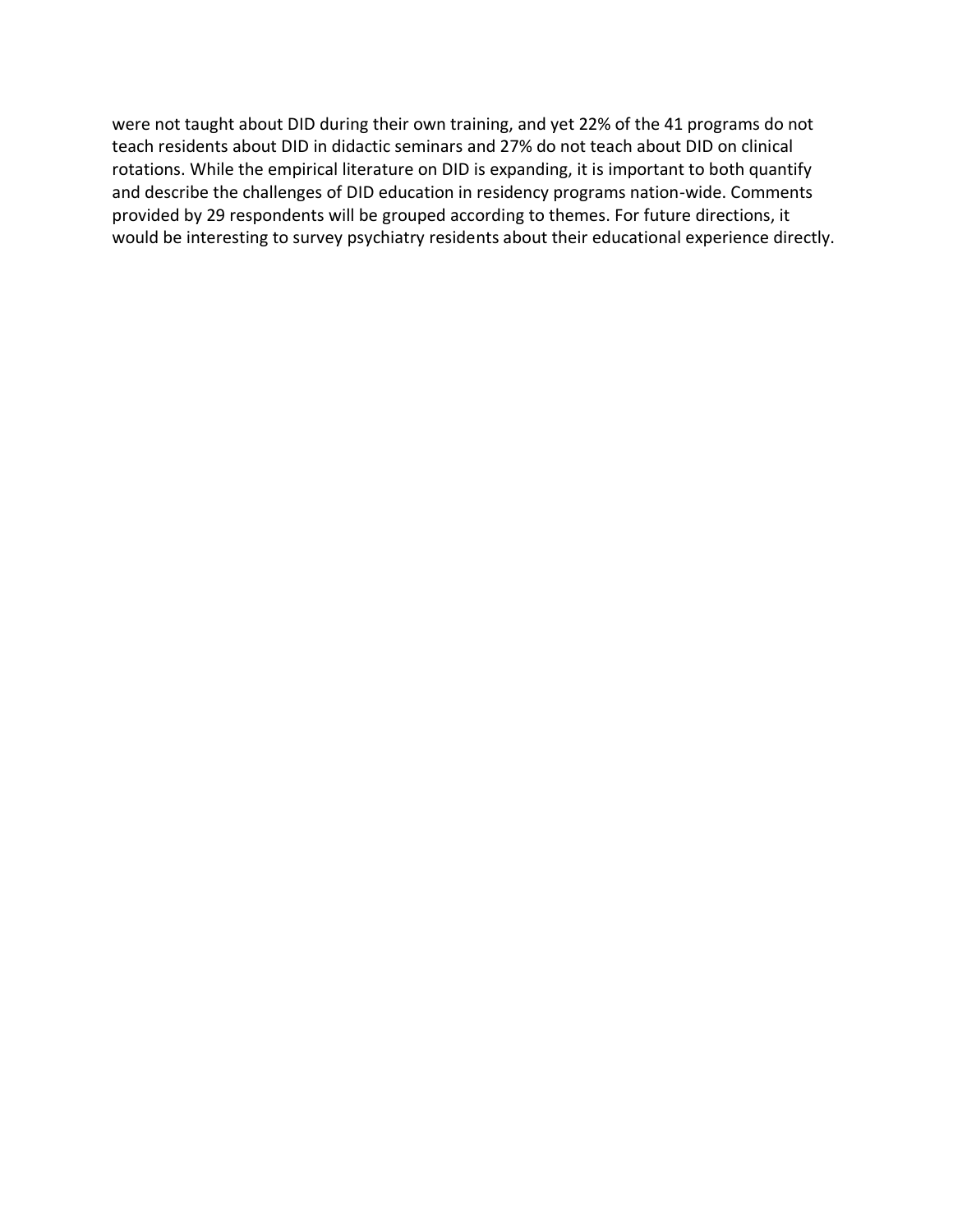were not taught about DID during their own training, and yet 22% of the 41 programs do not teach residents about DID in didactic seminars and 27% do not teach about DID on clinical rotations. While the empirical literature on DID is expanding, it is important to both quantify and describe the challenges of DID education in residency programs nation-wide. Comments provided by 29 respondents will be grouped according to themes. For future directions, it would be interesting to survey psychiatry residents about their educational experience directly.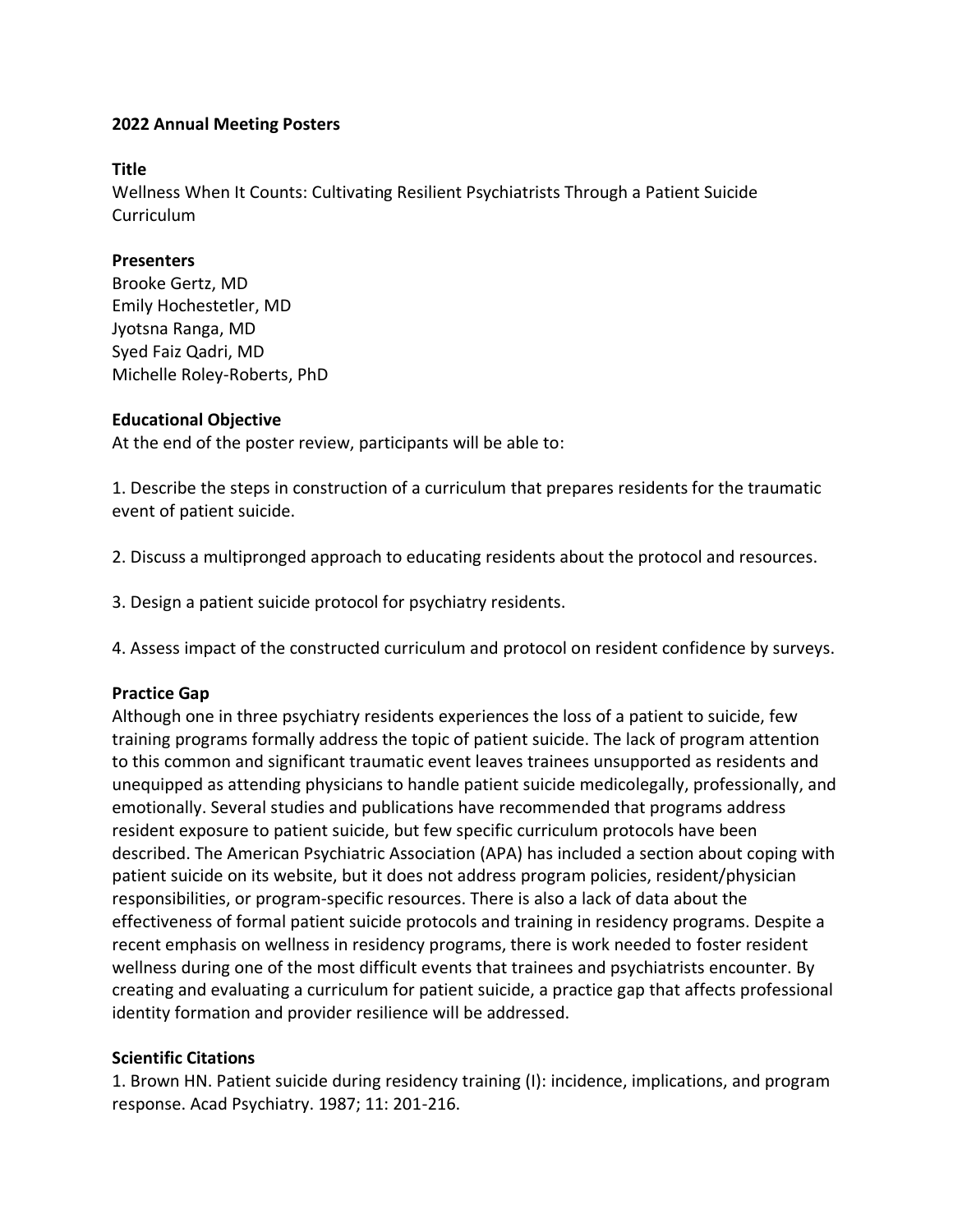**2022 Annual Meeting Posters**

**Title**
Wellness When It Counts: Cultivating Resilient Psychiatrists Through a Patient Suicide Curriculum

**Presenters**
Brooke Gertz, MD
Emily Hochestetler, MD
Jyotsna Ranga, MD
Syed Faiz Qadri, MD
Michelle Roley-Roberts, PhD

**Educational Objective**
At the end of the poster review, participants will be able to:

1. Describe the steps in construction of a curriculum that prepares residents for the traumatic event of patient suicide.

2. Discuss a multipronged approach to educating residents about the protocol and resources.

3. Design a patient suicide protocol for psychiatry residents.

4. Assess impact of the constructed curriculum and protocol on resident confidence by surveys.

**Practice Gap**
Although one in three psychiatry residents experiences the loss of a patient to suicide, few training programs formally address the topic of patient suicide. The lack of program attention to this common and significant traumatic event leaves trainees unsupported as residents and unequipped as attending physicians to handle patient suicide medicolegally, professionally, and emotionally. Several studies and publications have recommended that programs address resident exposure to patient suicide, but few specific curriculum protocols have been described. The American Psychiatric Association (APA) has included a section about coping with patient suicide on its website, but it does not address program policies, resident/physician responsibilities, or program-specific resources. There is also a lack of data about the effectiveness of formal patient suicide protocols and training in residency programs. Despite a recent emphasis on wellness in residency programs, there is work needed to foster resident wellness during one of the most difficult events that trainees and psychiatrists encounter. By creating and evaluating a curriculum for patient suicide, a practice gap that affects professional identity formation and provider resilience will be addressed.

**Scientific Citations**
1. Brown HN. Patient suicide during residency training (I): incidence, implications, and program response. Acad Psychiatry. 1987; 11: 201-216.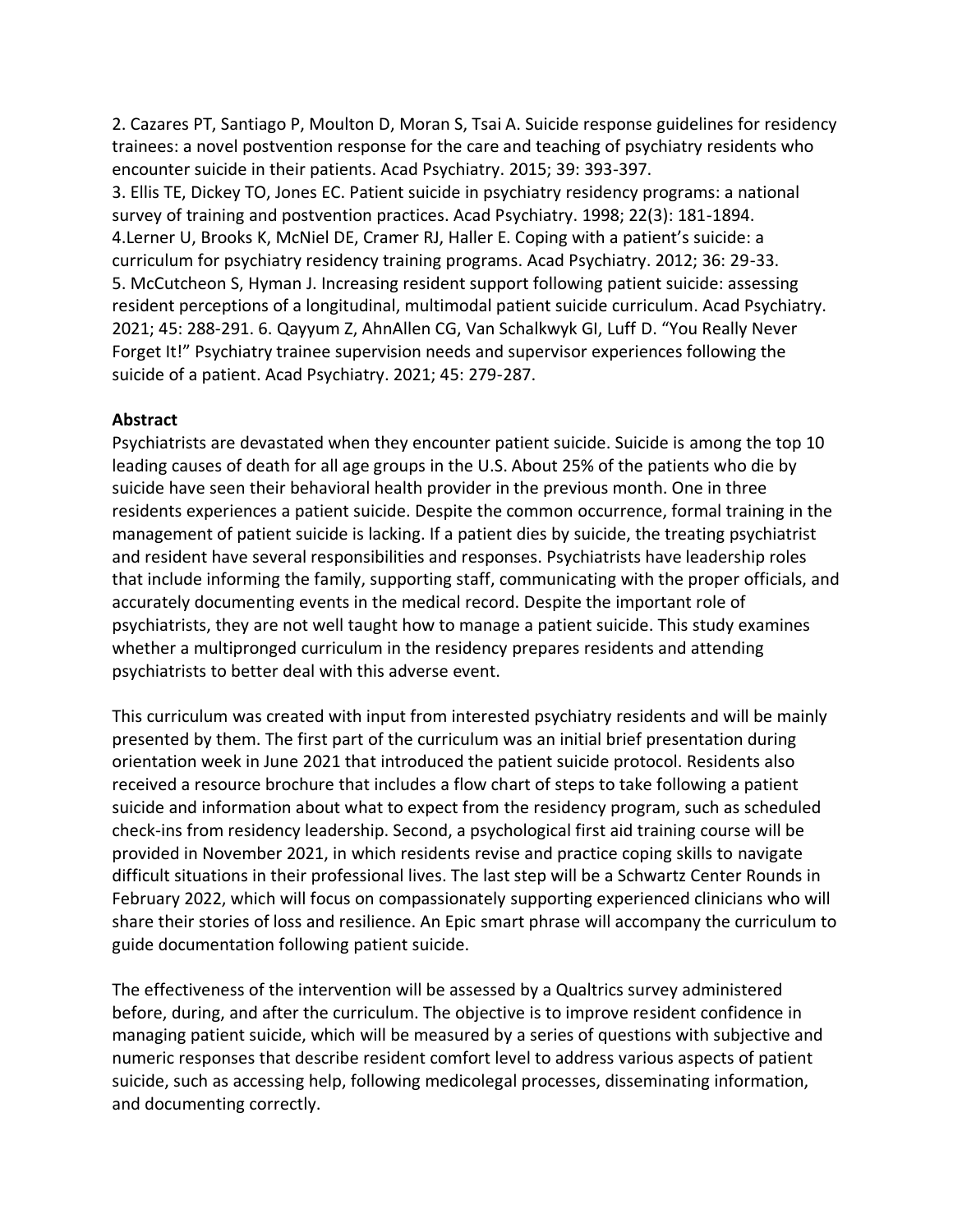2. Cazares PT, Santiago P, Moulton D, Moran S, Tsai A. Suicide response guidelines for residency trainees: a novel postvention response for the care and teaching of psychiatry residents who encounter suicide in their patients. Acad Psychiatry. 2015; 39: 393-397.
3. Ellis TE, Dickey TO, Jones EC. Patient suicide in psychiatry residency programs: a national survey of training and postvention practices. Acad Psychiatry. 1998; 22(3): 181-1894.
4.Lerner U, Brooks K, McNiel DE, Cramer RJ, Haller E. Coping with a patient's suicide: a curriculum for psychiatry residency training programs. Acad Psychiatry. 2012; 36: 29-33.
5. McCutcheon S, Hyman J. Increasing resident support following patient suicide: assessing resident perceptions of a longitudinal, multimodal patient suicide curriculum. Acad Psychiatry. 2021; 45: 288-291. 6. Qayyum Z, AhnAllen CG, Van Schalkwyk GI, Luff D. "You Really Never Forget It!" Psychiatry trainee supervision needs and supervisor experiences following the suicide of a patient. Acad Psychiatry. 2021; 45: 279-287.

**Abstract**
Psychiatrists are devastated when they encounter patient suicide. Suicide is among the top 10 leading causes of death for all age groups in the U.S. About 25% of the patients who die by suicide have seen their behavioral health provider in the previous month. One in three residents experiences a patient suicide. Despite the common occurrence, formal training in the management of patient suicide is lacking. If a patient dies by suicide, the treating psychiatrist and resident have several responsibilities and responses. Psychiatrists have leadership roles that include informing the family, supporting staff, communicating with the proper officials, and accurately documenting events in the medical record. Despite the important role of psychiatrists, they are not well taught how to manage a patient suicide. This study examines whether a multipronged curriculum in the residency prepares residents and attending psychiatrists to better deal with this adverse event.

This curriculum was created with input from interested psychiatry residents and will be mainly presented by them. The first part of the curriculum was an initial brief presentation during orientation week in June 2021 that introduced the patient suicide protocol. Residents also received a resource brochure that includes a flow chart of steps to take following a patient suicide and information about what to expect from the residency program, such as scheduled check-ins from residency leadership. Second, a psychological first aid training course will be provided in November 2021, in which residents revise and practice coping skills to navigate difficult situations in their professional lives. The last step will be a Schwartz Center Rounds in February 2022, which will focus on compassionately supporting experienced clinicians who will share their stories of loss and resilience. An Epic smart phrase will accompany the curriculum to guide documentation following patient suicide.

The effectiveness of the intervention will be assessed by a Qualtrics survey administered before, during, and after the curriculum. The objective is to improve resident confidence in managing patient suicide, which will be measured by a series of questions with subjective and numeric responses that describe resident comfort level to address various aspects of patient suicide, such as accessing help, following medicolegal processes, disseminating information, and documenting correctly.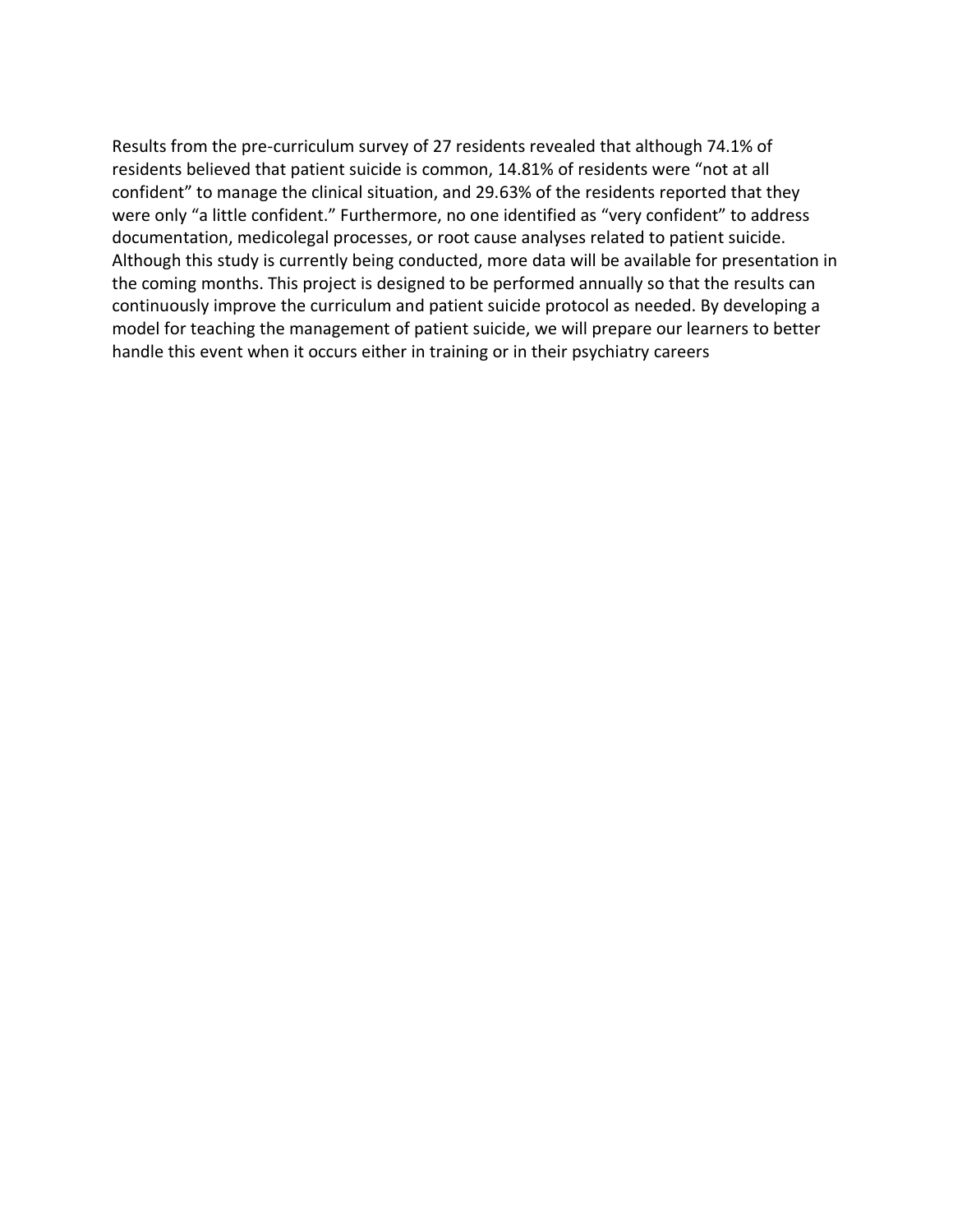Results from the pre-curriculum survey of 27 residents revealed that although 74.1% of residents believed that patient suicide is common, 14.81% of residents were "not at all confident" to manage the clinical situation, and 29.63% of the residents reported that they were only "a little confident." Furthermore, no one identified as "very confident" to address documentation, medicolegal processes, or root cause analyses related to patient suicide. Although this study is currently being conducted, more data will be available for presentation in the coming months. This project is designed to be performed annually so that the results can continuously improve the curriculum and patient suicide protocol as needed. By developing a model for teaching the management of patient suicide, we will prepare our learners to better handle this event when it occurs either in training or in their psychiatry careers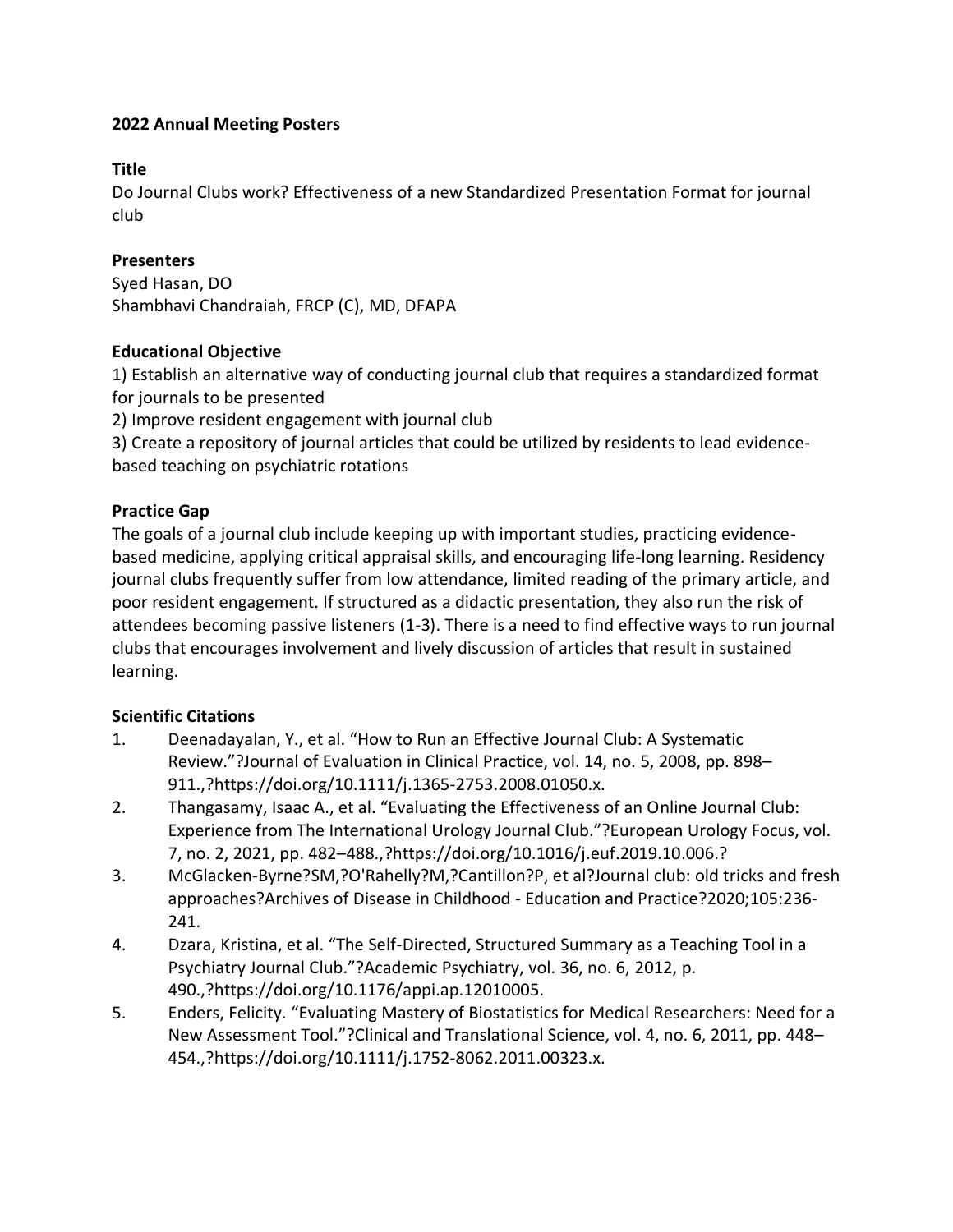**2022 Annual Meeting Posters**

**Title**

Do Journal Clubs work? Effectiveness of a new Standardized Presentation Format for journal club

**Presenters**

Syed Hasan, DO
Shambhavi Chandraiah, FRCP (C), MD, DFAPA

**Educational Objective**

1) Establish an alternative way of conducting journal club that requires a standardized format for journals to be presented
2) Improve resident engagement with journal club
3) Create a repository of journal articles that could be utilized by residents to lead evidence-based teaching on psychiatric rotations

**Practice Gap**

The goals of a journal club include keeping up with important studies, practicing evidence-based medicine, applying critical appraisal skills, and encouraging life-long learning. Residency journal clubs frequently suffer from low attendance, limited reading of the primary article, and poor resident engagement. If structured as a didactic presentation, they also run the risk of attendees becoming passive listeners (1-3). There is a need to find effective ways to run journal clubs that encourages involvement and lively discussion of articles that result in sustained learning.

**Scientific Citations**

1. Deenadayalan, Y., et al. "How to Run an Effective Journal Club: A Systematic Review."?Journal of Evaluation in Clinical Practice, vol. 14, no. 5, 2008, pp. 898–911.,?https://doi.org/10.1111/j.1365-2753.2008.01050.x.
2. Thangasamy, Isaac A., et al. "Evaluating the Effectiveness of an Online Journal Club: Experience from The International Urology Journal Club."?European Urology Focus, vol. 7, no. 2, 2021, pp. 482–488.,?https://doi.org/10.1016/j.euf.2019.10.006.?
3. McGlacken-Byrne?SM,?O'Rahelly?M,?Cantillon?P, et al?Journal club: old tricks and fresh approaches?Archives of Disease in Childhood - Education and Practice?2020;105:236-241.
4. Dzara, Kristina, et al. "The Self-Directed, Structured Summary as a Teaching Tool in a Psychiatry Journal Club."?Academic Psychiatry, vol. 36, no. 6, 2012, p. 490.,?https://doi.org/10.1176/appi.ap.12010005.
5. Enders, Felicity. "Evaluating Mastery of Biostatistics for Medical Researchers: Need for a New Assessment Tool."?Clinical and Translational Science, vol. 4, no. 6, 2011, pp. 448–454.,?https://doi.org/10.1111/j.1752-8062.2011.00323.x.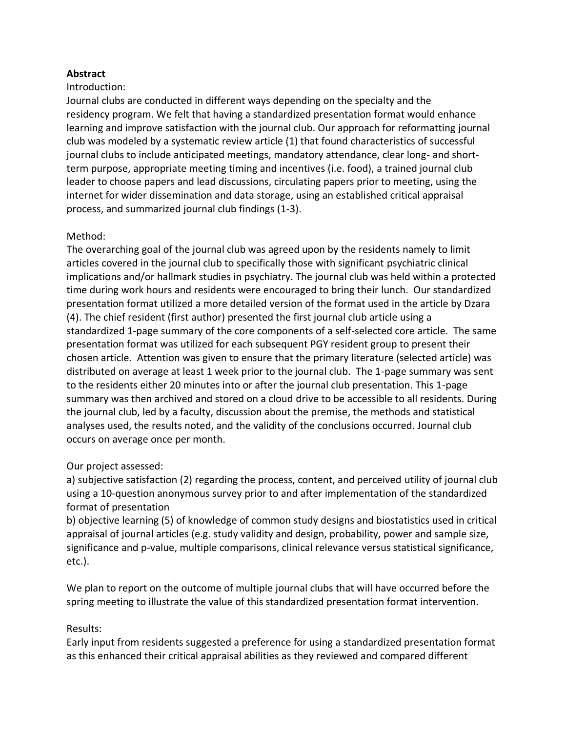**Abstract**

Introduction:

Journal clubs are conducted in different ways depending on the specialty and the residency program. We felt that having a standardized presentation format would enhance learning and improve satisfaction with the journal club. Our approach for reformatting journal club was modeled by a systematic review article (1) that found characteristics of successful journal clubs to include anticipated meetings, mandatory attendance, clear long- and short-term purpose, appropriate meeting timing and incentives (i.e. food), a trained journal club leader to choose papers and lead discussions, circulating papers prior to meeting, using the internet for wider dissemination and data storage, using an established critical appraisal process, and summarized journal club findings (1-3).

Method:

The overarching goal of the journal club was agreed upon by the residents namely to limit articles covered in the journal club to specifically those with significant psychiatric clinical implications and/or hallmark studies in psychiatry. The journal club was held within a protected time during work hours and residents were encouraged to bring their lunch. Our standardized presentation format utilized a more detailed version of the format used in the article by Dzara (4). The chief resident (first author) presented the first journal club article using a standardized 1-page summary of the core components of a self-selected core article. The same presentation format was utilized for each subsequent PGY resident group to present their chosen article. Attention was given to ensure that the primary literature (selected article) was distributed on average at least 1 week prior to the journal club. The 1-page summary was sent to the residents either 20 minutes into or after the journal club presentation. This 1-page summary was then archived and stored on a cloud drive to be accessible to all residents. During the journal club, led by a faculty, discussion about the premise, the methods and statistical analyses used, the results noted, and the validity of the conclusions occurred. Journal club occurs on average once per month.

Our project assessed:

a) subjective satisfaction (2) regarding the process, content, and perceived utility of journal club using a 10-question anonymous survey prior to and after implementation of the standardized format of presentation

b) objective learning (5) of knowledge of common study designs and biostatistics used in critical appraisal of journal articles (e.g. study validity and design, probability, power and sample size, significance and p-value, multiple comparisons, clinical relevance versus statistical significance, etc.).

We plan to report on the outcome of multiple journal clubs that will have occurred before the spring meeting to illustrate the value of this standardized presentation format intervention.

Results:

Early input from residents suggested a preference for using a standardized presentation format as this enhanced their critical appraisal abilities as they reviewed and compared different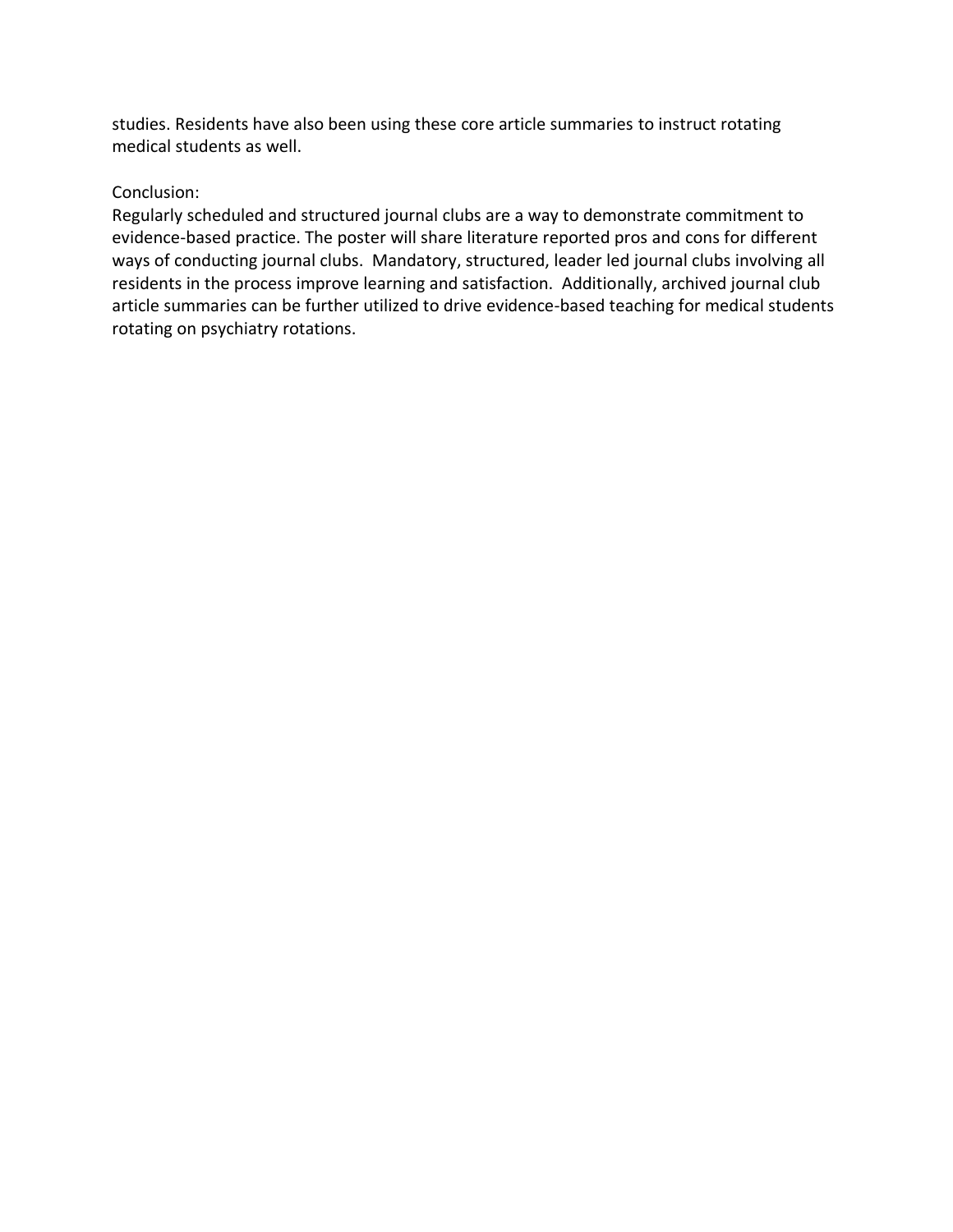studies. Residents have also been using these core article summaries to instruct rotating medical students as well.

Conclusion:

Regularly scheduled and structured journal clubs are a way to demonstrate commitment to evidence-based practice. The poster will share literature reported pros and cons for different ways of conducting journal clubs. Mandatory, structured, leader led journal clubs involving all residents in the process improve learning and satisfaction. Additionally, archived journal club article summaries can be further utilized to drive evidence-based teaching for medical students rotating on psychiatry rotations.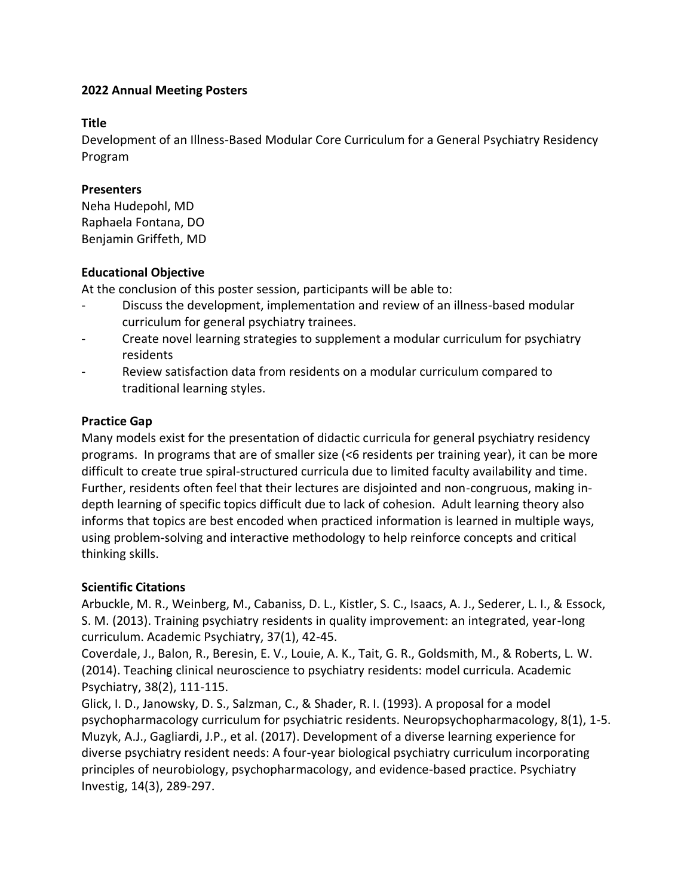**2022 Annual Meeting Posters**

**Title**

Development of an Illness-Based Modular Core Curriculum for a General Psychiatry Residency Program

**Presenters**

Neha Hudepohl, MD
Raphaela Fontana, DO
Benjamin Griffeth, MD

**Educational Objective**

At the conclusion of this poster session, participants will be able to:

- Discuss the development, implementation and review of an illness-based modular curriculum for general psychiatry trainees.
- Create novel learning strategies to supplement a modular curriculum for psychiatry residents
- Review satisfaction data from residents on a modular curriculum compared to traditional learning styles.

**Practice Gap**

Many models exist for the presentation of didactic curricula for general psychiatry residency programs. In programs that are of smaller size (<6 residents per training year), it can be more difficult to create true spiral-structured curricula due to limited faculty availability and time. Further, residents often feel that their lectures are disjointed and non-congruous, making in-depth learning of specific topics difficult due to lack of cohesion. Adult learning theory also informs that topics are best encoded when practiced information is learned in multiple ways, using problem-solving and interactive methodology to help reinforce concepts and critical thinking skills.

**Scientific Citations**

Arbuckle, M. R., Weinberg, M., Cabaniss, D. L., Kistler, S. C., Isaacs, A. J., Sederer, L. I., & Essock, S. M. (2013). Training psychiatry residents in quality improvement: an integrated, year-long curriculum. Academic Psychiatry, 37(1), 42-45.

Coverdale, J., Balon, R., Beresin, E. V., Louie, A. K., Tait, G. R., Goldsmith, M., & Roberts, L. W. (2014). Teaching clinical neuroscience to psychiatry residents: model curricula. Academic Psychiatry, 38(2), 111-115.

Glick, I. D., Janowsky, D. S., Salzman, C., & Shader, R. I. (1993). A proposal for a model psychopharmacology curriculum for psychiatric residents. Neuropsychopharmacology, 8(1), 1-5.

Muzyk, A.J., Gagliardi, J.P., et al. (2017). Development of a diverse learning experience for diverse psychiatry resident needs: A four-year biological psychiatry curriculum incorporating principles of neurobiology, psychopharmacology, and evidence-based practice. Psychiatry Investig, 14(3), 289-297.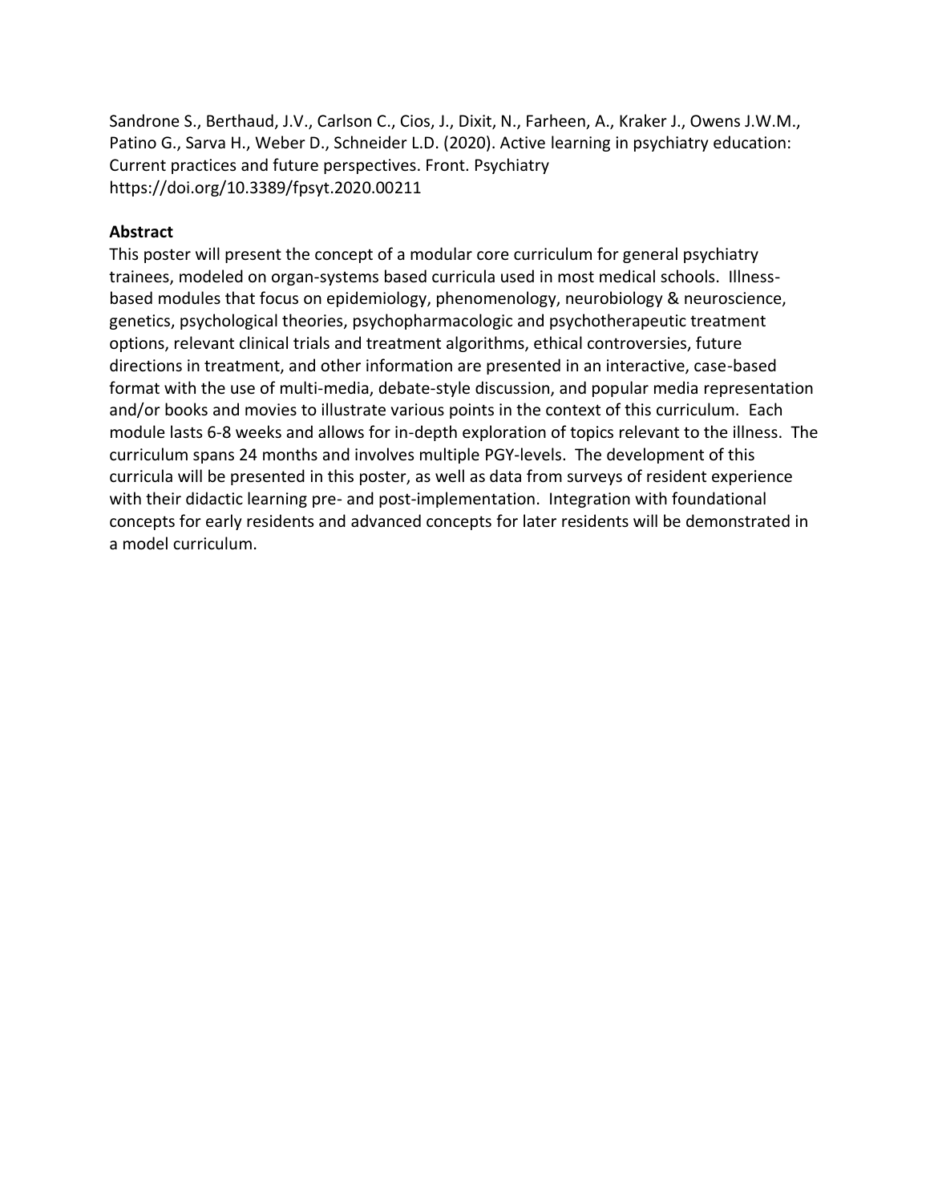Sandrone S., Berthaud, J.V., Carlson C., Cios, J., Dixit, N., Farheen, A., Kraker J., Owens J.W.M., Patino G., Sarva H., Weber D., Schneider L.D. (2020). Active learning in psychiatry education: Current practices and future perspectives. Front. Psychiatry https://doi.org/10.3389/fpsyt.2020.00211

**Abstract**

This poster will present the concept of a modular core curriculum for general psychiatry trainees, modeled on organ-systems based curricula used in most medical schools. Illness-based modules that focus on epidemiology, phenomenology, neurobiology & neuroscience, genetics, psychological theories, psychopharmacologic and psychotherapeutic treatment options, relevant clinical trials and treatment algorithms, ethical controversies, future directions in treatment, and other information are presented in an interactive, case-based format with the use of multi-media, debate-style discussion, and popular media representation and/or books and movies to illustrate various points in the context of this curriculum. Each module lasts 6-8 weeks and allows for in-depth exploration of topics relevant to the illness. The curriculum spans 24 months and involves multiple PGY-levels. The development of this curricula will be presented in this poster, as well as data from surveys of resident experience with their didactic learning pre- and post-implementation. Integration with foundational concepts for early residents and advanced concepts for later residents will be demonstrated in a model curriculum.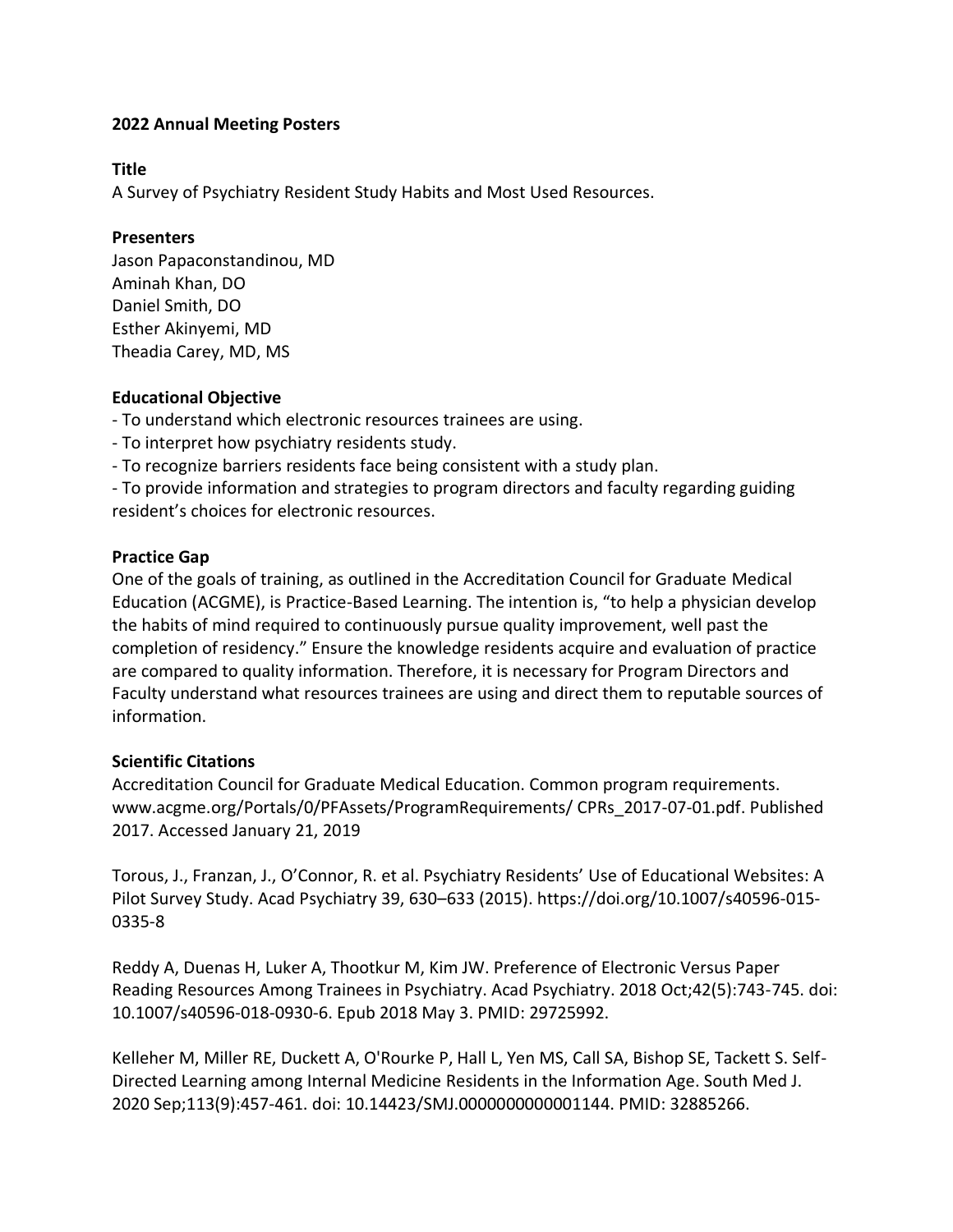**2022 Annual Meeting Posters**

**Title**

A Survey of Psychiatry Resident Study Habits and Most Used Resources.

**Presenters**

Jason Papaconstandinou, MD
Aminah Khan, DO
Daniel Smith, DO
Esther Akinyemi, MD
Theadia Carey, MD, MS

**Educational Objective**

- To understand which electronic resources trainees are using.
- To interpret how psychiatry residents study.
- To recognize barriers residents face being consistent with a study plan.
- To provide information and strategies to program directors and faculty regarding guiding resident's choices for electronic resources.

**Practice Gap**

One of the goals of training, as outlined in the Accreditation Council for Graduate Medical Education (ACGME), is Practice-Based Learning. The intention is, "to help a physician develop the habits of mind required to continuously pursue quality improvement, well past the completion of residency." Ensure the knowledge residents acquire and evaluation of practice are compared to quality information. Therefore, it is necessary for Program Directors and Faculty understand what resources trainees are using and direct them to reputable sources of information.

**Scientific Citations**

Accreditation Council for Graduate Medical Education. Common program requirements. www.acgme.org/Portals/0/PFAssets/ProgramRequirements/ CPRs_2017-07-01.pdf. Published 2017. Accessed January 21, 2019

Torous, J., Franzan, J., O'Connor, R. et al. Psychiatry Residents' Use of Educational Websites: A Pilot Survey Study. Acad Psychiatry 39, 630–633 (2015). https://doi.org/10.1007/s40596-015-0335-8

Reddy A, Duenas H, Luker A, Thootkur M, Kim JW. Preference of Electronic Versus Paper Reading Resources Among Trainees in Psychiatry. Acad Psychiatry. 2018 Oct;42(5):743-745. doi: 10.1007/s40596-018-0930-6. Epub 2018 May 3. PMID: 29725992.

Kelleher M, Miller RE, Duckett A, O'Rourke P, Hall L, Yen MS, Call SA, Bishop SE, Tackett S. Self-Directed Learning among Internal Medicine Residents in the Information Age. South Med J. 2020 Sep;113(9):457-461. doi: 10.14423/SMJ.0000000000001144. PMID: 32885266.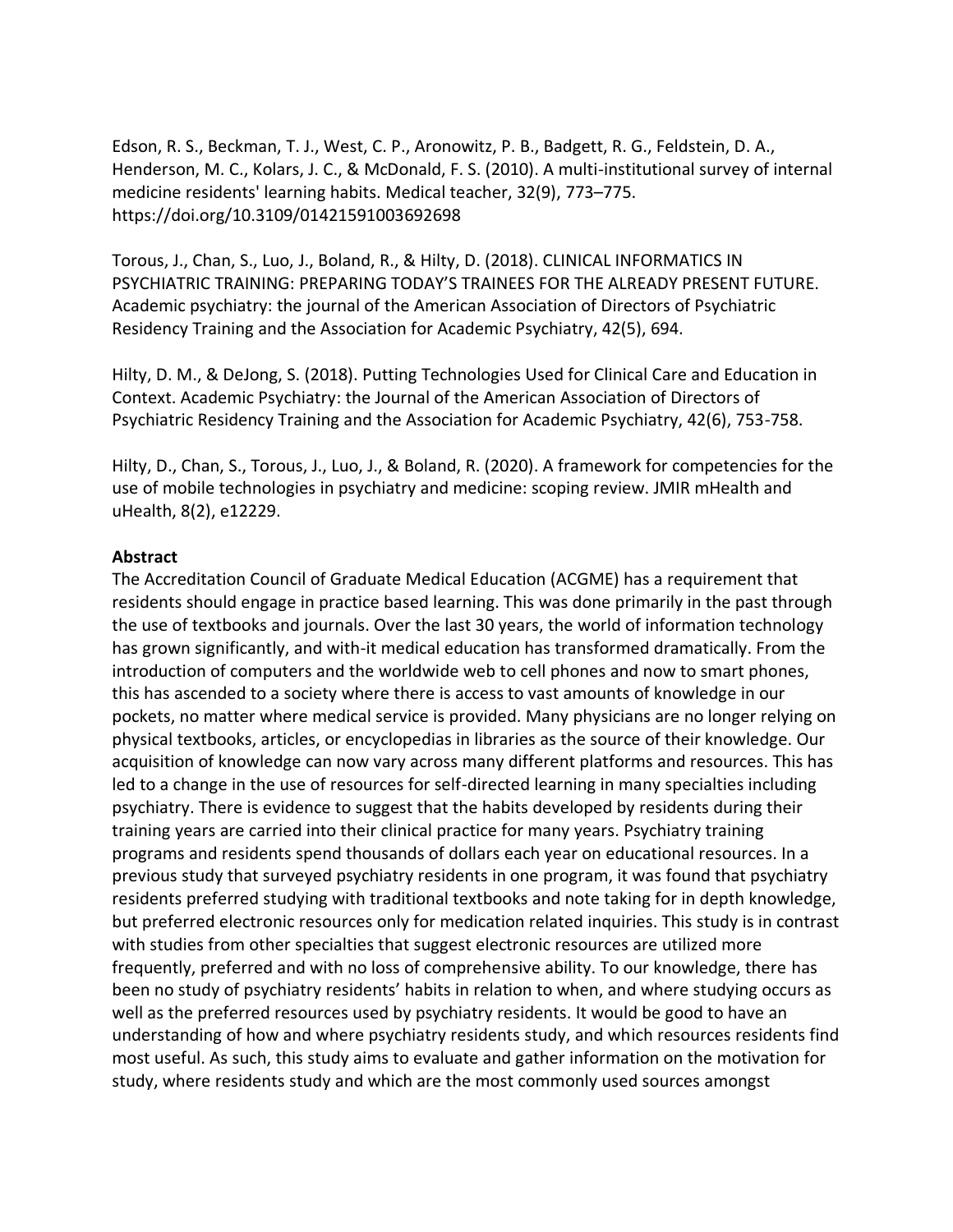Edson, R. S., Beckman, T. J., West, C. P., Aronowitz, P. B., Badgett, R. G., Feldstein, D. A., Henderson, M. C., Kolars, J. C., & McDonald, F. S. (2010). A multi-institutional survey of internal medicine residents' learning habits. Medical teacher, 32(9), 773–775. https://doi.org/10.3109/01421591003692698

Torous, J., Chan, S., Luo, J., Boland, R., & Hilty, D. (2018). CLINICAL INFORMATICS IN PSYCHIATRIC TRAINING: PREPARING TODAY'S TRAINEES FOR THE ALREADY PRESENT FUTURE. Academic psychiatry: the journal of the American Association of Directors of Psychiatric Residency Training and the Association for Academic Psychiatry, 42(5), 694.

Hilty, D. M., & DeJong, S. (2018). Putting Technologies Used for Clinical Care and Education in Context. Academic Psychiatry: the Journal of the American Association of Directors of Psychiatric Residency Training and the Association for Academic Psychiatry, 42(6), 753-758.

Hilty, D., Chan, S., Torous, J., Luo, J., & Boland, R. (2020). A framework for competencies for the use of mobile technologies in psychiatry and medicine: scoping review. JMIR mHealth and uHealth, 8(2), e12229.

**Abstract**

The Accreditation Council of Graduate Medical Education (ACGME) has a requirement that residents should engage in practice based learning. This was done primarily in the past through the use of textbooks and journals. Over the last 30 years, the world of information technology has grown significantly, and with-it medical education has transformed dramatically. From the introduction of computers and the worldwide web to cell phones and now to smart phones, this has ascended to a society where there is access to vast amounts of knowledge in our pockets, no matter where medical service is provided. Many physicians are no longer relying on physical textbooks, articles, or encyclopedias in libraries as the source of their knowledge. Our acquisition of knowledge can now vary across many different platforms and resources. This has led to a change in the use of resources for self-directed learning in many specialties including psychiatry. There is evidence to suggest that the habits developed by residents during their training years are carried into their clinical practice for many years. Psychiatry training programs and residents spend thousands of dollars each year on educational resources. In a previous study that surveyed psychiatry residents in one program, it was found that psychiatry residents preferred studying with traditional textbooks and note taking for in depth knowledge, but preferred electronic resources only for medication related inquiries. This study is in contrast with studies from other specialties that suggest electronic resources are utilized more frequently, preferred and with no loss of comprehensive ability. To our knowledge, there has been no study of psychiatry residents' habits in relation to when, and where studying occurs as well as the preferred resources used by psychiatry residents. It would be good to have an understanding of how and where psychiatry residents study, and which resources residents find most useful. As such, this study aims to evaluate and gather information on the motivation for study, where residents study and which are the most commonly used sources amongst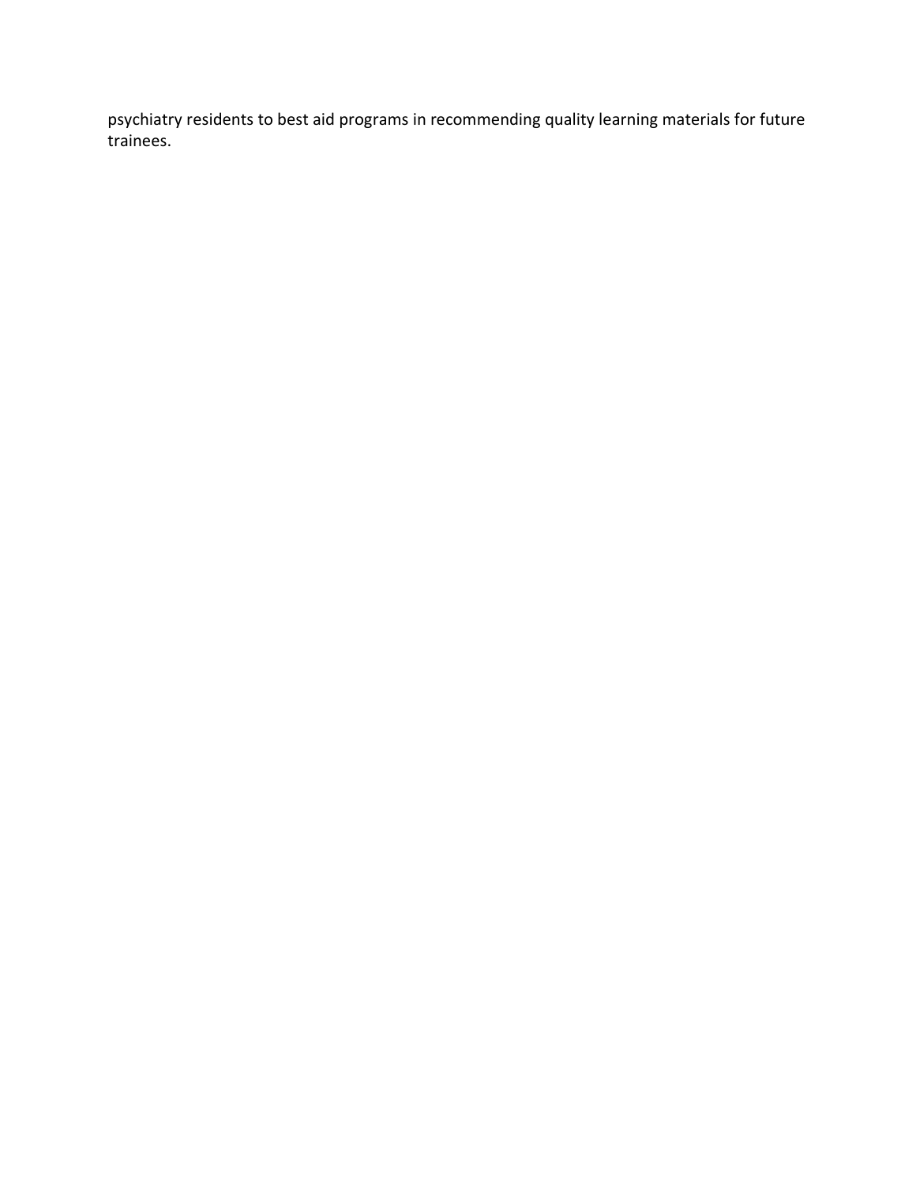psychiatry residents to best aid programs in recommending quality learning materials for future trainees.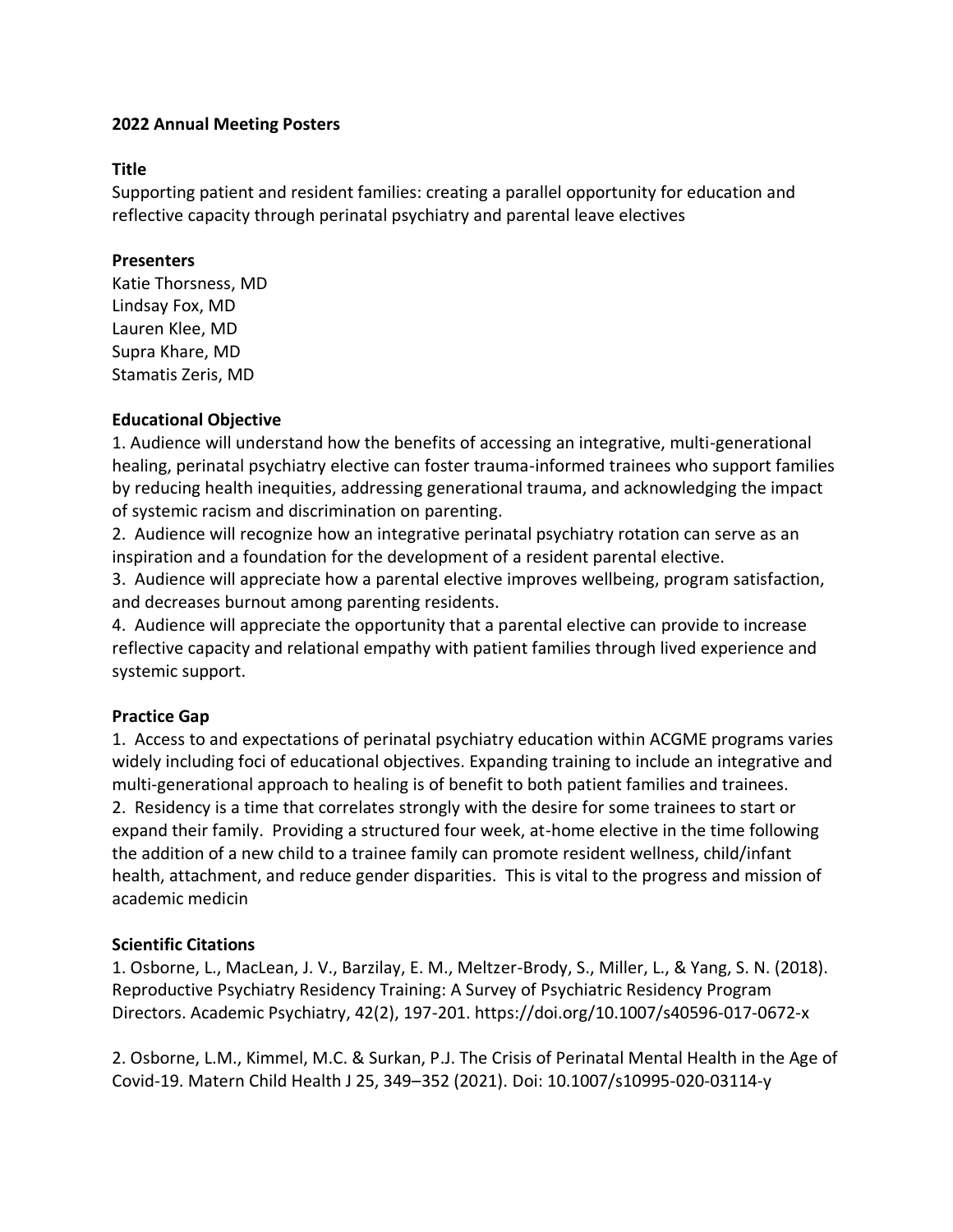**2022 Annual Meeting Posters**

**Title**

Supporting patient and resident families: creating a parallel opportunity for education and reflective capacity through perinatal psychiatry and parental leave electives

**Presenters**

Katie Thorsness, MD
Lindsay Fox, MD
Lauren Klee, MD
Supra Khare, MD
Stamatis Zeris, MD

**Educational Objective**

1. Audience will understand how the benefits of accessing an integrative, multi-generational healing, perinatal psychiatry elective can foster trauma-informed trainees who support families by reducing health inequities, addressing generational trauma, and acknowledging the impact of systemic racism and discrimination on parenting.
2. Audience will recognize how an integrative perinatal psychiatry rotation can serve as an inspiration and a foundation for the development of a resident parental elective.
3. Audience will appreciate how a parental elective improves wellbeing, program satisfaction, and decreases burnout among parenting residents.
4. Audience will appreciate the opportunity that a parental elective can provide to increase reflective capacity and relational empathy with patient families through lived experience and systemic support.

**Practice Gap**

1. Access to and expectations of perinatal psychiatry education within ACGME programs varies widely including foci of educational objectives. Expanding training to include an integrative and multi-generational approach to healing is of benefit to both patient families and trainees.
2. Residency is a time that correlates strongly with the desire for some trainees to start or expand their family. Providing a structured four week, at-home elective in the time following the addition of a new child to a trainee family can promote resident wellness, child/infant health, attachment, and reduce gender disparities. This is vital to the progress and mission of academic medicin

**Scientific Citations**

1. Osborne, L., MacLean, J. V., Barzilay, E. M., Meltzer-Brody, S., Miller, L., & Yang, S. N. (2018). Reproductive Psychiatry Residency Training: A Survey of Psychiatric Residency Program Directors. Academic Psychiatry, 42(2), 197-201. https://doi.org/10.1007/s40596-017-0672-x

2. Osborne, L.M., Kimmel, M.C. & Surkan, P.J. The Crisis of Perinatal Mental Health in the Age of Covid-19. Matern Child Health J 25, 349–352 (2021). Doi: 10.1007/s10995-020-03114-y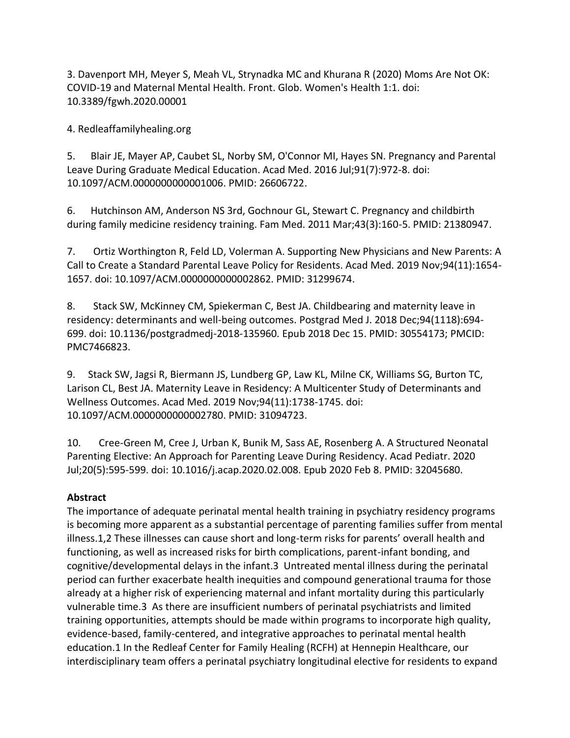3. Davenport MH, Meyer S, Meah VL, Strynadka MC and Khurana R (2020) Moms Are Not OK: COVID-19 and Maternal Mental Health. Front. Glob. Women's Health 1:1. doi: 10.3389/fgwh.2020.00001

4. Redleaffamilyhealing.org

5. Blair JE, Mayer AP, Caubet SL, Norby SM, O'Connor MI, Hayes SN. Pregnancy and Parental Leave During Graduate Medical Education. Acad Med. 2016 Jul;91(7):972-8. doi: 10.1097/ACM.0000000000001006. PMID: 26606722.

6. Hutchinson AM, Anderson NS 3rd, Gochnour GL, Stewart C. Pregnancy and childbirth during family medicine residency training. Fam Med. 2011 Mar;43(3):160-5. PMID: 21380947.

7. Ortiz Worthington R, Feld LD, Volerman A. Supporting New Physicians and New Parents: A Call to Create a Standard Parental Leave Policy for Residents. Acad Med. 2019 Nov;94(11):1654-1657. doi: 10.1097/ACM.0000000000002862. PMID: 31299674.

8. Stack SW, McKinney CM, Spiekerman C, Best JA. Childbearing and maternity leave in residency: determinants and well-being outcomes. Postgrad Med J. 2018 Dec;94(1118):694-699. doi: 10.1136/postgradmedj-2018-135960. Epub 2018 Dec 15. PMID: 30554173; PMCID: PMC7466823.

9. Stack SW, Jagsi R, Biermann JS, Lundberg GP, Law KL, Milne CK, Williams SG, Burton TC, Larison CL, Best JA. Maternity Leave in Residency: A Multicenter Study of Determinants and Wellness Outcomes. Acad Med. 2019 Nov;94(11):1738-1745. doi: 10.1097/ACM.0000000000002780. PMID: 31094723.

10. Cree-Green M, Cree J, Urban K, Bunik M, Sass AE, Rosenberg A. A Structured Neonatal Parenting Elective: An Approach for Parenting Leave During Residency. Acad Pediatr. 2020 Jul;20(5):595-599. doi: 10.1016/j.acap.2020.02.008. Epub 2020 Feb 8. PMID: 32045680.

**Abstract**

The importance of adequate perinatal mental health training in psychiatry residency programs is becoming more apparent as a substantial percentage of parenting families suffer from mental illness.[1,2] These illnesses can cause short and long-term risks for parents' overall health and functioning, as well as increased risks for birth complications, parent-infant bonding, and cognitive/developmental delays in the infant.[3] Untreated mental illness during the perinatal period can further exacerbate health inequities and compound generational trauma for those already at a higher risk of experiencing maternal and infant mortality during this particularly vulnerable time.[3] As there are insufficient numbers of perinatal psychiatrists and limited training opportunities, attempts should be made within programs to incorporate high quality, evidence-based, family-centered, and integrative approaches to perinatal mental health education.[1] In the Redleaf Center for Family Healing (RCFH) at Hennepin Healthcare, our interdisciplinary team offers a perinatal psychiatry longitudinal elective for residents to expand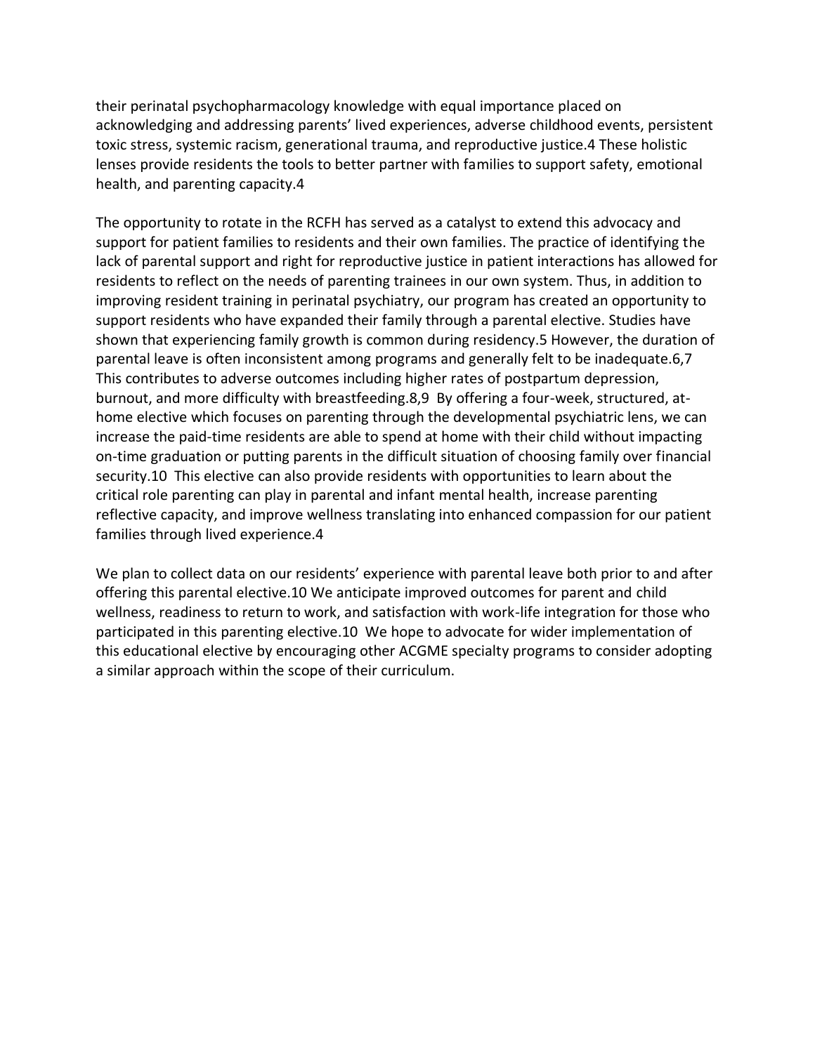their perinatal psychopharmacology knowledge with equal importance placed on acknowledging and addressing parents' lived experiences, adverse childhood events, persistent toxic stress, systemic racism, generational trauma, and reproductive justice.[4] These holistic lenses provide residents the tools to better partner with families to support safety, emotional health, and parenting capacity.[4]

The opportunity to rotate in the RCFH has served as a catalyst to extend this advocacy and support for patient families to residents and their own families. The practice of identifying the lack of parental support and right for reproductive justice in patient interactions has allowed for residents to reflect on the needs of parenting trainees in our own system. Thus, in addition to improving resident training in perinatal psychiatry, our program has created an opportunity to support residents who have expanded their family through a parental elective. Studies have shown that experiencing family growth is common during residency.[5] However, the duration of parental leave is often inconsistent among programs and generally felt to be inadequate.[6,7] This contributes to adverse outcomes including higher rates of postpartum depression, burnout, and more difficulty with breastfeeding.[8,9] By offering a four-week, structured, at-home elective which focuses on parenting through the developmental psychiatric lens, we can increase the paid-time residents are able to spend at home with their child without impacting on-time graduation or putting parents in the difficult situation of choosing family over financial security.[10] This elective can also provide residents with opportunities to learn about the critical role parenting can play in parental and infant mental health, increase parenting reflective capacity, and improve wellness translating into enhanced compassion for our patient families through lived experience.[4]

We plan to collect data on our residents' experience with parental leave both prior to and after offering this parental elective.[10] We anticipate improved outcomes for parent and child wellness, readiness to return to work, and satisfaction with work-life integration for those who participated in this parenting elective.[10] We hope to advocate for wider implementation of this educational elective by encouraging other ACGME specialty programs to consider adopting a similar approach within the scope of their curriculum.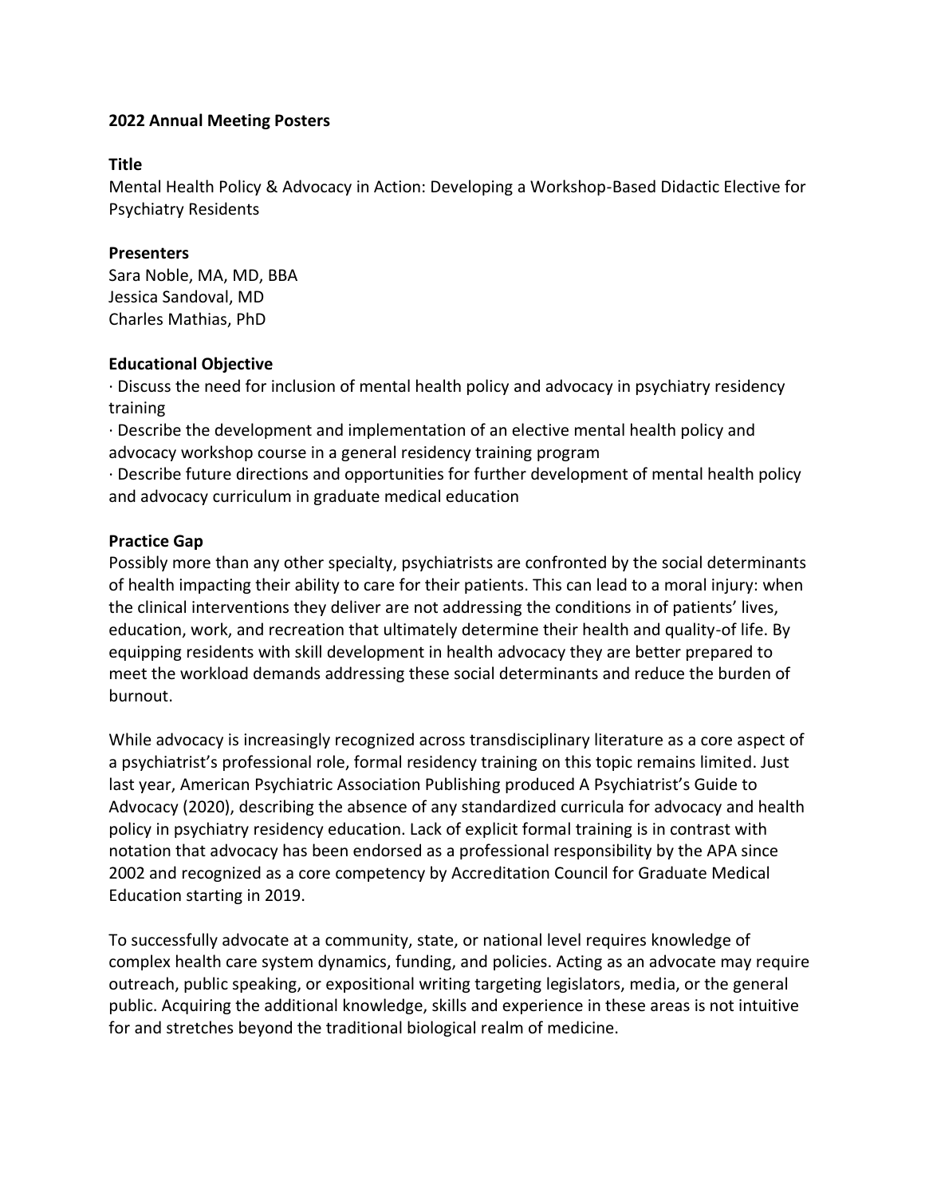**2022 Annual Meeting Posters**

**Title**

Mental Health Policy & Advocacy in Action: Developing a Workshop-Based Didactic Elective for Psychiatry Residents

**Presenters**

Sara Noble, MA, MD, BBA
Jessica Sandoval, MD
Charles Mathias, PhD

**Educational Objective**

· Discuss the need for inclusion of mental health policy and advocacy in psychiatry residency training
· Describe the development and implementation of an elective mental health policy and advocacy workshop course in a general residency training program
· Describe future directions and opportunities for further development of mental health policy and advocacy curriculum in graduate medical education

**Practice Gap**

Possibly more than any other specialty, psychiatrists are confronted by the social determinants of health impacting their ability to care for their patients. This can lead to a moral injury: when the clinical interventions they deliver are not addressing the conditions in of patients' lives, education, work, and recreation that ultimately determine their health and quality-of life. By equipping residents with skill development in health advocacy they are better prepared to meet the workload demands addressing these social determinants and reduce the burden of burnout.

While advocacy is increasingly recognized across transdisciplinary literature as a core aspect of a psychiatrist's professional role, formal residency training on this topic remains limited. Just last year, American Psychiatric Association Publishing produced A Psychiatrist's Guide to Advocacy (2020), describing the absence of any standardized curricula for advocacy and health policy in psychiatry residency education. Lack of explicit formal training is in contrast with notation that advocacy has been endorsed as a professional responsibility by the APA since 2002 and recognized as a core competency by Accreditation Council for Graduate Medical Education starting in 2019.

To successfully advocate at a community, state, or national level requires knowledge of complex health care system dynamics, funding, and policies. Acting as an advocate may require outreach, public speaking, or expositional writing targeting legislators, media, or the general public. Acquiring the additional knowledge, skills and experience in these areas is not intuitive for and stretches beyond the traditional biological realm of medicine.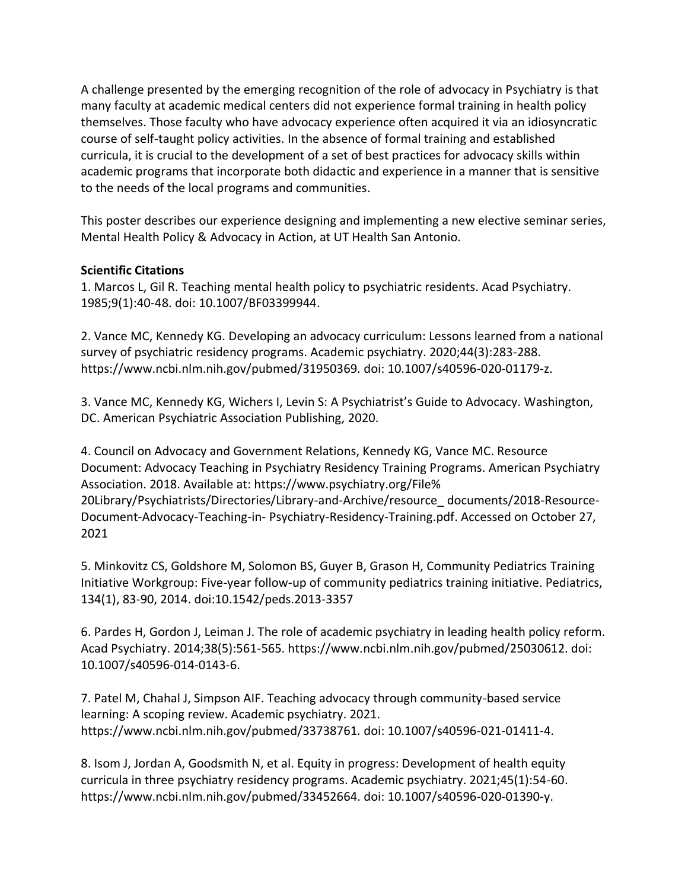A challenge presented by the emerging recognition of the role of advocacy in Psychiatry is that many faculty at academic medical centers did not experience formal training in health policy themselves. Those faculty who have advocacy experience often acquired it via an idiosyncratic course of self-taught policy activities. In the absence of formal training and established curricula, it is crucial to the development of a set of best practices for advocacy skills within academic programs that incorporate both didactic and experience in a manner that is sensitive to the needs of the local programs and communities.

This poster describes our experience designing and implementing a new elective seminar series, Mental Health Policy & Advocacy in Action, at UT Health San Antonio.

**Scientific Citations**

1. Marcos L, Gil R. Teaching mental health policy to psychiatric residents. Acad Psychiatry. 1985;9(1):40-48. doi: 10.1007/BF03399944.

2. Vance MC, Kennedy KG. Developing an advocacy curriculum: Lessons learned from a national survey of psychiatric residency programs. Academic psychiatry. 2020;44(3):283-288. https://www.ncbi.nlm.nih.gov/pubmed/31950369. doi: 10.1007/s40596-020-01179-z.

3. Vance MC, Kennedy KG, Wichers I, Levin S: A Psychiatrist's Guide to Advocacy. Washington, DC. American Psychiatric Association Publishing, 2020.

4. Council on Advocacy and Government Relations, Kennedy KG, Vance MC. Resource Document: Advocacy Teaching in Psychiatry Residency Training Programs. American Psychiatry Association. 2018. Available at: https://www.psychiatry.org/File%20Library/Psychiatrists/Directories/Library-and-Archive/resource_ documents/2018-Resource-Document-Advocacy-Teaching-in- Psychiatry-Residency-Training.pdf. Accessed on October 27, 2021

5. Minkovitz CS, Goldshore M, Solomon BS, Guyer B, Grason H, Community Pediatrics Training Initiative Workgroup: Five-year follow-up of community pediatrics training initiative. Pediatrics, 134(1), 83-90, 2014. doi:10.1542/peds.2013-3357

6. Pardes H, Gordon J, Leiman J. The role of academic psychiatry in leading health policy reform. Acad Psychiatry. 2014;38(5):561-565. https://www.ncbi.nlm.nih.gov/pubmed/25030612. doi: 10.1007/s40596-014-0143-6.

7. Patel M, Chahal J, Simpson AIF. Teaching advocacy through community-based service learning: A scoping review. Academic psychiatry. 2021. https://www.ncbi.nlm.nih.gov/pubmed/33738761. doi: 10.1007/s40596-021-01411-4.

8. Isom J, Jordan A, Goodsmith N, et al. Equity in progress: Development of health equity curricula in three psychiatry residency programs. Academic psychiatry. 2021;45(1):54-60. https://www.ncbi.nlm.nih.gov/pubmed/33452664. doi: 10.1007/s40596-020-01390-y.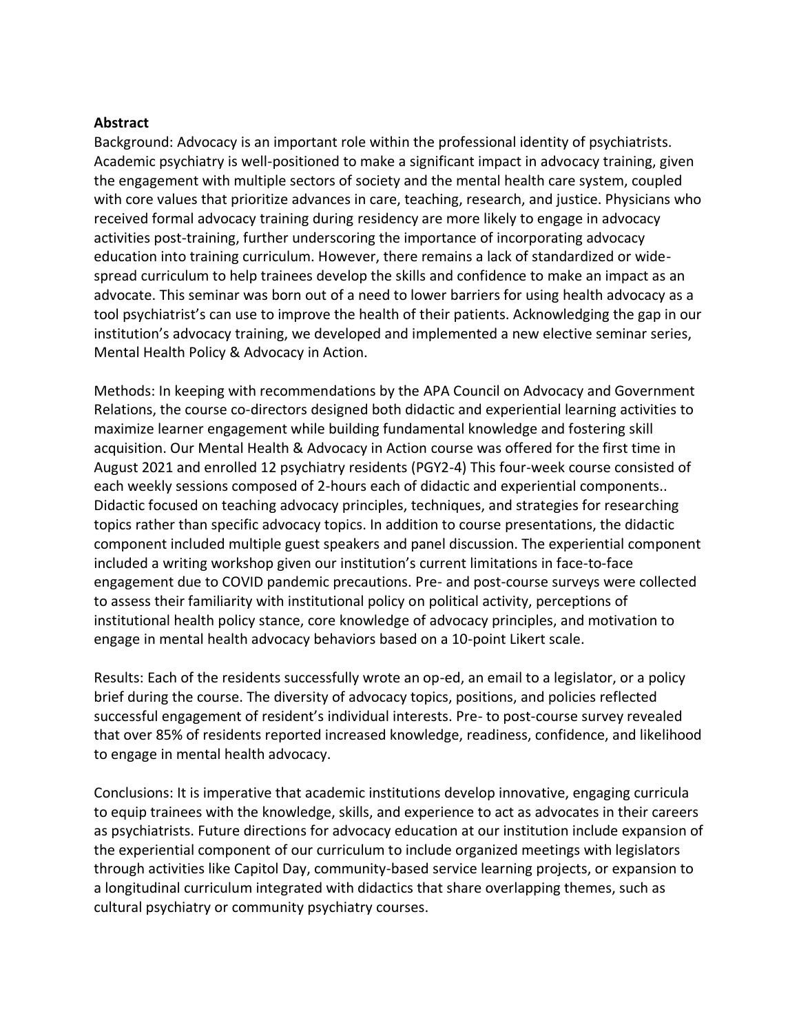**Abstract**

Background: Advocacy is an important role within the professional identity of psychiatrists. Academic psychiatry is well-positioned to make a significant impact in advocacy training, given the engagement with multiple sectors of society and the mental health care system, coupled with core values that prioritize advances in care, teaching, research, and justice. Physicians who received formal advocacy training during residency are more likely to engage in advocacy activities post-training, further underscoring the importance of incorporating advocacy education into training curriculum. However, there remains a lack of standardized or wide-spread curriculum to help trainees develop the skills and confidence to make an impact as an advocate. This seminar was born out of a need to lower barriers for using health advocacy as a tool psychiatrist's can use to improve the health of their patients. Acknowledging the gap in our institution's advocacy training, we developed and implemented a new elective seminar series, Mental Health Policy & Advocacy in Action.

Methods: In keeping with recommendations by the APA Council on Advocacy and Government Relations, the course co-directors designed both didactic and experiential learning activities to maximize learner engagement while building fundamental knowledge and fostering skill acquisition. Our Mental Health & Advocacy in Action course was offered for the first time in August 2021 and enrolled 12 psychiatry residents (PGY2-4) This four-week course consisted of each weekly sessions composed of 2-hours each of didactic and experiential components.. Didactic focused on teaching advocacy principles, techniques, and strategies for researching topics rather than specific advocacy topics. In addition to course presentations, the didactic component included multiple guest speakers and panel discussion. The experiential component included a writing workshop given our institution's current limitations in face-to-face engagement due to COVID pandemic precautions. Pre- and post-course surveys were collected to assess their familiarity with institutional policy on political activity, perceptions of institutional health policy stance, core knowledge of advocacy principles, and motivation to engage in mental health advocacy behaviors based on a 10-point Likert scale.

Results: Each of the residents successfully wrote an op-ed, an email to a legislator, or a policy brief during the course. The diversity of advocacy topics, positions, and policies reflected successful engagement of resident's individual interests. Pre- to post-course survey revealed that over 85% of residents reported increased knowledge, readiness, confidence, and likelihood to engage in mental health advocacy.

Conclusions: It is imperative that academic institutions develop innovative, engaging curricula to equip trainees with the knowledge, skills, and experience to act as advocates in their careers as psychiatrists. Future directions for advocacy education at our institution include expansion of the experiential component of our curriculum to include organized meetings with legislators through activities like Capitol Day, community-based service learning projects, or expansion to a longitudinal curriculum integrated with didactics that share overlapping themes, such as cultural psychiatry or community psychiatry courses.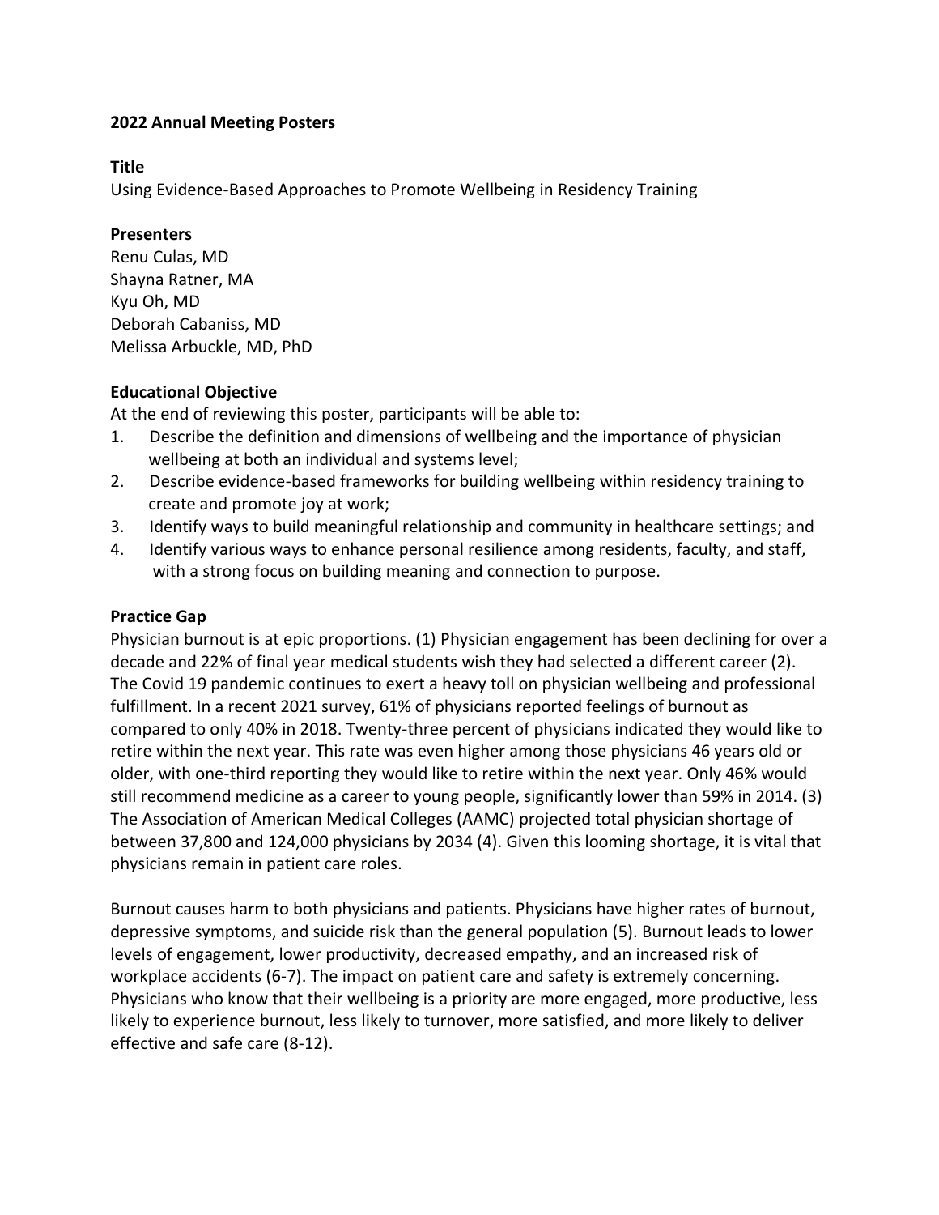**2022 Annual Meeting Posters**

**Title**

Using Evidence-Based Approaches to Promote Wellbeing in Residency Training

**Presenters**

Renu Culas, MD
Shayna Ratner, MA
Kyu Oh, MD
Deborah Cabaniss, MD
Melissa Arbuckle, MD, PhD

**Educational Objective**

At the end of reviewing this poster, participants will be able to:

1. Describe the definition and dimensions of wellbeing and the importance of physician wellbeing at both an individual and systems level;
2. Describe evidence-based frameworks for building wellbeing within residency training to create and promote joy at work;
3. Identify ways to build meaningful relationship and community in healthcare settings; and
4. Identify various ways to enhance personal resilience among residents, faculty, and staff, with a strong focus on building meaning and connection to purpose.

**Practice Gap**

Physician burnout is at epic proportions. (1) Physician engagement has been declining for over a decade and 22% of final year medical students wish they had selected a different career (2). The Covid 19 pandemic continues to exert a heavy toll on physician wellbeing and professional fulfillment. In a recent 2021 survey, 61% of physicians reported feelings of burnout as compared to only 40% in 2018. Twenty-three percent of physicians indicated they would like to retire within the next year. This rate was even higher among those physicians 46 years old or older, with one-third reporting they would like to retire within the next year. Only 46% would still recommend medicine as a career to young people, significantly lower than 59% in 2014. (3) The Association of American Medical Colleges (AAMC) projected total physician shortage of between 37,800 and 124,000 physicians by 2034 (4). Given this looming shortage, it is vital that physicians remain in patient care roles.

Burnout causes harm to both physicians and patients. Physicians have higher rates of burnout, depressive symptoms, and suicide risk than the general population (5). Burnout leads to lower levels of engagement, lower productivity, decreased empathy, and an increased risk of workplace accidents (6-7). The impact on patient care and safety is extremely concerning. Physicians who know that their wellbeing is a priority are more engaged, more productive, less likely to experience burnout, less likely to turnover, more satisfied, and more likely to deliver effective and safe care (8-12).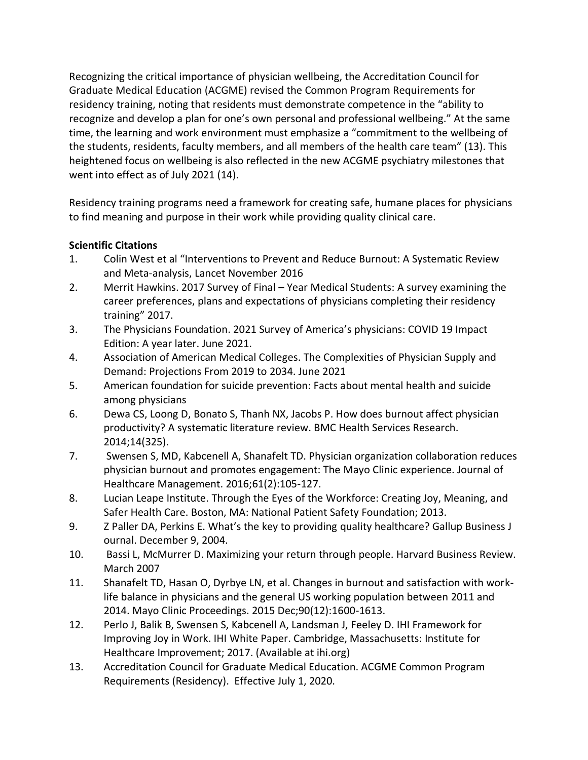Recognizing the critical importance of physician wellbeing, the Accreditation Council for Graduate Medical Education (ACGME) revised the Common Program Requirements for residency training, noting that residents must demonstrate competence in the "ability to recognize and develop a plan for one's own personal and professional wellbeing." At the same time, the learning and work environment must emphasize a "commitment to the wellbeing of the students, residents, faculty members, and all members of the health care team" (13). This heightened focus on wellbeing is also reflected in the new ACGME psychiatry milestones that went into effect as of July 2021 (14).

Residency training programs need a framework for creating safe, humane places for physicians to find meaning and purpose in their work while providing quality clinical care.

**Scientific Citations**

1. Colin West et al "Interventions to Prevent and Reduce Burnout: A Systematic Review and Meta-analysis, Lancet November 2016
2. Merrit Hawkins. 2017 Survey of Final – Year Medical Students: A survey examining the career preferences, plans and expectations of physicians completing their residency training" 2017.
3. The Physicians Foundation. 2021 Survey of America's physicians: COVID 19 Impact Edition: A year later. June 2021.
4. Association of American Medical Colleges. The Complexities of Physician Supply and Demand: Projections From 2019 to 2034. June 2021
5. American foundation for suicide prevention: Facts about mental health and suicide among physicians
6. Dewa CS, Loong D, Bonato S, Thanh NX, Jacobs P. How does burnout affect physician productivity? A systematic literature review. BMC Health Services Research. 2014;14(325).
7. Swensen S, MD, Kabcenell A, Shanafelt TD. Physician organization collaboration reduces physician burnout and promotes engagement: The Mayo Clinic experience. Journal of Healthcare Management. 2016;61(2):105-127.
8. Lucian Leape Institute. Through the Eyes of the Workforce: Creating Joy, Meaning, and Safer Health Care. Boston, MA: National Patient Safety Foundation; 2013.
9. Z Paller DA, Perkins E. What's the key to providing quality healthcare? Gallup Business J ournal. December 9, 2004.
10. Bassi L, McMurrer D. Maximizing your return through people. Harvard Business Review. March 2007
11. Shanafelt TD, Hasan O, Dyrbye LN, et al. Changes in burnout and satisfaction with work-life balance in physicians and the general US working population between 2011 and 2014. Mayo Clinic Proceedings. 2015 Dec;90(12):1600-1613.
12. Perlo J, Balik B, Swensen S, Kabcenell A, Landsman J, Feeley D. IHI Framework for Improving Joy in Work. IHI White Paper. Cambridge, Massachusetts: Institute for Healthcare Improvement; 2017. (Available at ihi.org)
13. Accreditation Council for Graduate Medical Education. ACGME Common Program Requirements (Residency). Effective July 1, 2020.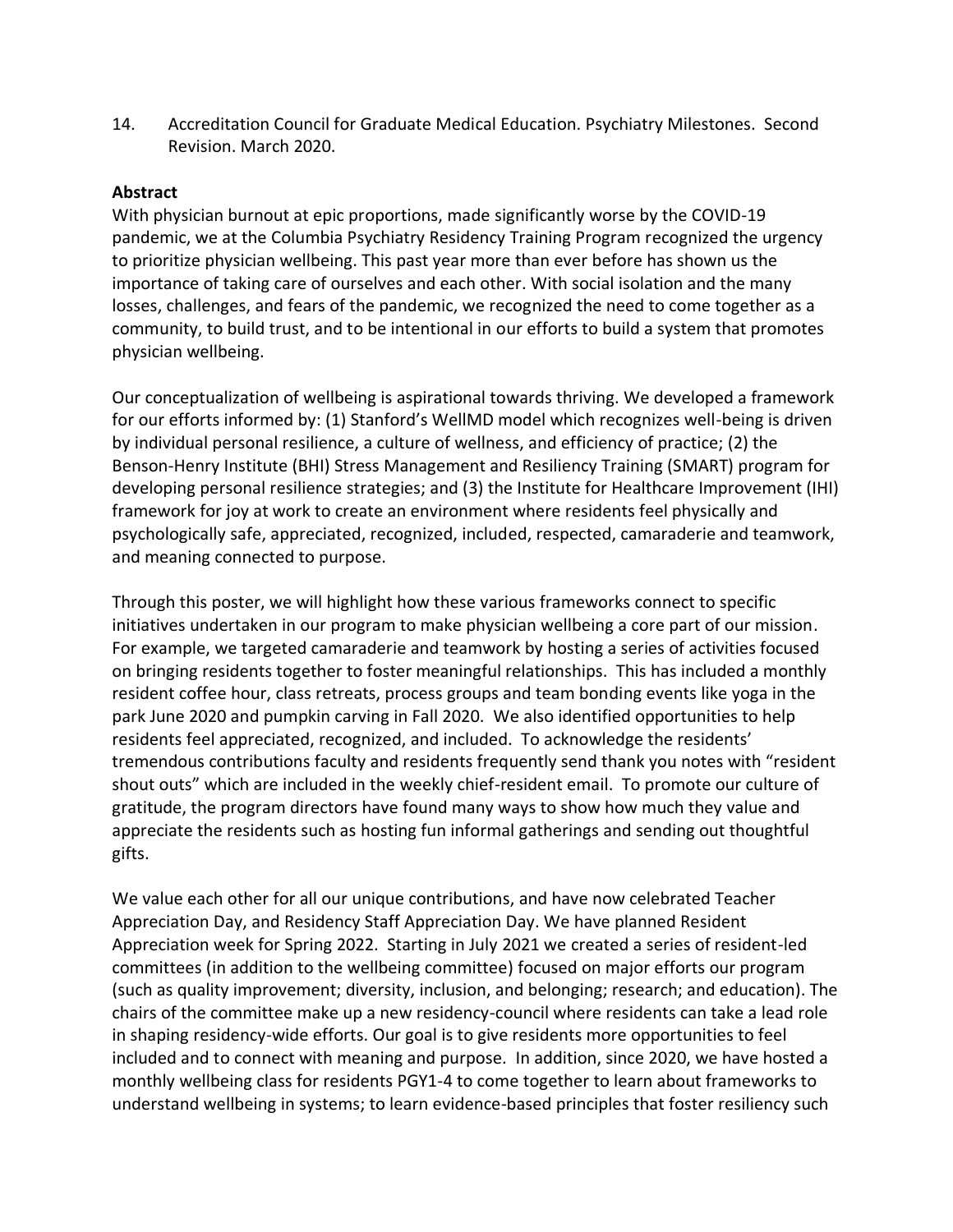14. Accreditation Council for Graduate Medical Education. Psychiatry Milestones. Second Revision. March 2020.

**Abstract**

With physician burnout at epic proportions, made significantly worse by the COVID-19 pandemic, we at the Columbia Psychiatry Residency Training Program recognized the urgency to prioritize physician wellbeing. This past year more than ever before has shown us the importance of taking care of ourselves and each other. With social isolation and the many losses, challenges, and fears of the pandemic, we recognized the need to come together as a community, to build trust, and to be intentional in our efforts to build a system that promotes physician wellbeing.

Our conceptualization of wellbeing is aspirational towards thriving. We developed a framework for our efforts informed by: (1) Stanford's WellMD model which recognizes well-being is driven by individual personal resilience, a culture of wellness, and efficiency of practice; (2) the Benson-Henry Institute (BHI) Stress Management and Resiliency Training (SMART) program for developing personal resilience strategies; and (3) the Institute for Healthcare Improvement (IHI) framework for joy at work to create an environment where residents feel physically and psychologically safe, appreciated, recognized, included, respected, camaraderie and teamwork, and meaning connected to purpose.

Through this poster, we will highlight how these various frameworks connect to specific initiatives undertaken in our program to make physician wellbeing a core part of our mission. For example, we targeted camaraderie and teamwork by hosting a series of activities focused on bringing residents together to foster meaningful relationships. This has included a monthly resident coffee hour, class retreats, process groups and team bonding events like yoga in the park June 2020 and pumpkin carving in Fall 2020. We also identified opportunities to help residents feel appreciated, recognized, and included. To acknowledge the residents' tremendous contributions faculty and residents frequently send thank you notes with "resident shout outs" which are included in the weekly chief-resident email. To promote our culture of gratitude, the program directors have found many ways to show how much they value and appreciate the residents such as hosting fun informal gatherings and sending out thoughtful gifts.

We value each other for all our unique contributions, and have now celebrated Teacher Appreciation Day, and Residency Staff Appreciation Day. We have planned Resident Appreciation week for Spring 2022. Starting in July 2021 we created a series of resident-led committees (in addition to the wellbeing committee) focused on major efforts our program (such as quality improvement; diversity, inclusion, and belonging; research; and education). The chairs of the committee make up a new residency-council where residents can take a lead role in shaping residency-wide efforts. Our goal is to give residents more opportunities to feel included and to connect with meaning and purpose. In addition, since 2020, we have hosted a monthly wellbeing class for residents PGY1-4 to come together to learn about frameworks to understand wellbeing in systems; to learn evidence-based principles that foster resiliency such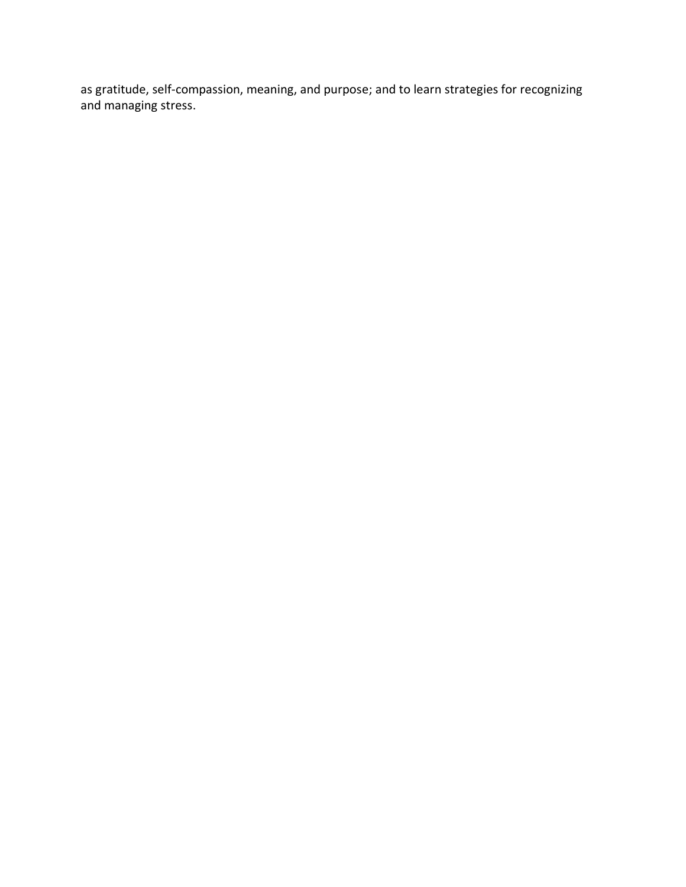as gratitude, self-compassion, meaning, and purpose; and to learn strategies for recognizing and managing stress.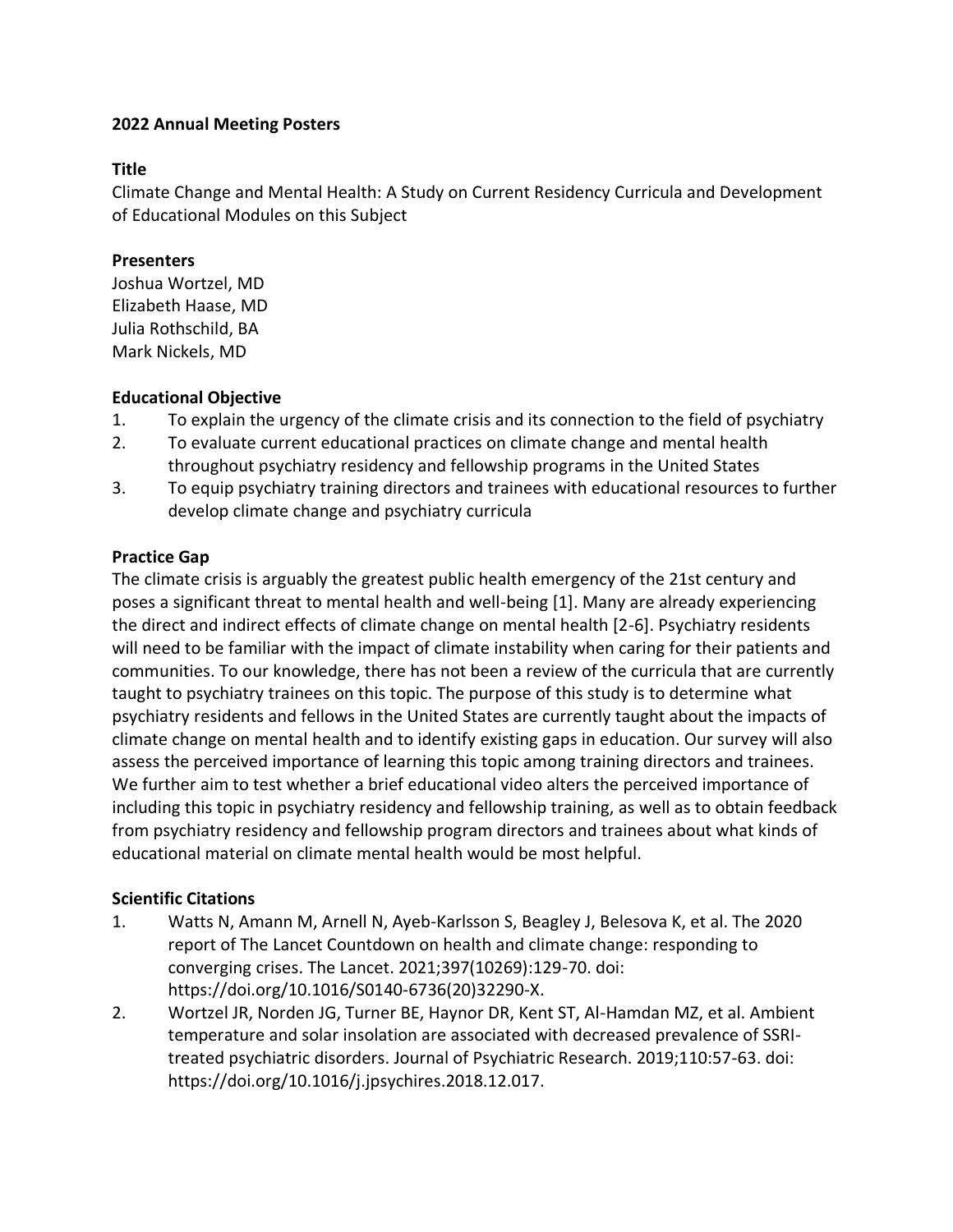**2022 Annual Meeting Posters**

**Title**

Climate Change and Mental Health: A Study on Current Residency Curricula and Development of Educational Modules on this Subject

**Presenters**

Joshua Wortzel, MD
Elizabeth Haase, MD
Julia Rothschild, BA
Mark Nickels, MD

**Educational Objective**

1. To explain the urgency of the climate crisis and its connection to the field of psychiatry
2. To evaluate current educational practices on climate change and mental health throughout psychiatry residency and fellowship programs in the United States
3. To equip psychiatry training directors and trainees with educational resources to further develop climate change and psychiatry curricula

**Practice Gap**

The climate crisis is arguably the greatest public health emergency of the 21st century and poses a significant threat to mental health and well-being [1]. Many are already experiencing the direct and indirect effects of climate change on mental health [2-6]. Psychiatry residents will need to be familiar with the impact of climate instability when caring for their patients and communities. To our knowledge, there has not been a review of the curricula that are currently taught to psychiatry trainees on this topic. The purpose of this study is to determine what psychiatry residents and fellows in the United States are currently taught about the impacts of climate change on mental health and to identify existing gaps in education. Our survey will also assess the perceived importance of learning this topic among training directors and trainees. We further aim to test whether a brief educational video alters the perceived importance of including this topic in psychiatry residency and fellowship training, as well as to obtain feedback from psychiatry residency and fellowship program directors and trainees about what kinds of educational material on climate mental health would be most helpful.

**Scientific Citations**

1. Watts N, Amann M, Arnell N, Ayeb-Karlsson S, Beagley J, Belesova K, et al. The 2020 report of The Lancet Countdown on health and climate change: responding to converging crises. The Lancet. 2021;397(10269):129-70. doi: https://doi.org/10.1016/S0140-6736(20)32290-X.
2. Wortzel JR, Norden JG, Turner BE, Haynor DR, Kent ST, Al-Hamdan MZ, et al. Ambient temperature and solar insolation are associated with decreased prevalence of SSRI-treated psychiatric disorders. Journal of Psychiatric Research. 2019;110:57-63. doi: https://doi.org/10.1016/j.jpsychires.2018.12.017.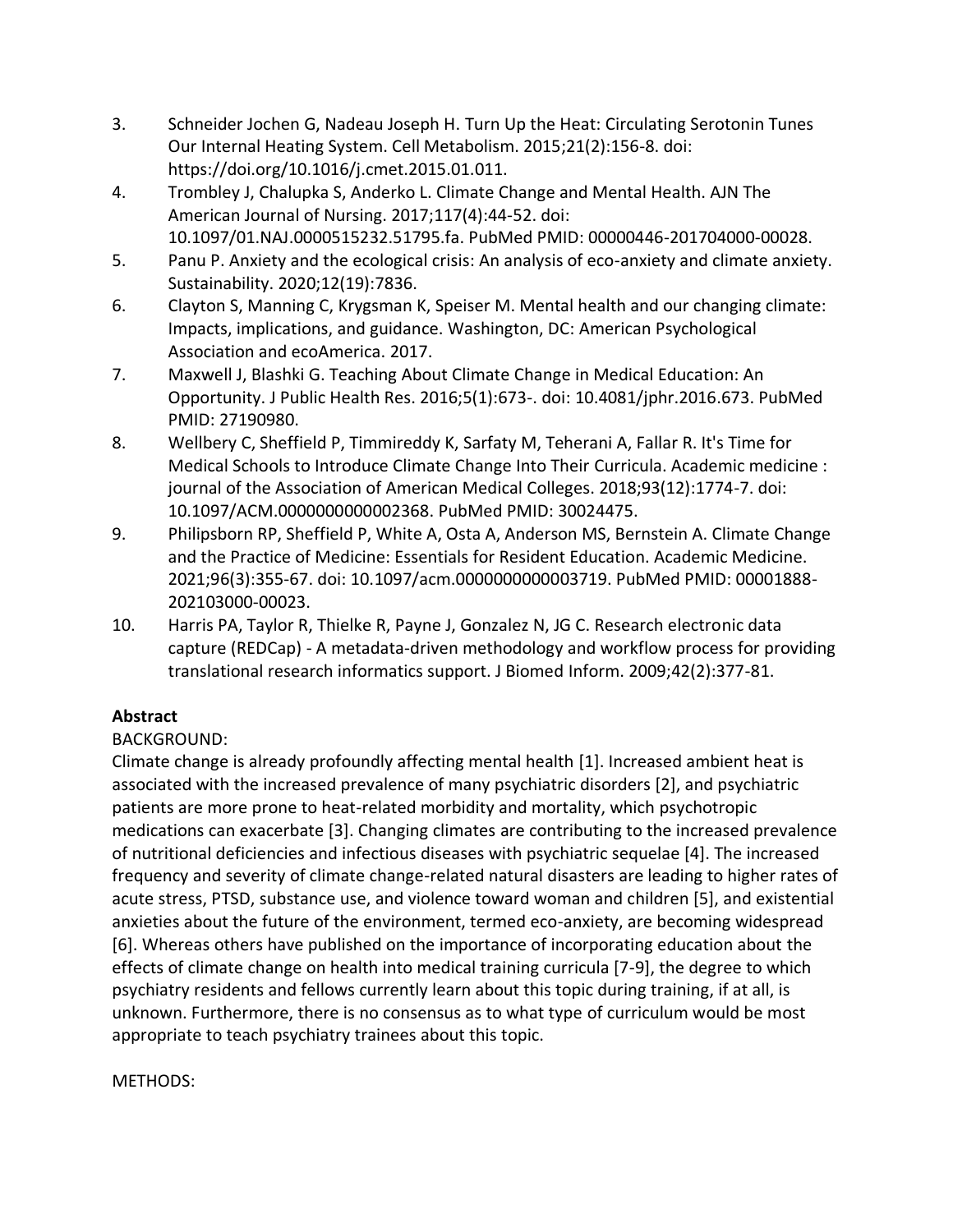3. Schneider Jochen G, Nadeau Joseph H. Turn Up the Heat: Circulating Serotonin Tunes Our Internal Heating System. Cell Metabolism. 2015;21(2):156-8. doi: https://doi.org/10.1016/j.cmet.2015.01.011.
4. Trombley J, Chalupka S, Anderko L. Climate Change and Mental Health. AJN The American Journal of Nursing. 2017;117(4):44-52. doi: 10.1097/01.NAJ.0000515232.51795.fa. PubMed PMID: 00000446-201704000-00028.
5. Panu P. Anxiety and the ecological crisis: An analysis of eco-anxiety and climate anxiety. Sustainability. 2020;12(19):7836.
6. Clayton S, Manning C, Krygsman K, Speiser M. Mental health and our changing climate: Impacts, implications, and guidance. Washington, DC: American Psychological Association and ecoAmerica. 2017.
7. Maxwell J, Blashki G. Teaching About Climate Change in Medical Education: An Opportunity. J Public Health Res. 2016;5(1):673-. doi: 10.4081/jphr.2016.673. PubMed PMID: 27190980.
8. Wellbery C, Sheffield P, Timmireddy K, Sarfaty M, Teherani A, Fallar R. It's Time for Medical Schools to Introduce Climate Change Into Their Curricula. Academic medicine : journal of the Association of American Medical Colleges. 2018;93(12):1774-7. doi: 10.1097/ACM.0000000000002368. PubMed PMID: 30024475.
9. Philipsborn RP, Sheffield P, White A, Osta A, Anderson MS, Bernstein A. Climate Change and the Practice of Medicine: Essentials for Resident Education. Academic Medicine. 2021;96(3):355-67. doi: 10.1097/acm.0000000000003719. PubMed PMID: 00001888-202103000-00023.
10. Harris PA, Taylor R, Thielke R, Payne J, Gonzalez N, JG C. Research electronic data capture (REDCap) - A metadata-driven methodology and workflow process for providing translational research informatics support. J Biomed Inform. 2009;42(2):377-81.

**Abstract**

BACKGROUND:

Climate change is already profoundly affecting mental health [1]. Increased ambient heat is associated with the increased prevalence of many psychiatric disorders [2], and psychiatric patients are more prone to heat-related morbidity and mortality, which psychotropic medications can exacerbate [3]. Changing climates are contributing to the increased prevalence of nutritional deficiencies and infectious diseases with psychiatric sequelae [4]. The increased frequency and severity of climate change-related natural disasters are leading to higher rates of acute stress, PTSD, substance use, and violence toward woman and children [5], and existential anxieties about the future of the environment, termed eco-anxiety, are becoming widespread [6]. Whereas others have published on the importance of incorporating education about the effects of climate change on health into medical training curricula [7-9], the degree to which psychiatry residents and fellows currently learn about this topic during training, if at all, is unknown. Furthermore, there is no consensus as to what type of curriculum would be most appropriate to teach psychiatry trainees about this topic.

METHODS: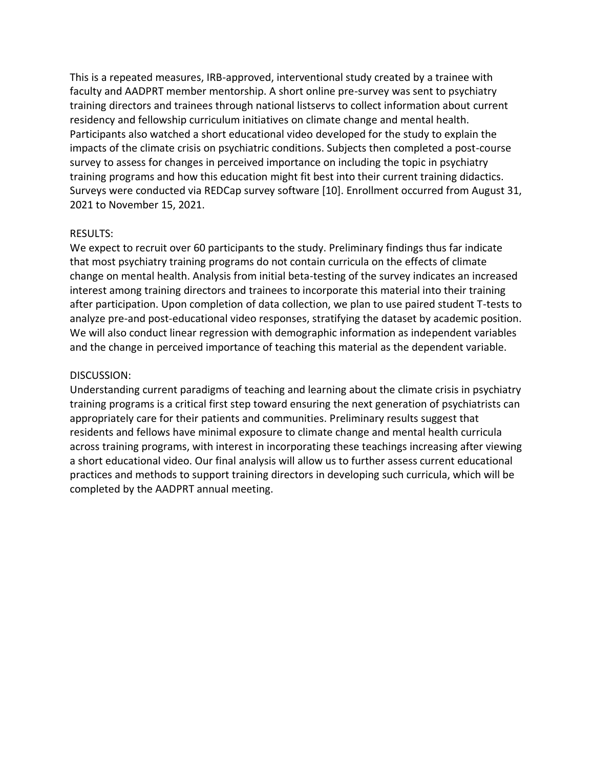This is a repeated measures, IRB-approved, interventional study created by a trainee with faculty and AADPRT member mentorship. A short online pre-survey was sent to psychiatry training directors and trainees through national listservs to collect information about current residency and fellowship curriculum initiatives on climate change and mental health. Participants also watched a short educational video developed for the study to explain the impacts of the climate crisis on psychiatric conditions. Subjects then completed a post-course survey to assess for changes in perceived importance on including the topic in psychiatry training programs and how this education might fit best into their current training didactics. Surveys were conducted via REDCap survey software [10]. Enrollment occurred from August 31, 2021 to November 15, 2021.

RESULTS:

We expect to recruit over 60 participants to the study. Preliminary findings thus far indicate that most psychiatry training programs do not contain curricula on the effects of climate change on mental health. Analysis from initial beta-testing of the survey indicates an increased interest among training directors and trainees to incorporate this material into their training after participation. Upon completion of data collection, we plan to use paired student T-tests to analyze pre-and post-educational video responses, stratifying the dataset by academic position. We will also conduct linear regression with demographic information as independent variables and the change in perceived importance of teaching this material as the dependent variable.

DISCUSSION:

Understanding current paradigms of teaching and learning about the climate crisis in psychiatry training programs is a critical first step toward ensuring the next generation of psychiatrists can appropriately care for their patients and communities. Preliminary results suggest that residents and fellows have minimal exposure to climate change and mental health curricula across training programs, with interest in incorporating these teachings increasing after viewing a short educational video. Our final analysis will allow us to further assess current educational practices and methods to support training directors in developing such curricula, which will be completed by the AADPRT annual meeting.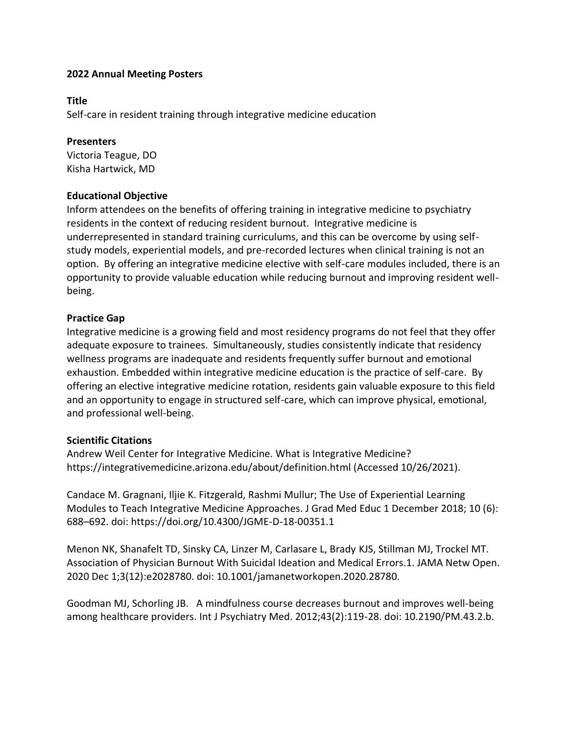**2022 Annual Meeting Posters**

**Title**

Self-care in resident training through integrative medicine education

**Presenters**

Victoria Teague, DO
Kisha Hartwick, MD

**Educational Objective**

Inform attendees on the benefits of offering training in integrative medicine to psychiatry residents in the context of reducing resident burnout. Integrative medicine is underrepresented in standard training curriculums, and this can be overcome by using self-study models, experiential models, and pre-recorded lectures when clinical training is not an option. By offering an integrative medicine elective with self-care modules included, there is an opportunity to provide valuable education while reducing burnout and improving resident well-being.

**Practice Gap**

Integrative medicine is a growing field and most residency programs do not feel that they offer adequate exposure to trainees. Simultaneously, studies consistently indicate that residency wellness programs are inadequate and residents frequently suffer burnout and emotional exhaustion. Embedded within integrative medicine education is the practice of self-care. By offering an elective integrative medicine rotation, residents gain valuable exposure to this field and an opportunity to engage in structured self-care, which can improve physical, emotional, and professional well-being.

**Scientific Citations**

Andrew Weil Center for Integrative Medicine. What is Integrative Medicine? https://integrativemedicine.arizona.edu/about/definition.html (Accessed 10/26/2021).

Candace M. Gragnani, Iljie K. Fitzgerald, Rashmi Mullur; The Use of Experiential Learning Modules to Teach Integrative Medicine Approaches. J Grad Med Educ 1 December 2018; 10 (6): 688–692. doi: https://doi.org/10.4300/JGME-D-18-00351.1

Menon NK, Shanafelt TD, Sinsky CA, Linzer M, Carlasare L, Brady KJS, Stillman MJ, Trockel MT. Association of Physician Burnout With Suicidal Ideation and Medical Errors.1. JAMA Netw Open. 2020 Dec 1;3(12):e2028780. doi: 10.1001/jamanetworkopen.2020.28780.

Goodman MJ, Schorling JB. A mindfulness course decreases burnout and improves well-being among healthcare providers. Int J Psychiatry Med. 2012;43(2):119-28. doi: 10.2190/PM.43.2.b.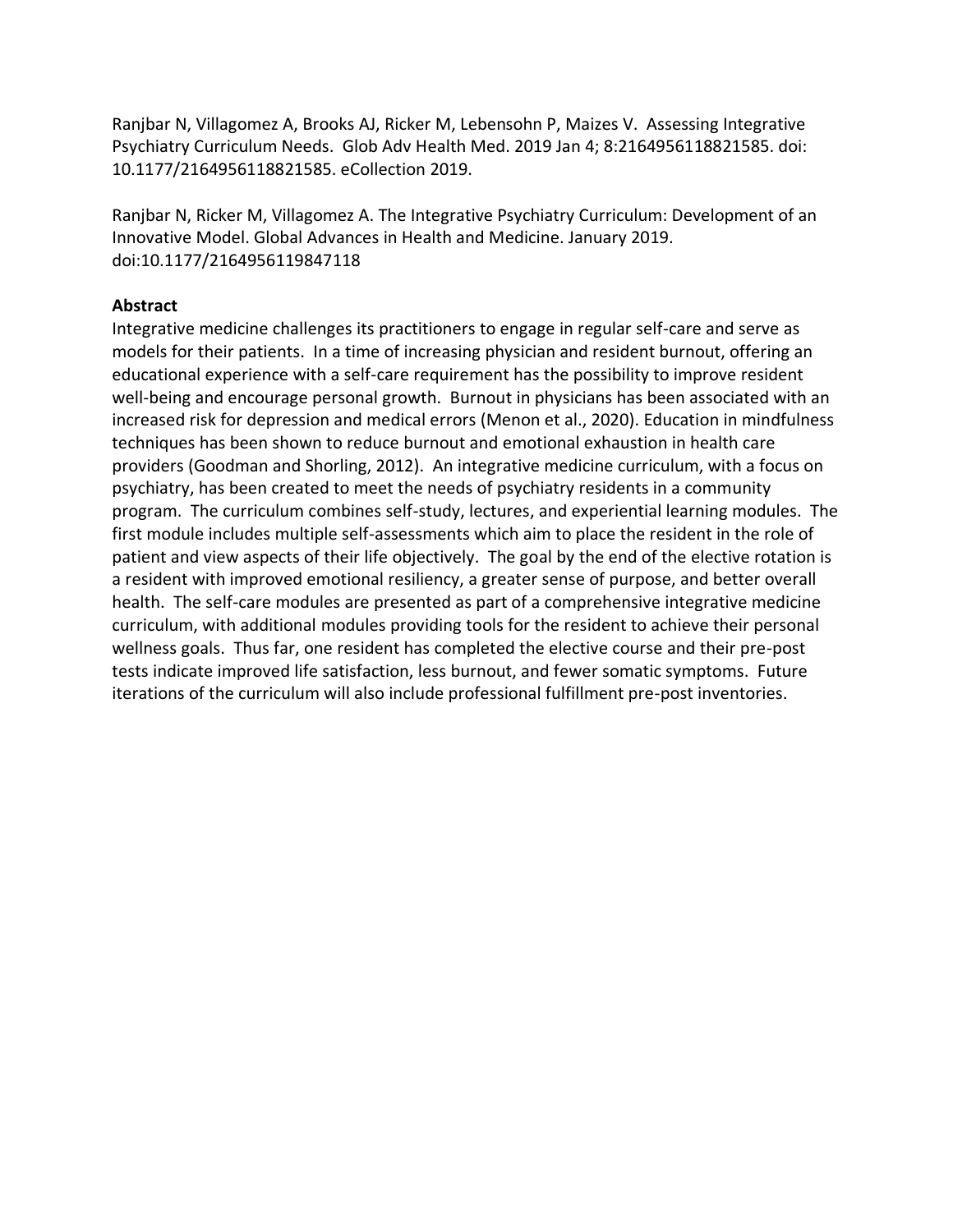Ranjbar N, Villagomez A, Brooks AJ, Ricker M, Lebensohn P, Maizes V. Assessing Integrative Psychiatry Curriculum Needs. Glob Adv Health Med. 2019 Jan 4; 8:2164956118821585. doi: 10.1177/2164956118821585. eCollection 2019.

Ranjbar N, Ricker M, Villagomez A. The Integrative Psychiatry Curriculum: Development of an Innovative Model. Global Advances in Health and Medicine. January 2019. doi:10.1177/2164956119847118

**Abstract**

Integrative medicine challenges its practitioners to engage in regular self-care and serve as models for their patients. In a time of increasing physician and resident burnout, offering an educational experience with a self-care requirement has the possibility to improve resident well-being and encourage personal growth. Burnout in physicians has been associated with an increased risk for depression and medical errors (Menon et al., 2020). Education in mindfulness techniques has been shown to reduce burnout and emotional exhaustion in health care providers (Goodman and Shorling, 2012). An integrative medicine curriculum, with a focus on psychiatry, has been created to meet the needs of psychiatry residents in a community program. The curriculum combines self-study, lectures, and experiential learning modules. The first module includes multiple self-assessments which aim to place the resident in the role of patient and view aspects of their life objectively. The goal by the end of the elective rotation is a resident with improved emotional resiliency, a greater sense of purpose, and better overall health. The self-care modules are presented as part of a comprehensive integrative medicine curriculum, with additional modules providing tools for the resident to achieve their personal wellness goals. Thus far, one resident has completed the elective course and their pre-post tests indicate improved life satisfaction, less burnout, and fewer somatic symptoms. Future iterations of the curriculum will also include professional fulfillment pre-post inventories.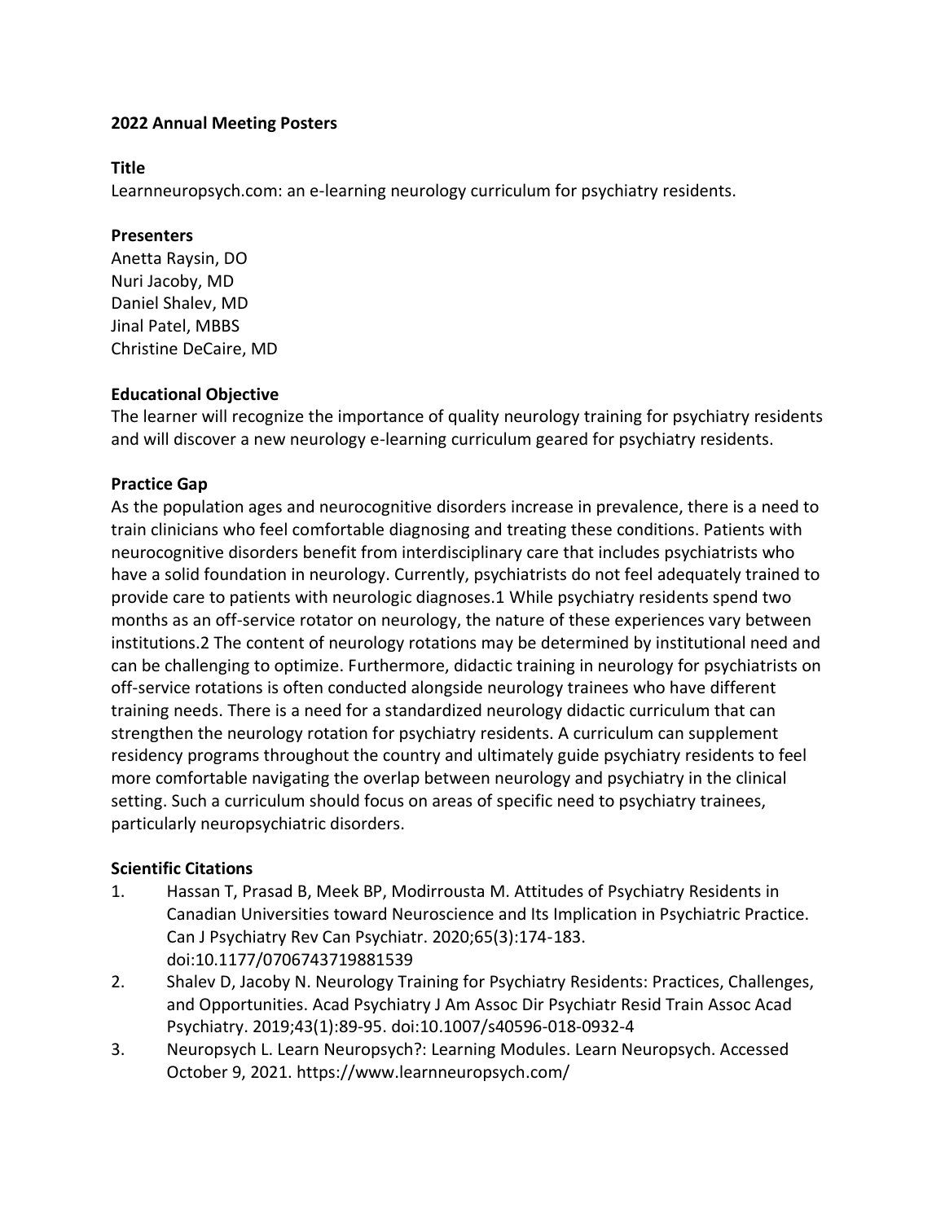**2022 Annual Meeting Posters**

**Title**

Learnneuropsych.com: an e-learning neurology curriculum for psychiatry residents.

**Presenters**

Anetta Raysin, DO
Nuri Jacoby, MD
Daniel Shalev, MD
Jinal Patel, MBBS
Christine DeCaire, MD

**Educational Objective**

The learner will recognize the importance of quality neurology training for psychiatry residents and will discover a new neurology e-learning curriculum geared for psychiatry residents.

**Practice Gap**

As the population ages and neurocognitive disorders increase in prevalence, there is a need to train clinicians who feel comfortable diagnosing and treating these conditions. Patients with neurocognitive disorders benefit from interdisciplinary care that includes psychiatrists who have a solid foundation in neurology. Currently, psychiatrists do not feel adequately trained to provide care to patients with neurologic diagnoses.1 While psychiatry residents spend two months as an off-service rotator on neurology, the nature of these experiences vary between institutions.2 The content of neurology rotations may be determined by institutional need and can be challenging to optimize. Furthermore, didactic training in neurology for psychiatrists on off-service rotations is often conducted alongside neurology trainees who have different training needs. There is a need for a standardized neurology didactic curriculum that can strengthen the neurology rotation for psychiatry residents. A curriculum can supplement residency programs throughout the country and ultimately guide psychiatry residents to feel more comfortable navigating the overlap between neurology and psychiatry in the clinical setting. Such a curriculum should focus on areas of specific need to psychiatry trainees, particularly neuropsychiatric disorders.

**Scientific Citations**

1. Hassan T, Prasad B, Meek BP, Modirrousta M. Attitudes of Psychiatry Residents in Canadian Universities toward Neuroscience and Its Implication in Psychiatric Practice. Can J Psychiatry Rev Can Psychiatr. 2020;65(3):174-183. doi:10.1177/0706743719881539
2. Shalev D, Jacoby N. Neurology Training for Psychiatry Residents: Practices, Challenges, and Opportunities. Acad Psychiatry J Am Assoc Dir Psychiatr Resid Train Assoc Acad Psychiatry. 2019;43(1):89-95. doi:10.1007/s40596-018-0932-4
3. Neuropsych L. Learn Neuropsych?: Learning Modules. Learn Neuropsych. Accessed October 9, 2021. https://www.learnneuropsych.com/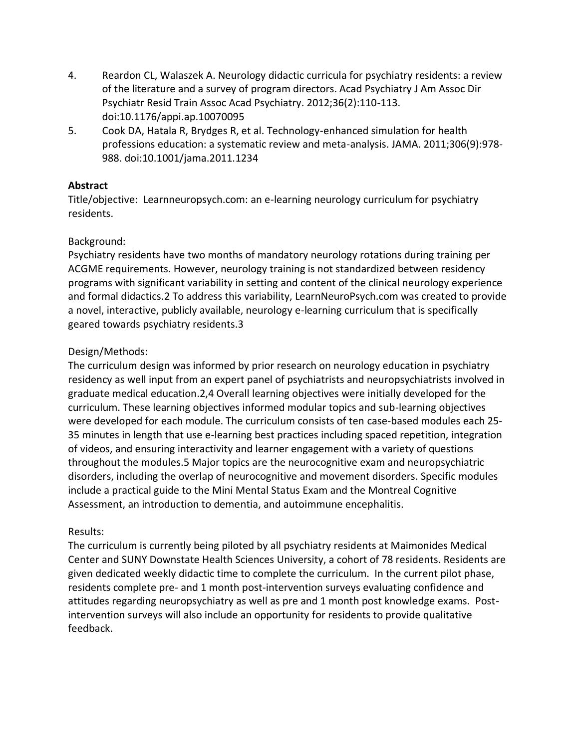4. Reardon CL, Walaszek A. Neurology didactic curricula for psychiatry residents: a review of the literature and a survey of program directors. Acad Psychiatry J Am Assoc Dir Psychiatr Resid Train Assoc Acad Psychiatry. 2012;36(2):110-113. doi:10.1176/appi.ap.10070095
5. Cook DA, Hatala R, Brydges R, et al. Technology-enhanced simulation for health professions education: a systematic review and meta-analysis. JAMA. 2011;306(9):978-988. doi:10.1001/jama.2011.1234

**Abstract**

Title/objective: Learnneuropsych.com: an e-learning neurology curriculum for psychiatry residents.

Background:
Psychiatry residents have two months of mandatory neurology rotations during training per ACGME requirements. However, neurology training is not standardized between residency programs with significant variability in setting and content of the clinical neurology experience and formal didactics.[2] To address this variability, LearnNeuroPsych.com was created to provide a novel, interactive, publicly available, neurology e-learning curriculum that is specifically geared towards psychiatry residents.[3]

Design/Methods:
The curriculum design was informed by prior research on neurology education in psychiatry residency as well input from an expert panel of psychiatrists and neuropsychiatrists involved in graduate medical education.[2,4] Overall learning objectives were initially developed for the curriculum. These learning objectives informed modular topics and sub-learning objectives were developed for each module. The curriculum consists of ten case-based modules each 25-35 minutes in length that use e-learning best practices including spaced repetition, integration of videos, and ensuring interactivity and learner engagement with a variety of questions throughout the modules.[5] Major topics are the neurocognitive exam and neuropsychiatric disorders, including the overlap of neurocognitive and movement disorders. Specific modules include a practical guide to the Mini Mental Status Exam and the Montreal Cognitive Assessment, an introduction to dementia, and autoimmune encephalitis.

Results:
The curriculum is currently being piloted by all psychiatry residents at Maimonides Medical Center and SUNY Downstate Health Sciences University, a cohort of 78 residents. Residents are given dedicated weekly didactic time to complete the curriculum. In the current pilot phase, residents complete pre- and 1 month post-intervention surveys evaluating confidence and attitudes regarding neuropsychiatry as well as pre and 1 month post knowledge exams. Post-intervention surveys will also include an opportunity for residents to provide qualitative feedback.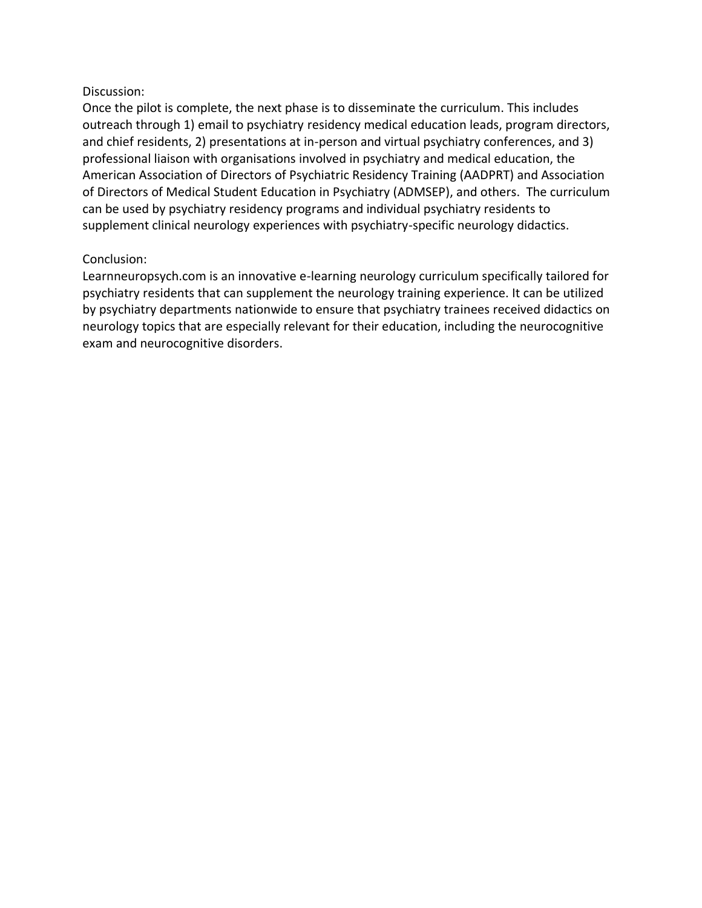Discussion:

Once the pilot is complete, the next phase is to disseminate the curriculum. This includes outreach through 1) email to psychiatry residency medical education leads, program directors, and chief residents, 2) presentations at in-person and virtual psychiatry conferences, and 3) professional liaison with organisations involved in psychiatry and medical education, the American Association of Directors of Psychiatric Residency Training (AADPRT) and Association of Directors of Medical Student Education in Psychiatry (ADMSEP), and others. The curriculum can be used by psychiatry residency programs and individual psychiatry residents to supplement clinical neurology experiences with psychiatry-specific neurology didactics.

Conclusion:

Learnneuropsych.com is an innovative e-learning neurology curriculum specifically tailored for psychiatry residents that can supplement the neurology training experience. It can be utilized by psychiatry departments nationwide to ensure that psychiatry trainees received didactics on neurology topics that are especially relevant for their education, including the neurocognitive exam and neurocognitive disorders.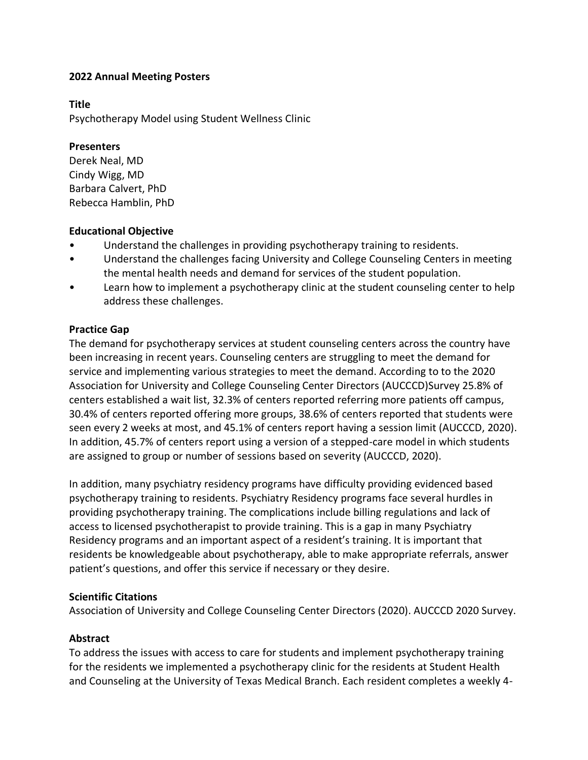**2022 Annual Meeting Posters**

**Title**

Psychotherapy Model using Student Wellness Clinic

**Presenters**

Derek Neal, MD
Cindy Wigg, MD
Barbara Calvert, PhD
Rebecca Hamblin, PhD

**Educational Objective**

- Understand the challenges in providing psychotherapy training to residents.
- Understand the challenges facing University and College Counseling Centers in meeting the mental health needs and demand for services of the student population.
- Learn how to implement a psychotherapy clinic at the student counseling center to help address these challenges.

**Practice Gap**

The demand for psychotherapy services at student counseling centers across the country have been increasing in recent years. Counseling centers are struggling to meet the demand for service and implementing various strategies to meet the demand. According to to the 2020 Association for University and College Counseling Center Directors (AUCCCD)Survey 25.8% of centers established a wait list, 32.3% of centers reported referring more patients off campus, 30.4% of centers reported offering more groups, 38.6% of centers reported that students were seen every 2 weeks at most, and 45.1% of centers report having a session limit (AUCCCD, 2020). In addition, 45.7% of centers report using a version of a stepped-care model in which students are assigned to group or number of sessions based on severity (AUCCCD, 2020).

In addition, many psychiatry residency programs have difficulty providing evidenced based psychotherapy training to residents. Psychiatry Residency programs face several hurdles in providing psychotherapy training. The complications include billing regulations and lack of access to licensed psychotherapist to provide training. This is a gap in many Psychiatry Residency programs and an important aspect of a resident's training. It is important that residents be knowledgeable about psychotherapy, able to make appropriate referrals, answer patient's questions, and offer this service if necessary or they desire.

**Scientific Citations**

Association of University and College Counseling Center Directors (2020). AUCCCD 2020 Survey.

**Abstract**

To address the issues with access to care for students and implement psychotherapy training for the residents we implemented a psychotherapy clinic for the residents at Student Health and Counseling at the University of Texas Medical Branch. Each resident completes a weekly 4-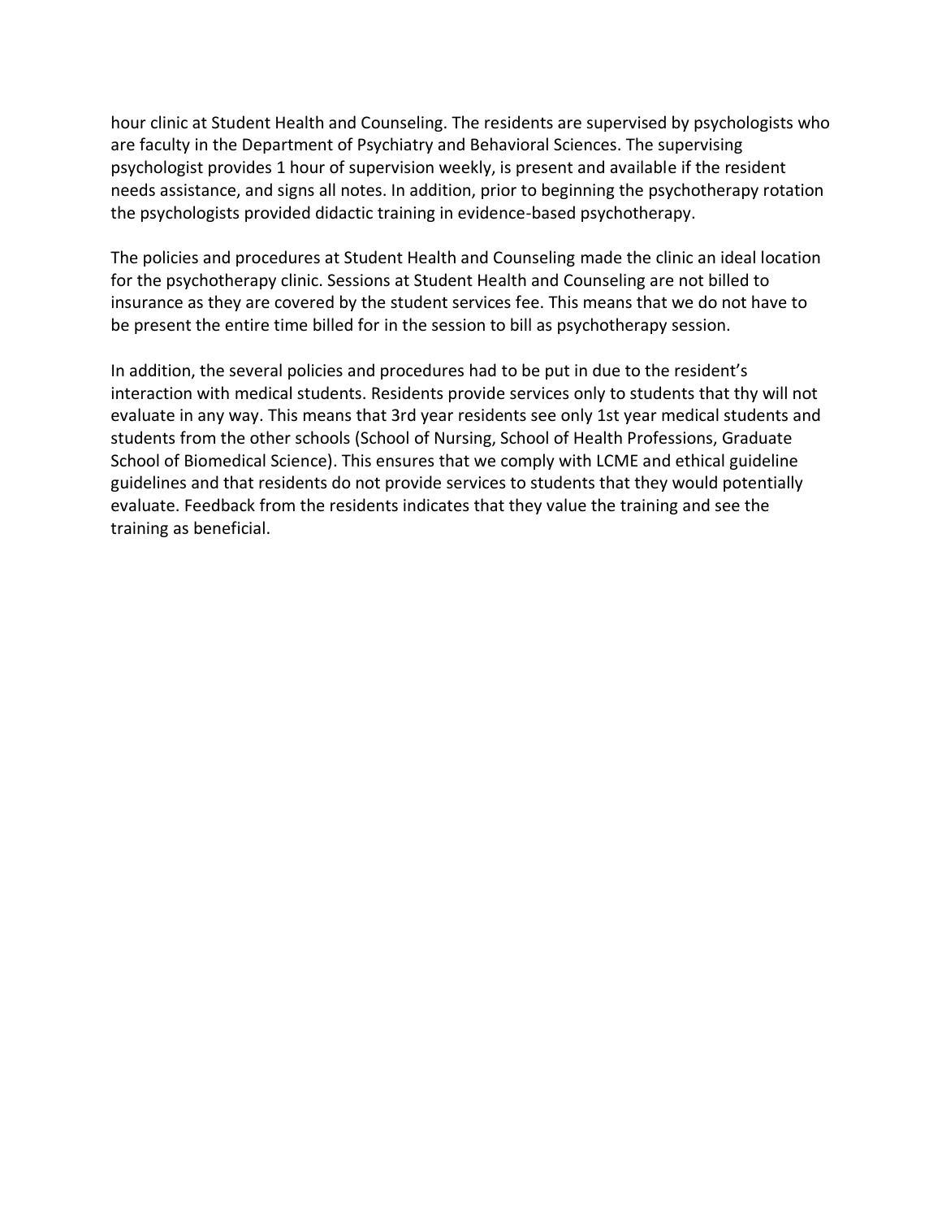hour clinic at Student Health and Counseling. The residents are supervised by psychologists who are faculty in the Department of Psychiatry and Behavioral Sciences. The supervising psychologist provides 1 hour of supervision weekly, is present and available if the resident needs assistance, and signs all notes. In addition, prior to beginning the psychotherapy rotation the psychologists provided didactic training in evidence-based psychotherapy.

The policies and procedures at Student Health and Counseling made the clinic an ideal location for the psychotherapy clinic. Sessions at Student Health and Counseling are not billed to insurance as they are covered by the student services fee. This means that we do not have to be present the entire time billed for in the session to bill as psychotherapy session.

In addition, the several policies and procedures had to be put in due to the resident's interaction with medical students. Residents provide services only to students that thy will not evaluate in any way. This means that 3rd year residents see only 1st year medical students and students from the other schools (School of Nursing, School of Health Professions, Graduate School of Biomedical Science). This ensures that we comply with LCME and ethical guideline guidelines and that residents do not provide services to students that they would potentially evaluate. Feedback from the residents indicates that they value the training and see the training as beneficial.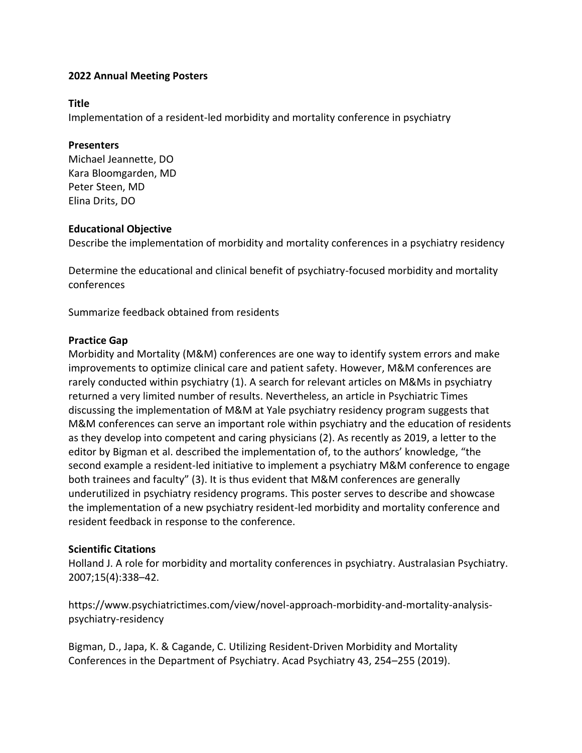**2022 Annual Meeting Posters**

**Title**

Implementation of a resident-led morbidity and mortality conference in psychiatry

**Presenters**

Michael Jeannette, DO
Kara Bloomgarden, MD
Peter Steen, MD
Elina Drits, DO

**Educational Objective**

Describe the implementation of morbidity and mortality conferences in a psychiatry residency

Determine the educational and clinical benefit of psychiatry-focused morbidity and mortality conferences

Summarize feedback obtained from residents

**Practice Gap**

Morbidity and Mortality (M&M) conferences are one way to identify system errors and make improvements to optimize clinical care and patient safety. However, M&M conferences are rarely conducted within psychiatry (1). A search for relevant articles on M&Ms in psychiatry returned a very limited number of results. Nevertheless, an article in Psychiatric Times discussing the implementation of M&M at Yale psychiatry residency program suggests that M&M conferences can serve an important role within psychiatry and the education of residents as they develop into competent and caring physicians (2). As recently as 2019, a letter to the editor by Bigman et al. described the implementation of, to the authors' knowledge, "the second example a resident-led initiative to implement a psychiatry M&M conference to engage both trainees and faculty" (3). It is thus evident that M&M conferences are generally underutilized in psychiatry residency programs. This poster serves to describe and showcase the implementation of a new psychiatry resident-led morbidity and mortality conference and resident feedback in response to the conference.

**Scientific Citations**

Holland J. A role for morbidity and mortality conferences in psychiatry. Australasian Psychiatry. 2007;15(4):338–42.

https://www.psychiatrictimes.com/view/novel-approach-morbidity-and-mortality-analysis-psychiatry-residency

Bigman, D., Japa, K. & Cagande, C. Utilizing Resident-Driven Morbidity and Mortality Conferences in the Department of Psychiatry. Acad Psychiatry 43, 254–255 (2019).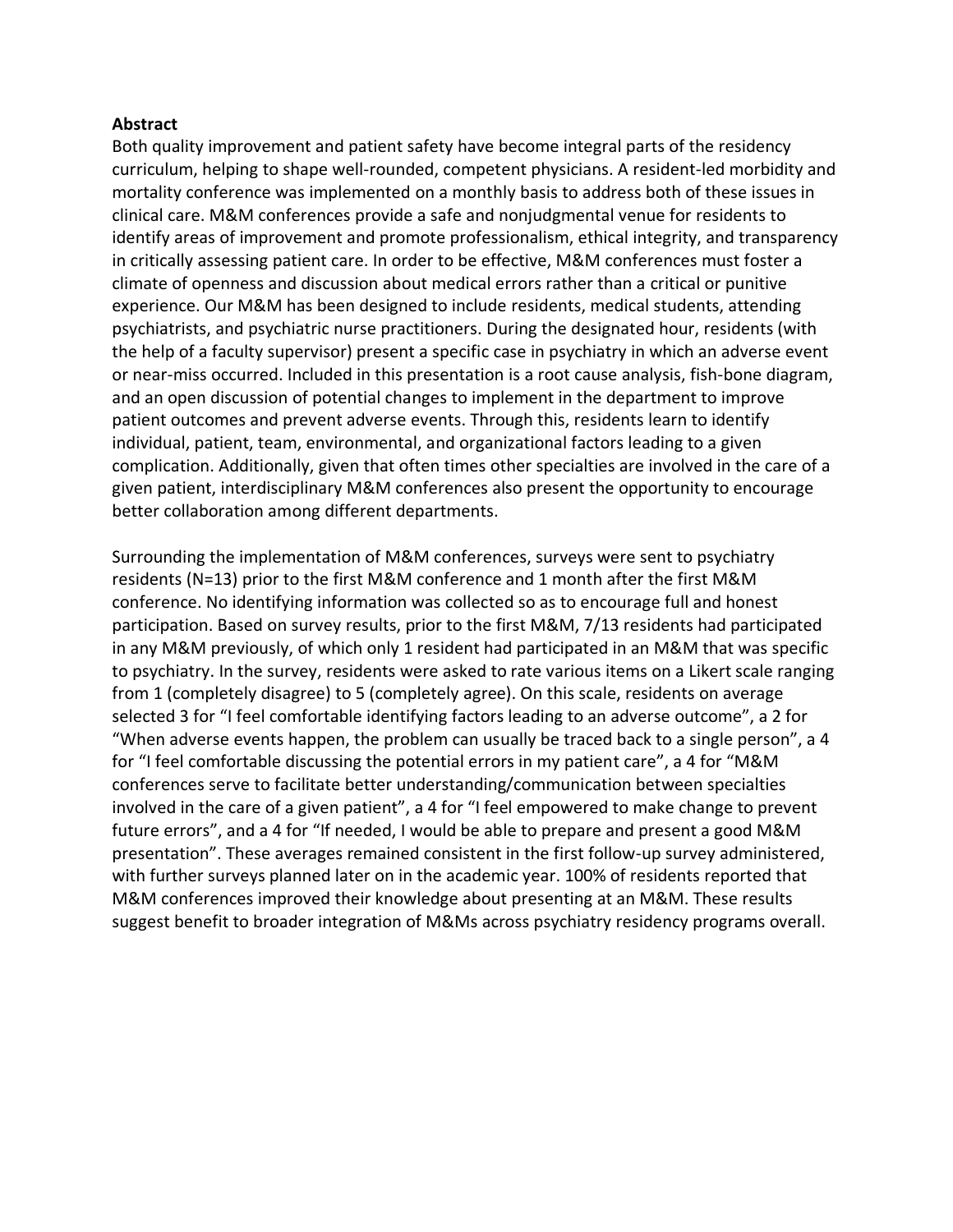**Abstract**

Both quality improvement and patient safety have become integral parts of the residency curriculum, helping to shape well-rounded, competent physicians. A resident-led morbidity and mortality conference was implemented on a monthly basis to address both of these issues in clinical care. M&M conferences provide a safe and nonjudgmental venue for residents to identify areas of improvement and promote professionalism, ethical integrity, and transparency in critically assessing patient care. In order to be effective, M&M conferences must foster a climate of openness and discussion about medical errors rather than a critical or punitive experience. Our M&M has been designed to include residents, medical students, attending psychiatrists, and psychiatric nurse practitioners. During the designated hour, residents (with the help of a faculty supervisor) present a specific case in psychiatry in which an adverse event or near-miss occurred. Included in this presentation is a root cause analysis, fish-bone diagram, and an open discussion of potential changes to implement in the department to improve patient outcomes and prevent adverse events. Through this, residents learn to identify individual, patient, team, environmental, and organizational factors leading to a given complication. Additionally, given that often times other specialties are involved in the care of a given patient, interdisciplinary M&M conferences also present the opportunity to encourage better collaboration among different departments.

Surrounding the implementation of M&M conferences, surveys were sent to psychiatry residents (N=13) prior to the first M&M conference and 1 month after the first M&M conference. No identifying information was collected so as to encourage full and honest participation. Based on survey results, prior to the first M&M, 7/13 residents had participated in any M&M previously, of which only 1 resident had participated in an M&M that was specific to psychiatry. In the survey, residents were asked to rate various items on a Likert scale ranging from 1 (completely disagree) to 5 (completely agree). On this scale, residents on average selected 3 for "I feel comfortable identifying factors leading to an adverse outcome", a 2 for "When adverse events happen, the problem can usually be traced back to a single person", a 4 for "I feel comfortable discussing the potential errors in my patient care", a 4 for "M&M conferences serve to facilitate better understanding/communication between specialties involved in the care of a given patient", a 4 for "I feel empowered to make change to prevent future errors", and a 4 for "If needed, I would be able to prepare and present a good M&M presentation". These averages remained consistent in the first follow-up survey administered, with further surveys planned later on in the academic year. 100% of residents reported that M&M conferences improved their knowledge about presenting at an M&M. These results suggest benefit to broader integration of M&Ms across psychiatry residency programs overall.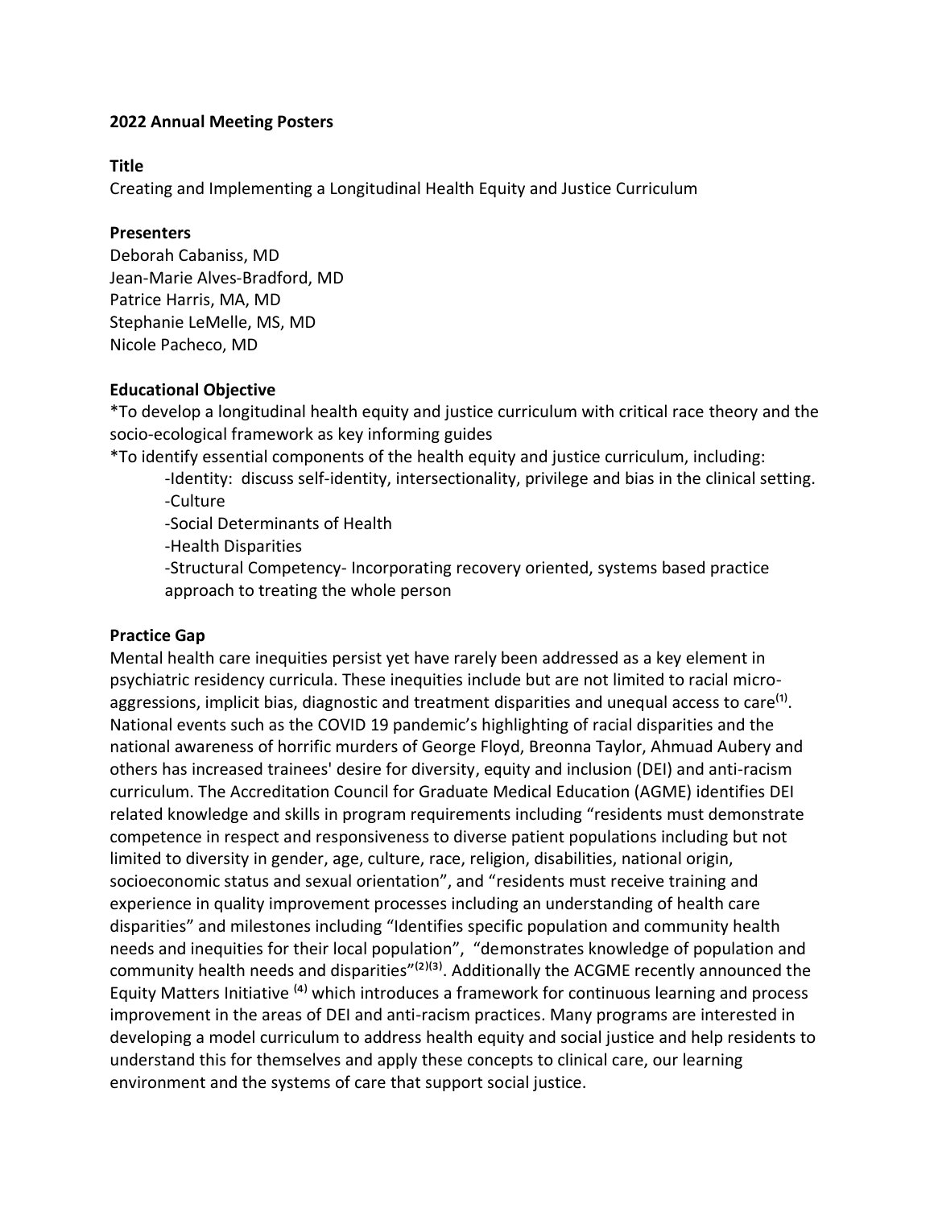**2022 Annual Meeting Posters**

**Title**

Creating and Implementing a Longitudinal Health Equity and Justice Curriculum

**Presenters**

Deborah Cabaniss, MD
Jean-Marie Alves-Bradford, MD
Patrice Harris, MA, MD
Stephanie LeMelle, MS, MD
Nicole Pacheco, MD

**Educational Objective**

*To develop a longitudinal health equity and justice curriculum with critical race theory and the socio-ecological framework as key informing guides

*To identify essential components of the health equity and justice curriculum, including:

- -Identity: discuss self-identity, intersectionality, privilege and bias in the clinical setting.
- -Culture
- -Social Determinants of Health
- -Health Disparities
- -Structural Competency- Incorporating recovery oriented, systems based practice approach to treating the whole person

**Practice Gap**

Mental health care inequities persist yet have rarely been addressed as a key element in psychiatric residency curricula. These inequities include but are not limited to racial micro-aggressions, implicit bias, diagnostic and treatment disparities and unequal access to care[1]. National events such as the COVID 19 pandemic's highlighting of racial disparities and the national awareness of horrific murders of George Floyd, Breonna Taylor, Ahmuad Aubery and others has increased trainees' desire for diversity, equity and inclusion (DEI) and anti-racism curriculum. The Accreditation Council for Graduate Medical Education (AGME) identifies DEI related knowledge and skills in program requirements including "residents must demonstrate competence in respect and responsiveness to diverse patient populations including but not limited to diversity in gender, age, culture, race, religion, disabilities, national origin, socioeconomic status and sexual orientation", and "residents must receive training and experience in quality improvement processes including an understanding of health care disparities" and milestones including "Identifies specific population and community health needs and inequities for their local population", "demonstrates knowledge of population and community health needs and disparities"[2][3]. Additionally the ACGME recently announced the Equity Matters Initiative [4] which introduces a framework for continuous learning and process improvement in the areas of DEI and anti-racism practices. Many programs are interested in developing a model curriculum to address health equity and social justice and help residents to understand this for themselves and apply these concepts to clinical care, our learning environment and the systems of care that support social justice.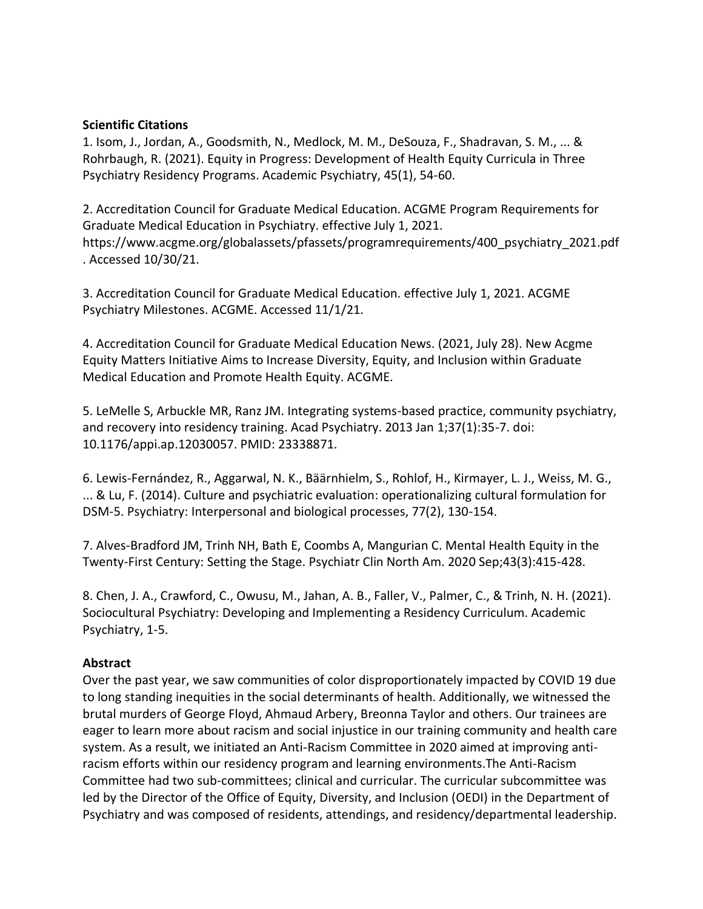**Scientific Citations**

1. Isom, J., Jordan, A., Goodsmith, N., Medlock, M. M., DeSouza, F., Shadravan, S. M., ... & Rohrbaugh, R. (2021). Equity in Progress: Development of Health Equity Curricula in Three Psychiatry Residency Programs. Academic Psychiatry, 45(1), 54-60.

2. Accreditation Council for Graduate Medical Education. ACGME Program Requirements for Graduate Medical Education in Psychiatry. effective July 1, 2021. https://www.acgme.org/globalassets/pfassets/programrequirements/400_psychiatry_2021.pdf . Accessed 10/30/21.

3. Accreditation Council for Graduate Medical Education. effective July 1, 2021. ACGME Psychiatry Milestones. ACGME. Accessed 11/1/21.

4. Accreditation Council for Graduate Medical Education News. (2021, July 28). New Acgme Equity Matters Initiative Aims to Increase Diversity, Equity, and Inclusion within Graduate Medical Education and Promote Health Equity. ACGME.

5. LeMelle S, Arbuckle MR, Ranz JM. Integrating systems-based practice, community psychiatry, and recovery into residency training. Acad Psychiatry. 2013 Jan 1;37(1):35-7. doi: 10.1176/appi.ap.12030057. PMID: 23338871.

6. Lewis-Fernández, R., Aggarwal, N. K., Bäärnhielm, S., Rohlof, H., Kirmayer, L. J., Weiss, M. G., ... & Lu, F. (2014). Culture and psychiatric evaluation: operationalizing cultural formulation for DSM-5. Psychiatry: Interpersonal and biological processes, 77(2), 130-154.

7. Alves-Bradford JM, Trinh NH, Bath E, Coombs A, Mangurian C. Mental Health Equity in the Twenty-First Century: Setting the Stage. Psychiatr Clin North Am. 2020 Sep;43(3):415-428.

8. Chen, J. A., Crawford, C., Owusu, M., Jahan, A. B., Faller, V., Palmer, C., & Trinh, N. H. (2021). Sociocultural Psychiatry: Developing and Implementing a Residency Curriculum. Academic Psychiatry, 1-5.

**Abstract**

Over the past year, we saw communities of color disproportionately impacted by COVID 19 due to long standing inequities in the social determinants of health. Additionally, we witnessed the brutal murders of George Floyd, Ahmaud Arbery, Breonna Taylor and others. Our trainees are eager to learn more about racism and social injustice in our training community and health care system. As a result, we initiated an Anti-Racism Committee in 2020 aimed at improving anti-racism efforts within our residency program and learning environments.The Anti-Racism Committee had two sub-committees; clinical and curricular. The curricular subcommittee was led by the Director of the Office of Equity, Diversity, and Inclusion (OEDI) in the Department of Psychiatry and was composed of residents, attendings, and residency/departmental leadership.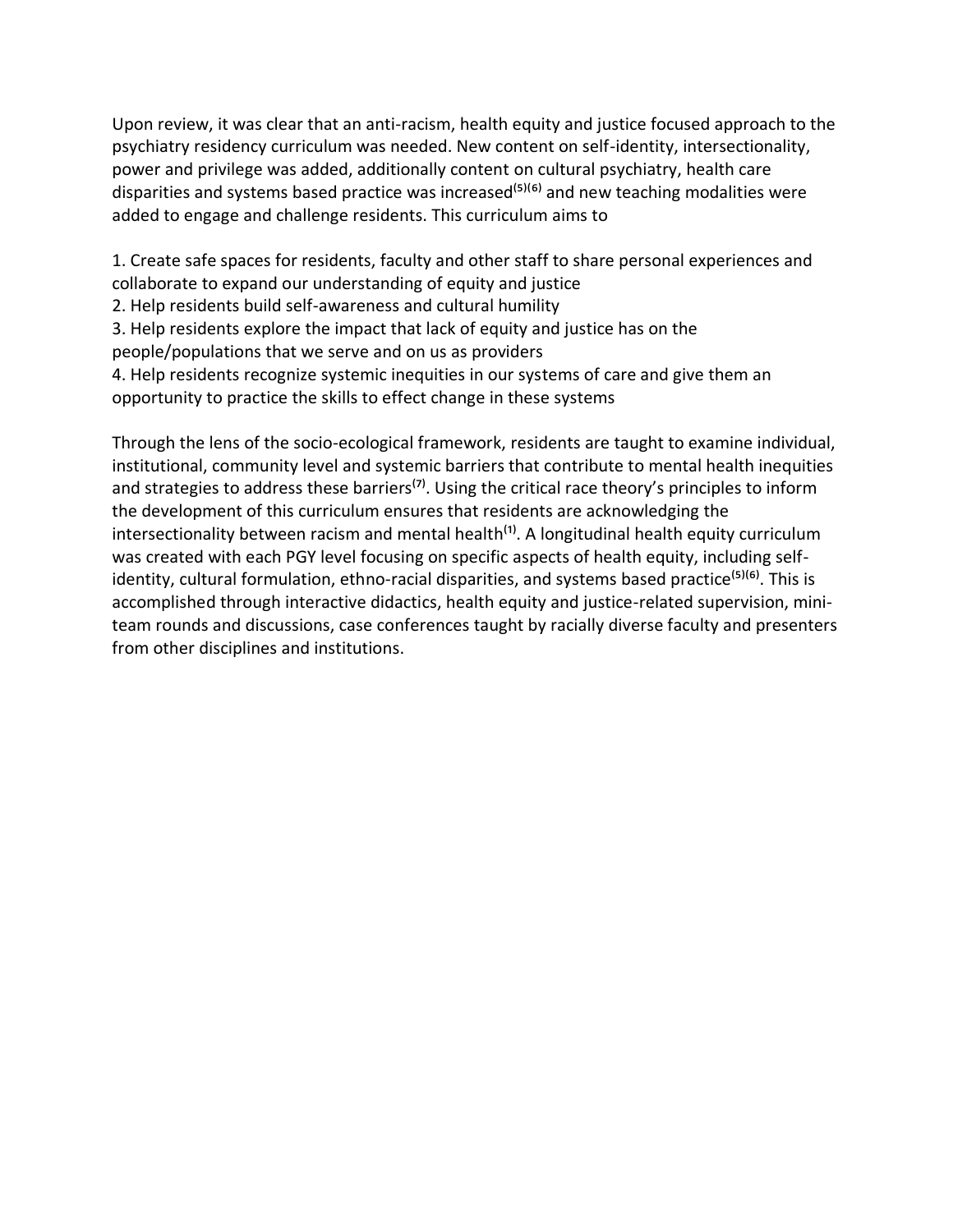Upon review, it was clear that an anti-racism, health equity and justice focused approach to the psychiatry residency curriculum was needed. New content on self-identity, intersectionality, power and privilege was added, additionally content on cultural psychiatry, health care disparities and systems based practice was increased[(5)(6)] and new teaching modalities were added to engage and challenge residents. This curriculum aims to

1. Create safe spaces for residents, faculty and other staff to share personal experiences and collaborate to expand our understanding of equity and justice
2. Help residents build self-awareness and cultural humility
3. Help residents explore the impact that lack of equity and justice has on the people/populations that we serve and on us as providers
4. Help residents recognize systemic inequities in our systems of care and give them an opportunity to practice the skills to effect change in these systems

Through the lens of the socio-ecological framework, residents are taught to examine individual, institutional, community level and systemic barriers that contribute to mental health inequities and strategies to address these barriers[(7)]. Using the critical race theory's principles to inform the development of this curriculum ensures that residents are acknowledging the intersectionality between racism and mental health[(1)]. A longitudinal health equity curriculum was created with each PGY level focusing on specific aspects of health equity, including self-identity, cultural formulation, ethno-racial disparities, and systems based practice[(5)(6)]. This is accomplished through interactive didactics, health equity and justice-related supervision, mini-team rounds and discussions, case conferences taught by racially diverse faculty and presenters from other disciplines and institutions.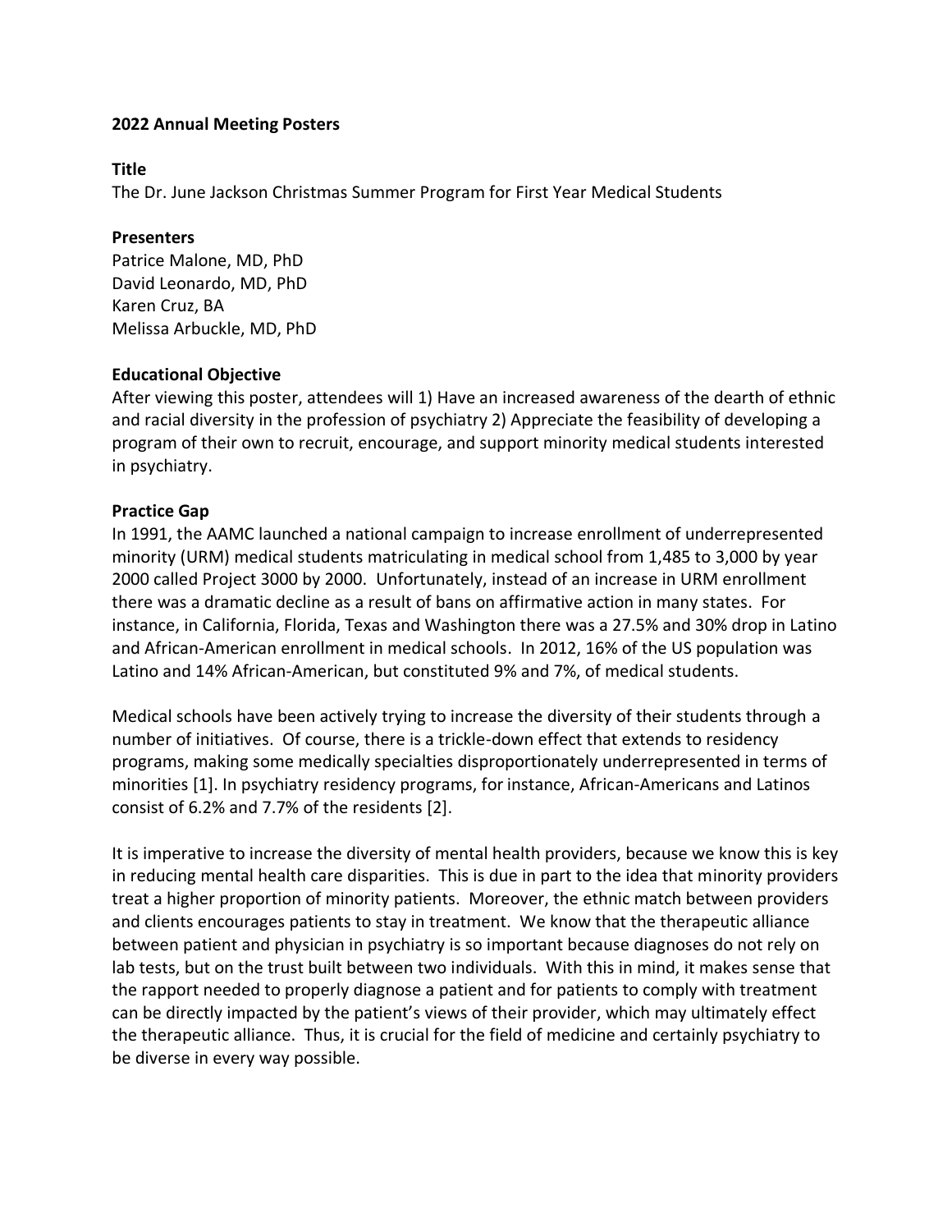**2022 Annual Meeting Posters**

**Title**

The Dr. June Jackson Christmas Summer Program for First Year Medical Students

**Presenters**

Patrice Malone, MD, PhD
David Leonardo, MD, PhD
Karen Cruz, BA
Melissa Arbuckle, MD, PhD

**Educational Objective**

After viewing this poster, attendees will 1) Have an increased awareness of the dearth of ethnic and racial diversity in the profession of psychiatry 2) Appreciate the feasibility of developing a program of their own to recruit, encourage, and support minority medical students interested in psychiatry.

**Practice Gap**

In 1991, the AAMC launched a national campaign to increase enrollment of underrepresented minority (URM) medical students matriculating in medical school from 1,485 to 3,000 by year 2000 called Project 3000 by 2000. Unfortunately, instead of an increase in URM enrollment there was a dramatic decline as a result of bans on affirmative action in many states. For instance, in California, Florida, Texas and Washington there was a 27.5% and 30% drop in Latino and African-American enrollment in medical schools. In 2012, 16% of the US population was Latino and 14% African-American, but constituted 9% and 7%, of medical students.

Medical schools have been actively trying to increase the diversity of their students through a number of initiatives. Of course, there is a trickle-down effect that extends to residency programs, making some medically specialties disproportionately underrepresented in terms of minorities [1]. In psychiatry residency programs, for instance, African-Americans and Latinos consist of 6.2% and 7.7% of the residents [2].

It is imperative to increase the diversity of mental health providers, because we know this is key in reducing mental health care disparities. This is due in part to the idea that minority providers treat a higher proportion of minority patients. Moreover, the ethnic match between providers and clients encourages patients to stay in treatment. We know that the therapeutic alliance between patient and physician in psychiatry is so important because diagnoses do not rely on lab tests, but on the trust built between two individuals. With this in mind, it makes sense that the rapport needed to properly diagnose a patient and for patients to comply with treatment can be directly impacted by the patient's views of their provider, which may ultimately effect the therapeutic alliance. Thus, it is crucial for the field of medicine and certainly psychiatry to be diverse in every way possible.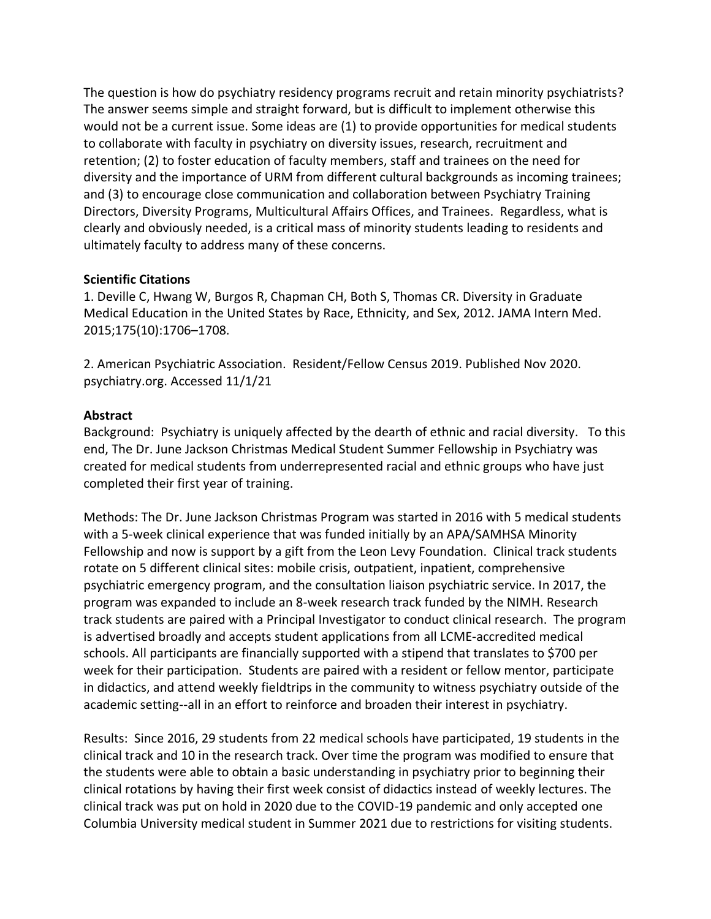The question is how do psychiatry residency programs recruit and retain minority psychiatrists? The answer seems simple and straight forward, but is difficult to implement otherwise this would not be a current issue. Some ideas are (1) to provide opportunities for medical students to collaborate with faculty in psychiatry on diversity issues, research, recruitment and retention; (2) to foster education of faculty members, staff and trainees on the need for diversity and the importance of URM from different cultural backgrounds as incoming trainees; and (3) to encourage close communication and collaboration between Psychiatry Training Directors, Diversity Programs, Multicultural Affairs Offices, and Trainees. Regardless, what is clearly and obviously needed, is a critical mass of minority students leading to residents and ultimately faculty to address many of these concerns.

**Scientific Citations**

1. Deville C, Hwang W, Burgos R, Chapman CH, Both S, Thomas CR. Diversity in Graduate Medical Education in the United States by Race, Ethnicity, and Sex, 2012. JAMA Intern Med. 2015;175(10):1706–1708.

2. American Psychiatric Association. Resident/Fellow Census 2019. Published Nov 2020. psychiatry.org. Accessed 11/1/21

**Abstract**

Background: Psychiatry is uniquely affected by the dearth of ethnic and racial diversity. To this end, The Dr. June Jackson Christmas Medical Student Summer Fellowship in Psychiatry was created for medical students from underrepresented racial and ethnic groups who have just completed their first year of training.

Methods: The Dr. June Jackson Christmas Program was started in 2016 with 5 medical students with a 5-week clinical experience that was funded initially by an APA/SAMHSA Minority Fellowship and now is support by a gift from the Leon Levy Foundation. Clinical track students rotate on 5 different clinical sites: mobile crisis, outpatient, inpatient, comprehensive psychiatric emergency program, and the consultation liaison psychiatric service. In 2017, the program was expanded to include an 8-week research track funded by the NIMH. Research track students are paired with a Principal Investigator to conduct clinical research. The program is advertised broadly and accepts student applications from all LCME-accredited medical schools. All participants are financially supported with a stipend that translates to $700 per week for their participation. Students are paired with a resident or fellow mentor, participate in didactics, and attend weekly fieldtrips in the community to witness psychiatry outside of the academic setting--all in an effort to reinforce and broaden their interest in psychiatry.

Results: Since 2016, 29 students from 22 medical schools have participated, 19 students in the clinical track and 10 in the research track. Over time the program was modified to ensure that the students were able to obtain a basic understanding in psychiatry prior to beginning their clinical rotations by having their first week consist of didactics instead of weekly lectures. The clinical track was put on hold in 2020 due to the COVID-19 pandemic and only accepted one Columbia University medical student in Summer 2021 due to restrictions for visiting students.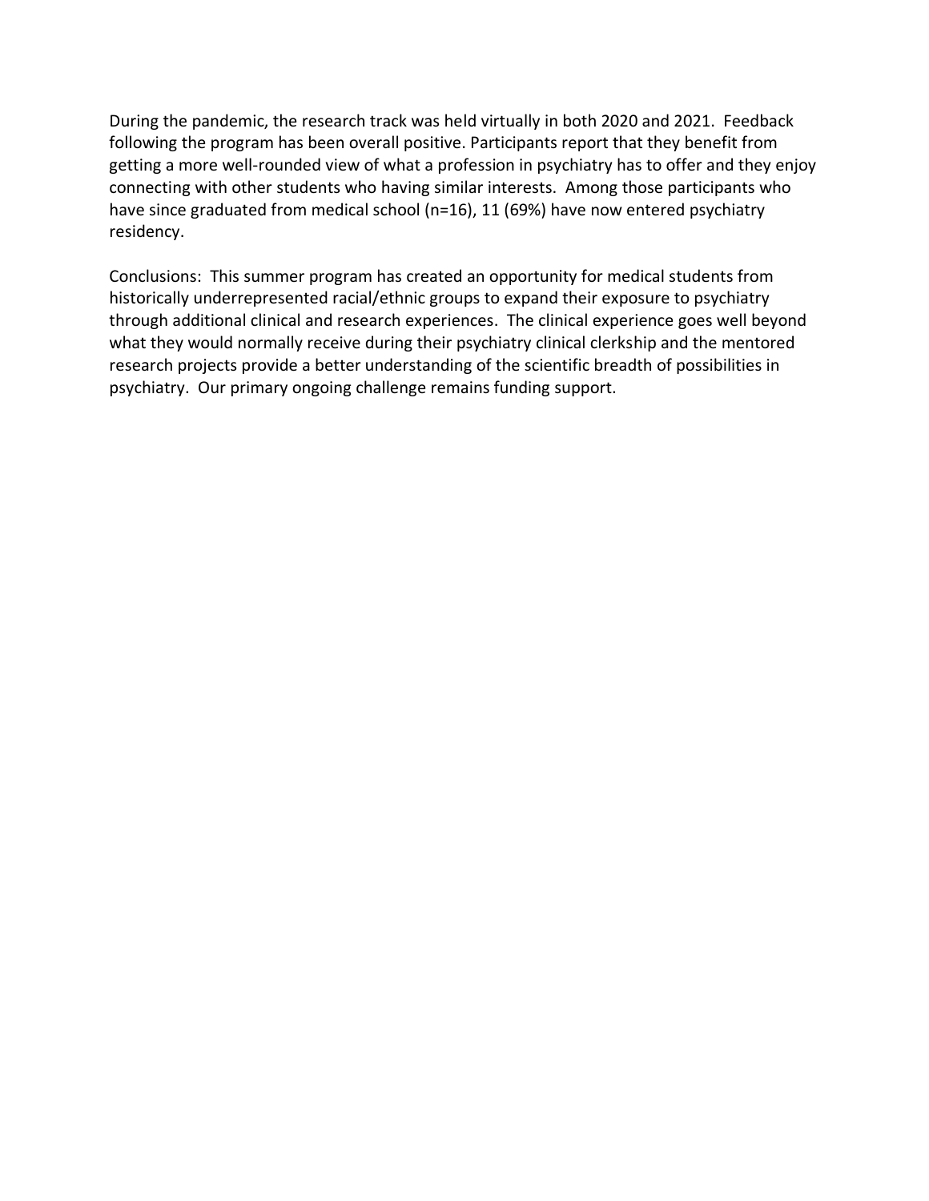During the pandemic, the research track was held virtually in both 2020 and 2021. Feedback following the program has been overall positive. Participants report that they benefit from getting a more well-rounded view of what a profession in psychiatry has to offer and they enjoy connecting with other students who having similar interests. Among those participants who have since graduated from medical school (n=16), 11 (69%) have now entered psychiatry residency.

Conclusions: This summer program has created an opportunity for medical students from historically underrepresented racial/ethnic groups to expand their exposure to psychiatry through additional clinical and research experiences. The clinical experience goes well beyond what they would normally receive during their psychiatry clinical clerkship and the mentored research projects provide a better understanding of the scientific breadth of possibilities in psychiatry. Our primary ongoing challenge remains funding support.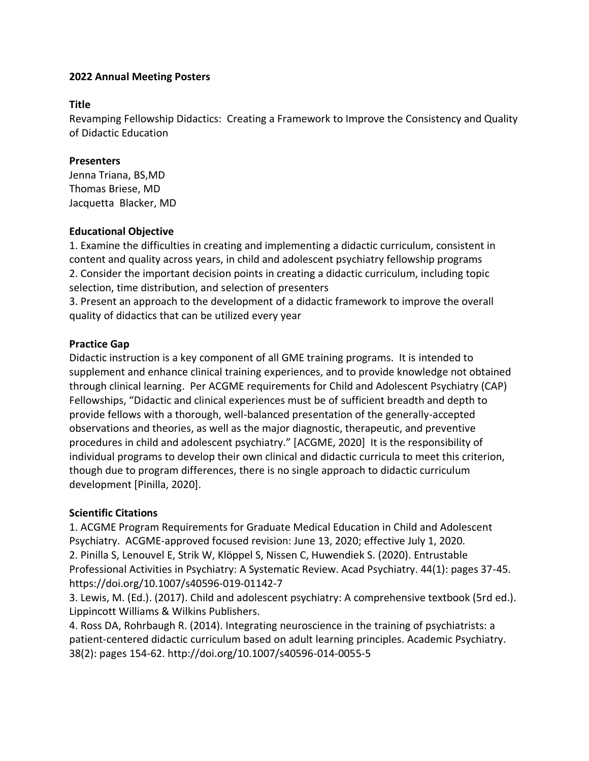**2022 Annual Meeting Posters**

**Title**

Revamping Fellowship Didactics: Creating a Framework to Improve the Consistency and Quality of Didactic Education

**Presenters**

Jenna Triana, BS,MD
Thomas Briese, MD
Jacquetta Blacker, MD

**Educational Objective**

1. Examine the difficulties in creating and implementing a didactic curriculum, consistent in content and quality across years, in child and adolescent psychiatry fellowship programs
2. Consider the important decision points in creating a didactic curriculum, including topic selection, time distribution, and selection of presenters
3. Present an approach to the development of a didactic framework to improve the overall quality of didactics that can be utilized every year

**Practice Gap**

Didactic instruction is a key component of all GME training programs. It is intended to supplement and enhance clinical training experiences, and to provide knowledge not obtained through clinical learning. Per ACGME requirements for Child and Adolescent Psychiatry (CAP) Fellowships, "Didactic and clinical experiences must be of sufficient breadth and depth to provide fellows with a thorough, well-balanced presentation of the generally-accepted observations and theories, as well as the major diagnostic, therapeutic, and preventive procedures in child and adolescent psychiatry." [ACGME, 2020] It is the responsibility of individual programs to develop their own clinical and didactic curricula to meet this criterion, though due to program differences, there is no single approach to didactic curriculum development [Pinilla, 2020].

**Scientific Citations**

1. ACGME Program Requirements for Graduate Medical Education in Child and Adolescent Psychiatry. ACGME-approved focused revision: June 13, 2020; effective July 1, 2020.
2. Pinilla S, Lenouvel E, Strik W, Klöppel S, Nissen C, Huwendiek S. (2020). Entrustable Professional Activities in Psychiatry: A Systematic Review. Acad Psychiatry. 44(1): pages 37-45. https://doi.org/10.1007/s40596-019-01142-7
3. Lewis, M. (Ed.). (2017). Child and adolescent psychiatry: A comprehensive textbook (5rd ed.). Lippincott Williams & Wilkins Publishers.
4. Ross DA, Rohrbaugh R. (2014). Integrating neuroscience in the training of psychiatrists: a patient-centered didactic curriculum based on adult learning principles. Academic Psychiatry. 38(2): pages 154-62. http://doi.org/10.1007/s40596-014-0055-5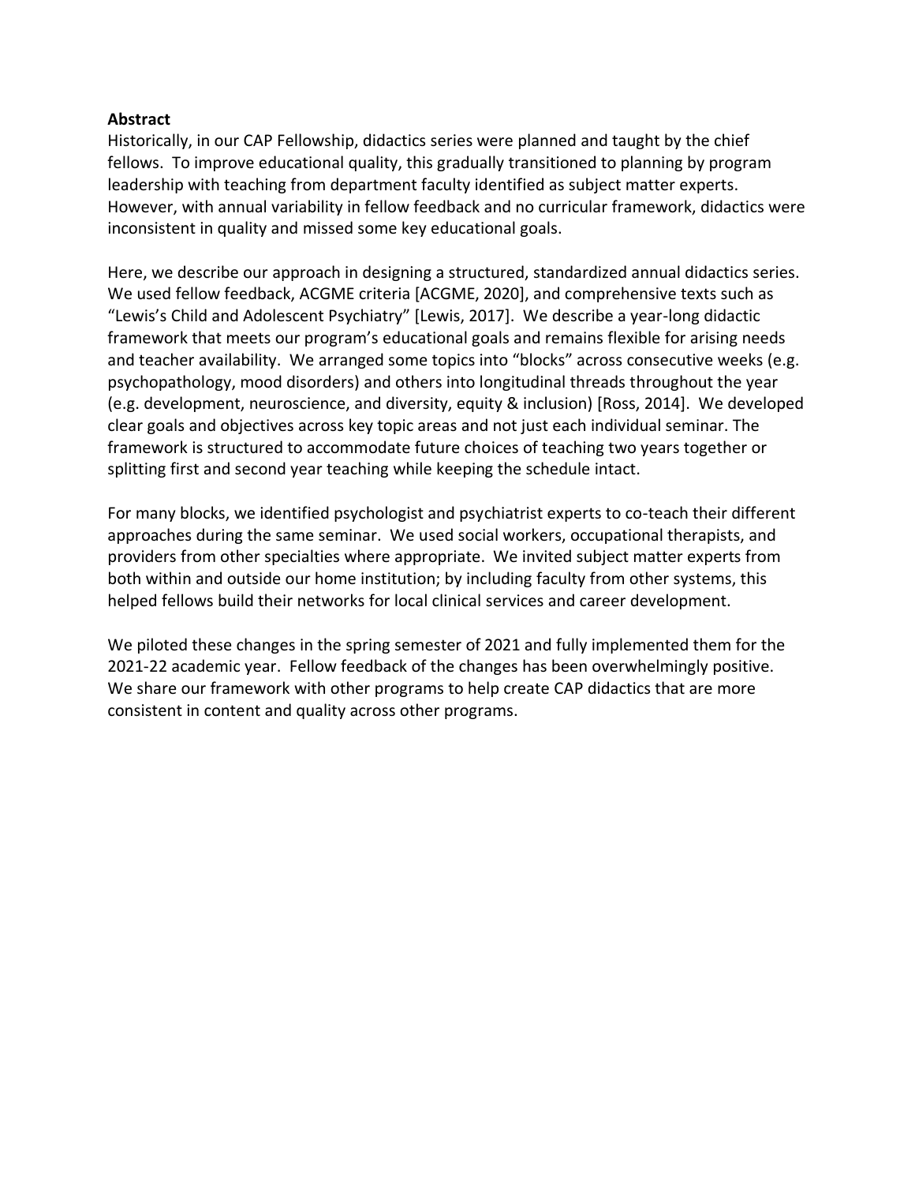**Abstract**

Historically, in our CAP Fellowship, didactics series were planned and taught by the chief fellows. To improve educational quality, this gradually transitioned to planning by program leadership with teaching from department faculty identified as subject matter experts. However, with annual variability in fellow feedback and no curricular framework, didactics were inconsistent in quality and missed some key educational goals.

Here, we describe our approach in designing a structured, standardized annual didactics series. We used fellow feedback, ACGME criteria [ACGME, 2020], and comprehensive texts such as "Lewis's Child and Adolescent Psychiatry" [Lewis, 2017]. We describe a year-long didactic framework that meets our program's educational goals and remains flexible for arising needs and teacher availability. We arranged some topics into "blocks" across consecutive weeks (e.g. psychopathology, mood disorders) and others into longitudinal threads throughout the year (e.g. development, neuroscience, and diversity, equity & inclusion) [Ross, 2014]. We developed clear goals and objectives across key topic areas and not just each individual seminar. The framework is structured to accommodate future choices of teaching two years together or splitting first and second year teaching while keeping the schedule intact.

For many blocks, we identified psychologist and psychiatrist experts to co-teach their different approaches during the same seminar. We used social workers, occupational therapists, and providers from other specialties where appropriate. We invited subject matter experts from both within and outside our home institution; by including faculty from other systems, this helped fellows build their networks for local clinical services and career development.

We piloted these changes in the spring semester of 2021 and fully implemented them for the 2021-22 academic year. Fellow feedback of the changes has been overwhelmingly positive. We share our framework with other programs to help create CAP didactics that are more consistent in content and quality across other programs.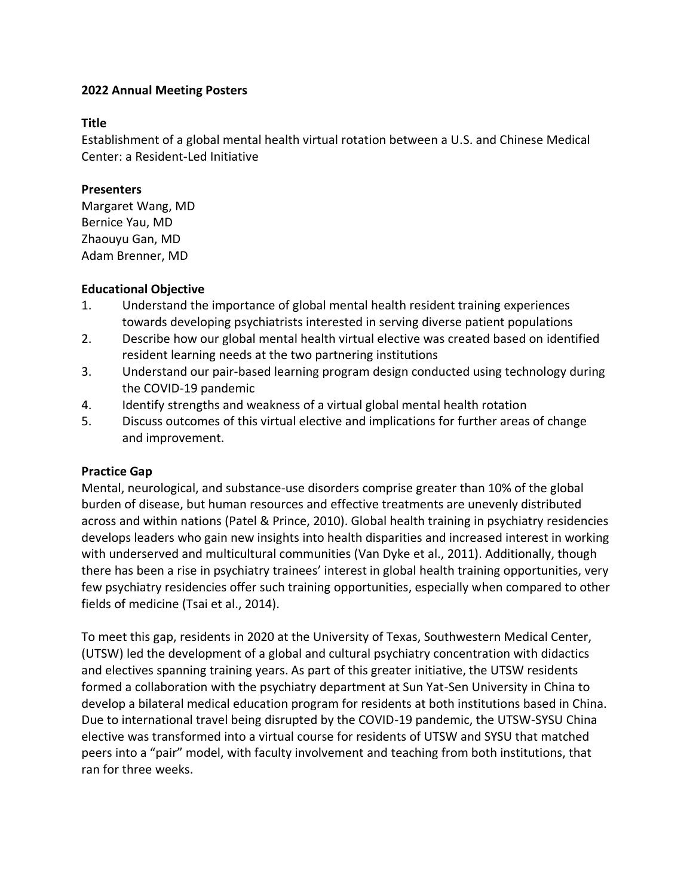**2022 Annual Meeting Posters**

**Title**

Establishment of a global mental health virtual rotation between a U.S. and Chinese Medical Center: a Resident-Led Initiative

**Presenters**

Margaret Wang, MD
Bernice Yau, MD
Zhaouyu Gan, MD
Adam Brenner, MD

**Educational Objective**

1. Understand the importance of global mental health resident training experiences towards developing psychiatrists interested in serving diverse patient populations
2. Describe how our global mental health virtual elective was created based on identified resident learning needs at the two partnering institutions
3. Understand our pair-based learning program design conducted using technology during the COVID-19 pandemic
4. Identify strengths and weakness of a virtual global mental health rotation
5. Discuss outcomes of this virtual elective and implications for further areas of change and improvement.

**Practice Gap**

Mental, neurological, and substance-use disorders comprise greater than 10% of the global burden of disease, but human resources and effective treatments are unevenly distributed across and within nations (Patel & Prince, 2010). Global health training in psychiatry residencies develops leaders who gain new insights into health disparities and increased interest in working with underserved and multicultural communities (Van Dyke et al., 2011). Additionally, though there has been a rise in psychiatry trainees' interest in global health training opportunities, very few psychiatry residencies offer such training opportunities, especially when compared to other fields of medicine (Tsai et al., 2014).

To meet this gap, residents in 2020 at the University of Texas, Southwestern Medical Center, (UTSW) led the development of a global and cultural psychiatry concentration with didactics and electives spanning training years. As part of this greater initiative, the UTSW residents formed a collaboration with the psychiatry department at Sun Yat-Sen University in China to develop a bilateral medical education program for residents at both institutions based in China. Due to international travel being disrupted by the COVID-19 pandemic, the UTSW-SYSU China elective was transformed into a virtual course for residents of UTSW and SYSU that matched peers into a "pair" model, with faculty involvement and teaching from both institutions, that ran for three weeks.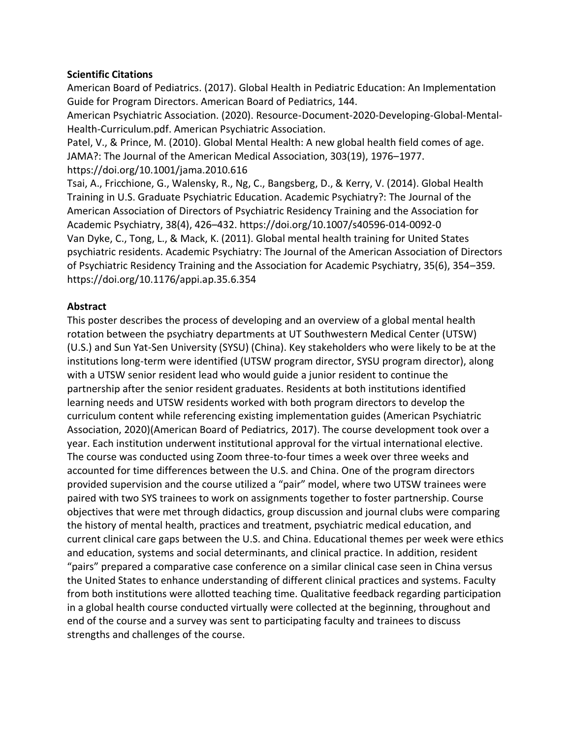**Scientific Citations**

American Board of Pediatrics. (2017). Global Health in Pediatric Education: An Implementation Guide for Program Directors. American Board of Pediatrics, 144.

American Psychiatric Association. (2020). Resource-Document-2020-Developing-Global-Mental-Health-Curriculum.pdf. American Psychiatric Association.

Patel, V., & Prince, M. (2010). Global Mental Health: A new global health field comes of age. JAMA?: The Journal of the American Medical Association, 303(19), 1976–1977. https://doi.org/10.1001/jama.2010.616

Tsai, A., Fricchione, G., Walensky, R., Ng, C., Bangsberg, D., & Kerry, V. (2014). Global Health Training in U.S. Graduate Psychiatric Education. Academic Psychiatry?: The Journal of the American Association of Directors of Psychiatric Residency Training and the Association for Academic Psychiatry, 38(4), 426–432. https://doi.org/10.1007/s40596-014-0092-0

Van Dyke, C., Tong, L., & Mack, K. (2011). Global mental health training for United States psychiatric residents. Academic Psychiatry: The Journal of the American Association of Directors of Psychiatric Residency Training and the Association for Academic Psychiatry, 35(6), 354–359. https://doi.org/10.1176/appi.ap.35.6.354

**Abstract**

This poster describes the process of developing and an overview of a global mental health rotation between the psychiatry departments at UT Southwestern Medical Center (UTSW) (U.S.) and Sun Yat-Sen University (SYSU) (China). Key stakeholders who were likely to be at the institutions long-term were identified (UTSW program director, SYSU program director), along with a UTSW senior resident lead who would guide a junior resident to continue the partnership after the senior resident graduates. Residents at both institutions identified learning needs and UTSW residents worked with both program directors to develop the curriculum content while referencing existing implementation guides (American Psychiatric Association, 2020)(American Board of Pediatrics, 2017). The course development took over a year. Each institution underwent institutional approval for the virtual international elective. The course was conducted using Zoom three-to-four times a week over three weeks and accounted for time differences between the U.S. and China. One of the program directors provided supervision and the course utilized a "pair" model, where two UTSW trainees were paired with two SYS trainees to work on assignments together to foster partnership. Course objectives that were met through didactics, group discussion and journal clubs were comparing the history of mental health, practices and treatment, psychiatric medical education, and current clinical care gaps between the U.S. and China. Educational themes per week were ethics and education, systems and social determinants, and clinical practice. In addition, resident "pairs" prepared a comparative case conference on a similar clinical case seen in China versus the United States to enhance understanding of different clinical practices and systems. Faculty from both institutions were allotted teaching time. Qualitative feedback regarding participation in a global health course conducted virtually were collected at the beginning, throughout and end of the course and a survey was sent to participating faculty and trainees to discuss strengths and challenges of the course.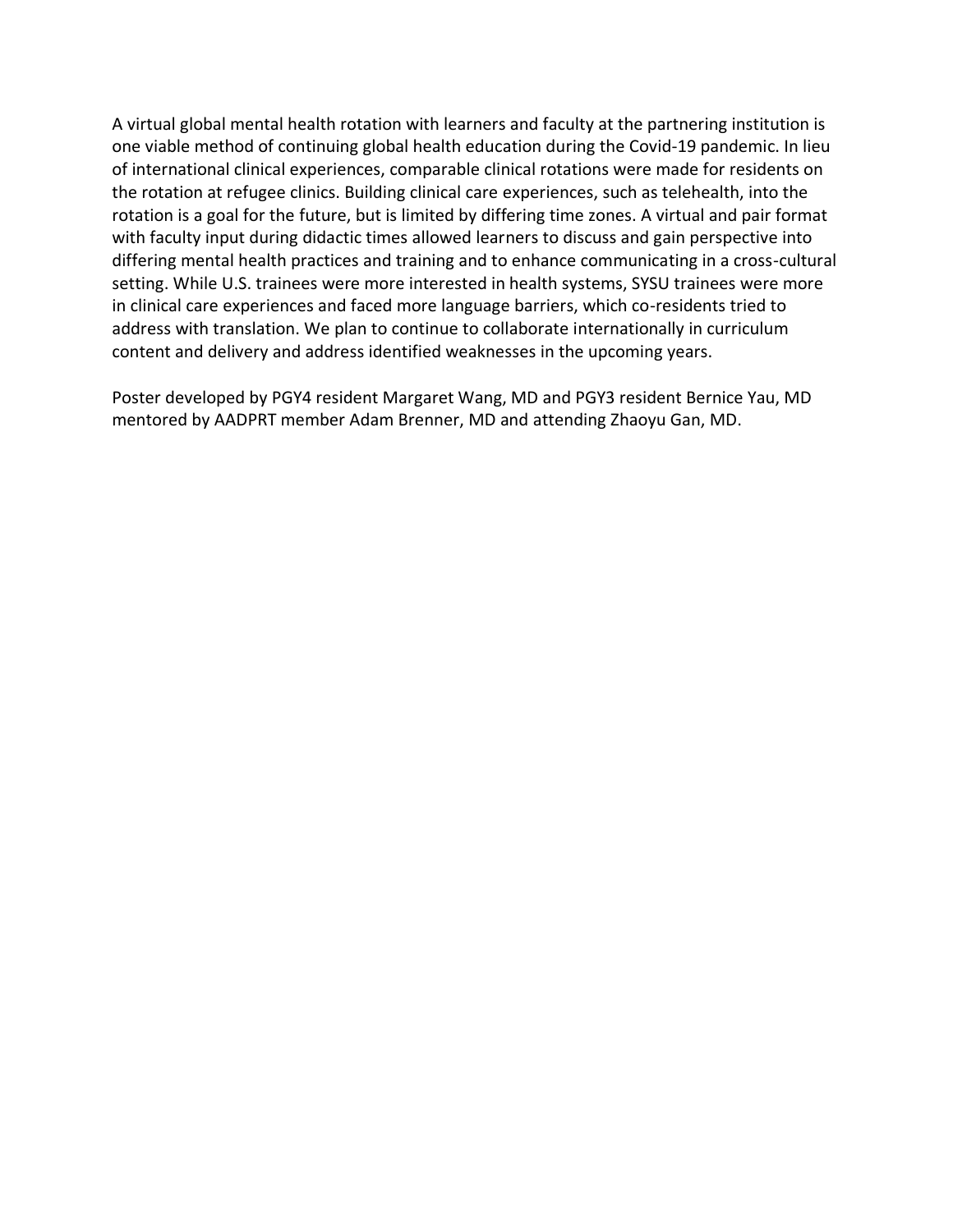A virtual global mental health rotation with learners and faculty at the partnering institution is one viable method of continuing global health education during the Covid-19 pandemic. In lieu of international clinical experiences, comparable clinical rotations were made for residents on the rotation at refugee clinics. Building clinical care experiences, such as telehealth, into the rotation is a goal for the future, but is limited by differing time zones. A virtual and pair format with faculty input during didactic times allowed learners to discuss and gain perspective into differing mental health practices and training and to enhance communicating in a cross-cultural setting. While U.S. trainees were more interested in health systems, SYSU trainees were more in clinical care experiences and faced more language barriers, which co-residents tried to address with translation. We plan to continue to collaborate internationally in curriculum content and delivery and address identified weaknesses in the upcoming years.

Poster developed by PGY4 resident Margaret Wang, MD and PGY3 resident Bernice Yau, MD mentored by AADPRT member Adam Brenner, MD and attending Zhaoyu Gan, MD.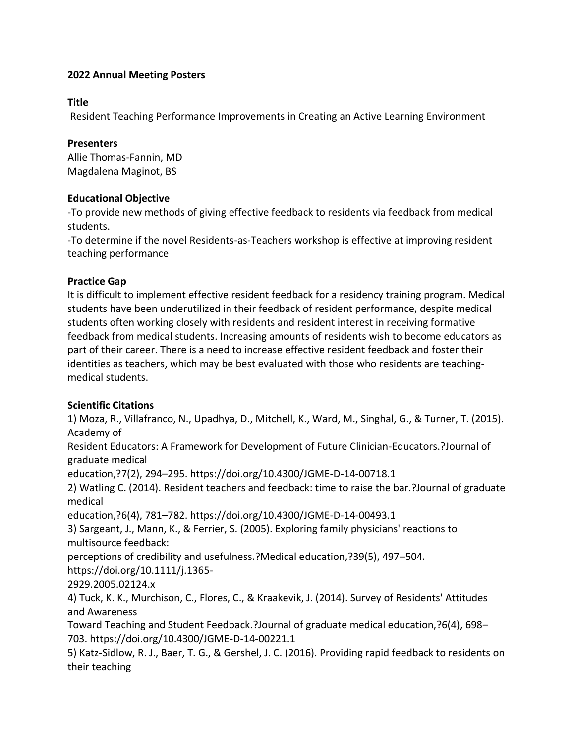**2022 Annual Meeting Posters**

**Title**
Resident Teaching Performance Improvements in Creating an Active Learning Environment

**Presenters**
Allie Thomas-Fannin, MD
Magdalena Maginot, BS

**Educational Objective**
-To provide new methods of giving effective feedback to residents via feedback from medical students.
-To determine if the novel Residents-as-Teachers workshop is effective at improving resident teaching performance

**Practice Gap**
It is difficult to implement effective resident feedback for a residency training program. Medical students have been underutilized in their feedback of resident performance, despite medical students often working closely with residents and resident interest in receiving formative feedback from medical students. Increasing amounts of residents wish to become educators as part of their career. There is a need to increase effective resident feedback and foster their identities as teachers, which may be best evaluated with those who residents are teaching-medical students.

**Scientific Citations**
1) Moza, R., Villafranco, N., Upadhya, D., Mitchell, K., Ward, M., Singhal, G., & Turner, T. (2015). Academy of
Resident Educators: A Framework for Development of Future Clinician-Educators.?Journal of graduate medical
education,?7(2), 294–295. https://doi.org/10.4300/JGME-D-14-00718.1
2) Watling C. (2014). Resident teachers and feedback: time to raise the bar.?Journal of graduate medical
education,?6(4), 781–782. https://doi.org/10.4300/JGME-D-14-00493.1
3) Sargeant, J., Mann, K., & Ferrier, S. (2005). Exploring family physicians' reactions to multisource feedback:
perceptions of credibility and usefulness.?Medical education,?39(5), 497–504.
https://doi.org/10.1111/j.1365-
2929.2005.02124.x
4) Tuck, K. K., Murchison, C., Flores, C., & Kraakevik, J. (2014). Survey of Residents' Attitudes and Awareness
Toward Teaching and Student Feedback.?Journal of graduate medical education,?6(4), 698–703. https://doi.org/10.4300/JGME-D-14-00221.1
5) Katz-Sidlow, R. J., Baer, T. G., & Gershel, J. C. (2016). Providing rapid feedback to residents on their teaching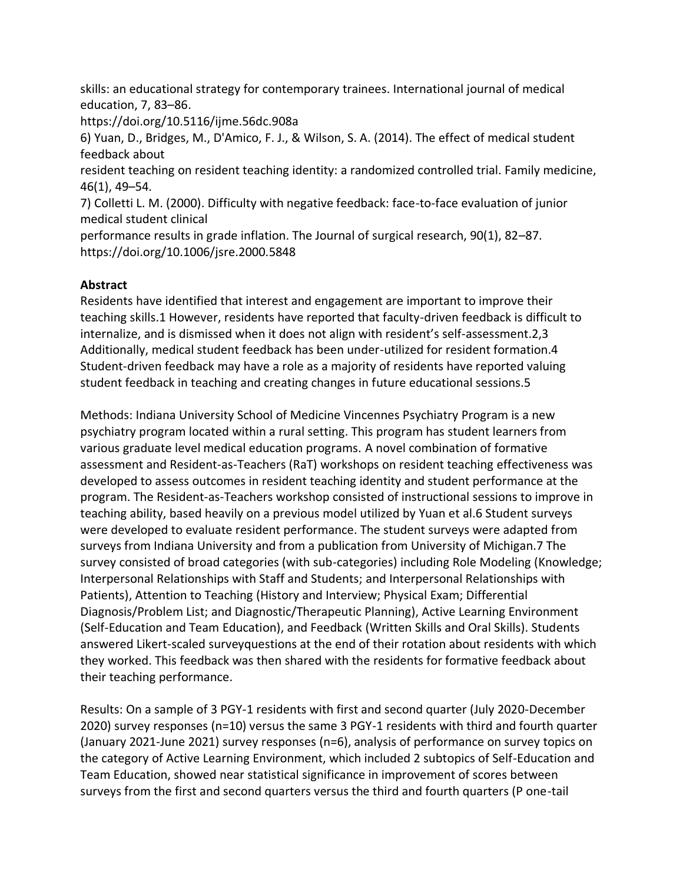skills: an educational strategy for contemporary trainees. International journal of medical education, 7, 83–86.
https://doi.org/10.5116/ijme.56dc.908a

6) Yuan, D., Bridges, M., D'Amico, F. J., & Wilson, S. A. (2014). The effect of medical student feedback about
resident teaching on resident teaching identity: a randomized controlled trial. Family medicine, 46(1), 49–54.

7) Colletti L. M. (2000). Difficulty with negative feedback: face-to-face evaluation of junior medical student clinical
performance results in grade inflation. The Journal of surgical research, 90(1), 82–87.
https://doi.org/10.1006/jsre.2000.5848

**Abstract**

Residents have identified that interest and engagement are important to improve their teaching skills.1 However, residents have reported that faculty-driven feedback is difficult to internalize, and is dismissed when it does not align with resident's self-assessment.2,3 Additionally, medical student feedback has been under-utilized for resident formation.4 Student-driven feedback may have a role as a majority of residents have reported valuing student feedback in teaching and creating changes in future educational sessions.5

Methods: Indiana University School of Medicine Vincennes Psychiatry Program is a new psychiatry program located within a rural setting. This program has student learners from various graduate level medical education programs. A novel combination of formative assessment and Resident-as-Teachers (RaT) workshops on resident teaching effectiveness was developed to assess outcomes in resident teaching identity and student performance at the program. The Resident-as-Teachers workshop consisted of instructional sessions to improve in teaching ability, based heavily on a previous model utilized by Yuan et al.6 Student surveys were developed to evaluate resident performance. The student surveys were adapted from surveys from Indiana University and from a publication from University of Michigan.7 The survey consisted of broad categories (with sub-categories) including Role Modeling (Knowledge; Interpersonal Relationships with Staff and Students; and Interpersonal Relationships with Patients), Attention to Teaching (History and Interview; Physical Exam; Differential Diagnosis/Problem List; and Diagnostic/Therapeutic Planning), Active Learning Environment (Self-Education and Team Education), and Feedback (Written Skills and Oral Skills). Students answered Likert-scaled surveyquestions at the end of their rotation about residents with which they worked. This feedback was then shared with the residents for formative feedback about their teaching performance.

Results: On a sample of 3 PGY-1 residents with first and second quarter (July 2020-December 2020) survey responses (n=10) versus the same 3 PGY-1 residents with third and fourth quarter (January 2021-June 2021) survey responses (n=6), analysis of performance on survey topics on the category of Active Learning Environment, which included 2 subtopics of Self-Education and Team Education, showed near statistical significance in improvement of scores between surveys from the first and second quarters versus the third and fourth quarters (P one-tail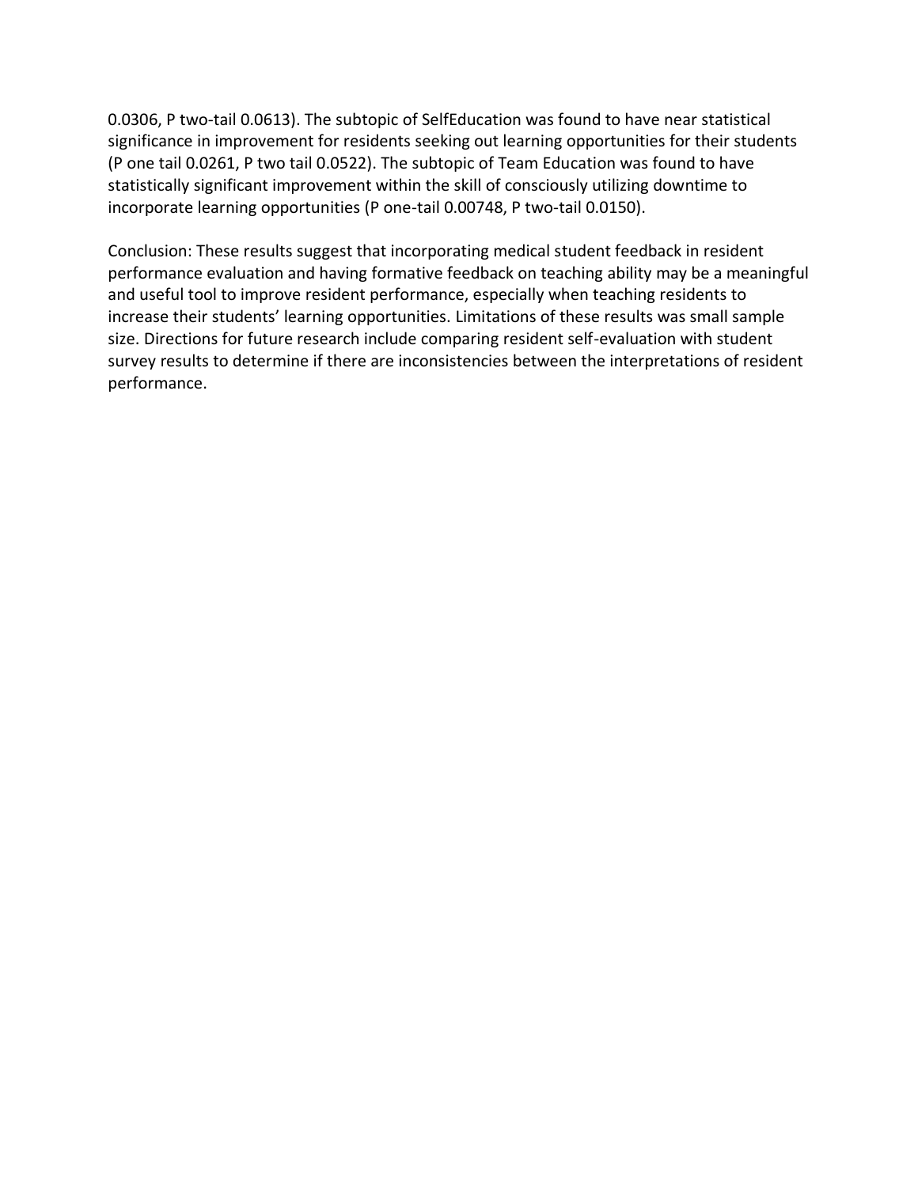0.0306, P two-tail 0.0613). The subtopic of SelfEducation was found to have near statistical significance in improvement for residents seeking out learning opportunities for their students (P one tail 0.0261, P two tail 0.0522). The subtopic of Team Education was found to have statistically significant improvement within the skill of consciously utilizing downtime to incorporate learning opportunities (P one-tail 0.00748, P two-tail 0.0150).

Conclusion: These results suggest that incorporating medical student feedback in resident performance evaluation and having formative feedback on teaching ability may be a meaningful and useful tool to improve resident performance, especially when teaching residents to increase their students' learning opportunities. Limitations of these results was small sample size. Directions for future research include comparing resident self-evaluation with student survey results to determine if there are inconsistencies between the interpretations of resident performance.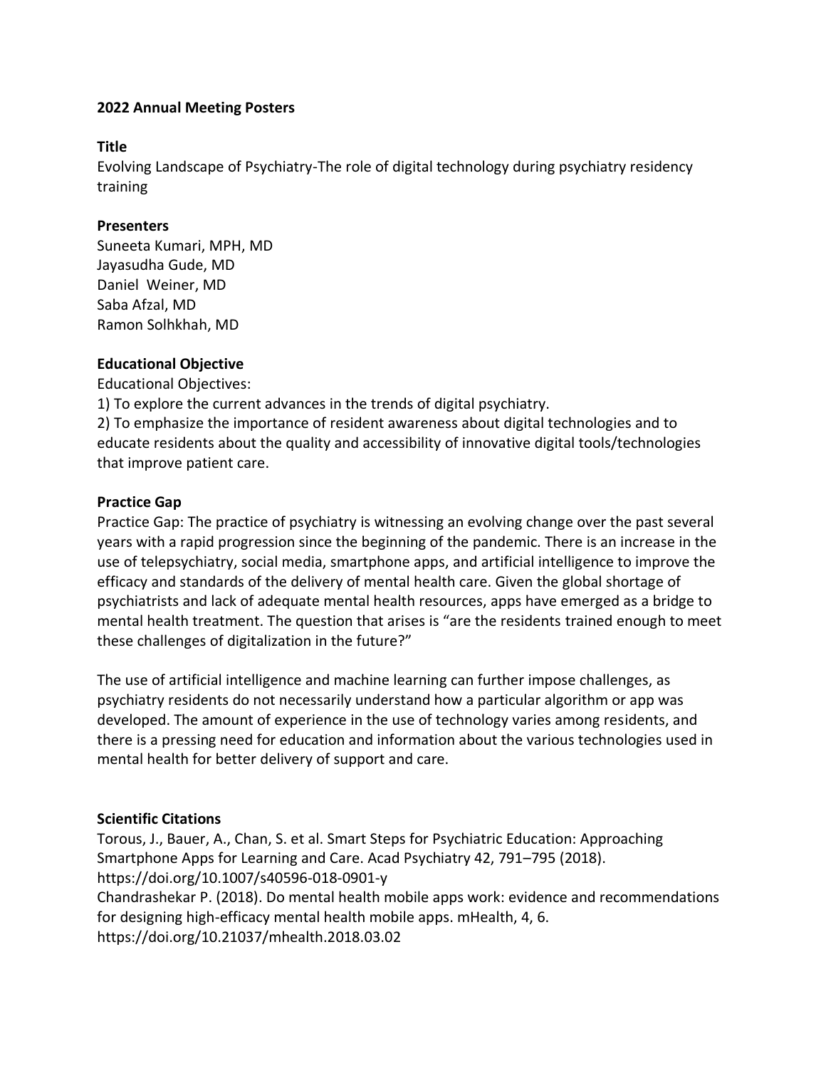**2022 Annual Meeting Posters**

**Title**

Evolving Landscape of Psychiatry-The role of digital technology during psychiatry residency training

**Presenters**

Suneeta Kumari, MPH, MD
Jayasudha Gude, MD
Daniel Weiner, MD
Saba Afzal, MD
Ramon Solhkhah, MD

**Educational Objective**

Educational Objectives:

1) To explore the current advances in the trends of digital psychiatry.
2) To emphasize the importance of resident awareness about digital technologies and to educate residents about the quality and accessibility of innovative digital tools/technologies that improve patient care.

**Practice Gap**

Practice Gap: The practice of psychiatry is witnessing an evolving change over the past several years with a rapid progression since the beginning of the pandemic. There is an increase in the use of telepsychiatry, social media, smartphone apps, and artificial intelligence to improve the efficacy and standards of the delivery of mental health care. Given the global shortage of psychiatrists and lack of adequate mental health resources, apps have emerged as a bridge to mental health treatment. The question that arises is "are the residents trained enough to meet these challenges of digitalization in the future?"

The use of artificial intelligence and machine learning can further impose challenges, as psychiatry residents do not necessarily understand how a particular algorithm or app was developed. The amount of experience in the use of technology varies among residents, and there is a pressing need for education and information about the various technologies used in mental health for better delivery of support and care.

**Scientific Citations**

Torous, J., Bauer, A., Chan, S. et al. Smart Steps for Psychiatric Education: Approaching Smartphone Apps for Learning and Care. Acad Psychiatry 42, 791–795 (2018). https://doi.org/10.1007/s40596-018-0901-y
Chandrashekar P. (2018). Do mental health mobile apps work: evidence and recommendations for designing high-efficacy mental health mobile apps. mHealth, 4, 6. https://doi.org/10.21037/mhealth.2018.03.02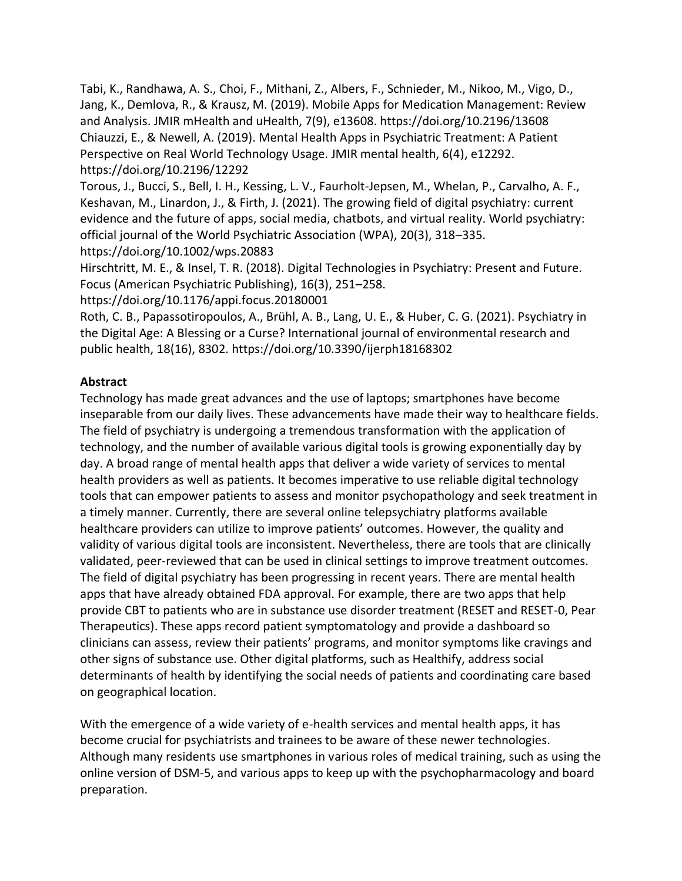Tabi, K., Randhawa, A. S., Choi, F., Mithani, Z., Albers, F., Schnieder, M., Nikoo, M., Vigo, D., Jang, K., Demlova, R., & Krausz, M. (2019). Mobile Apps for Medication Management: Review and Analysis. JMIR mHealth and uHealth, 7(9), e13608. https://doi.org/10.2196/13608

Chiauzzi, E., & Newell, A. (2019). Mental Health Apps in Psychiatric Treatment: A Patient Perspective on Real World Technology Usage. JMIR mental health, 6(4), e12292. https://doi.org/10.2196/12292

Torous, J., Bucci, S., Bell, I. H., Kessing, L. V., Faurholt-Jepsen, M., Whelan, P., Carvalho, A. F., Keshavan, M., Linardon, J., & Firth, J. (2021). The growing field of digital psychiatry: current evidence and the future of apps, social media, chatbots, and virtual reality. World psychiatry: official journal of the World Psychiatric Association (WPA), 20(3), 318–335. https://doi.org/10.1002/wps.20883

Hirschtritt, M. E., & Insel, T. R. (2018). Digital Technologies in Psychiatry: Present and Future. Focus (American Psychiatric Publishing), 16(3), 251–258. https://doi.org/10.1176/appi.focus.20180001

Roth, C. B., Papassotiropoulos, A., Brühl, A. B., Lang, U. E., & Huber, C. G. (2021). Psychiatry in the Digital Age: A Blessing or a Curse? International journal of environmental research and public health, 18(16), 8302. https://doi.org/10.3390/ijerph18168302

**Abstract**

Technology has made great advances and the use of laptops; smartphones have become inseparable from our daily lives. These advancements have made their way to healthcare fields. The field of psychiatry is undergoing a tremendous transformation with the application of technology, and the number of available various digital tools is growing exponentially day by day. A broad range of mental health apps that deliver a wide variety of services to mental health providers as well as patients. It becomes imperative to use reliable digital technology tools that can empower patients to assess and monitor psychopathology and seek treatment in a timely manner. Currently, there are several online telepsychiatry platforms available healthcare providers can utilize to improve patients' outcomes. However, the quality and validity of various digital tools are inconsistent. Nevertheless, there are tools that are clinically validated, peer-reviewed that can be used in clinical settings to improve treatment outcomes. The field of digital psychiatry has been progressing in recent years. There are mental health apps that have already obtained FDA approval. For example, there are two apps that help provide CBT to patients who are in substance use disorder treatment (RESET and RESET-0, Pear Therapeutics). These apps record patient symptomatology and provide a dashboard so clinicians can assess, review their patients' programs, and monitor symptoms like cravings and other signs of substance use. Other digital platforms, such as Healthify, address social determinants of health by identifying the social needs of patients and coordinating care based on geographical location.

With the emergence of a wide variety of e-health services and mental health apps, it has become crucial for psychiatrists and trainees to be aware of these newer technologies. Although many residents use smartphones in various roles of medical training, such as using the online version of DSM-5, and various apps to keep up with the psychopharmacology and board preparation.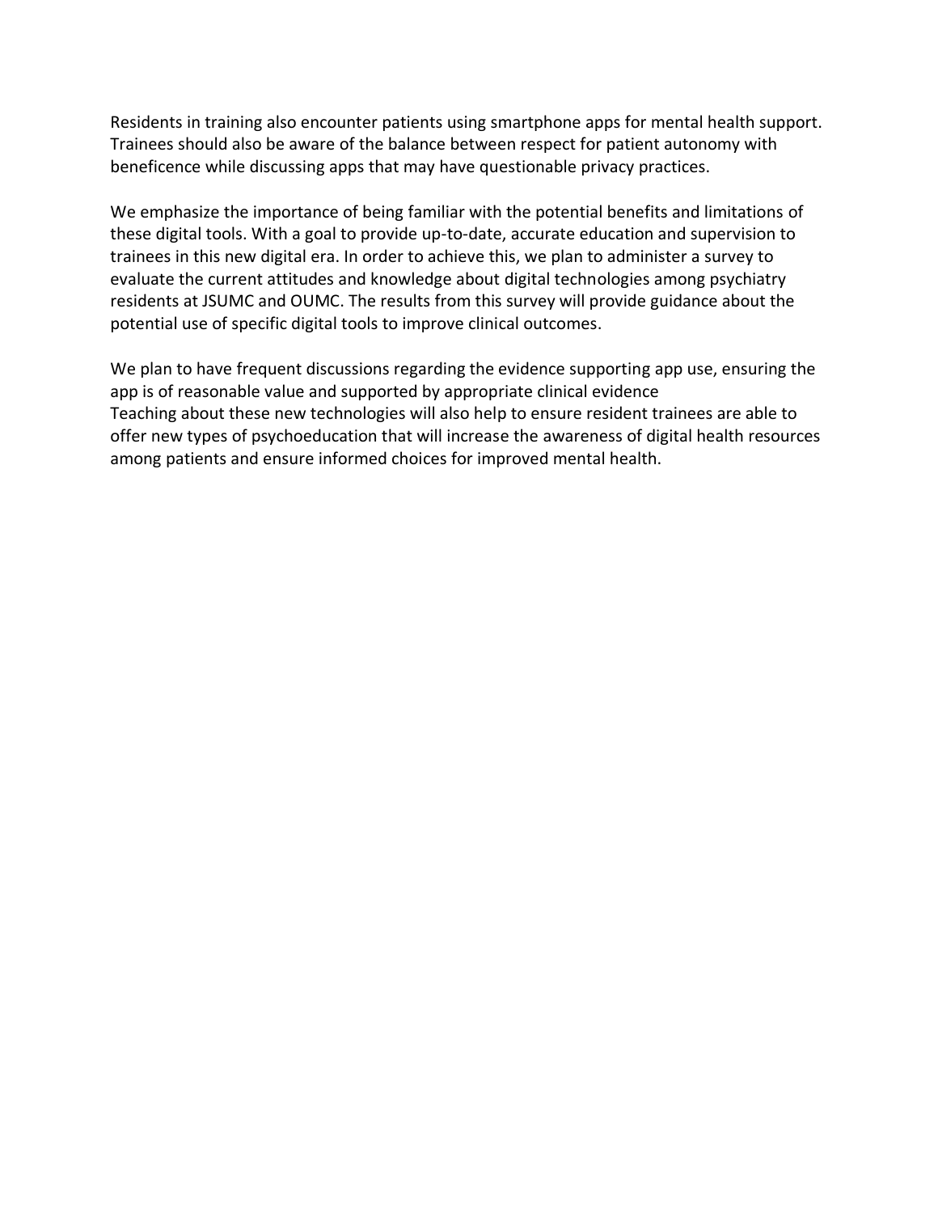Residents in training also encounter patients using smartphone apps for mental health support. Trainees should also be aware of the balance between respect for patient autonomy with beneficence while discussing apps that may have questionable privacy practices.

We emphasize the importance of being familiar with the potential benefits and limitations of these digital tools. With a goal to provide up-to-date, accurate education and supervision to trainees in this new digital era. In order to achieve this, we plan to administer a survey to evaluate the current attitudes and knowledge about digital technologies among psychiatry residents at JSUMC and OUMC. The results from this survey will provide guidance about the potential use of specific digital tools to improve clinical outcomes.

We plan to have frequent discussions regarding the evidence supporting app use, ensuring the app is of reasonable value and supported by appropriate clinical evidence
Teaching about these new technologies will also help to ensure resident trainees are able to offer new types of psychoeducation that will increase the awareness of digital health resources among patients and ensure informed choices for improved mental health.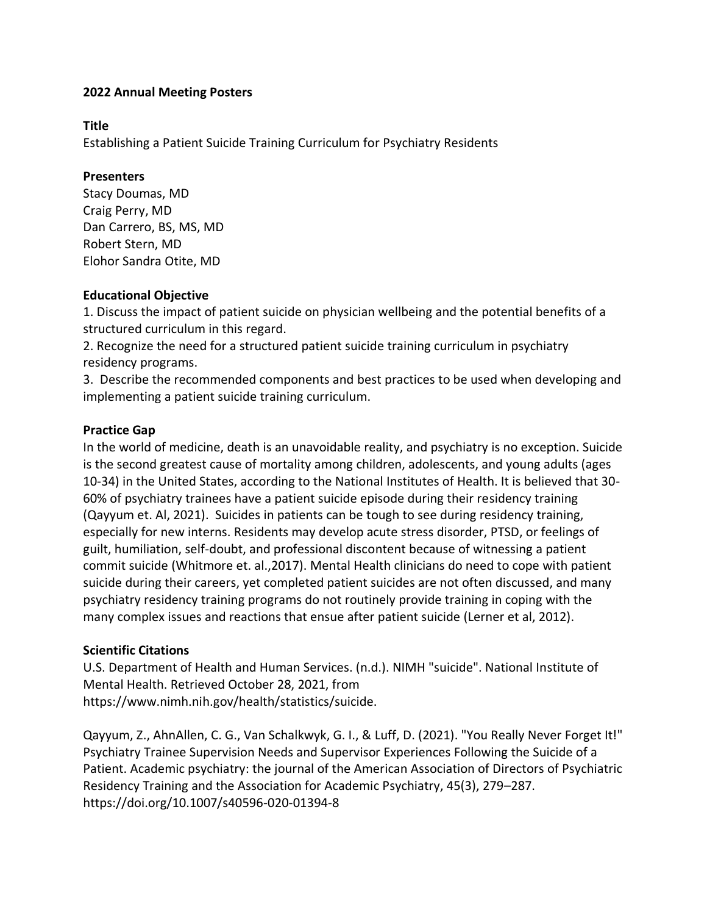**2022 Annual Meeting Posters**

**Title**

Establishing a Patient Suicide Training Curriculum for Psychiatry Residents

**Presenters**

Stacy Doumas, MD
Craig Perry, MD
Dan Carrero, BS, MS, MD
Robert Stern, MD
Elohor Sandra Otite, MD

**Educational Objective**

1. Discuss the impact of patient suicide on physician wellbeing and the potential benefits of a structured curriculum in this regard.
2. Recognize the need for a structured patient suicide training curriculum in psychiatry residency programs.
3. Describe the recommended components and best practices to be used when developing and implementing a patient suicide training curriculum.

**Practice Gap**

In the world of medicine, death is an unavoidable reality, and psychiatry is no exception. Suicide is the second greatest cause of mortality among children, adolescents, and young adults (ages 10-34) in the United States, according to the National Institutes of Health. It is believed that 30-60% of psychiatry trainees have a patient suicide episode during their residency training (Qayyum et. Al, 2021). Suicides in patients can be tough to see during residency training, especially for new interns. Residents may develop acute stress disorder, PTSD, or feelings of guilt, humiliation, self-doubt, and professional discontent because of witnessing a patient commit suicide (Whitmore et. al.,2017). Mental Health clinicians do need to cope with patient suicide during their careers, yet completed patient suicides are not often discussed, and many psychiatry residency training programs do not routinely provide training in coping with the many complex issues and reactions that ensue after patient suicide (Lerner et al, 2012).

**Scientific Citations**

U.S. Department of Health and Human Services. (n.d.). NIMH "suicide". National Institute of Mental Health. Retrieved October 28, 2021, from https://www.nimh.nih.gov/health/statistics/suicide.

Qayyum, Z., AhnAllen, C. G., Van Schalkwyk, G. I., & Luff, D. (2021). "You Really Never Forget It!" Psychiatry Trainee Supervision Needs and Supervisor Experiences Following the Suicide of a Patient. Academic psychiatry: the journal of the American Association of Directors of Psychiatric Residency Training and the Association for Academic Psychiatry, 45(3), 279–287. https://doi.org/10.1007/s40596-020-01394-8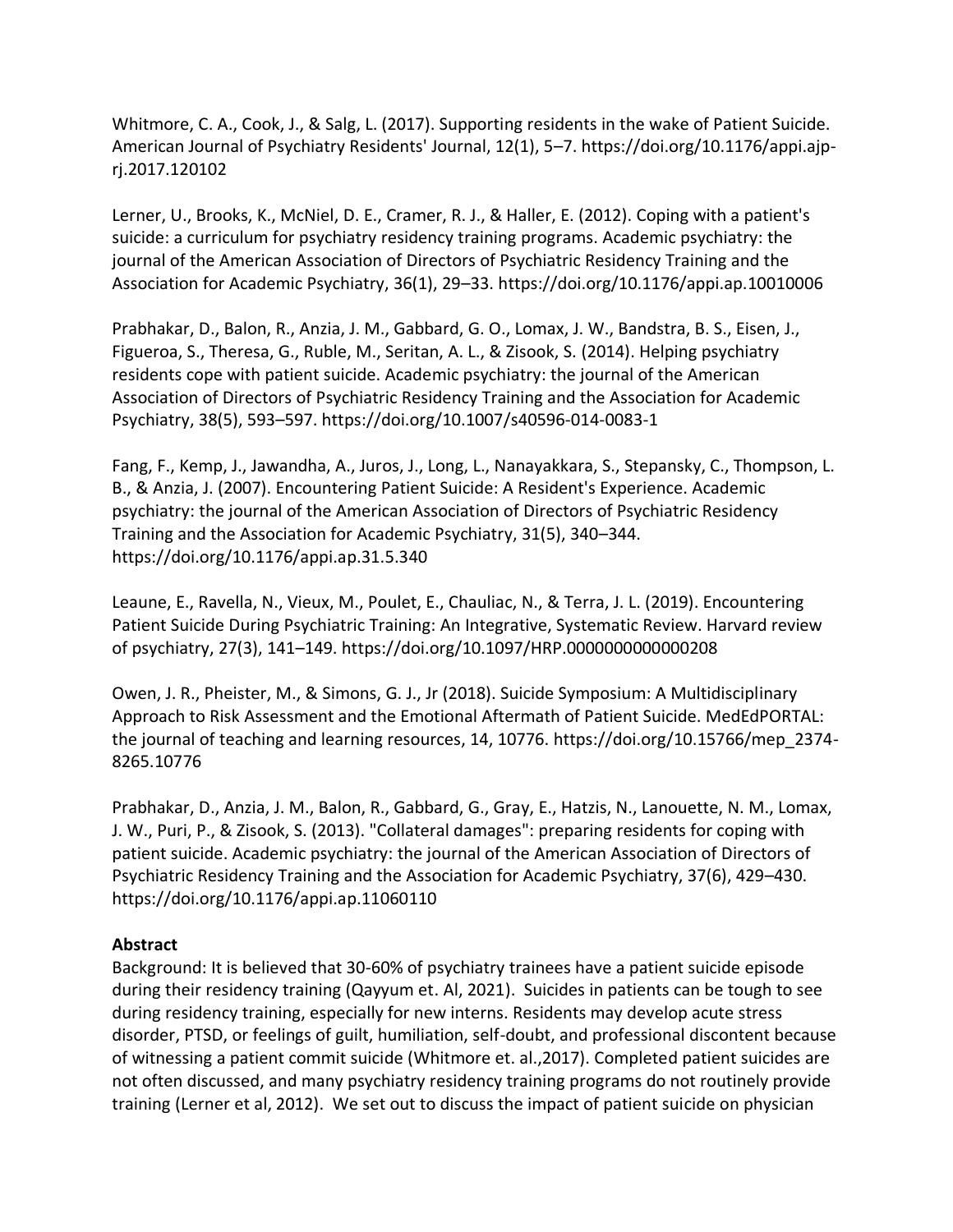Whitmore, C. A., Cook, J., & Salg, L. (2017). Supporting residents in the wake of Patient Suicide. American Journal of Psychiatry Residents' Journal, 12(1), 5–7. https://doi.org/10.1176/appi.ajp-rj.2017.120102

Lerner, U., Brooks, K., McNiel, D. E., Cramer, R. J., & Haller, E. (2012). Coping with a patient's suicide: a curriculum for psychiatry residency training programs. Academic psychiatry: the journal of the American Association of Directors of Psychiatric Residency Training and the Association for Academic Psychiatry, 36(1), 29–33. https://doi.org/10.1176/appi.ap.10010006

Prabhakar, D., Balon, R., Anzia, J. M., Gabbard, G. O., Lomax, J. W., Bandstra, B. S., Eisen, J., Figueroa, S., Theresa, G., Ruble, M., Seritan, A. L., & Zisook, S. (2014). Helping psychiatry residents cope with patient suicide. Academic psychiatry: the journal of the American Association of Directors of Psychiatric Residency Training and the Association for Academic Psychiatry, 38(5), 593–597. https://doi.org/10.1007/s40596-014-0083-1

Fang, F., Kemp, J., Jawandha, A., Juros, J., Long, L., Nanayakkara, S., Stepansky, C., Thompson, L. B., & Anzia, J. (2007). Encountering Patient Suicide: A Resident's Experience. Academic psychiatry: the journal of the American Association of Directors of Psychiatric Residency Training and the Association for Academic Psychiatry, 31(5), 340–344. https://doi.org/10.1176/appi.ap.31.5.340

Leaune, E., Ravella, N., Vieux, M., Poulet, E., Chauliac, N., & Terra, J. L. (2019). Encountering Patient Suicide During Psychiatric Training: An Integrative, Systematic Review. Harvard review of psychiatry, 27(3), 141–149. https://doi.org/10.1097/HRP.0000000000000208

Owen, J. R., Pheister, M., & Simons, G. J., Jr (2018). Suicide Symposium: A Multidisciplinary Approach to Risk Assessment and the Emotional Aftermath of Patient Suicide. MedEdPORTAL: the journal of teaching and learning resources, 14, 10776. https://doi.org/10.15766/mep_2374-8265.10776

Prabhakar, D., Anzia, J. M., Balon, R., Gabbard, G., Gray, E., Hatzis, N., Lanouette, N. M., Lomax, J. W., Puri, P., & Zisook, S. (2013). "Collateral damages": preparing residents for coping with patient suicide. Academic psychiatry: the journal of the American Association of Directors of Psychiatric Residency Training and the Association for Academic Psychiatry, 37(6), 429–430. https://doi.org/10.1176/appi.ap.11060110

**Abstract**

Background: It is believed that 30-60% of psychiatry trainees have a patient suicide episode during their residency training (Qayyum et. Al, 2021). Suicides in patients can be tough to see during residency training, especially for new interns. Residents may develop acute stress disorder, PTSD, or feelings of guilt, humiliation, self-doubt, and professional discontent because of witnessing a patient commit suicide (Whitmore et. al.,2017). Completed patient suicides are not often discussed, and many psychiatry residency training programs do not routinely provide training (Lerner et al, 2012). We set out to discuss the impact of patient suicide on physician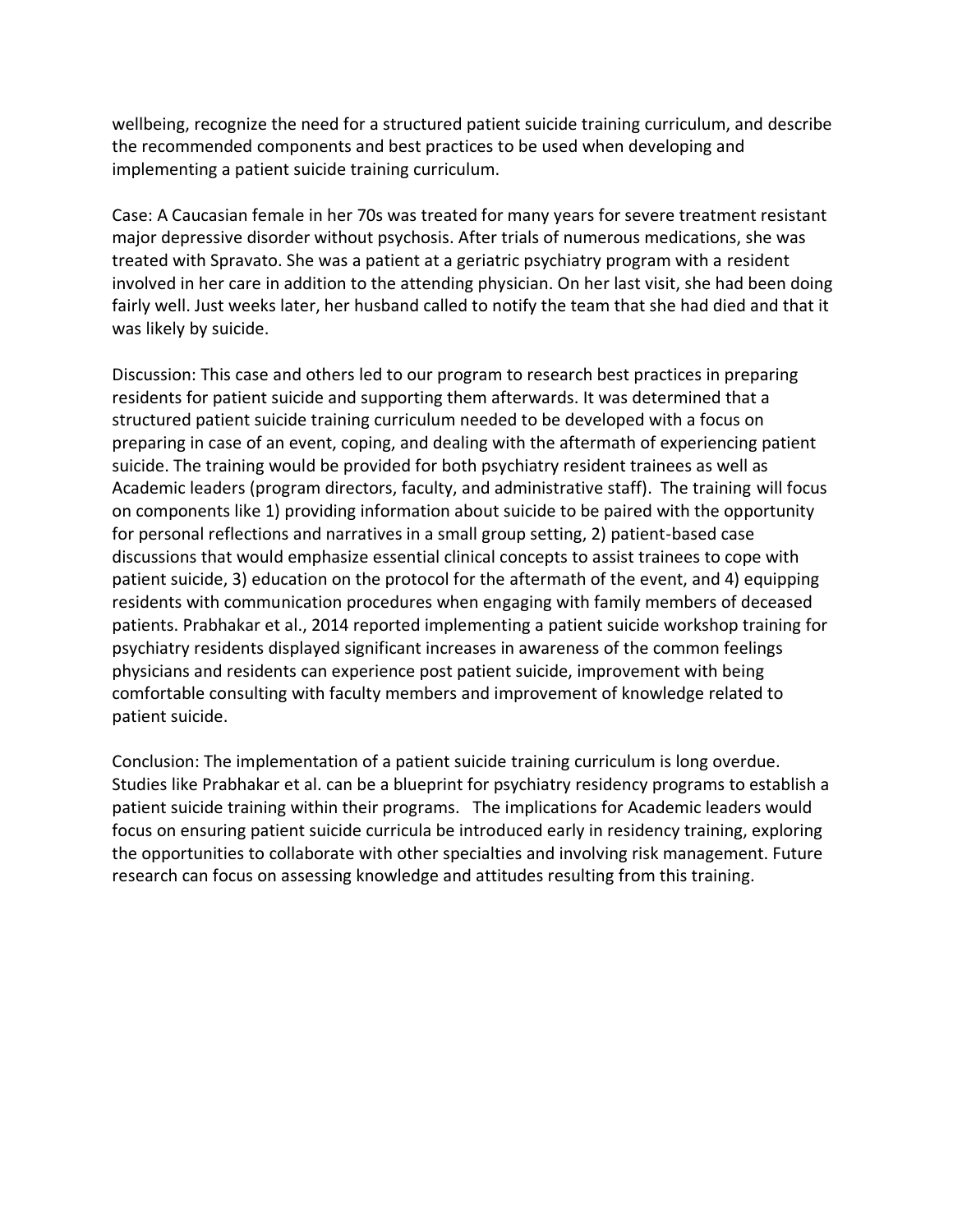wellbeing, recognize the need for a structured patient suicide training curriculum, and describe the recommended components and best practices to be used when developing and implementing a patient suicide training curriculum.

Case: A Caucasian female in her 70s was treated for many years for severe treatment resistant major depressive disorder without psychosis. After trials of numerous medications, she was treated with Spravato. She was a patient at a geriatric psychiatry program with a resident involved in her care in addition to the attending physician. On her last visit, she had been doing fairly well. Just weeks later, her husband called to notify the team that she had died and that it was likely by suicide.

Discussion: This case and others led to our program to research best practices in preparing residents for patient suicide and supporting them afterwards. It was determined that a structured patient suicide training curriculum needed to be developed with a focus on preparing in case of an event, coping, and dealing with the aftermath of experiencing patient suicide. The training would be provided for both psychiatry resident trainees as well as Academic leaders (program directors, faculty, and administrative staff). The training will focus on components like 1) providing information about suicide to be paired with the opportunity for personal reflections and narratives in a small group setting, 2) patient-based case discussions that would emphasize essential clinical concepts to assist trainees to cope with patient suicide, 3) education on the protocol for the aftermath of the event, and 4) equipping residents with communication procedures when engaging with family members of deceased patients. Prabhakar et al., 2014 reported implementing a patient suicide workshop training for psychiatry residents displayed significant increases in awareness of the common feelings physicians and residents can experience post patient suicide, improvement with being comfortable consulting with faculty members and improvement of knowledge related to patient suicide.

Conclusion: The implementation of a patient suicide training curriculum is long overdue. Studies like Prabhakar et al. can be a blueprint for psychiatry residency programs to establish a patient suicide training within their programs. The implications for Academic leaders would focus on ensuring patient suicide curricula be introduced early in residency training, exploring the opportunities to collaborate with other specialties and involving risk management. Future research can focus on assessing knowledge and attitudes resulting from this training.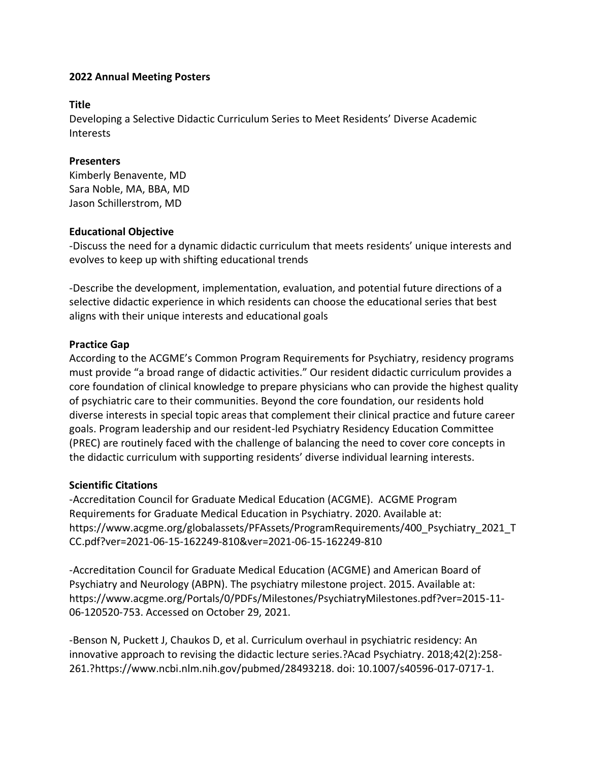**2022 Annual Meeting Posters**

**Title**

Developing a Selective Didactic Curriculum Series to Meet Residents' Diverse Academic Interests

**Presenters**

Kimberly Benavente, MD
Sara Noble, MA, BBA, MD
Jason Schillerstrom, MD

**Educational Objective**

-Discuss the need for a dynamic didactic curriculum that meets residents' unique interests and evolves to keep up with shifting educational trends

-Describe the development, implementation, evaluation, and potential future directions of a selective didactic experience in which residents can choose the educational series that best aligns with their unique interests and educational goals

**Practice Gap**

According to the ACGME's Common Program Requirements for Psychiatry, residency programs must provide "a broad range of didactic activities." Our resident didactic curriculum provides a core foundation of clinical knowledge to prepare physicians who can provide the highest quality of psychiatric care to their communities. Beyond the core foundation, our residents hold diverse interests in special topic areas that complement their clinical practice and future career goals. Program leadership and our resident-led Psychiatry Residency Education Committee (PREC) are routinely faced with the challenge of balancing the need to cover core concepts in the didactic curriculum with supporting residents' diverse individual learning interests.

**Scientific Citations**

-Accreditation Council for Graduate Medical Education (ACGME). ACGME Program Requirements for Graduate Medical Education in Psychiatry. 2020. Available at: https://www.acgme.org/globalassets/PFAssets/ProgramRequirements/400_Psychiatry_2021_TCC.pdf?ver=2021-06-15-162249-810&ver=2021-06-15-162249-810

-Accreditation Council for Graduate Medical Education (ACGME) and American Board of Psychiatry and Neurology (ABPN). The psychiatry milestone project. 2015. Available at: https://www.acgme.org/Portals/0/PDFs/Milestones/PsychiatryMilestones.pdf?ver=2015-11-06-120520-753. Accessed on October 29, 2021.

-Benson N, Puckett J, Chaukos D, et al. Curriculum overhaul in psychiatric residency: An innovative approach to revising the didactic lecture series.?Acad Psychiatry. 2018;42(2):258-261.?https://www.ncbi.nlm.nih.gov/pubmed/28493218. doi: 10.1007/s40596-017-0717-1.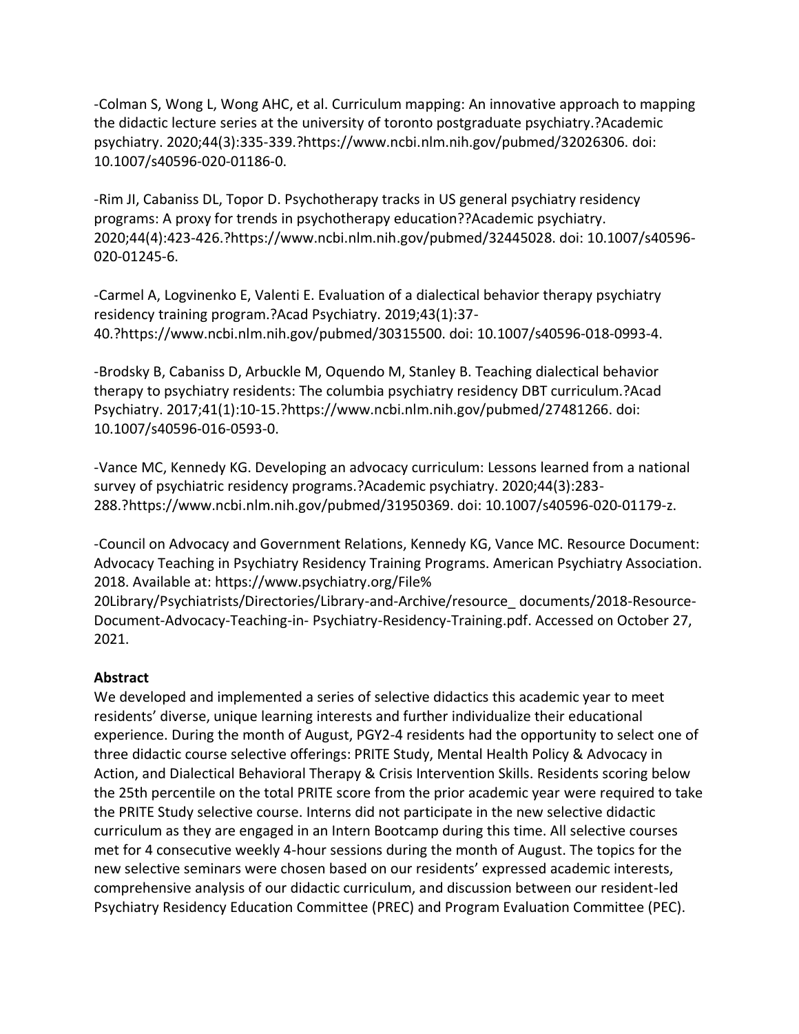-Colman S, Wong L, Wong AHC, et al. Curriculum mapping: An innovative approach to mapping the didactic lecture series at the university of toronto postgraduate psychiatry.?Academic psychiatry. 2020;44(3):335-339.?https://www.ncbi.nlm.nih.gov/pubmed/32026306. doi: 10.1007/s40596-020-01186-0.

-Rim JI, Cabaniss DL, Topor D. Psychotherapy tracks in US general psychiatry residency programs: A proxy for trends in psychotherapy education??Academic psychiatry. 2020;44(4):423-426.?https://www.ncbi.nlm.nih.gov/pubmed/32445028. doi: 10.1007/s40596-020-01245-6.

-Carmel A, Logvinenko E, Valenti E. Evaluation of a dialectical behavior therapy psychiatry residency training program.?Acad Psychiatry. 2019;43(1):37-40.?https://www.ncbi.nlm.nih.gov/pubmed/30315500. doi: 10.1007/s40596-018-0993-4.

-Brodsky B, Cabaniss D, Arbuckle M, Oquendo M, Stanley B. Teaching dialectical behavior therapy to psychiatry residents: The columbia psychiatry residency DBT curriculum.?Acad Psychiatry. 2017;41(1):10-15.?https://www.ncbi.nlm.nih.gov/pubmed/27481266. doi: 10.1007/s40596-016-0593-0.

-Vance MC, Kennedy KG. Developing an advocacy curriculum: Lessons learned from a national survey of psychiatric residency programs.?Academic psychiatry. 2020;44(3):283-288.?https://www.ncbi.nlm.nih.gov/pubmed/31950369. doi: 10.1007/s40596-020-01179-z.

-Council on Advocacy and Government Relations, Kennedy KG, Vance MC. Resource Document: Advocacy Teaching in Psychiatry Residency Training Programs. American Psychiatry Association. 2018. Available at: https://www.psychiatry.org/File%20Library/Psychiatrists/Directories/Library-and-Archive/resource_ documents/2018-Resource-Document-Advocacy-Teaching-in- Psychiatry-Residency-Training.pdf. Accessed on October 27, 2021.

**Abstract**

We developed and implemented a series of selective didactics this academic year to meet residents' diverse, unique learning interests and further individualize their educational experience. During the month of August, PGY2-4 residents had the opportunity to select one of three didactic course selective offerings: PRITE Study, Mental Health Policy & Advocacy in Action, and Dialectical Behavioral Therapy & Crisis Intervention Skills. Residents scoring below the 25th percentile on the total PRITE score from the prior academic year were required to take the PRITE Study selective course. Interns did not participate in the new selective didactic curriculum as they are engaged in an Intern Bootcamp during this time. All selective courses met for 4 consecutive weekly 4-hour sessions during the month of August. The topics for the new selective seminars were chosen based on our residents' expressed academic interests, comprehensive analysis of our didactic curriculum, and discussion between our resident-led Psychiatry Residency Education Committee (PREC) and Program Evaluation Committee (PEC).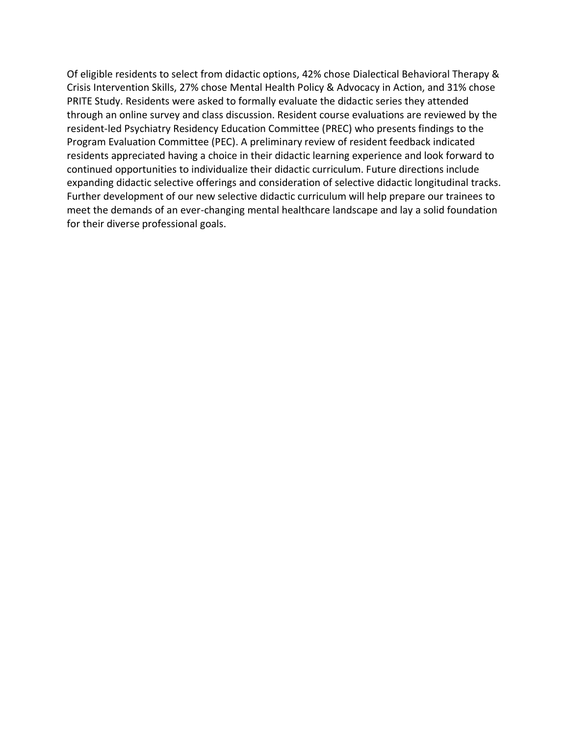Of eligible residents to select from didactic options, 42% chose Dialectical Behavioral Therapy & Crisis Intervention Skills, 27% chose Mental Health Policy & Advocacy in Action, and 31% chose PRITE Study. Residents were asked to formally evaluate the didactic series they attended through an online survey and class discussion. Resident course evaluations are reviewed by the resident-led Psychiatry Residency Education Committee (PREC) who presents findings to the Program Evaluation Committee (PEC). A preliminary review of resident feedback indicated residents appreciated having a choice in their didactic learning experience and look forward to continued opportunities to individualize their didactic curriculum. Future directions include expanding didactic selective offerings and consideration of selective didactic longitudinal tracks. Further development of our new selective didactic curriculum will help prepare our trainees to meet the demands of an ever-changing mental healthcare landscape and lay a solid foundation for their diverse professional goals.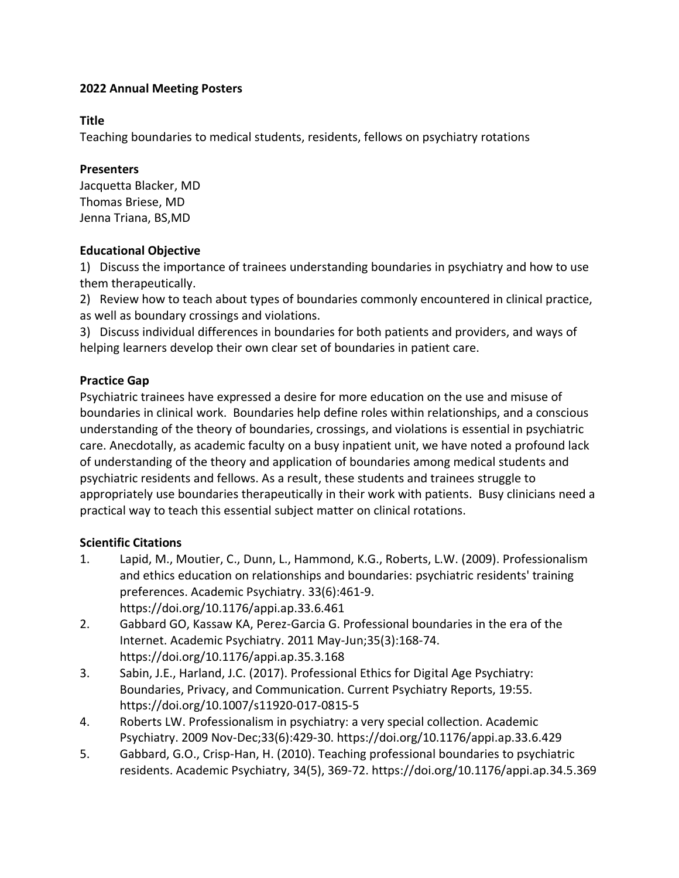**2022 Annual Meeting Posters**

**Title**

Teaching boundaries to medical students, residents, fellows on psychiatry rotations

**Presenters**

Jacquetta Blacker, MD
Thomas Briese, MD
Jenna Triana, BS,MD

**Educational Objective**

1) Discuss the importance of trainees understanding boundaries in psychiatry and how to use them therapeutically.
2) Review how to teach about types of boundaries commonly encountered in clinical practice, as well as boundary crossings and violations.
3) Discuss individual differences in boundaries for both patients and providers, and ways of helping learners develop their own clear set of boundaries in patient care.

**Practice Gap**

Psychiatric trainees have expressed a desire for more education on the use and misuse of boundaries in clinical work. Boundaries help define roles within relationships, and a conscious understanding of the theory of boundaries, crossings, and violations is essential in psychiatric care. Anecdotally, as academic faculty on a busy inpatient unit, we have noted a profound lack of understanding of the theory and application of boundaries among medical students and psychiatric residents and fellows. As a result, these students and trainees struggle to appropriately use boundaries therapeutically in their work with patients. Busy clinicians need a practical way to teach this essential subject matter on clinical rotations.

**Scientific Citations**

1. Lapid, M., Moutier, C., Dunn, L., Hammond, K.G., Roberts, L.W. (2009). Professionalism and ethics education on relationships and boundaries: psychiatric residents' training preferences. Academic Psychiatry. 33(6):461-9. https://doi.org/10.1176/appi.ap.33.6.461
2. Gabbard GO, Kassaw KA, Perez-Garcia G. Professional boundaries in the era of the Internet. Academic Psychiatry. 2011 May-Jun;35(3):168-74. https://doi.org/10.1176/appi.ap.35.3.168
3. Sabin, J.E., Harland, J.C. (2017). Professional Ethics for Digital Age Psychiatry: Boundaries, Privacy, and Communication. Current Psychiatry Reports, 19:55. https://doi.org/10.1007/s11920-017-0815-5
4. Roberts LW. Professionalism in psychiatry: a very special collection. Academic Psychiatry. 2009 Nov-Dec;33(6):429-30. https://doi.org/10.1176/appi.ap.33.6.429
5. Gabbard, G.O., Crisp-Han, H. (2010). Teaching professional boundaries to psychiatric residents. Academic Psychiatry, 34(5), 369-72. https://doi.org/10.1176/appi.ap.34.5.369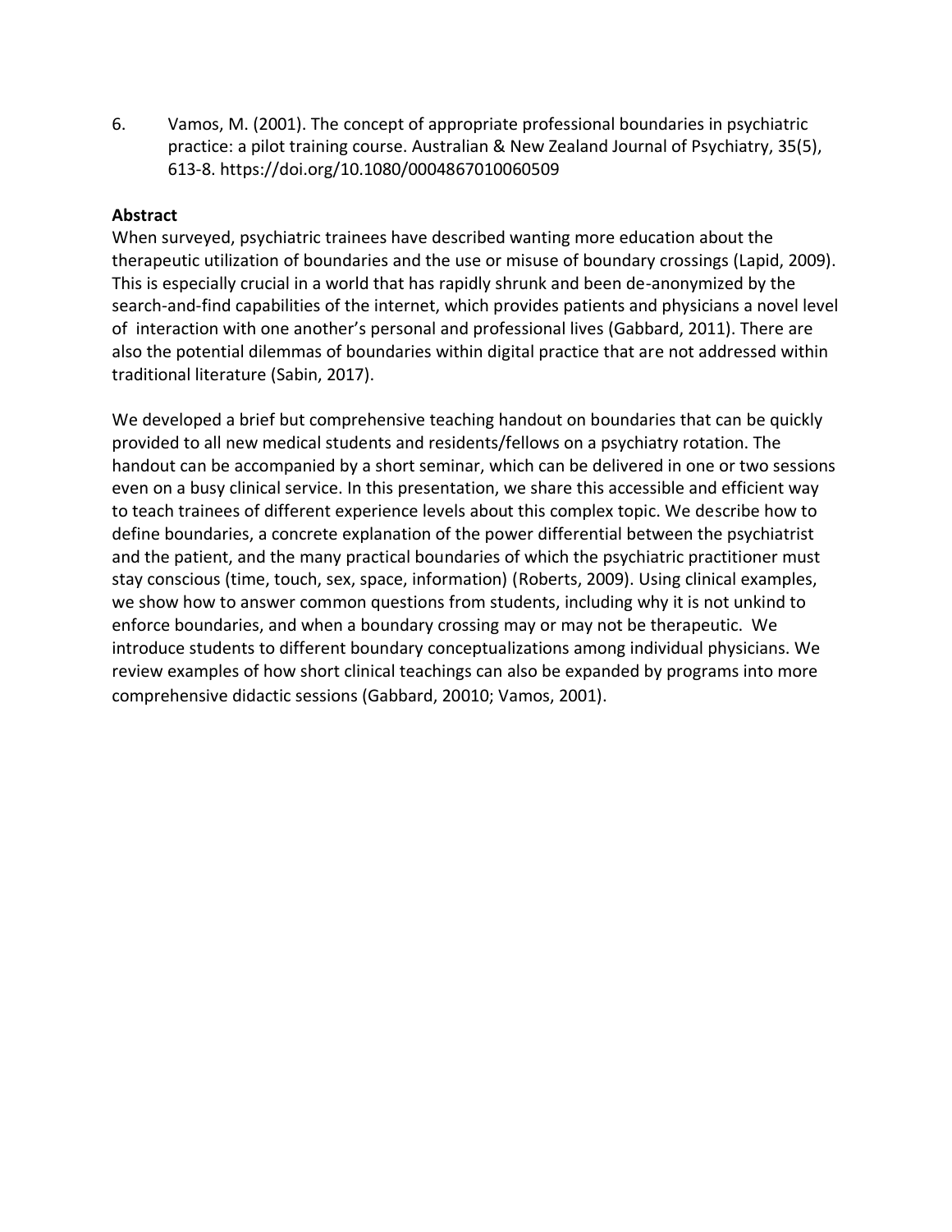6. Vamos, M. (2001). The concept of appropriate professional boundaries in psychiatric practice: a pilot training course. Australian & New Zealand Journal of Psychiatry, 35(5), 613-8. https://doi.org/10.1080/0004867010060509

**Abstract**

When surveyed, psychiatric trainees have described wanting more education about the therapeutic utilization of boundaries and the use or misuse of boundary crossings (Lapid, 2009). This is especially crucial in a world that has rapidly shrunk and been de-anonymized by the search-and-find capabilities of the internet, which provides patients and physicians a novel level of interaction with one another's personal and professional lives (Gabbard, 2011). There are also the potential dilemmas of boundaries within digital practice that are not addressed within traditional literature (Sabin, 2017).

We developed a brief but comprehensive teaching handout on boundaries that can be quickly provided to all new medical students and residents/fellows on a psychiatry rotation. The handout can be accompanied by a short seminar, which can be delivered in one or two sessions even on a busy clinical service. In this presentation, we share this accessible and efficient way to teach trainees of different experience levels about this complex topic. We describe how to define boundaries, a concrete explanation of the power differential between the psychiatrist and the patient, and the many practical boundaries of which the psychiatric practitioner must stay conscious (time, touch, sex, space, information) (Roberts, 2009). Using clinical examples, we show how to answer common questions from students, including why it is not unkind to enforce boundaries, and when a boundary crossing may or may not be therapeutic. We introduce students to different boundary conceptualizations among individual physicians. We review examples of how short clinical teachings can also be expanded by programs into more comprehensive didactic sessions (Gabbard, 20010; Vamos, 2001).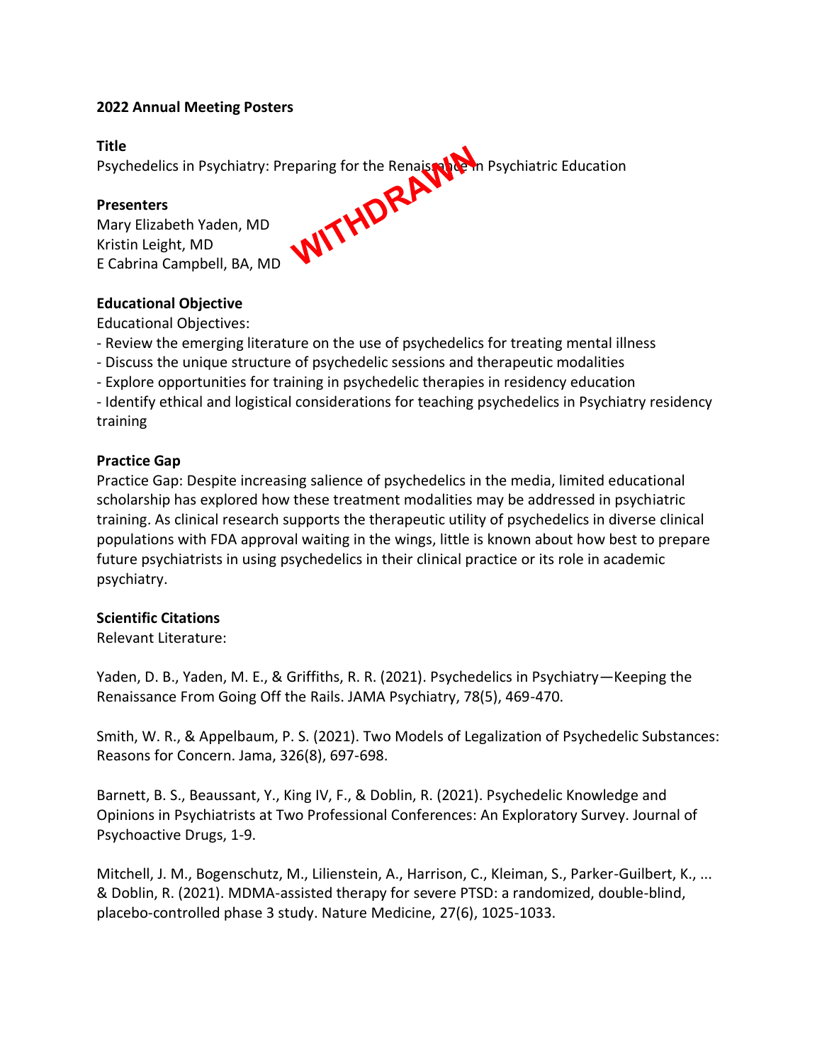**2022 Annual Meeting Posters**

**Title**

Psychedelics in Psychiatry: Preparing for the Renaissance in Psychiatric Education

WITHDRAWN

**Presenters**

Mary Elizabeth Yaden, MD
Kristin Leight, MD
E Cabrina Campbell, BA, MD

**Educational Objective**

Educational Objectives:

- Review the emerging literature on the use of psychedelics for treating mental illness
- Discuss the unique structure of psychedelic sessions and therapeutic modalities
- Explore opportunities for training in psychedelic therapies in residency education
- Identify ethical and logistical considerations for teaching psychedelics in Psychiatry residency training

**Practice Gap**

Practice Gap: Despite increasing salience of psychedelics in the media, limited educational scholarship has explored how these treatment modalities may be addressed in psychiatric training. As clinical research supports the therapeutic utility of psychedelics in diverse clinical populations with FDA approval waiting in the wings, little is known about how best to prepare future psychiatrists in using psychedelics in their clinical practice or its role in academic psychiatry.

**Scientific Citations**

Relevant Literature:

Yaden, D. B., Yaden, M. E., & Griffiths, R. R. (2021). Psychedelics in Psychiatry—Keeping the Renaissance From Going Off the Rails. JAMA Psychiatry, 78(5), 469-470.

Smith, W. R., & Appelbaum, P. S. (2021). Two Models of Legalization of Psychedelic Substances: Reasons for Concern. Jama, 326(8), 697-698.

Barnett, B. S., Beaussant, Y., King IV, F., & Doblin, R. (2021). Psychedelic Knowledge and Opinions in Psychiatrists at Two Professional Conferences: An Exploratory Survey. Journal of Psychoactive Drugs, 1-9.

Mitchell, J. M., Bogenschutz, M., Lilienstein, A., Harrison, C., Kleiman, S., Parker-Guilbert, K., ... & Doblin, R. (2021). MDMA-assisted therapy for severe PTSD: a randomized, double-blind, placebo-controlled phase 3 study. Nature Medicine, 27(6), 1025-1033.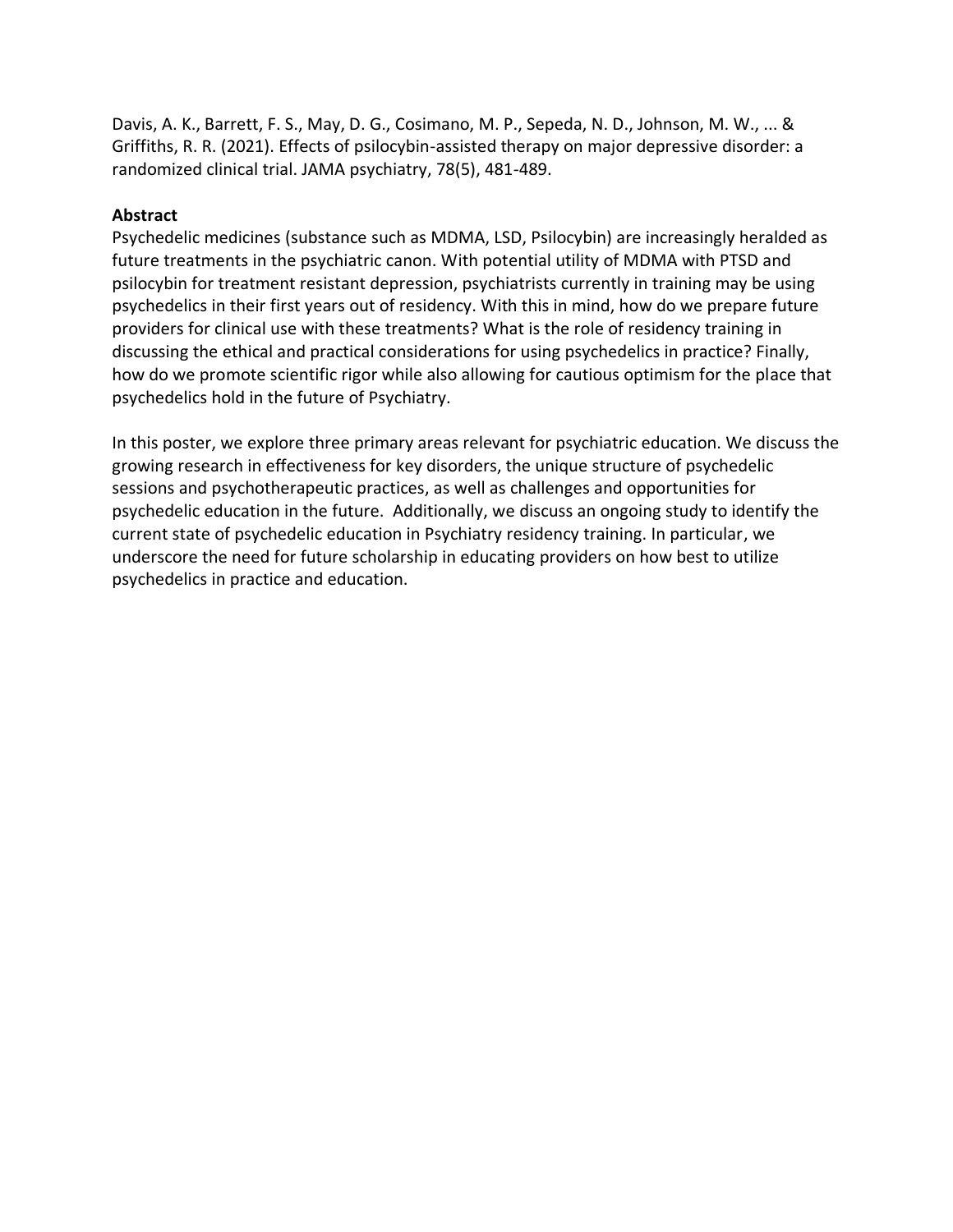Davis, A. K., Barrett, F. S., May, D. G., Cosimano, M. P., Sepeda, N. D., Johnson, M. W., ... & Griffiths, R. R. (2021). Effects of psilocybin-assisted therapy on major depressive disorder: a randomized clinical trial. JAMA psychiatry, 78(5), 481-489.

**Abstract**

Psychedelic medicines (substance such as MDMA, LSD, Psilocybin) are increasingly heralded as future treatments in the psychiatric canon. With potential utility of MDMA with PTSD and psilocybin for treatment resistant depression, psychiatrists currently in training may be using psychedelics in their first years out of residency. With this in mind, how do we prepare future providers for clinical use with these treatments? What is the role of residency training in discussing the ethical and practical considerations for using psychedelics in practice? Finally, how do we promote scientific rigor while also allowing for cautious optimism for the place that psychedelics hold in the future of Psychiatry.

In this poster, we explore three primary areas relevant for psychiatric education. We discuss the growing research in effectiveness for key disorders, the unique structure of psychedelic sessions and psychotherapeutic practices, as well as challenges and opportunities for psychedelic education in the future. Additionally, we discuss an ongoing study to identify the current state of psychedelic education in Psychiatry residency training. In particular, we underscore the need for future scholarship in educating providers on how best to utilize psychedelics in practice and education.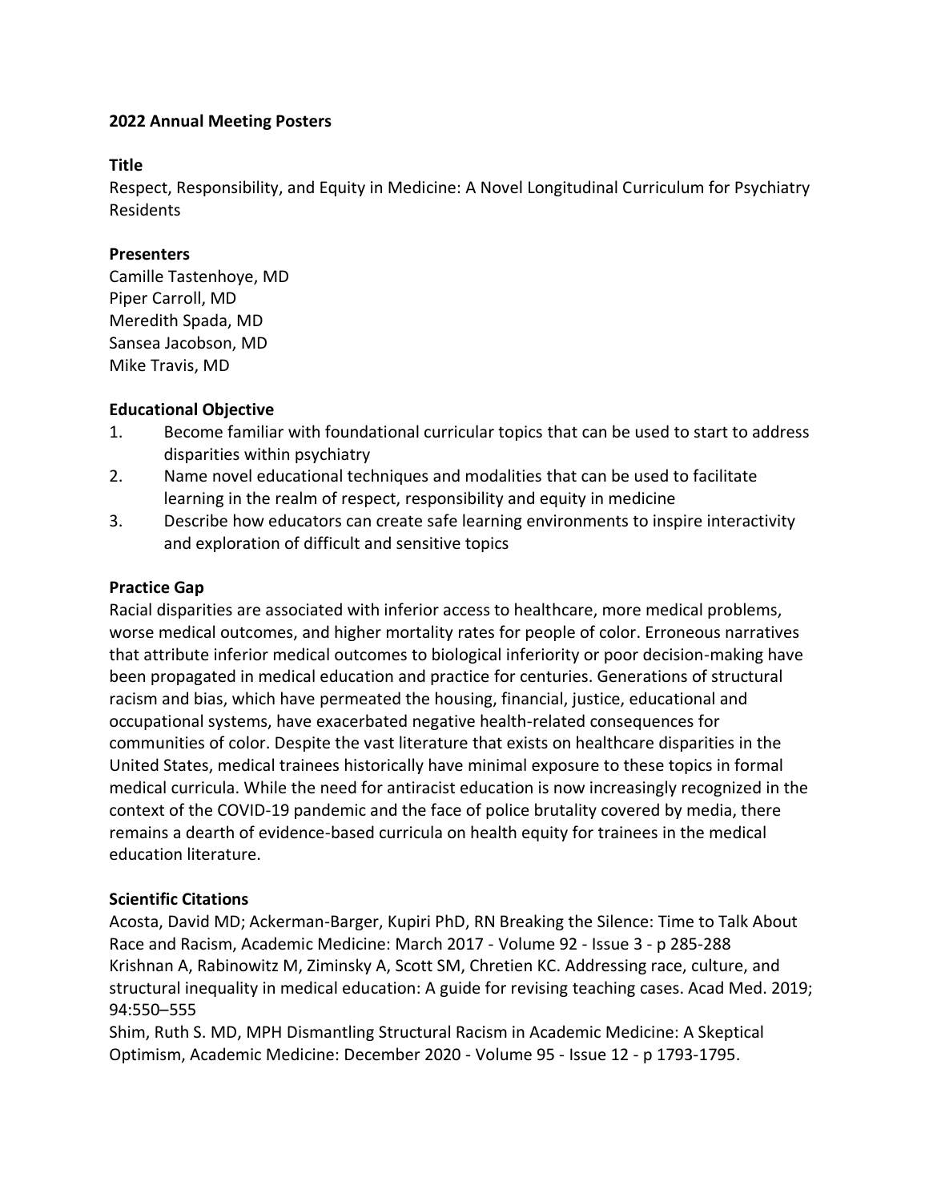**2022 Annual Meeting Posters**

**Title**

Respect, Responsibility, and Equity in Medicine: A Novel Longitudinal Curriculum for Psychiatry Residents

**Presenters**

Camille Tastenhoye, MD
Piper Carroll, MD
Meredith Spada, MD
Sansea Jacobson, MD
Mike Travis, MD

**Educational Objective**

1. Become familiar with foundational curricular topics that can be used to start to address disparities within psychiatry
2. Name novel educational techniques and modalities that can be used to facilitate learning in the realm of respect, responsibility and equity in medicine
3. Describe how educators can create safe learning environments to inspire interactivity and exploration of difficult and sensitive topics

**Practice Gap**

Racial disparities are associated with inferior access to healthcare, more medical problems, worse medical outcomes, and higher mortality rates for people of color. Erroneous narratives that attribute inferior medical outcomes to biological inferiority or poor decision-making have been propagated in medical education and practice for centuries. Generations of structural racism and bias, which have permeated the housing, financial, justice, educational and occupational systems, have exacerbated negative health-related consequences for communities of color. Despite the vast literature that exists on healthcare disparities in the United States, medical trainees historically have minimal exposure to these topics in formal medical curricula. While the need for antiracist education is now increasingly recognized in the context of the COVID-19 pandemic and the face of police brutality covered by media, there remains a dearth of evidence-based curricula on health equity for trainees in the medical education literature.

**Scientific Citations**

Acosta, David MD; Ackerman-Barger, Kupiri PhD, RN Breaking the Silence: Time to Talk About Race and Racism, Academic Medicine: March 2017 - Volume 92 - Issue 3 - p 285-288
Krishnan A, Rabinowitz M, Ziminsky A, Scott SM, Chretien KC. Addressing race, culture, and structural inequality in medical education: A guide for revising teaching cases. Acad Med. 2019; 94:550–555
Shim, Ruth S. MD, MPH Dismantling Structural Racism in Academic Medicine: A Skeptical Optimism, Academic Medicine: December 2020 - Volume 95 - Issue 12 - p 1793-1795.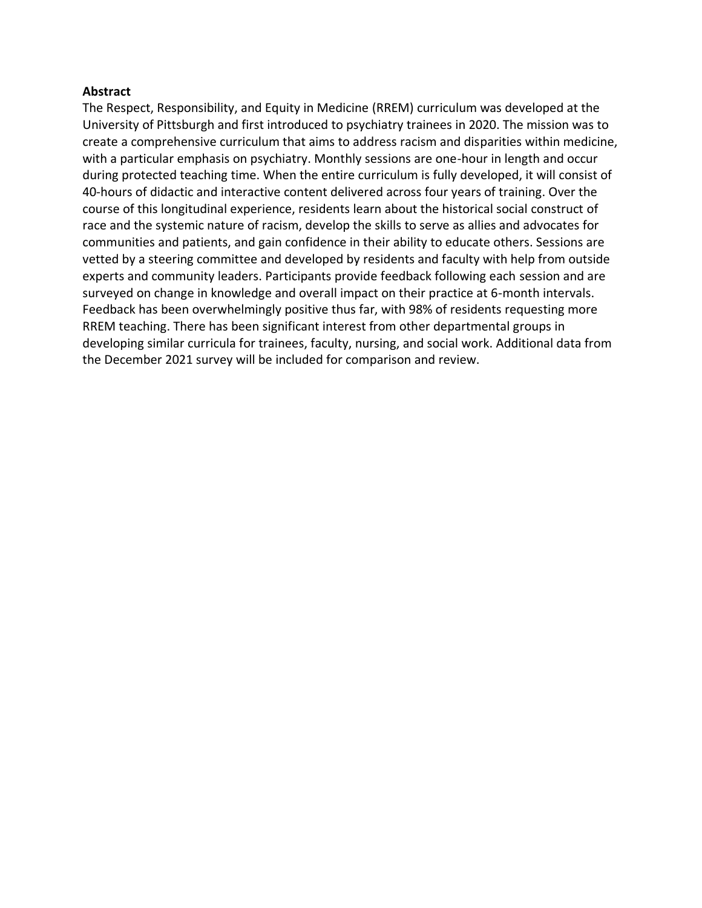**Abstract**

The Respect, Responsibility, and Equity in Medicine (RREM) curriculum was developed at the University of Pittsburgh and first introduced to psychiatry trainees in 2020. The mission was to create a comprehensive curriculum that aims to address racism and disparities within medicine, with a particular emphasis on psychiatry. Monthly sessions are one-hour in length and occur during protected teaching time. When the entire curriculum is fully developed, it will consist of 40-hours of didactic and interactive content delivered across four years of training. Over the course of this longitudinal experience, residents learn about the historical social construct of race and the systemic nature of racism, develop the skills to serve as allies and advocates for communities and patients, and gain confidence in their ability to educate others. Sessions are vetted by a steering committee and developed by residents and faculty with help from outside experts and community leaders. Participants provide feedback following each session and are surveyed on change in knowledge and overall impact on their practice at 6-month intervals. Feedback has been overwhelmingly positive thus far, with 98% of residents requesting more RREM teaching. There has been significant interest from other departmental groups in developing similar curricula for trainees, faculty, nursing, and social work. Additional data from the December 2021 survey will be included for comparison and review.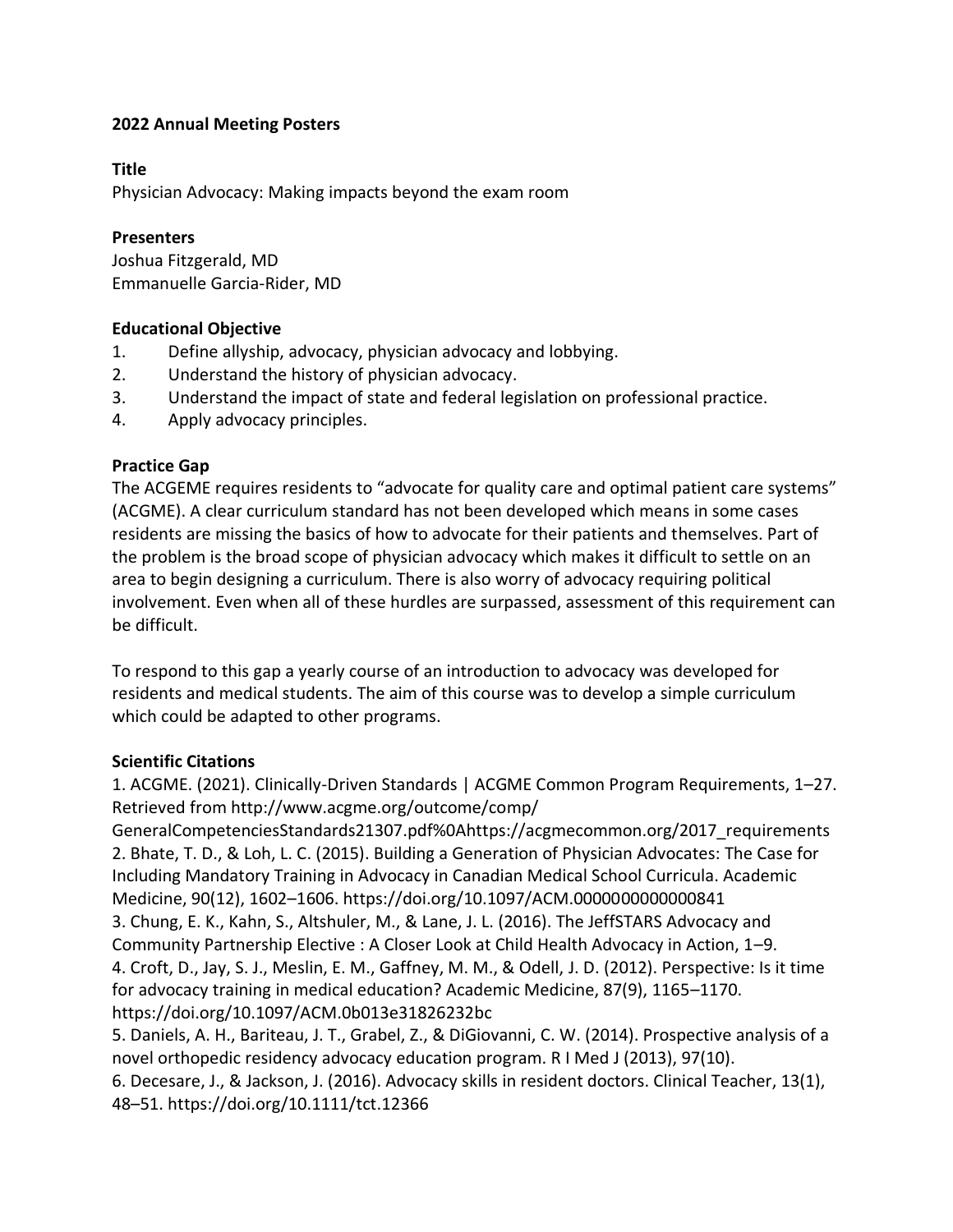**2022 Annual Meeting Posters**

**Title**

Physician Advocacy: Making impacts beyond the exam room

**Presenters**

Joshua Fitzgerald, MD
Emmanuelle Garcia-Rider, MD

**Educational Objective**

1. Define allyship, advocacy, physician advocacy and lobbying.
2. Understand the history of physician advocacy.
3. Understand the impact of state and federal legislation on professional practice.
4. Apply advocacy principles.

**Practice Gap**

The ACGEME requires residents to "advocate for quality care and optimal patient care systems" (ACGME). A clear curriculum standard has not been developed which means in some cases residents are missing the basics of how to advocate for their patients and themselves. Part of the problem is the broad scope of physician advocacy which makes it difficult to settle on an area to begin designing a curriculum. There is also worry of advocacy requiring political involvement. Even when all of these hurdles are surpassed, assessment of this requirement can be difficult.

To respond to this gap a yearly course of an introduction to advocacy was developed for residents and medical students. The aim of this course was to develop a simple curriculum which could be adapted to other programs.

**Scientific Citations**

1. ACGME. (2021). Clinically-Driven Standards | ACGME Common Program Requirements, 1–27. Retrieved from http://www.acgme.org/outcome/comp/GeneralCompetenciesStandards21307.pdf%0Ahttps://acgmecommon.org/2017_requirements
2. Bhate, T. D., & Loh, L. C. (2015). Building a Generation of Physician Advocates: The Case for Including Mandatory Training in Advocacy in Canadian Medical School Curricula. Academic Medicine, 90(12), 1602–1606. https://doi.org/10.1097/ACM.0000000000000841
3. Chung, E. K., Kahn, S., Altshuler, M., & Lane, J. L. (2016). The JeffSTARS Advocacy and Community Partnership Elective : A Closer Look at Child Health Advocacy in Action, 1–9.
4. Croft, D., Jay, S. J., Meslin, E. M., Gaffney, M. M., & Odell, J. D. (2012). Perspective: Is it time for advocacy training in medical education? Academic Medicine, 87(9), 1165–1170. https://doi.org/10.1097/ACM.0b013e31826232bc
5. Daniels, A. H., Bariteau, J. T., Grabel, Z., & DiGiovanni, C. W. (2014). Prospective analysis of a novel orthopedic residency advocacy education program. R I Med J (2013), 97(10).
6. Decesare, J., & Jackson, J. (2016). Advocacy skills in resident doctors. Clinical Teacher, 13(1), 48–51. https://doi.org/10.1111/tct.12366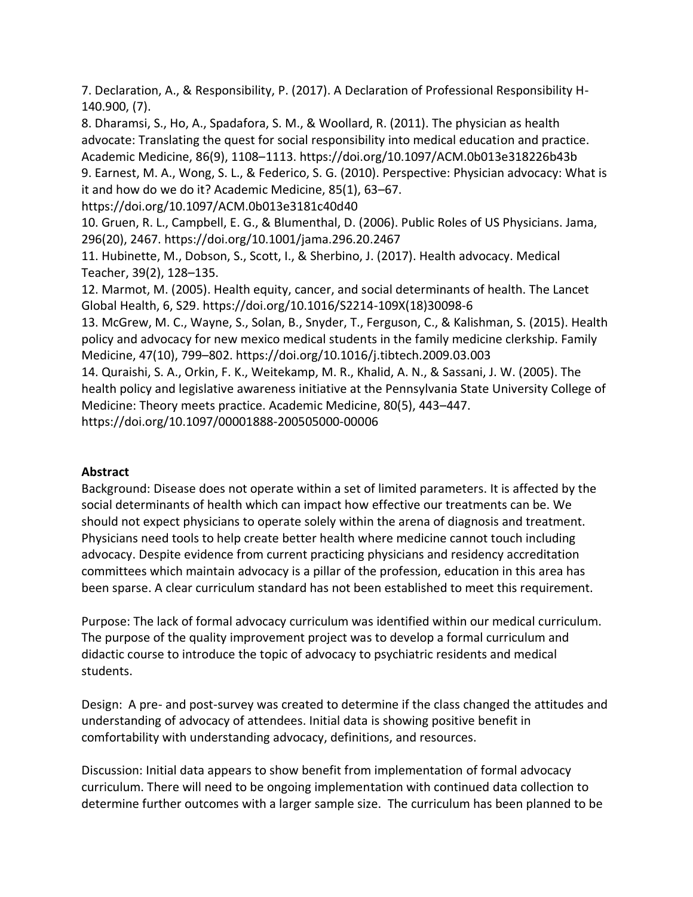7. Declaration, A., & Responsibility, P. (2017). A Declaration of Professional Responsibility H-140.900, (7).
8. Dharamsi, S., Ho, A., Spadafora, S. M., & Woollard, R. (2011). The physician as health advocate: Translating the quest for social responsibility into medical education and practice. Academic Medicine, 86(9), 1108–1113. https://doi.org/10.1097/ACM.0b013e318226b43b
9. Earnest, M. A., Wong, S. L., & Federico, S. G. (2010). Perspective: Physician advocacy: What is it and how do we do it? Academic Medicine, 85(1), 63–67. https://doi.org/10.1097/ACM.0b013e3181c40d40
10. Gruen, R. L., Campbell, E. G., & Blumenthal, D. (2006). Public Roles of US Physicians. Jama, 296(20), 2467. https://doi.org/10.1001/jama.296.20.2467
11. Hubinette, M., Dobson, S., Scott, I., & Sherbino, J. (2017). Health advocacy. Medical Teacher, 39(2), 128–135.
12. Marmot, M. (2005). Health equity, cancer, and social determinants of health. The Lancet Global Health, 6, S29. https://doi.org/10.1016/S2214-109X(18)30098-6
13. McGrew, M. C., Wayne, S., Solan, B., Snyder, T., Ferguson, C., & Kalishman, S. (2015). Health policy and advocacy for new mexico medical students in the family medicine clerkship. Family Medicine, 47(10), 799–802. https://doi.org/10.1016/j.tibtech.2009.03.003
14. Quraishi, S. A., Orkin, F. K., Weitekamp, M. R., Khalid, A. N., & Sassani, J. W. (2005). The health policy and legislative awareness initiative at the Pennsylvania State University College of Medicine: Theory meets practice. Academic Medicine, 80(5), 443–447. https://doi.org/10.1097/00001888-200505000-00006

**Abstract**

Background: Disease does not operate within a set of limited parameters. It is affected by the social determinants of health which can impact how effective our treatments can be. We should not expect physicians to operate solely within the arena of diagnosis and treatment. Physicians need tools to help create better health where medicine cannot touch including advocacy. Despite evidence from current practicing physicians and residency accreditation committees which maintain advocacy is a pillar of the profession, education in this area has been sparse. A clear curriculum standard has not been established to meet this requirement.

Purpose: The lack of formal advocacy curriculum was identified within our medical curriculum. The purpose of the quality improvement project was to develop a formal curriculum and didactic course to introduce the topic of advocacy to psychiatric residents and medical students.

Design: A pre- and post-survey was created to determine if the class changed the attitudes and understanding of advocacy of attendees. Initial data is showing positive benefit in comfortability with understanding advocacy, definitions, and resources.

Discussion: Initial data appears to show benefit from implementation of formal advocacy curriculum. There will need to be ongoing implementation with continued data collection to determine further outcomes with a larger sample size. The curriculum has been planned to be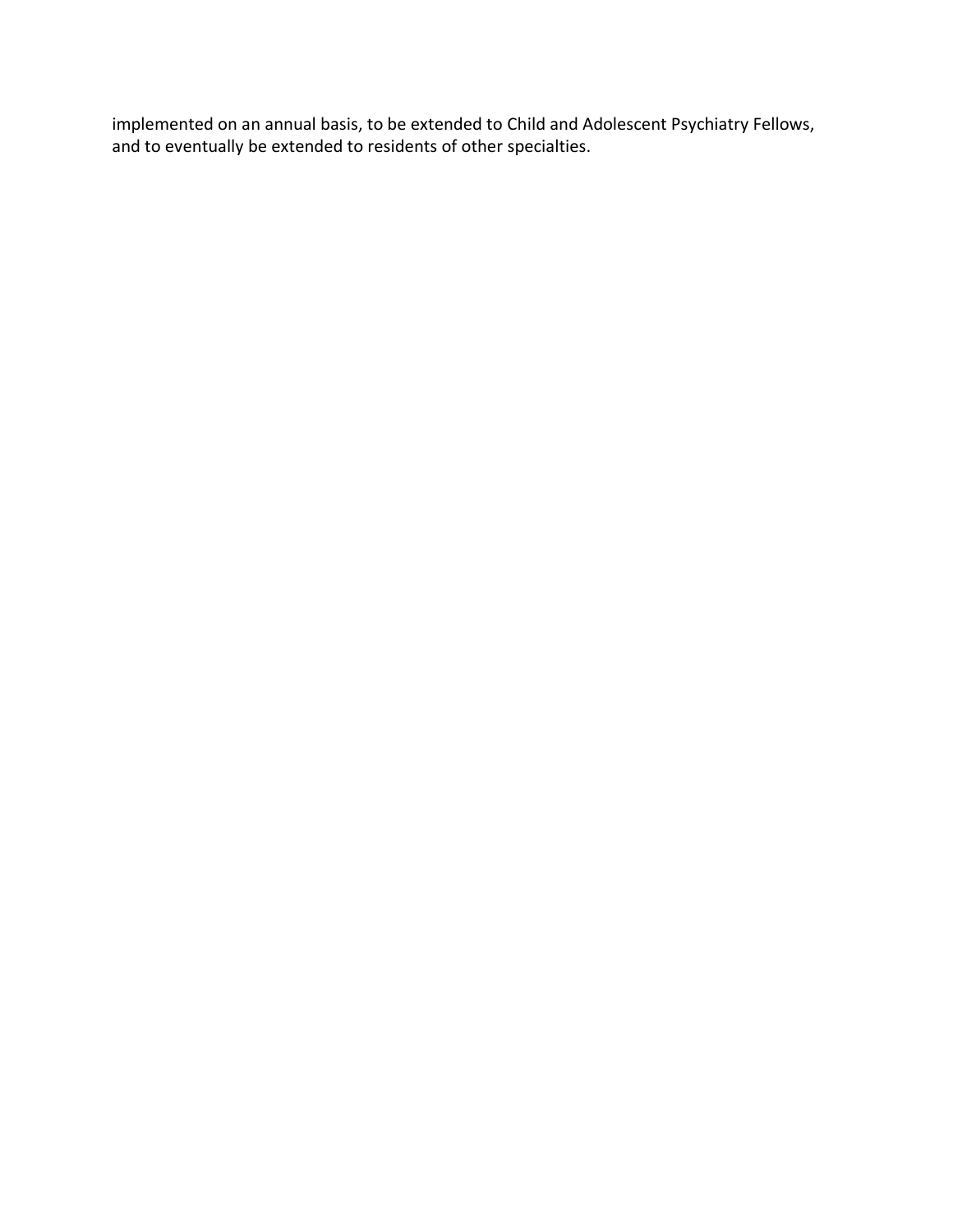implemented on an annual basis, to be extended to Child and Adolescent Psychiatry Fellows, and to eventually be extended to residents of other specialties.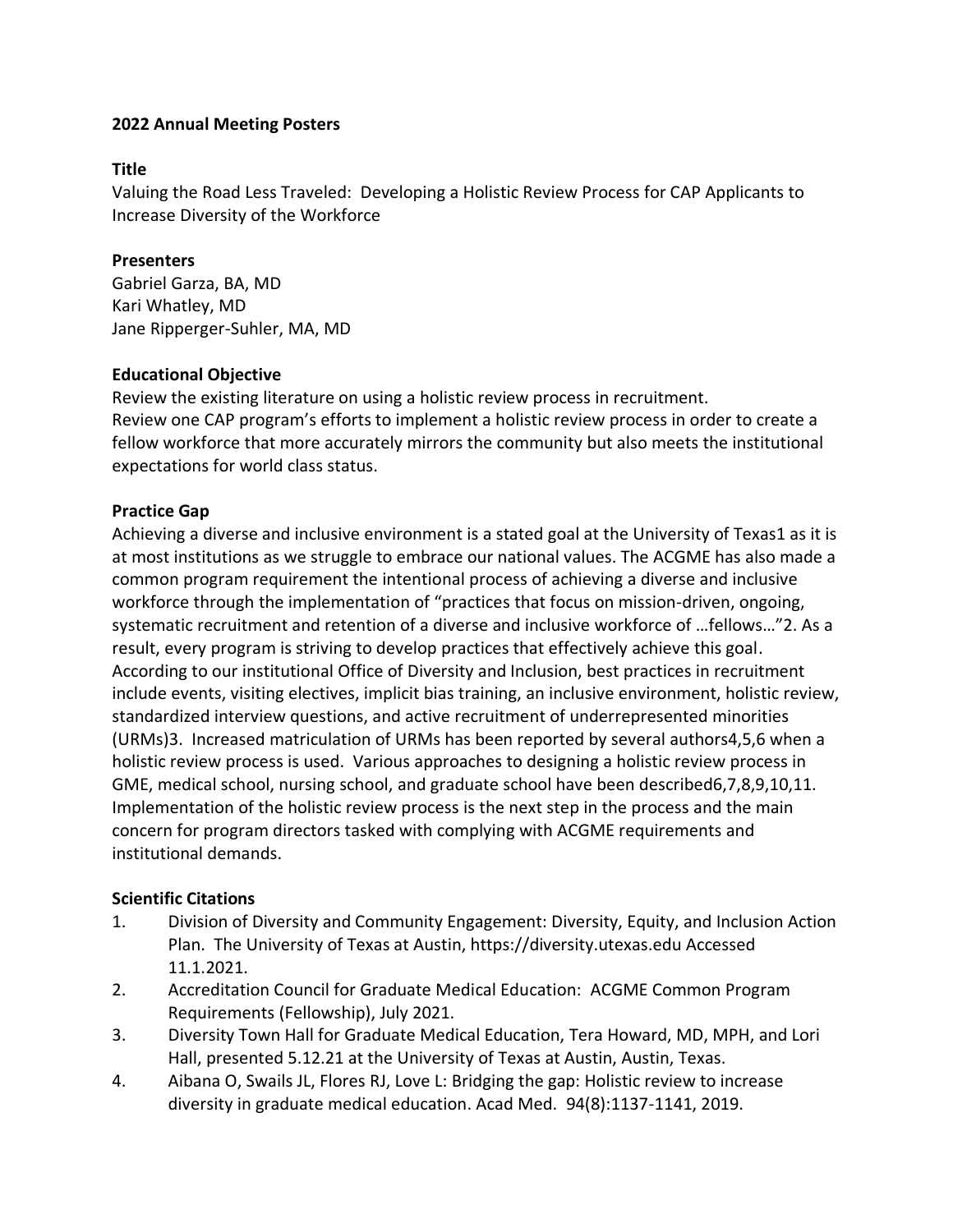**2022 Annual Meeting Posters**

**Title**

Valuing the Road Less Traveled: Developing a Holistic Review Process for CAP Applicants to Increase Diversity of the Workforce

**Presenters**

Gabriel Garza, BA, MD
Kari Whatley, MD
Jane Ripperger-Suhler, MA, MD

**Educational Objective**

Review the existing literature on using a holistic review process in recruitment.
Review one CAP program's efforts to implement a holistic review process in order to create a fellow workforce that more accurately mirrors the community but also meets the institutional expectations for world class status.

**Practice Gap**

Achieving a diverse and inclusive environment is a stated goal at the University of Texas[1] as it is at most institutions as we struggle to embrace our national values. The ACGME has also made a common program requirement the intentional process of achieving a diverse and inclusive workforce through the implementation of "practices that focus on mission-driven, ongoing, systematic recruitment and retention of a diverse and inclusive workforce of …fellows…"[2]. As a result, every program is striving to develop practices that effectively achieve this goal. According to our institutional Office of Diversity and Inclusion, best practices in recruitment include events, visiting electives, implicit bias training, an inclusive environment, holistic review, standardized interview questions, and active recruitment of underrepresented minorities (URMs)[3]. Increased matriculation of URMs has been reported by several authors[4,5,6] when a holistic review process is used. Various approaches to designing a holistic review process in GME, medical school, nursing school, and graduate school have been described[6,7,8,9,10,11]. Implementation of the holistic review process is the next step in the process and the main concern for program directors tasked with complying with ACGME requirements and institutional demands.

**Scientific Citations**

1. Division of Diversity and Community Engagement: Diversity, Equity, and Inclusion Action Plan. The University of Texas at Austin, https://diversity.utexas.edu Accessed 11.1.2021.
2. Accreditation Council for Graduate Medical Education: ACGME Common Program Requirements (Fellowship), July 2021.
3. Diversity Town Hall for Graduate Medical Education, Tera Howard, MD, MPH, and Lori Hall, presented 5.12.21 at the University of Texas at Austin, Austin, Texas.
4. Aibana O, Swails JL, Flores RJ, Love L: Bridging the gap: Holistic review to increase diversity in graduate medical education. Acad Med. 94(8):1137-1141, 2019.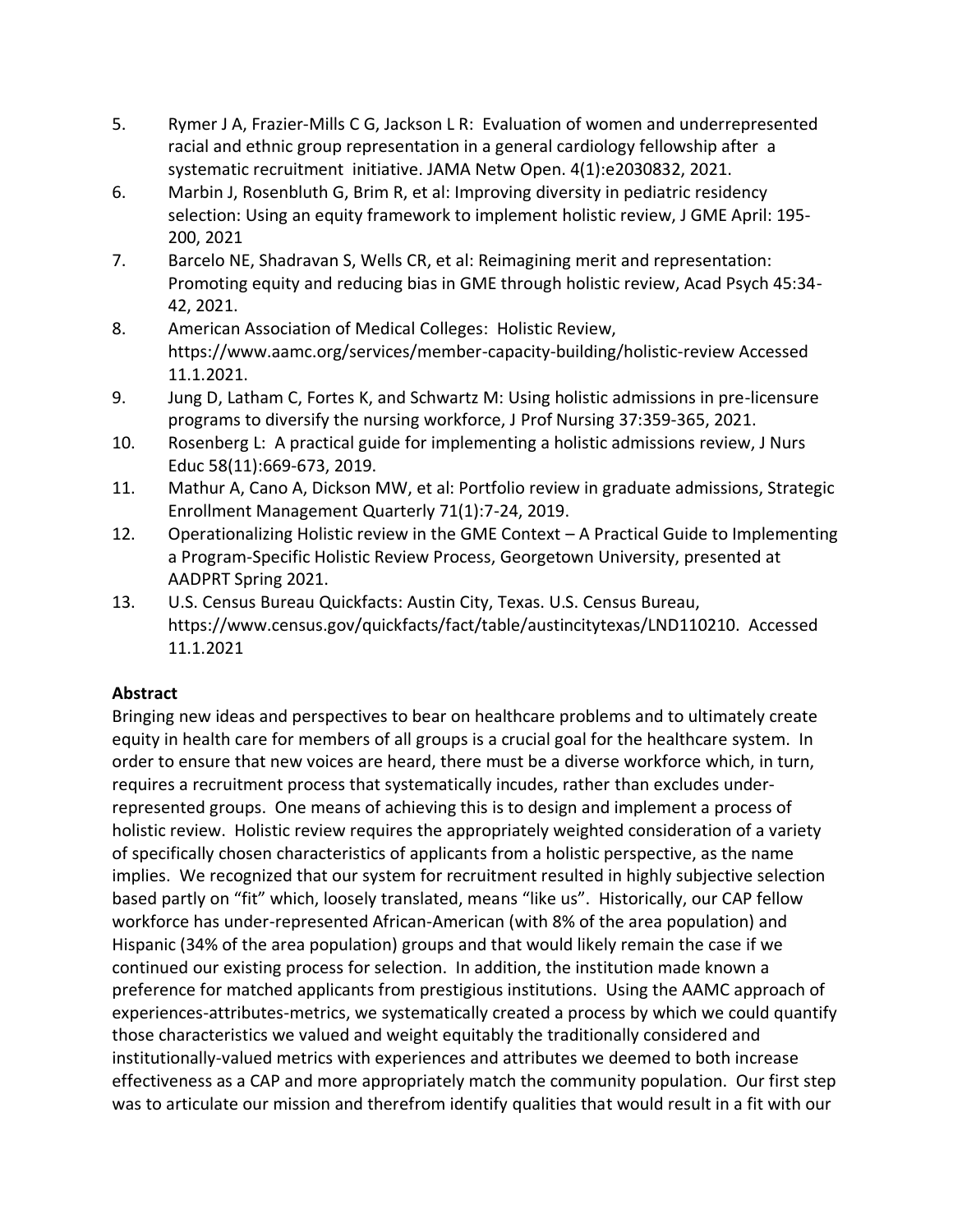5. Rymer J A, Frazier-Mills C G, Jackson L R: Evaluation of women and underrepresented racial and ethnic group representation in a general cardiology fellowship after a systematic recruitment initiative. JAMA Netw Open. 4(1):e2030832, 2021.
6. Marbin J, Rosenbluth G, Brim R, et al: Improving diversity in pediatric residency selection: Using an equity framework to implement holistic review, J GME April: 195-200, 2021
7. Barcelo NE, Shadravan S, Wells CR, et al: Reimagining merit and representation: Promoting equity and reducing bias in GME through holistic review, Acad Psych 45:34-42, 2021.
8. American Association of Medical Colleges: Holistic Review, https://www.aamc.org/services/member-capacity-building/holistic-review Accessed 11.1.2021.
9. Jung D, Latham C, Fortes K, and Schwartz M: Using holistic admissions in pre-licensure programs to diversify the nursing workforce, J Prof Nursing 37:359-365, 2021.
10. Rosenberg L: A practical guide for implementing a holistic admissions review, J Nurs Educ 58(11):669-673, 2019.
11. Mathur A, Cano A, Dickson MW, et al: Portfolio review in graduate admissions, Strategic Enrollment Management Quarterly 71(1):7-24, 2019.
12. Operationalizing Holistic review in the GME Context – A Practical Guide to Implementing a Program-Specific Holistic Review Process, Georgetown University, presented at AADPRT Spring 2021.
13. U.S. Census Bureau Quickfacts: Austin City, Texas. U.S. Census Bureau, https://www.census.gov/quickfacts/fact/table/austincitytexas/LND110210. Accessed 11.1.2021

**Abstract**

Bringing new ideas and perspectives to bear on healthcare problems and to ultimately create equity in health care for members of all groups is a crucial goal for the healthcare system. In order to ensure that new voices are heard, there must be a diverse workforce which, in turn, requires a recruitment process that systematically incudes, rather than excludes under-represented groups. One means of achieving this is to design and implement a process of holistic review. Holistic review requires the appropriately weighted consideration of a variety of specifically chosen characteristics of applicants from a holistic perspective, as the name implies. We recognized that our system for recruitment resulted in highly subjective selection based partly on "fit" which, loosely translated, means "like us". Historically, our CAP fellow workforce has under-represented African-American (with 8% of the area population) and Hispanic (34% of the area population) groups and that would likely remain the case if we continued our existing process for selection. In addition, the institution made known a preference for matched applicants from prestigious institutions. Using the AAMC approach of experiences-attributes-metrics, we systematically created a process by which we could quantify those characteristics we valued and weight equitably the traditionally considered and institutionally-valued metrics with experiences and attributes we deemed to both increase effectiveness as a CAP and more appropriately match the community population. Our first step was to articulate our mission and therefrom identify qualities that would result in a fit with our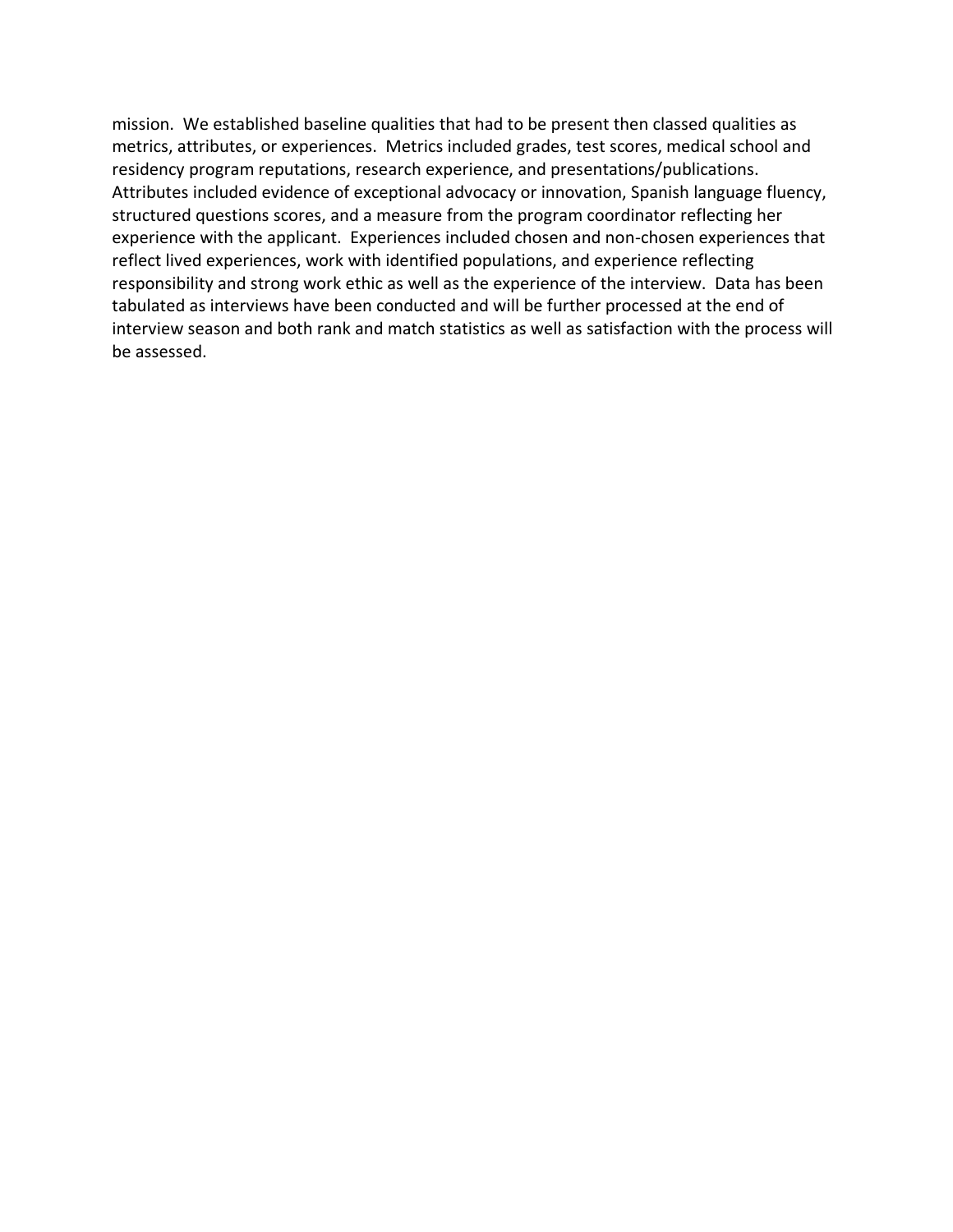mission. We established baseline qualities that had to be present then classed qualities as metrics, attributes, or experiences. Metrics included grades, test scores, medical school and residency program reputations, research experience, and presentations/publications. Attributes included evidence of exceptional advocacy or innovation, Spanish language fluency, structured questions scores, and a measure from the program coordinator reflecting her experience with the applicant. Experiences included chosen and non-chosen experiences that reflect lived experiences, work with identified populations, and experience reflecting responsibility and strong work ethic as well as the experience of the interview. Data has been tabulated as interviews have been conducted and will be further processed at the end of interview season and both rank and match statistics as well as satisfaction with the process will be assessed.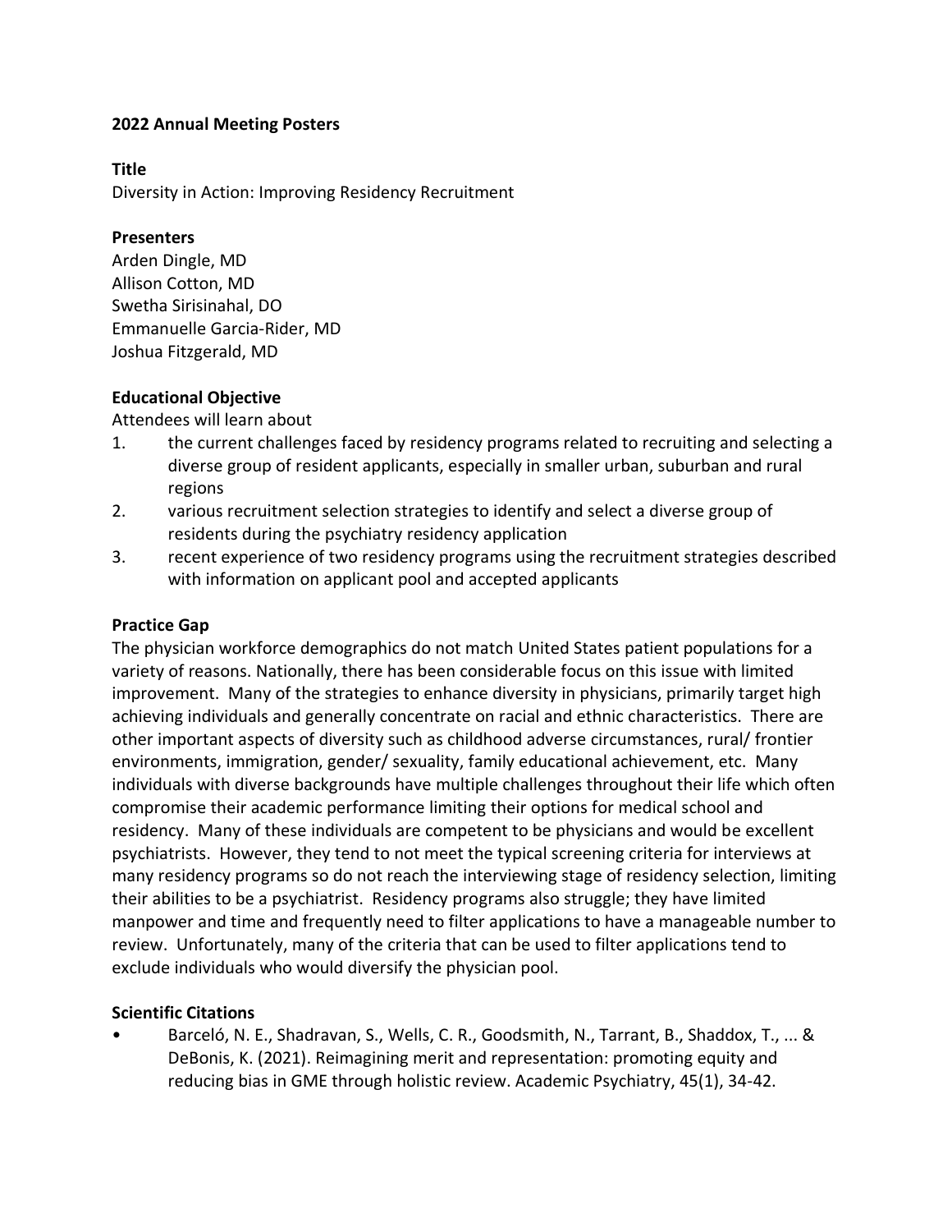**2022 Annual Meeting Posters**

**Title**

Diversity in Action: Improving Residency Recruitment

**Presenters**

Arden Dingle, MD
Allison Cotton, MD
Swetha Sirisinahal, DO
Emmanuelle Garcia-Rider, MD
Joshua Fitzgerald, MD

**Educational Objective**

Attendees will learn about

1. the current challenges faced by residency programs related to recruiting and selecting a diverse group of resident applicants, especially in smaller urban, suburban and rural regions
2. various recruitment selection strategies to identify and select a diverse group of residents during the psychiatry residency application
3. recent experience of two residency programs using the recruitment strategies described with information on applicant pool and accepted applicants

**Practice Gap**

The physician workforce demographics do not match United States patient populations for a variety of reasons. Nationally, there has been considerable focus on this issue with limited improvement. Many of the strategies to enhance diversity in physicians, primarily target high achieving individuals and generally concentrate on racial and ethnic characteristics. There are other important aspects of diversity such as childhood adverse circumstances, rural/ frontier environments, immigration, gender/ sexuality, family educational achievement, etc. Many individuals with diverse backgrounds have multiple challenges throughout their life which often compromise their academic performance limiting their options for medical school and residency. Many of these individuals are competent to be physicians and would be excellent psychiatrists. However, they tend to not meet the typical screening criteria for interviews at many residency programs so do not reach the interviewing stage of residency selection, limiting their abilities to be a psychiatrist. Residency programs also struggle; they have limited manpower and time and frequently need to filter applications to have a manageable number to review. Unfortunately, many of the criteria that can be used to filter applications tend to exclude individuals who would diversify the physician pool.

**Scientific Citations**

- Barceló, N. E., Shadravan, S., Wells, C. R., Goodsmith, N., Tarrant, B., Shaddox, T., ... & DeBonis, K. (2021). Reimagining merit and representation: promoting equity and reducing bias in GME through holistic review. Academic Psychiatry, 45(1), 34-42.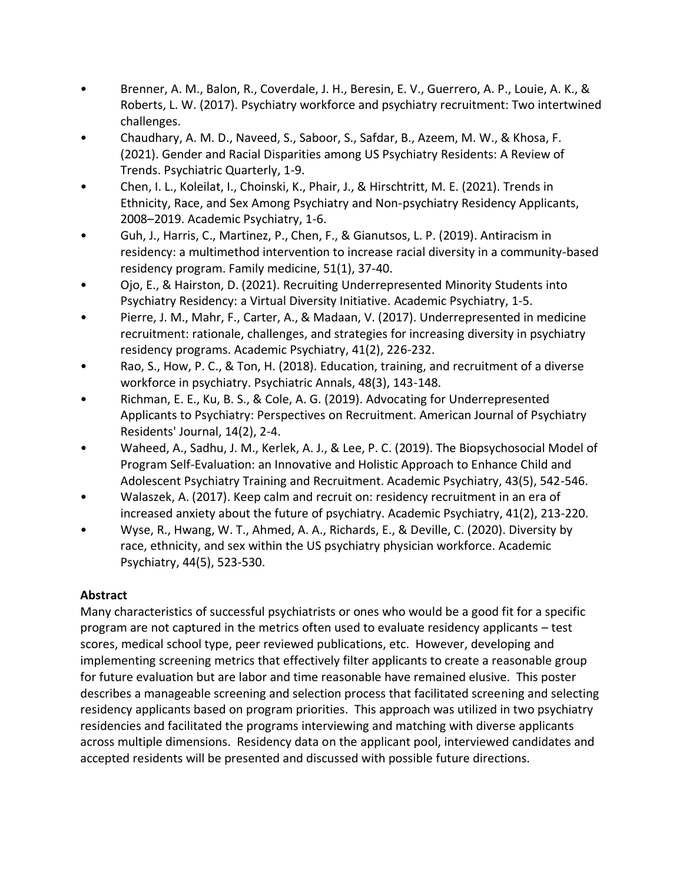- Brenner, A. M., Balon, R., Coverdale, J. H., Beresin, E. V., Guerrero, A. P., Louie, A. K., & Roberts, L. W. (2017). Psychiatry workforce and psychiatry recruitment: Two intertwined challenges.
- Chaudhary, A. M. D., Naveed, S., Saboor, S., Safdar, B., Azeem, M. W., & Khosa, F. (2021). Gender and Racial Disparities among US Psychiatry Residents: A Review of Trends. Psychiatric Quarterly, 1-9.
- Chen, I. L., Koleilat, I., Choinski, K., Phair, J., & Hirschtritt, M. E. (2021). Trends in Ethnicity, Race, and Sex Among Psychiatry and Non-psychiatry Residency Applicants, 2008–2019. Academic Psychiatry, 1-6.
- Guh, J., Harris, C., Martinez, P., Chen, F., & Gianutsos, L. P. (2019). Antiracism in residency: a multimethod intervention to increase racial diversity in a community-based residency program. Family medicine, 51(1), 37-40.
- Ojo, E., & Hairston, D. (2021). Recruiting Underrepresented Minority Students into Psychiatry Residency: a Virtual Diversity Initiative. Academic Psychiatry, 1-5.
- Pierre, J. M., Mahr, F., Carter, A., & Madaan, V. (2017). Underrepresented in medicine recruitment: rationale, challenges, and strategies for increasing diversity in psychiatry residency programs. Academic Psychiatry, 41(2), 226-232.
- Rao, S., How, P. C., & Ton, H. (2018). Education, training, and recruitment of a diverse workforce in psychiatry. Psychiatric Annals, 48(3), 143-148.
- Richman, E. E., Ku, B. S., & Cole, A. G. (2019). Advocating for Underrepresented Applicants to Psychiatry: Perspectives on Recruitment. American Journal of Psychiatry Residents' Journal, 14(2), 2-4.
- Waheed, A., Sadhu, J. M., Kerlek, A. J., & Lee, P. C. (2019). The Biopsychosocial Model of Program Self-Evaluation: an Innovative and Holistic Approach to Enhance Child and Adolescent Psychiatry Training and Recruitment. Academic Psychiatry, 43(5), 542-546.
- Walaszek, A. (2017). Keep calm and recruit on: residency recruitment in an era of increased anxiety about the future of psychiatry. Academic Psychiatry, 41(2), 213-220.
- Wyse, R., Hwang, W. T., Ahmed, A. A., Richards, E., & Deville, C. (2020). Diversity by race, ethnicity, and sex within the US psychiatry physician workforce. Academic Psychiatry, 44(5), 523-530.

**Abstract**

Many characteristics of successful psychiatrists or ones who would be a good fit for a specific program are not captured in the metrics often used to evaluate residency applicants – test scores, medical school type, peer reviewed publications, etc. However, developing and implementing screening metrics that effectively filter applicants to create a reasonable group for future evaluation but are labor and time reasonable have remained elusive. This poster describes a manageable screening and selection process that facilitated screening and selecting residency applicants based on program priorities. This approach was utilized in two psychiatry residencies and facilitated the programs interviewing and matching with diverse applicants across multiple dimensions. Residency data on the applicant pool, interviewed candidates and accepted residents will be presented and discussed with possible future directions.